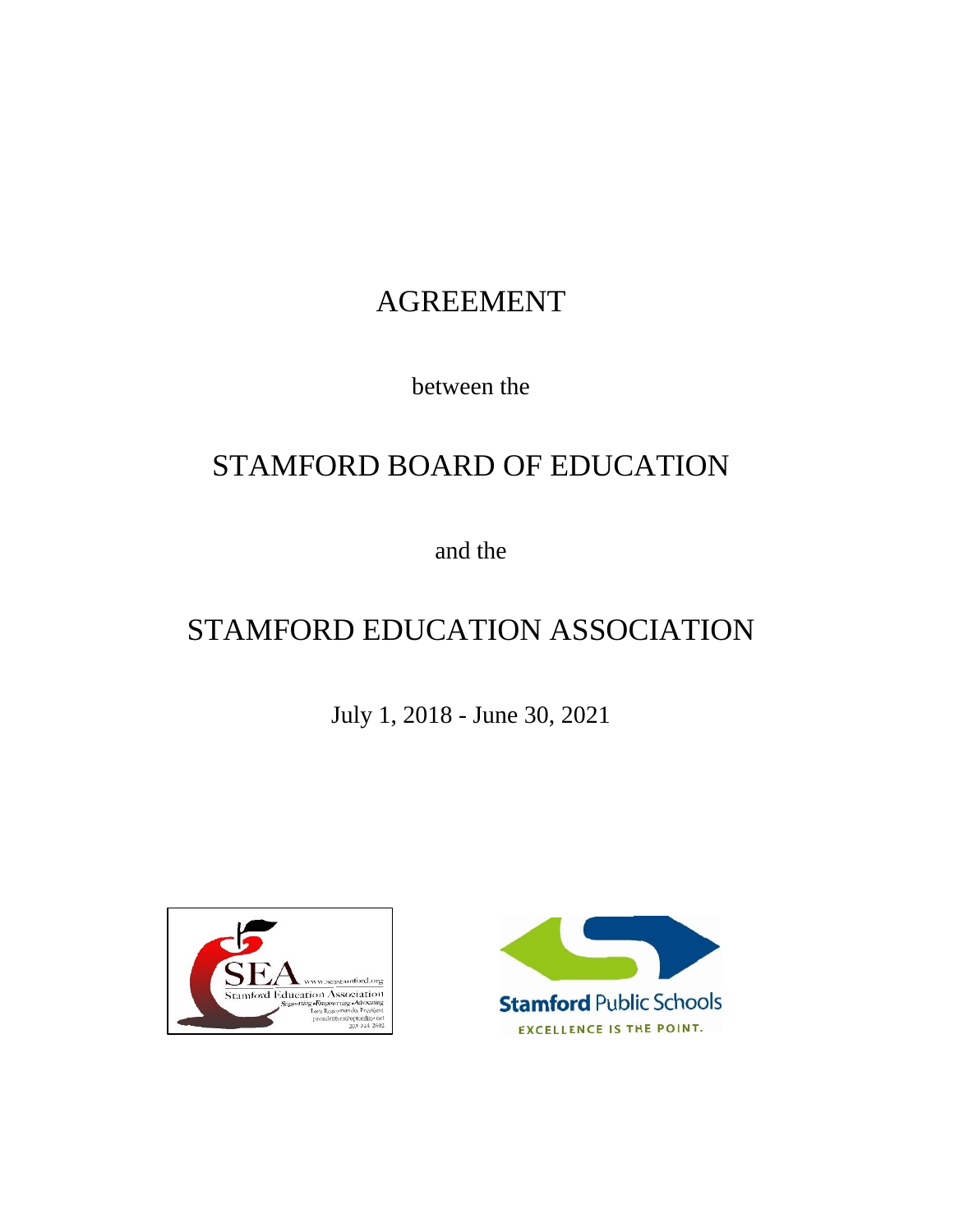# AGREEMENT

between the

# STAMFORD BOARD OF EDUCATION

and the

# STAMFORD EDUCATION ASSOCIATION

July 1, 2018 - June 30, 2021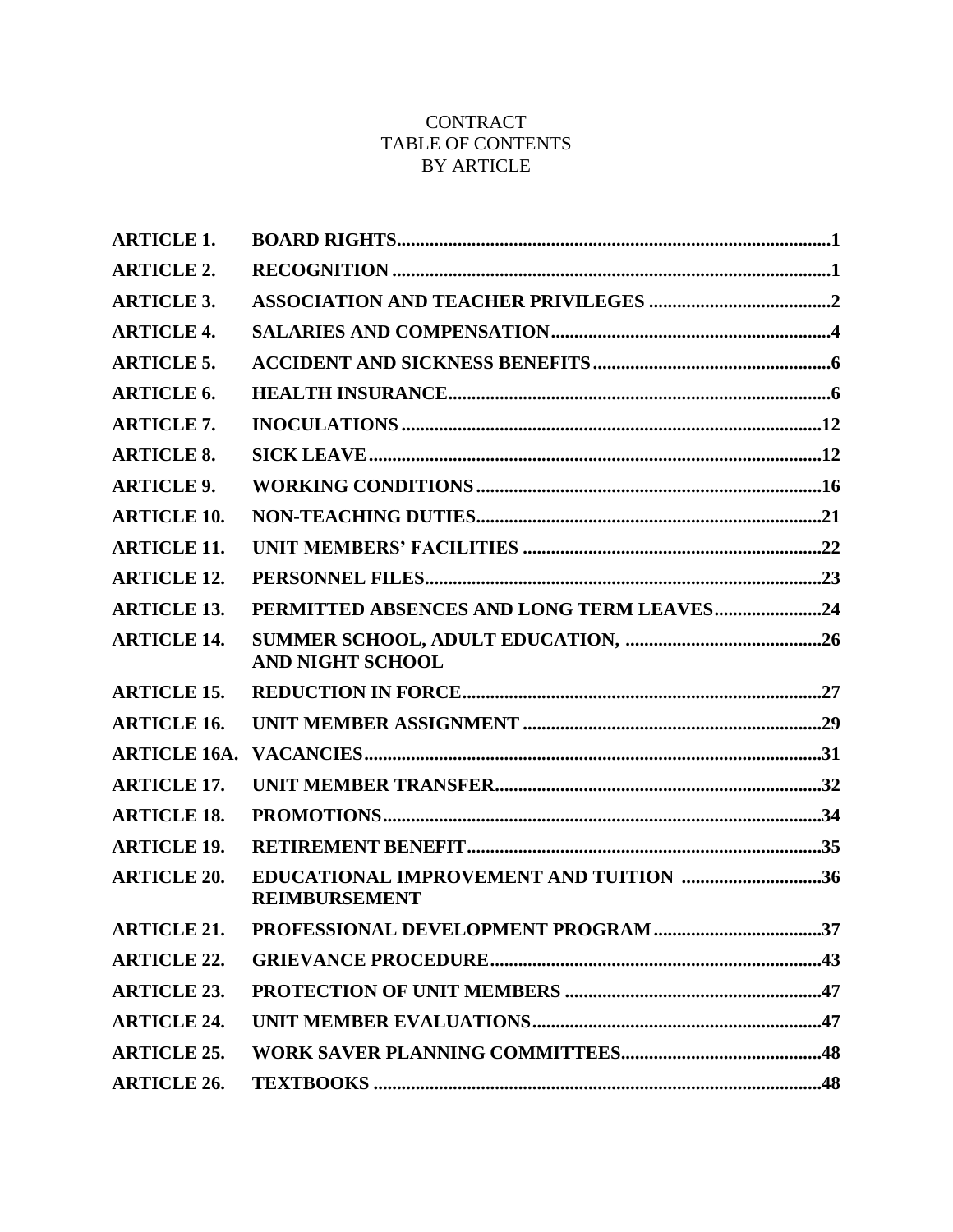CONTRACT
TABLE OF CONTENTS
BY ARTICLE

| | | |
|---|---|---|
| **ARTICLE 1.** | **BOARD RIGHTS** | **1** |
| **ARTICLE 2.** | **RECOGNITION** | **1** |
| **ARTICLE 3.** | **ASSOCIATION AND TEACHER PRIVILEGES** | **2** |
| **ARTICLE 4.** | **SALARIES AND COMPENSATION** | **4** |
| **ARTICLE 5.** | **ACCIDENT AND SICKNESS BENEFITS** | **6** |
| **ARTICLE 6.** | **HEALTH INSURANCE** | **6** |
| **ARTICLE 7.** | **INOCULATIONS** | **12** |
| **ARTICLE 8.** | **SICK LEAVE** | **12** |
| **ARTICLE 9.** | **WORKING CONDITIONS** | **16** |
| **ARTICLE 10.** | **NON-TEACHING DUTIES** | **21** |
| **ARTICLE 11.** | **UNIT MEMBERS' FACILITIES** | **22** |
| **ARTICLE 12.** | **PERSONNEL FILES** | **23** |
| **ARTICLE 13.** | **PERMITTED ABSENCES AND LONG TERM LEAVES** | **24** |
| **ARTICLE 14.** | **SUMMER SCHOOL, ADULT EDUCATION, AND NIGHT SCHOOL** | **26** |
| **ARTICLE 15.** | **REDUCTION IN FORCE** | **27** |
| **ARTICLE 16.** | **UNIT MEMBER ASSIGNMENT** | **29** |
| **ARTICLE 16A.** | **VACANCIES** | **31** |
| **ARTICLE 17.** | **UNIT MEMBER TRANSFER** | **32** |
| **ARTICLE 18.** | **PROMOTIONS** | **34** |
| **ARTICLE 19.** | **RETIREMENT BENEFIT** | **35** |
| **ARTICLE 20.** | **EDUCATIONAL IMPROVEMENT AND TUITION REIMBURSEMENT** | **36** |
| **ARTICLE 21.** | **PROFESSIONAL DEVELOPMENT PROGRAM** | **37** |
| **ARTICLE 22.** | **GRIEVANCE PROCEDURE** | **43** |
| **ARTICLE 23.** | **PROTECTION OF UNIT MEMBERS** | **47** |
| **ARTICLE 24.** | **UNIT MEMBER EVALUATIONS** | **47** |
| **ARTICLE 25.** | **WORK SAVER PLANNING COMMITTEES** | **48** |
| **ARTICLE 26.** | **TEXTBOOKS** | **48** |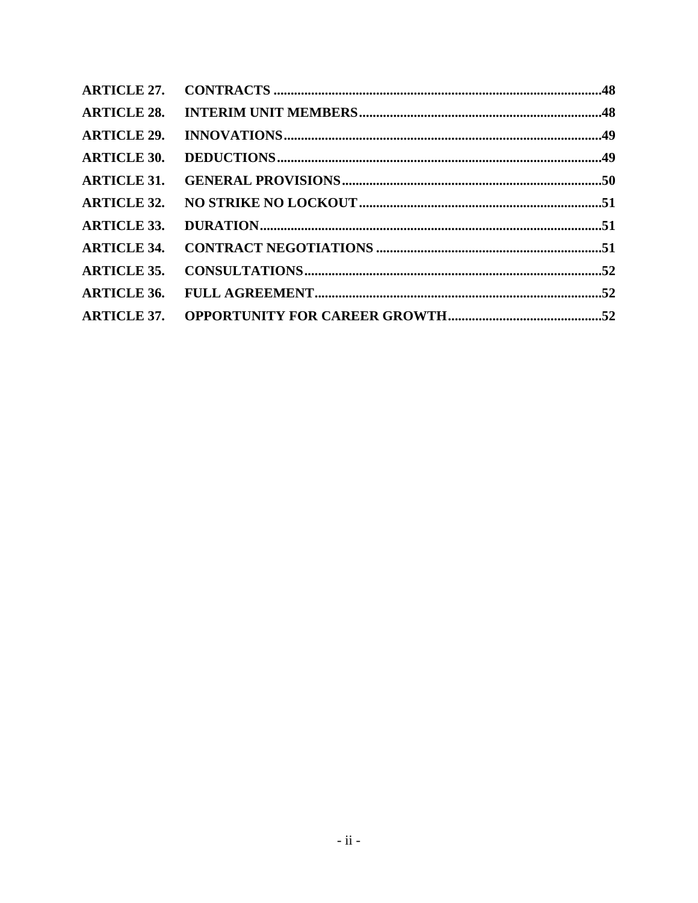| | | |
|---|---|---|
| **ARTICLE 27.** | **CONTRACTS** | **48** |
| **ARTICLE 28.** | **INTERIM UNIT MEMBERS** | **48** |
| **ARTICLE 29.** | **INNOVATIONS** | **49** |
| **ARTICLE 30.** | **DEDUCTIONS** | **49** |
| **ARTICLE 31.** | **GENERAL PROVISIONS** | **50** |
| **ARTICLE 32.** | **NO STRIKE NO LOCKOUT** | **51** |
| **ARTICLE 33.** | **DURATION** | **51** |
| **ARTICLE 34.** | **CONTRACT NEGOTIATIONS** | **51** |
| **ARTICLE 35.** | **CONSULTATIONS** | **52** |
| **ARTICLE 36.** | **FULL AGREEMENT** | **52** |
| **ARTICLE 37.** | **OPPORTUNITY FOR CAREER GROWTH** | **52** |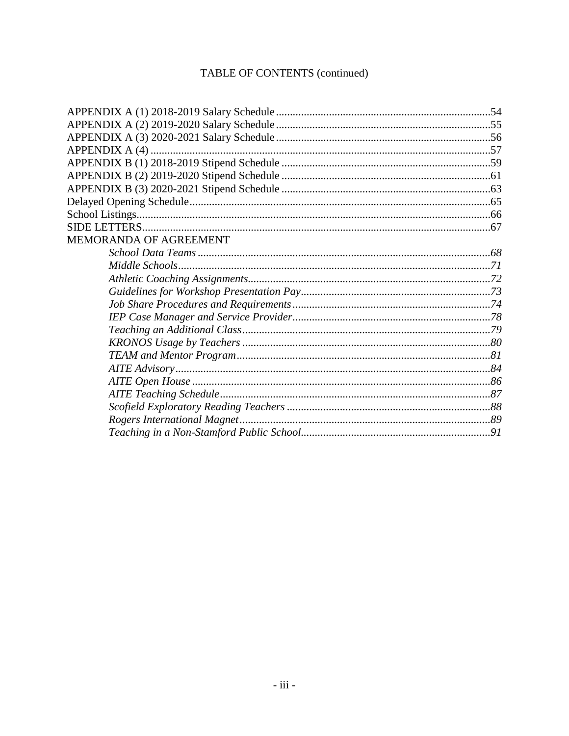TABLE OF CONTENTS (continued)

APPENDIX A (1) 2018-2019 Salary Schedule ........................................................................54
APPENDIX A (2) 2019-2020 Salary Schedule ........................................................................55
APPENDIX A (3) 2020-2021 Salary Schedule ........................................................................56
APPENDIX A (4) ....................................................................................................................57
APPENDIX B (1) 2018-2019 Stipend Schedule ......................................................................59
APPENDIX B (2) 2019-2020 Stipend Schedule ......................................................................61
APPENDIX B (3) 2020-2021 Stipend Schedule ......................................................................63
Delayed Opening Schedule .......................................................................................................65
School Listings ..........................................................................................................................66
SIDE LETTERS .........................................................................................................................67
MEMORANDA OF AGREEMENT

*School Data Teams* ....................................................................................................*68*
*Middle Schools* ...........................................................................................................*71*
*Athletic Coaching Assignments* ..................................................................................*72*
*Guidelines for Workshop Presentation Pay* ...............................................................*73*
*Job Share Procedures and Requirements* ...................................................................*74*
*IEP Case Manager and Service Provider* ....................................................................*78*
*Teaching an Additional Class* .....................................................................................*79*
*KRONOS Usage by Teachers* .....................................................................................*80*
*TEAM and Mentor Program* .......................................................................................*81*
*AITE Advisory* ............................................................................................................*84*
*AITE Open House* .......................................................................................................*86*
*AITE Teaching Schedule* .............................................................................................*87*
*Scofield Exploratory Reading Teachers* .....................................................................*88*
*Rogers International Magnet* ......................................................................................*89*
*Teaching in a Non-Stamford Public School* ...............................................................*91*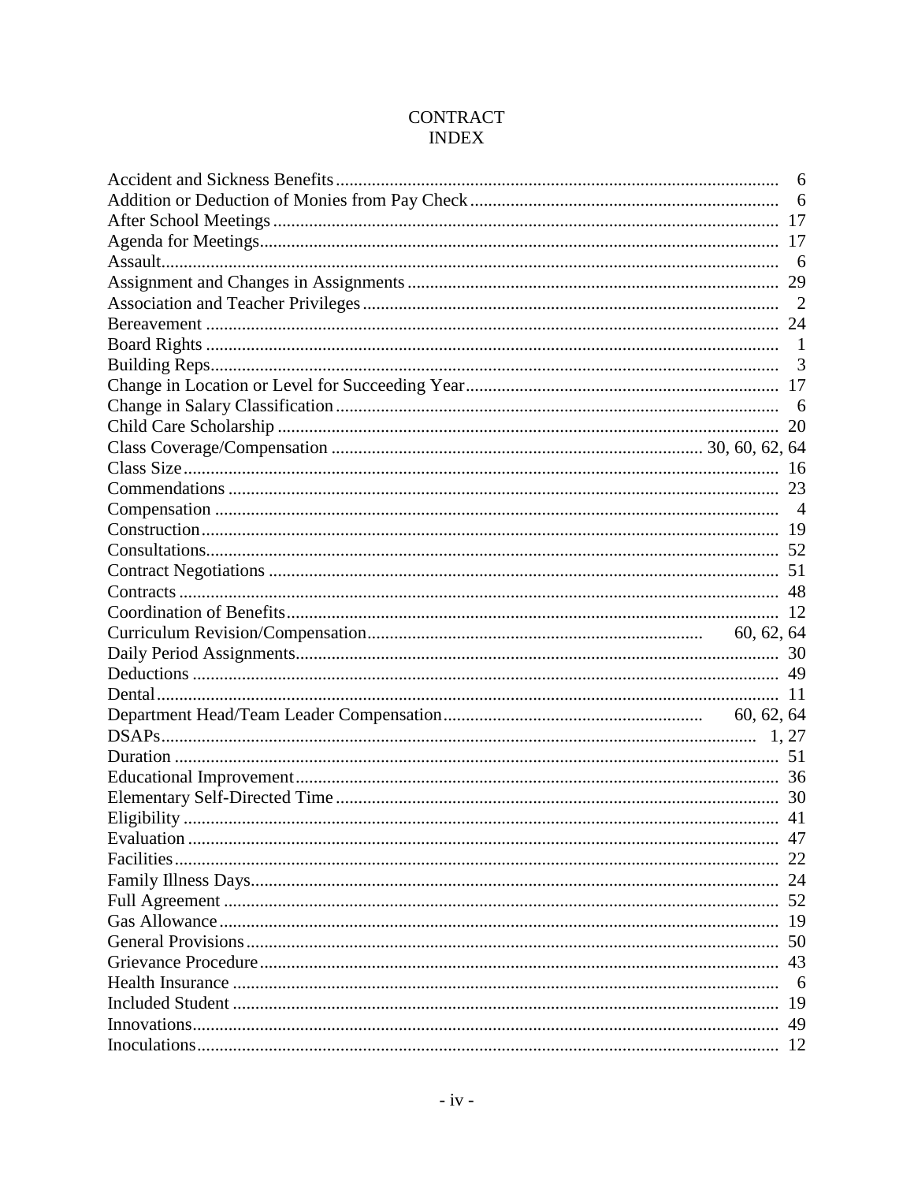# CONTRACT
## INDEX

| Topic | Page |
|---|---|
| Accident and Sickness Benefits | 6 |
| Addition or Deduction of Monies from Pay Check | 6 |
| After School Meetings | 17 |
| Agenda for Meetings | 17 |
| Assault | 6 |
| Assignment and Changes in Assignments | 29 |
| Association and Teacher Privileges | 2 |
| Bereavement | 24 |
| Board Rights | 1 |
| Building Reps | 3 |
| Change in Location or Level for Succeeding Year | 17 |
| Change in Salary Classification | 6 |
| Child Care Scholarship | 20 |
| Class Coverage/Compensation | 30, 60, 62, 64 |
| Class Size | 16 |
| Commendations | 23 |
| Compensation | 4 |
| Construction | 19 |
| Consultations | 52 |
| Contract Negotiations | 51 |
| Contracts | 48 |
| Coordination of Benefits | 12 |
| Curriculum Revision/Compensation | 60, 62, 64 |
| Daily Period Assignments | 30 |
| Deductions | 49 |
| Dental | 11 |
| Department Head/Team Leader Compensation | 60, 62, 64 |
| DSAPs | 1, 27 |
| Duration | 51 |
| Educational Improvement | 36 |
| Elementary Self-Directed Time | 30 |
| Eligibility | 41 |
| Evaluation | 47 |
| Facilities | 22 |
| Family Illness Days | 24 |
| Full Agreement | 52 |
| Gas Allowance | 19 |
| General Provisions | 50 |
| Grievance Procedure | 43 |
| Health Insurance | 6 |
| Included Student | 19 |
| Innovations | 49 |
| Inoculations | 12 |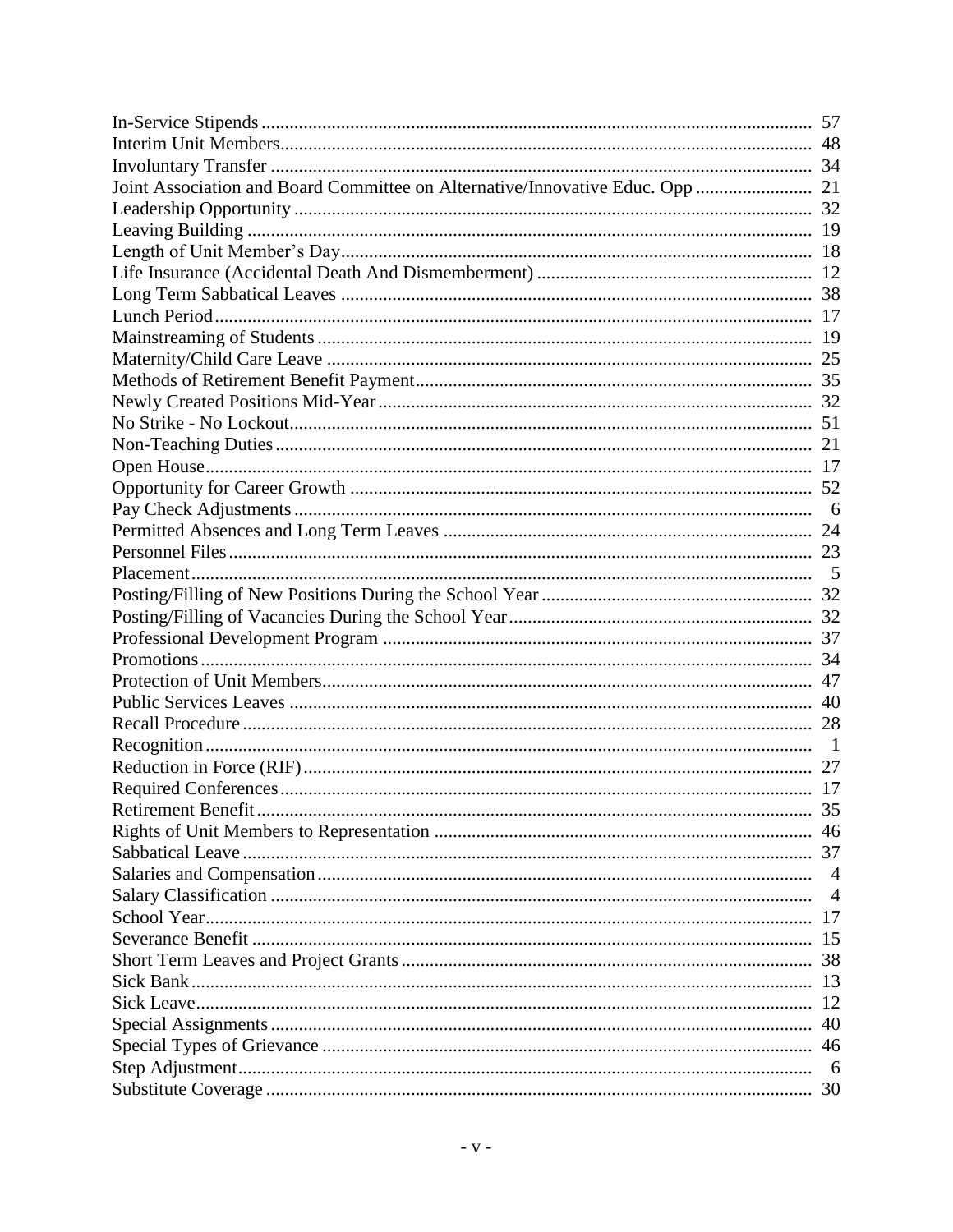| | |
|---|---|
| In-Service Stipends | 57 |
| Interim Unit Members | 48 |
| Involuntary Transfer | 34 |
| Joint Association and Board Committee on Alternative/Innovative Educ. Opp | 21 |
| Leadership Opportunity | 32 |
| Leaving Building | 19 |
| Length of Unit Member's Day | 18 |
| Life Insurance (Accidental Death And Dismemberment) | 12 |
| Long Term Sabbatical Leaves | 38 |
| Lunch Period | 17 |
| Mainstreaming of Students | 19 |
| Maternity/Child Care Leave | 25 |
| Methods of Retirement Benefit Payment | 35 |
| Newly Created Positions Mid-Year | 32 |
| No Strike - No Lockout | 51 |
| Non-Teaching Duties | 21 |
| Open House | 17 |
| Opportunity for Career Growth | 52 |
| Pay Check Adjustments | 6 |
| Permitted Absences and Long Term Leaves | 24 |
| Personnel Files | 23 |
| Placement | 5 |
| Posting/Filling of New Positions During the School Year | 32 |
| Posting/Filling of Vacancies During the School Year | 32 |
| Professional Development Program | 37 |
| Promotions | 34 |
| Protection of Unit Members | 47 |
| Public Services Leaves | 40 |
| Recall Procedure | 28 |
| Recognition | 1 |
| Reduction in Force (RIF) | 27 |
| Required Conferences | 17 |
| Retirement Benefit | 35 |
| Rights of Unit Members to Representation | 46 |
| Sabbatical Leave | 37 |
| Salaries and Compensation | 4 |
| Salary Classification | 4 |
| School Year | 17 |
| Severance Benefit | 15 |
| Short Term Leaves and Project Grants | 38 |
| Sick Bank | 13 |
| Sick Leave | 12 |
| Special Assignments | 40 |
| Special Types of Grievance | 46 |
| Step Adjustment | 6 |
| Substitute Coverage | 30 |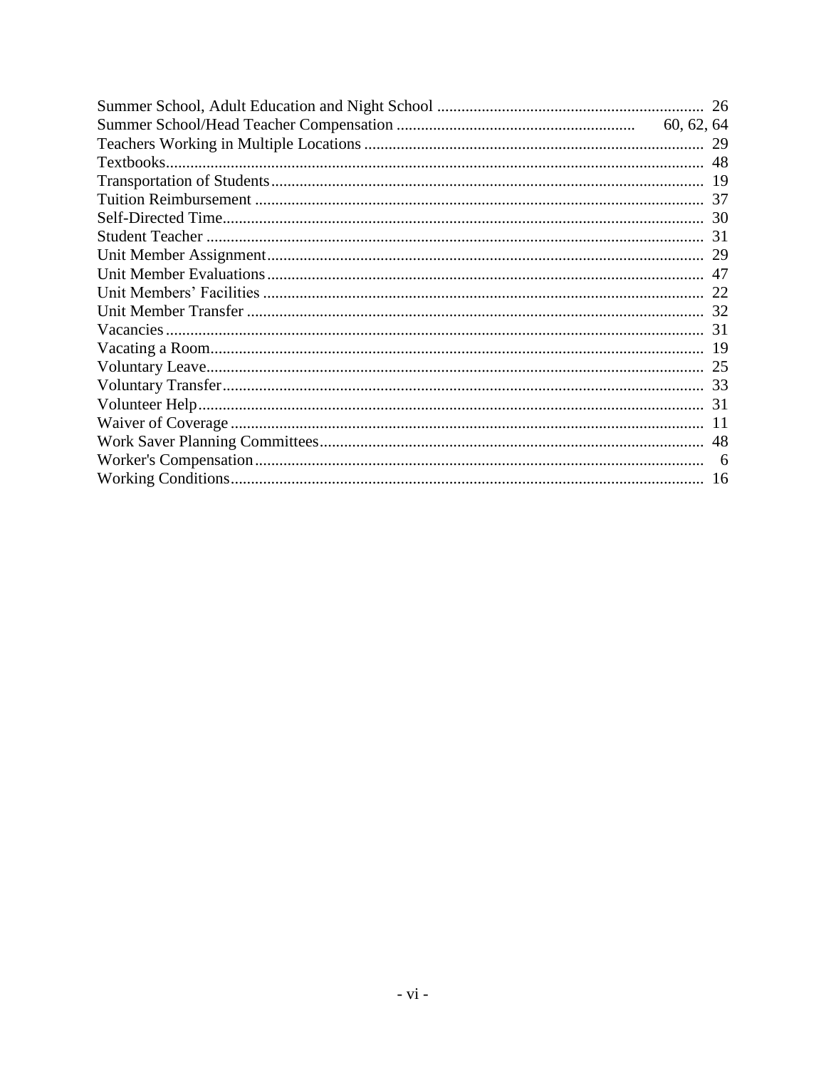Summer School, Adult Education and Night School ........................................................ 26
Summer School/Head Teacher Compensation .......................................................... 60, 62, 64
Teachers Working in Multiple Locations ........................................................................ 29
Textbooks........................................................................................................................ 48
Transportation of Students.............................................................................................. 19
Tuition Reimbursement .................................................................................................. 37
Self-Directed Time.......................................................................................................... 30
Student Teacher .............................................................................................................. 31
Unit Member Assignment................................................................................................ 29
Unit Member Evaluations................................................................................................ 47
Unit Members' Facilities ................................................................................................. 22
Unit Member Transfer ..................................................................................................... 32
Vacancies........................................................................................................................ 31
Vacating a Room............................................................................................................. 19
Voluntary Leave.............................................................................................................. 25
Voluntary Transfer........................................................................................................... 33
Volunteer Help................................................................................................................. 31
Waiver of Coverage......................................................................................................... 11
Work Saver Planning Committees................................................................................... 48
Worker's Compensation................................................................................................... 6
Working Conditions......................................................................................................... 16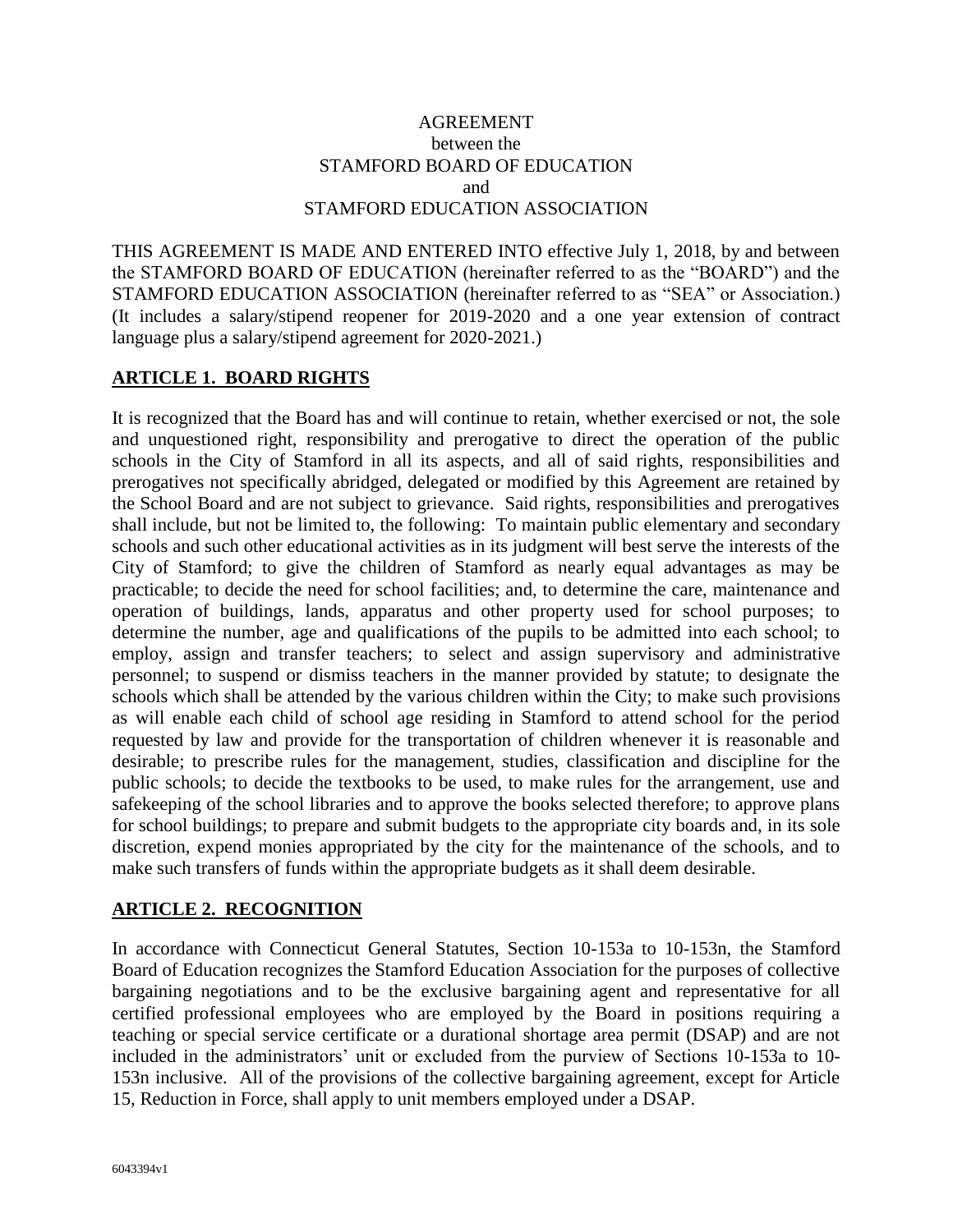AGREEMENT
between the
STAMFORD BOARD OF EDUCATION
and
STAMFORD EDUCATION ASSOCIATION

THIS AGREEMENT IS MADE AND ENTERED INTO effective July 1, 2018, by and between the STAMFORD BOARD OF EDUCATION (hereinafter referred to as the "BOARD") and the STAMFORD EDUCATION ASSOCIATION (hereinafter referred to as "SEA" or Association.) (It includes a salary/stipend reopener for 2019-2020 and a one year extension of contract language plus a salary/stipend agreement for 2020-2021.)

## ARTICLE 1. BOARD RIGHTS

It is recognized that the Board has and will continue to retain, whether exercised or not, the sole and unquestioned right, responsibility and prerogative to direct the operation of the public schools in the City of Stamford in all its aspects, and all of said rights, responsibilities and prerogatives not specifically abridged, delegated or modified by this Agreement are retained by the School Board and are not subject to grievance. Said rights, responsibilities and prerogatives shall include, but not be limited to, the following: To maintain public elementary and secondary schools and such other educational activities as in its judgment will best serve the interests of the City of Stamford; to give the children of Stamford as nearly equal advantages as may be practicable; to decide the need for school facilities; and, to determine the care, maintenance and operation of buildings, lands, apparatus and other property used for school purposes; to determine the number, age and qualifications of the pupils to be admitted into each school; to employ, assign and transfer teachers; to select and assign supervisory and administrative personnel; to suspend or dismiss teachers in the manner provided by statute; to designate the schools which shall be attended by the various children within the City; to make such provisions as will enable each child of school age residing in Stamford to attend school for the period requested by law and provide for the transportation of children whenever it is reasonable and desirable; to prescribe rules for the management, studies, classification and discipline for the public schools; to decide the textbooks to be used, to make rules for the arrangement, use and safekeeping of the school libraries and to approve the books selected therefore; to approve plans for school buildings; to prepare and submit budgets to the appropriate city boards and, in its sole discretion, expend monies appropriated by the city for the maintenance of the schools, and to make such transfers of funds within the appropriate budgets as it shall deem desirable.

## ARTICLE 2. RECOGNITION

In accordance with Connecticut General Statutes, Section 10-153a to 10-153n, the Stamford Board of Education recognizes the Stamford Education Association for the purposes of collective bargaining negotiations and to be the exclusive bargaining agent and representative for all certified professional employees who are employed by the Board in positions requiring a teaching or special service certificate or a durational shortage area permit (DSAP) and are not included in the administrators' unit or excluded from the purview of Sections 10-153a to 10-153n inclusive. All of the provisions of the collective bargaining agreement, except for Article 15, Reduction in Force, shall apply to unit members employed under a DSAP.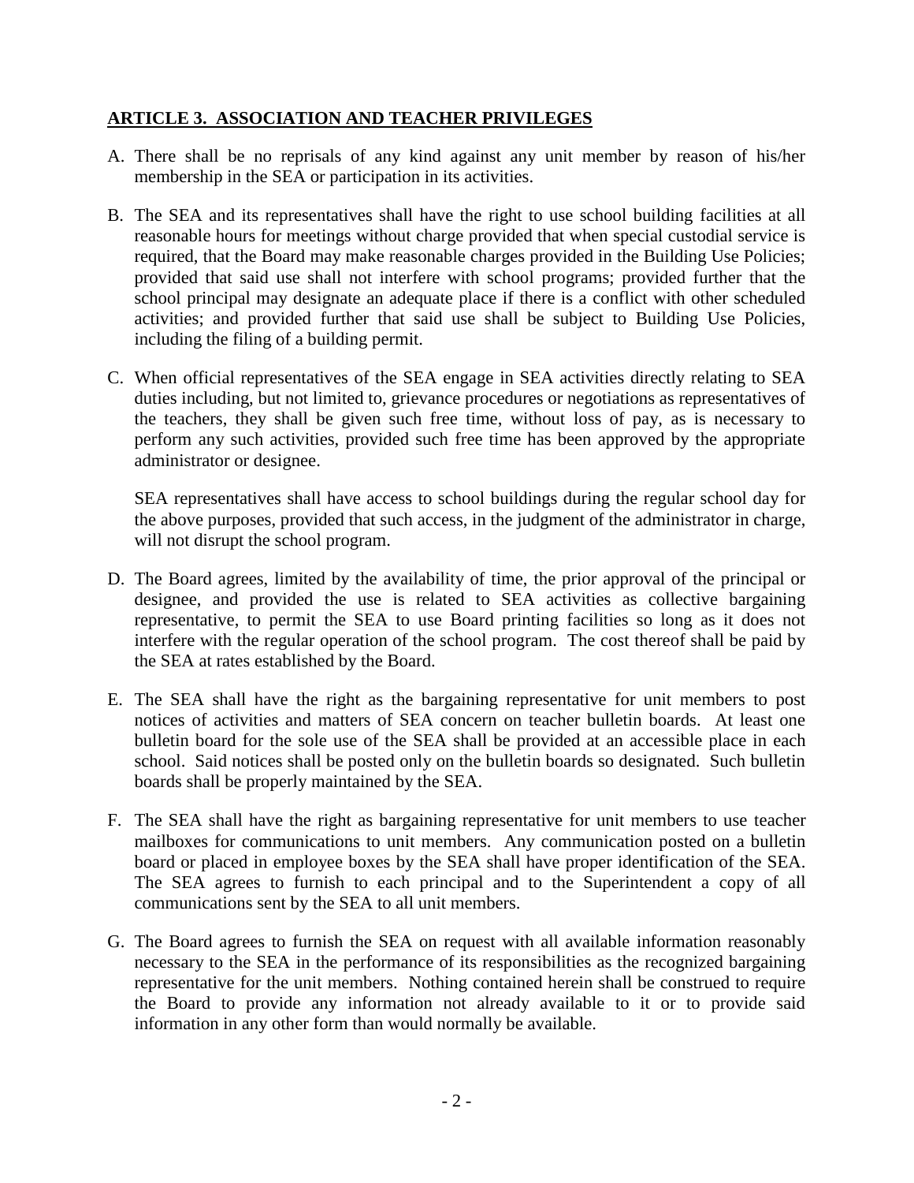## ARTICLE 3. ASSOCIATION AND TEACHER PRIVILEGES

A. There shall be no reprisals of any kind against any unit member by reason of his/her membership in the SEA or participation in its activities.

B. The SEA and its representatives shall have the right to use school building facilities at all reasonable hours for meetings without charge provided that when special custodial service is required, that the Board may make reasonable charges provided in the Building Use Policies; provided that said use shall not interfere with school programs; provided further that the school principal may designate an adequate place if there is a conflict with other scheduled activities; and provided further that said use shall be subject to Building Use Policies, including the filing of a building permit.

C. When official representatives of the SEA engage in SEA activities directly relating to SEA duties including, but not limited to, grievance procedures or negotiations as representatives of the teachers, they shall be given such free time, without loss of pay, as is necessary to perform any such activities, provided such free time has been approved by the appropriate administrator or designee.

   SEA representatives shall have access to school buildings during the regular school day for the above purposes, provided that such access, in the judgment of the administrator in charge, will not disrupt the school program.

D. The Board agrees, limited by the availability of time, the prior approval of the principal or designee, and provided the use is related to SEA activities as collective bargaining representative, to permit the SEA to use Board printing facilities so long as it does not interfere with the regular operation of the school program. The cost thereof shall be paid by the SEA at rates established by the Board.

E. The SEA shall have the right as the bargaining representative for unit members to post notices of activities and matters of SEA concern on teacher bulletin boards. At least one bulletin board for the sole use of the SEA shall be provided at an accessible place in each school. Said notices shall be posted only on the bulletin boards so designated. Such bulletin boards shall be properly maintained by the SEA.

F. The SEA shall have the right as bargaining representative for unit members to use teacher mailboxes for communications to unit members. Any communication posted on a bulletin board or placed in employee boxes by the SEA shall have proper identification of the SEA. The SEA agrees to furnish to each principal and to the Superintendent a copy of all communications sent by the SEA to all unit members.

G. The Board agrees to furnish the SEA on request with all available information reasonably necessary to the SEA in the performance of its responsibilities as the recognized bargaining representative for the unit members. Nothing contained herein shall be construed to require the Board to provide any information not already available to it or to provide said information in any other form than would normally be available.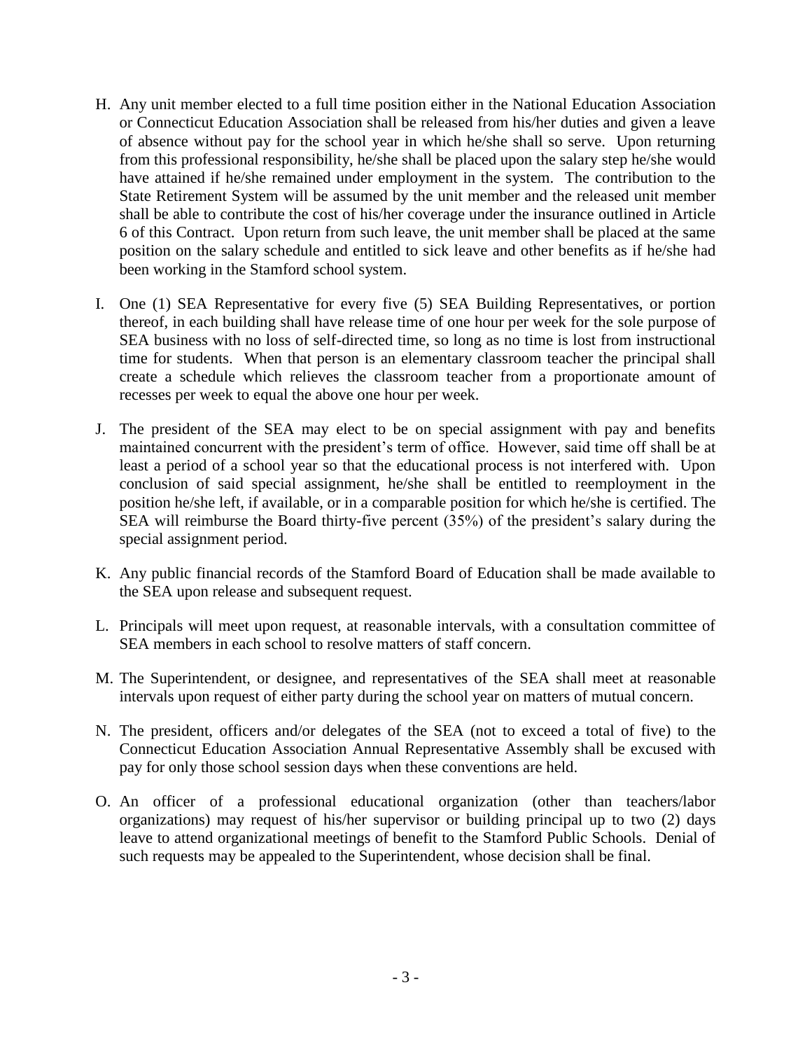H. Any unit member elected to a full time position either in the National Education Association or Connecticut Education Association shall be released from his/her duties and given a leave of absence without pay for the school year in which he/she shall so serve. Upon returning from this professional responsibility, he/she shall be placed upon the salary step he/she would have attained if he/she remained under employment in the system. The contribution to the State Retirement System will be assumed by the unit member and the released unit member shall be able to contribute the cost of his/her coverage under the insurance outlined in Article 6 of this Contract. Upon return from such leave, the unit member shall be placed at the same position on the salary schedule and entitled to sick leave and other benefits as if he/she had been working in the Stamford school system.

I. One (1) SEA Representative for every five (5) SEA Building Representatives, or portion thereof, in each building shall have release time of one hour per week for the sole purpose of SEA business with no loss of self-directed time, so long as no time is lost from instructional time for students. When that person is an elementary classroom teacher the principal shall create a schedule which relieves the classroom teacher from a proportionate amount of recesses per week to equal the above one hour per week.

J. The president of the SEA may elect to be on special assignment with pay and benefits maintained concurrent with the president's term of office. However, said time off shall be at least a period of a school year so that the educational process is not interfered with. Upon conclusion of said special assignment, he/she shall be entitled to reemployment in the position he/she left, if available, or in a comparable position for which he/she is certified. The SEA will reimburse the Board thirty-five percent (35%) of the president's salary during the special assignment period.

K. Any public financial records of the Stamford Board of Education shall be made available to the SEA upon release and subsequent request.

L. Principals will meet upon request, at reasonable intervals, with a consultation committee of SEA members in each school to resolve matters of staff concern.

M. The Superintendent, or designee, and representatives of the SEA shall meet at reasonable intervals upon request of either party during the school year on matters of mutual concern.

N. The president, officers and/or delegates of the SEA (not to exceed a total of five) to the Connecticut Education Association Annual Representative Assembly shall be excused with pay for only those school session days when these conventions are held.

O. An officer of a professional educational organization (other than teachers/labor organizations) may request of his/her supervisor or building principal up to two (2) days leave to attend organizational meetings of benefit to the Stamford Public Schools. Denial of such requests may be appealed to the Superintendent, whose decision shall be final.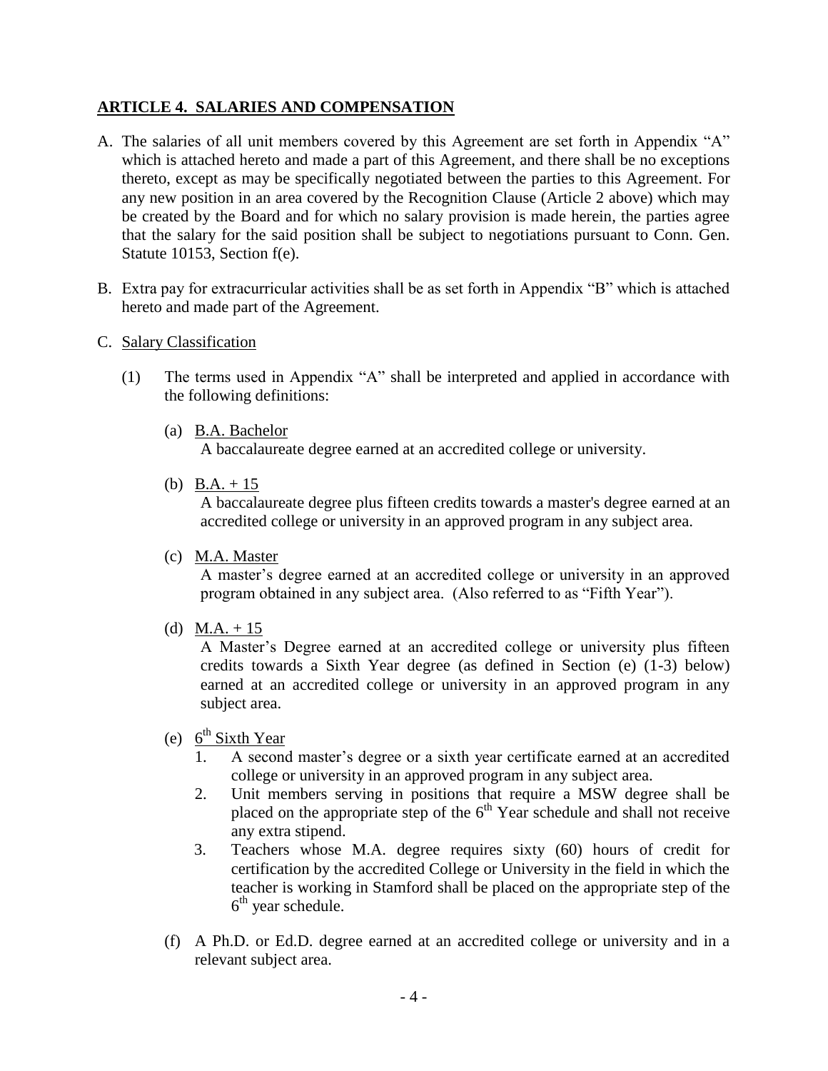## ARTICLE 4. SALARIES AND COMPENSATION

A. The salaries of all unit members covered by this Agreement are set forth in Appendix "A" which is attached hereto and made a part of this Agreement, and there shall be no exceptions thereto, except as may be specifically negotiated between the parties to this Agreement. For any new position in an area covered by the Recognition Clause (Article 2 above) which may be created by the Board and for which no salary provision is made herein, the parties agree that the salary for the said position shall be subject to negotiations pursuant to Conn. Gen. Statute 10153, Section f(e).

B. Extra pay for extracurricular activities shall be as set forth in Appendix "B" which is attached hereto and made part of the Agreement.

C. Salary Classification

   (1) The terms used in Appendix "A" shall be interpreted and applied in accordance with the following definitions:

      (a) B.A. Bachelor
      A baccalaureate degree earned at an accredited college or university.

      (b) B.A. + 15
      A baccalaureate degree plus fifteen credits towards a master's degree earned at an accredited college or university in an approved program in any subject area.

      (c) M.A. Master
      A master's degree earned at an accredited college or university in an approved program obtained in any subject area. (Also referred to as "Fifth Year").

      (d) M.A. + 15
      A Master's Degree earned at an accredited college or university plus fifteen credits towards a Sixth Year degree (as defined in Section (e) (1-3) below) earned at an accredited college or university in an approved program in any subject area.

      (e) 6th Sixth Year
         1. A second master's degree or a sixth year certificate earned at an accredited college or university in an approved program in any subject area.
         2. Unit members serving in positions that require a MSW degree shall be placed on the appropriate step of the 6th Year schedule and shall not receive any extra stipend.
         3. Teachers whose M.A. degree requires sixty (60) hours of credit for certification by the accredited College or University in the field in which the teacher is working in Stamford shall be placed on the appropriate step of the 6th year schedule.

      (f) A Ph.D. or Ed.D. degree earned at an accredited college or university and in a relevant subject area.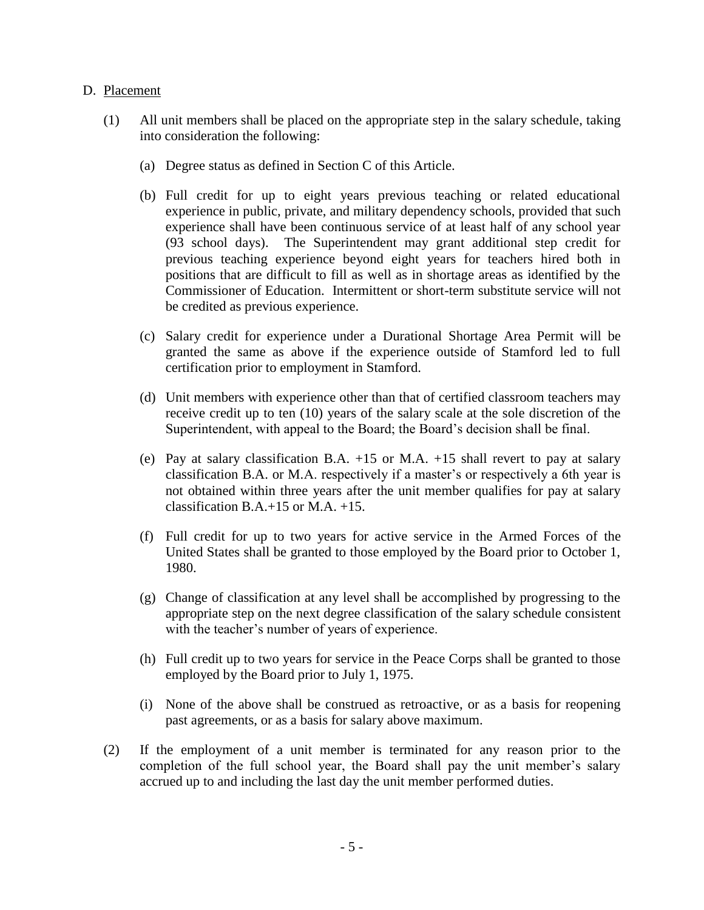D. Placement

(1) All unit members shall be placed on the appropriate step in the salary schedule, taking into consideration the following:

(a) Degree status as defined in Section C of this Article.

(b) Full credit for up to eight years previous teaching or related educational experience in public, private, and military dependency schools, provided that such experience shall have been continuous service of at least half of any school year (93 school days). The Superintendent may grant additional step credit for previous teaching experience beyond eight years for teachers hired both in positions that are difficult to fill as well as in shortage areas as identified by the Commissioner of Education. Intermittent or short-term substitute service will not be credited as previous experience.

(c) Salary credit for experience under a Durational Shortage Area Permit will be granted the same as above if the experience outside of Stamford led to full certification prior to employment in Stamford.

(d) Unit members with experience other than that of certified classroom teachers may receive credit up to ten (10) years of the salary scale at the sole discretion of the Superintendent, with appeal to the Board; the Board's decision shall be final.

(e) Pay at salary classification B.A. +15 or M.A. +15 shall revert to pay at salary classification B.A. or M.A. respectively if a master's or respectively a 6th year is not obtained within three years after the unit member qualifies for pay at salary classification B.A.+15 or M.A. +15.

(f) Full credit for up to two years for active service in the Armed Forces of the United States shall be granted to those employed by the Board prior to October 1, 1980.

(g) Change of classification at any level shall be accomplished by progressing to the appropriate step on the next degree classification of the salary schedule consistent with the teacher's number of years of experience.

(h) Full credit up to two years for service in the Peace Corps shall be granted to those employed by the Board prior to July 1, 1975.

(i) None of the above shall be construed as retroactive, or as a basis for reopening past agreements, or as a basis for salary above maximum.

(2) If the employment of a unit member is terminated for any reason prior to the completion of the full school year, the Board shall pay the unit member's salary accrued up to and including the last day the unit member performed duties.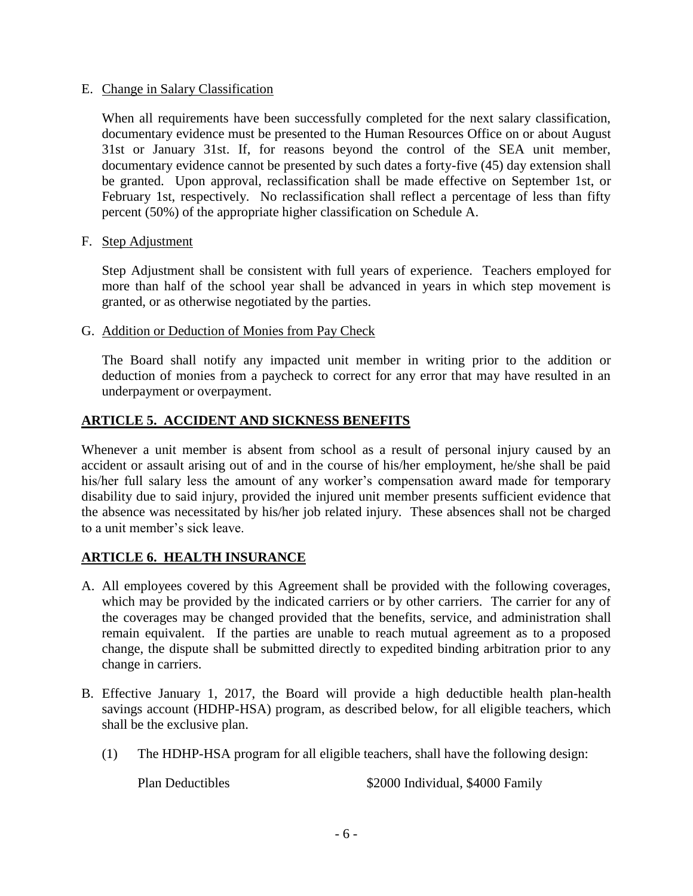E. Change in Salary Classification

When all requirements have been successfully completed for the next salary classification, documentary evidence must be presented to the Human Resources Office on or about August 31st or January 31st. If, for reasons beyond the control of the SEA unit member, documentary evidence cannot be presented by such dates a forty-five (45) day extension shall be granted. Upon approval, reclassification shall be made effective on September 1st, or February 1st, respectively. No reclassification shall reflect a percentage of less than fifty percent (50%) of the appropriate higher classification on Schedule A.

F. Step Adjustment

Step Adjustment shall be consistent with full years of experience. Teachers employed for more than half of the school year shall be advanced in years in which step movement is granted, or as otherwise negotiated by the parties.

G. Addition or Deduction of Monies from Pay Check

The Board shall notify any impacted unit member in writing prior to the addition or deduction of monies from a paycheck to correct for any error that may have resulted in an underpayment or overpayment.

## ARTICLE 5. ACCIDENT AND SICKNESS BENEFITS

Whenever a unit member is absent from school as a result of personal injury caused by an accident or assault arising out of and in the course of his/her employment, he/she shall be paid his/her full salary less the amount of any worker's compensation award made for temporary disability due to said injury, provided the injured unit member presents sufficient evidence that the absence was necessitated by his/her job related injury. These absences shall not be charged to a unit member's sick leave.

## ARTICLE 6. HEALTH INSURANCE

A. All employees covered by this Agreement shall be provided with the following coverages, which may be provided by the indicated carriers or by other carriers. The carrier for any of the coverages may be changed provided that the benefits, service, and administration shall remain equivalent. If the parties are unable to reach mutual agreement as to a proposed change, the dispute shall be submitted directly to expedited binding arbitration prior to any change in carriers.

B. Effective January 1, 2017, the Board will provide a high deductible health plan-health savings account (HDHP-HSA) program, as described below, for all eligible teachers, which shall be the exclusive plan.

   (1) The HDHP-HSA program for all eligible teachers, shall have the following design:

   Plan Deductibles — \$2000 Individual, \$4000 Family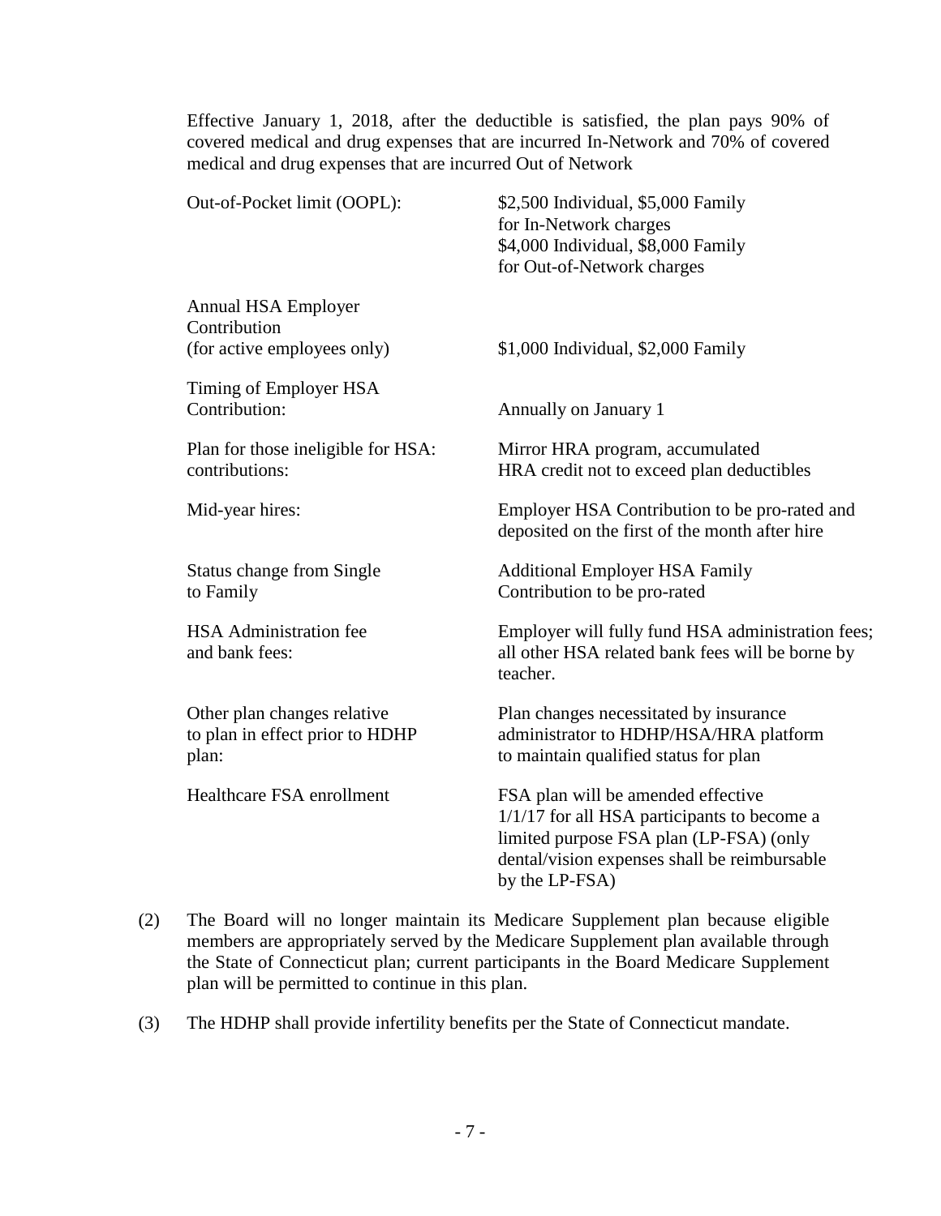Effective January 1, 2018, after the deductible is satisfied, the plan pays 90% of covered medical and drug expenses that are incurred In-Network and 70% of covered medical and drug expenses that are incurred Out of Network

| | |
|---|---|
| Out-of-Pocket limit (OOPL): | \$2,500 Individual, \$5,000 Family for In-Network charges<br>\$4,000 Individual, \$8,000 Family for Out-of-Network charges |
| Annual HSA Employer Contribution (for active employees only) | \$1,000 Individual, \$2,000 Family |
| Timing of Employer HSA Contribution: | Annually on January 1 |
| Plan for those ineligible for HSA: contributions: | Mirror HRA program, accumulated HRA credit not to exceed plan deductibles |
| Mid-year hires: | Employer HSA Contribution to be pro-rated and deposited on the first of the month after hire |
| Status change from Single to Family | Additional Employer HSA Family Contribution to be pro-rated |
| HSA Administration fee and bank fees: | Employer will fully fund HSA administration fees; all other HSA related bank fees will be borne by teacher. |
| Other plan changes relative to plan in effect prior to HDHP plan: | Plan changes necessitated by insurance administrator to HDHP/HSA/HRA platform to maintain qualified status for plan |
| Healthcare FSA enrollment | FSA plan will be amended effective 1/1/17 for all HSA participants to become a limited purpose FSA plan (LP-FSA) (only dental/vision expenses shall be reimbursable by the LP-FSA) |

(2) The Board will no longer maintain its Medicare Supplement plan because eligible members are appropriately served by the Medicare Supplement plan available through the State of Connecticut plan; current participants in the Board Medicare Supplement plan will be permitted to continue in this plan.

(3) The HDHP shall provide infertility benefits per the State of Connecticut mandate.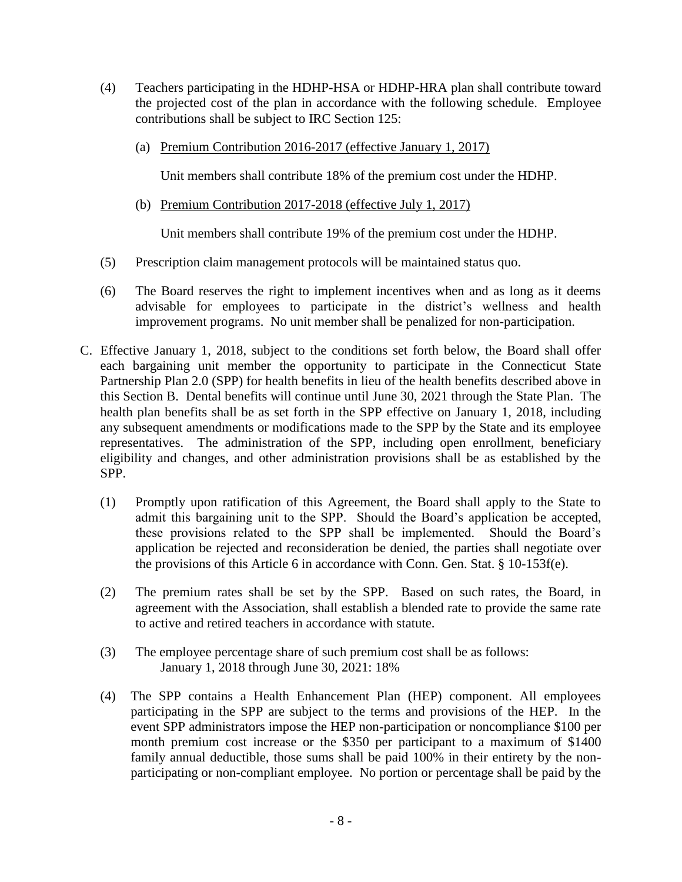(4) Teachers participating in the HDHP-HSA or HDHP-HRA plan shall contribute toward the projected cost of the plan in accordance with the following schedule. Employee contributions shall be subject to IRC Section 125:

   (a) Premium Contribution 2016-2017 (effective January 1, 2017)

   Unit members shall contribute 18% of the premium cost under the HDHP.

   (b) Premium Contribution 2017-2018 (effective July 1, 2017)

   Unit members shall contribute 19% of the premium cost under the HDHP.

(5) Prescription claim management protocols will be maintained status quo.

(6) The Board reserves the right to implement incentives when and as long as it deems advisable for employees to participate in the district's wellness and health improvement programs. No unit member shall be penalized for non-participation.

C. Effective January 1, 2018, subject to the conditions set forth below, the Board shall offer each bargaining unit member the opportunity to participate in the Connecticut State Partnership Plan 2.0 (SPP) for health benefits in lieu of the health benefits described above in this Section B. Dental benefits will continue until June 30, 2021 through the State Plan. The health plan benefits shall be as set forth in the SPP effective on January 1, 2018, including any subsequent amendments or modifications made to the SPP by the State and its employee representatives. The administration of the SPP, including open enrollment, beneficiary eligibility and changes, and other administration provisions shall be as established by the SPP.

(1) Promptly upon ratification of this Agreement, the Board shall apply to the State to admit this bargaining unit to the SPP. Should the Board's application be accepted, these provisions related to the SPP shall be implemented. Should the Board's application be rejected and reconsideration be denied, the parties shall negotiate over the provisions of this Article 6 in accordance with Conn. Gen. Stat. § 10-153f(e).

(2) The premium rates shall be set by the SPP. Based on such rates, the Board, in agreement with the Association, shall establish a blended rate to provide the same rate to active and retired teachers in accordance with statute.

(3) The employee percentage share of such premium cost shall be as follows:
   January 1, 2018 through June 30, 2021: 18%

(4) The SPP contains a Health Enhancement Plan (HEP) component. All employees participating in the SPP are subject to the terms and provisions of the HEP. In the event SPP administrators impose the HEP non-participation or noncompliance \$100 per month premium cost increase or the \$350 per participant to a maximum of \$1400 family annual deductible, those sums shall be paid 100% in their entirety by the non-participating or non-compliant employee. No portion or percentage shall be paid by the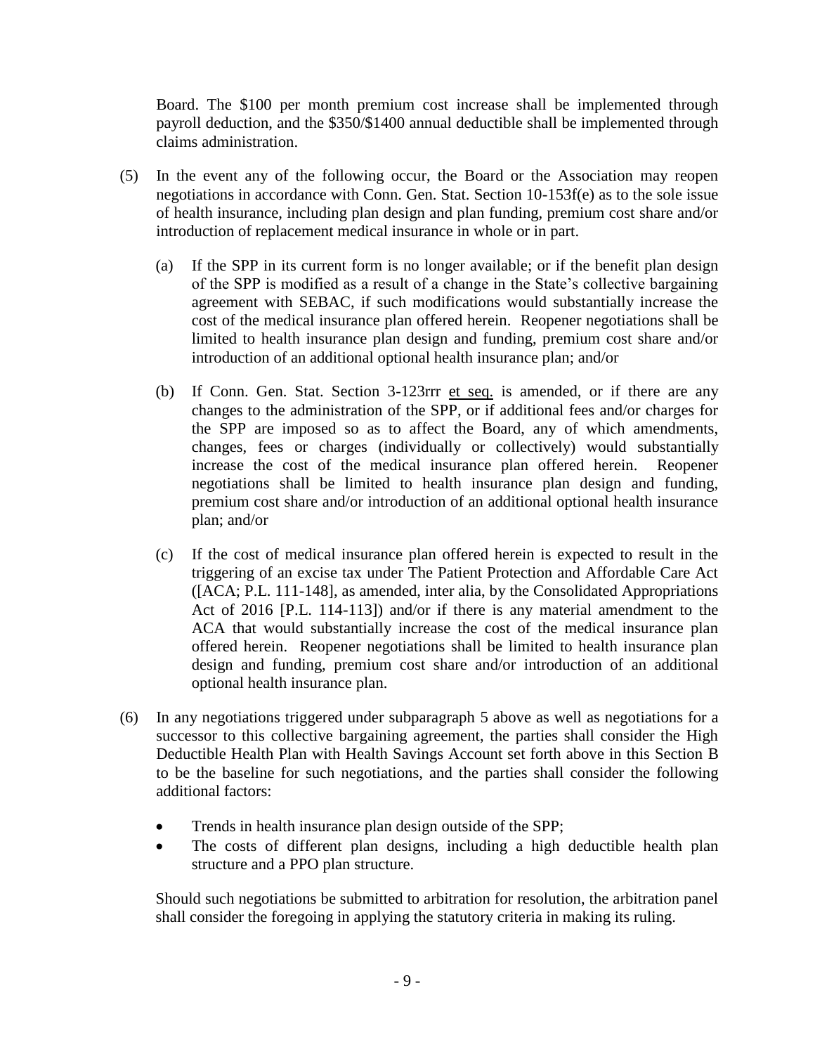Board. The $100 per month premium cost increase shall be implemented through payroll deduction, and the $350/$1400 annual deductible shall be implemented through claims administration.

(5) In the event any of the following occur, the Board or the Association may reopen negotiations in accordance with Conn. Gen. Stat. Section 10-153f(e) as to the sole issue of health insurance, including plan design and plan funding, premium cost share and/or introduction of replacement medical insurance in whole or in part.

  (a) If the SPP in its current form is no longer available; or if the benefit plan design of the SPP is modified as a result of a change in the State's collective bargaining agreement with SEBAC, if such modifications would substantially increase the cost of the medical insurance plan offered herein. Reopener negotiations shall be limited to health insurance plan design and funding, premium cost share and/or introduction of an additional optional health insurance plan; and/or

  (b) If Conn. Gen. Stat. Section 3-123rrr et seq. is amended, or if there are any changes to the administration of the SPP, or if additional fees and/or charges for the SPP are imposed so as to affect the Board, any of which amendments, changes, fees or charges (individually or collectively) would substantially increase the cost of the medical insurance plan offered herein. Reopener negotiations shall be limited to health insurance plan design and funding, premium cost share and/or introduction of an additional optional health insurance plan; and/or

  (c) If the cost of medical insurance plan offered herein is expected to result in the triggering of an excise tax under The Patient Protection and Affordable Care Act ([ACA; P.L. 111-148], as amended, inter alia, by the Consolidated Appropriations Act of 2016 [P.L. 114-113]) and/or if there is any material amendment to the ACA that would substantially increase the cost of the medical insurance plan offered herein. Reopener negotiations shall be limited to health insurance plan design and funding, premium cost share and/or introduction of an additional optional health insurance plan.

(6) In any negotiations triggered under subparagraph 5 above as well as negotiations for a successor to this collective bargaining agreement, the parties shall consider the High Deductible Health Plan with Health Savings Account set forth above in this Section B to be the baseline for such negotiations, and the parties shall consider the following additional factors:

  - Trends in health insurance plan design outside of the SPP;
  - The costs of different plan designs, including a high deductible health plan structure and a PPO plan structure.

  Should such negotiations be submitted to arbitration for resolution, the arbitration panel shall consider the foregoing in applying the statutory criteria in making its ruling.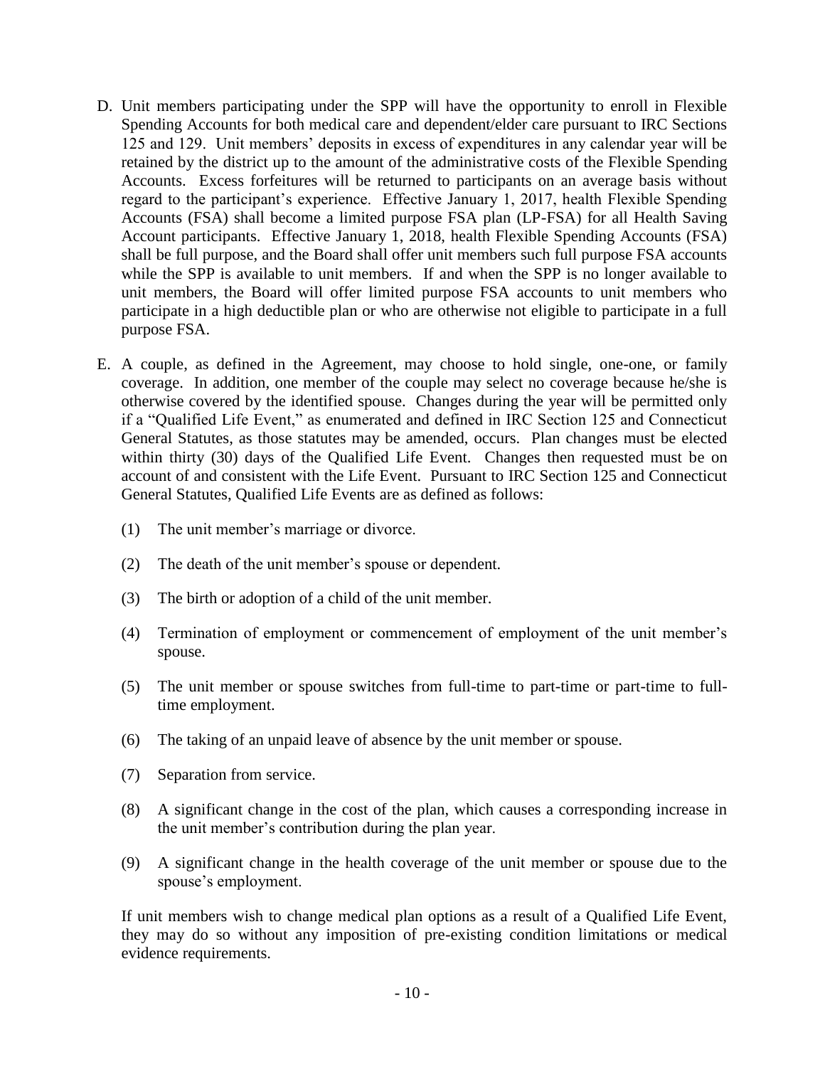D. Unit members participating under the SPP will have the opportunity to enroll in Flexible Spending Accounts for both medical care and dependent/elder care pursuant to IRC Sections 125 and 129. Unit members' deposits in excess of expenditures in any calendar year will be retained by the district up to the amount of the administrative costs of the Flexible Spending Accounts. Excess forfeitures will be returned to participants on an average basis without regard to the participant's experience. Effective January 1, 2017, health Flexible Spending Accounts (FSA) shall become a limited purpose FSA plan (LP-FSA) for all Health Saving Account participants. Effective January 1, 2018, health Flexible Spending Accounts (FSA) shall be full purpose, and the Board shall offer unit members such full purpose FSA accounts while the SPP is available to unit members. If and when the SPP is no longer available to unit members, the Board will offer limited purpose FSA accounts to unit members who participate in a high deductible plan or who are otherwise not eligible to participate in a full purpose FSA.

E. A couple, as defined in the Agreement, may choose to hold single, one-one, or family coverage. In addition, one member of the couple may select no coverage because he/she is otherwise covered by the identified spouse. Changes during the year will be permitted only if a "Qualified Life Event," as enumerated and defined in IRC Section 125 and Connecticut General Statutes, as those statutes may be amended, occurs. Plan changes must be elected within thirty (30) days of the Qualified Life Event. Changes then requested must be on account of and consistent with the Life Event. Pursuant to IRC Section 125 and Connecticut General Statutes, Qualified Life Events are as defined as follows:

   (1) The unit member's marriage or divorce.

   (2) The death of the unit member's spouse or dependent.

   (3) The birth or adoption of a child of the unit member.

   (4) Termination of employment or commencement of employment of the unit member's spouse.

   (5) The unit member or spouse switches from full-time to part-time or part-time to full-time employment.

   (6) The taking of an unpaid leave of absence by the unit member or spouse.

   (7) Separation from service.

   (8) A significant change in the cost of the plan, which causes a corresponding increase in the unit member's contribution during the plan year.

   (9) A significant change in the health coverage of the unit member or spouse due to the spouse's employment.

   If unit members wish to change medical plan options as a result of a Qualified Life Event, they may do so without any imposition of pre-existing condition limitations or medical evidence requirements.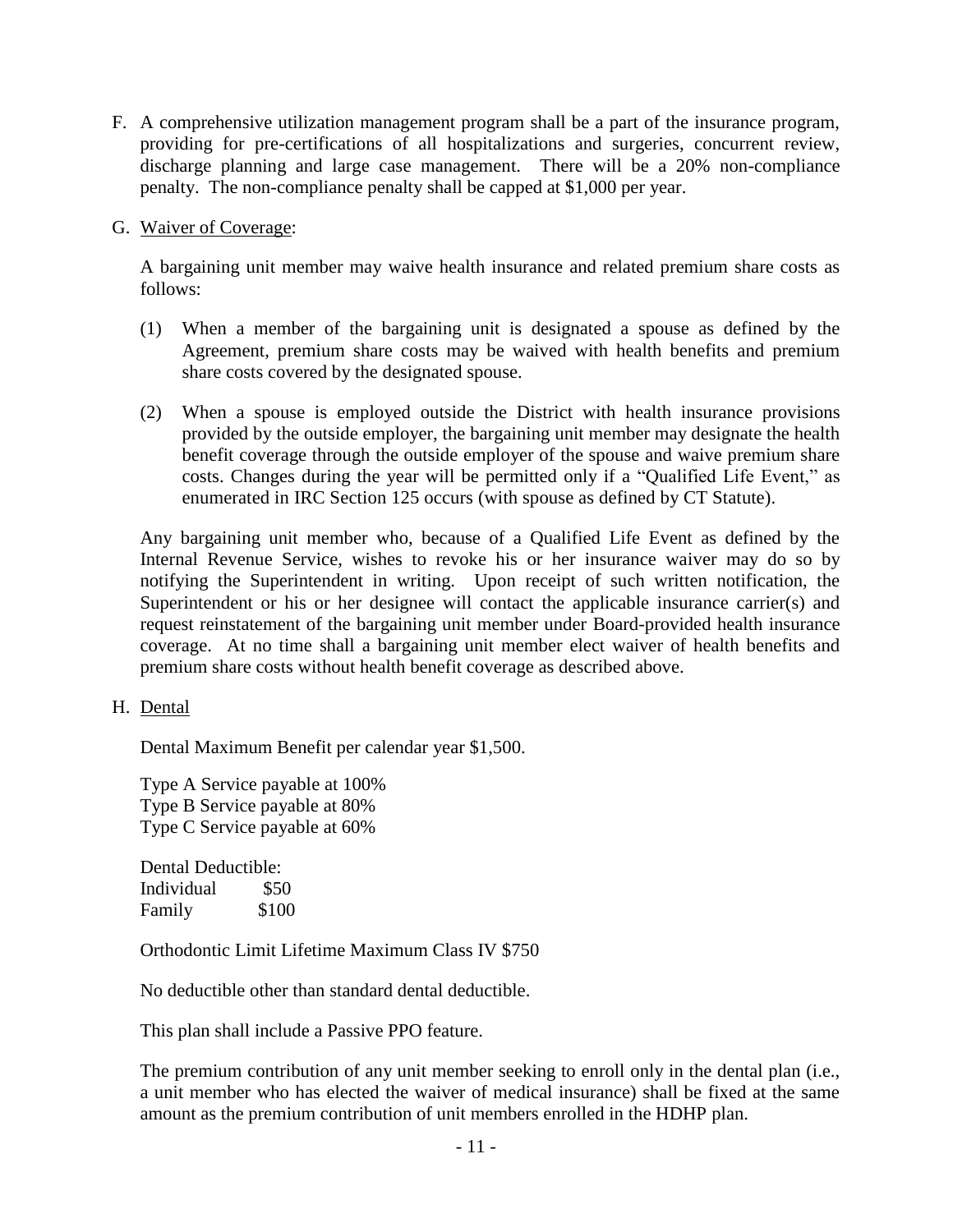F. A comprehensive utilization management program shall be a part of the insurance program, providing for pre-certifications of all hospitalizations and surgeries, concurrent review, discharge planning and large case management. There will be a 20% non-compliance penalty. The non-compliance penalty shall be capped at $1,000 per year.

G. <u>Waiver of Coverage</u>:

A bargaining unit member may waive health insurance and related premium share costs as follows:

(1) When a member of the bargaining unit is designated a spouse as defined by the Agreement, premium share costs may be waived with health benefits and premium share costs covered by the designated spouse.

(2) When a spouse is employed outside the District with health insurance provisions provided by the outside employer, the bargaining unit member may designate the health benefit coverage through the outside employer of the spouse and waive premium share costs. Changes during the year will be permitted only if a "Qualified Life Event," as enumerated in IRC Section 125 occurs (with spouse as defined by CT Statute).

Any bargaining unit member who, because of a Qualified Life Event as defined by the Internal Revenue Service, wishes to revoke his or her insurance waiver may do so by notifying the Superintendent in writing. Upon receipt of such written notification, the Superintendent or his or her designee will contact the applicable insurance carrier(s) and request reinstatement of the bargaining unit member under Board-provided health insurance coverage. At no time shall a bargaining unit member elect waiver of health benefits and premium share costs without health benefit coverage as described above.

H. <u>Dental</u>

Dental Maximum Benefit per calendar year $1,500.

Type A Service payable at 100%
Type B Service payable at 80%
Type C Service payable at 60%

Dental Deductible:
Individual $50
Family $100

Orthodontic Limit Lifetime Maximum Class IV $750

No deductible other than standard dental deductible.

This plan shall include a Passive PPO feature.

The premium contribution of any unit member seeking to enroll only in the dental plan (i.e., a unit member who has elected the waiver of medical insurance) shall be fixed at the same amount as the premium contribution of unit members enrolled in the HDHP plan.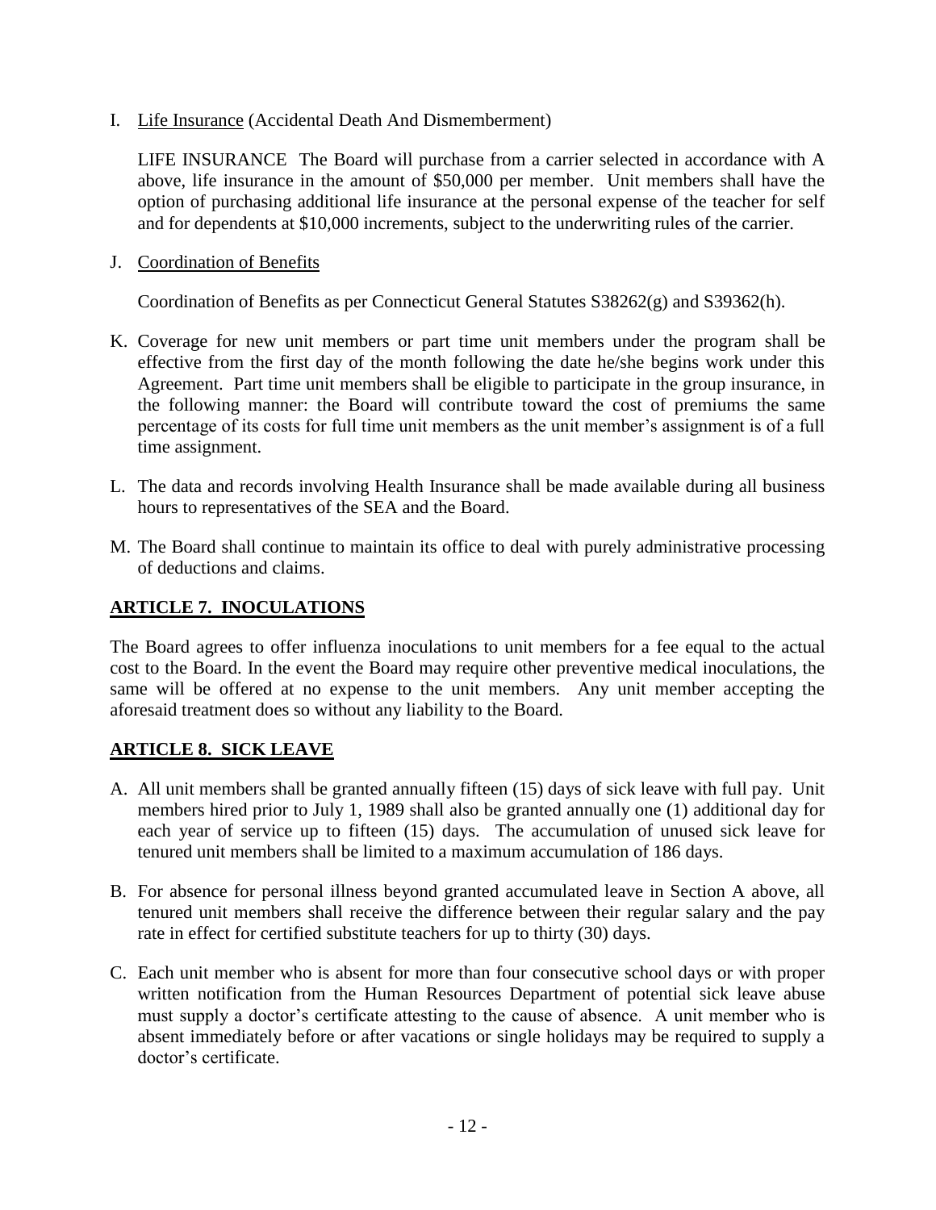I. <u>Life Insurance</u> (Accidental Death And Dismemberment)

   LIFE INSURANCE The Board will purchase from a carrier selected in accordance with A above, life insurance in the amount of $50,000 per member. Unit members shall have the option of purchasing additional life insurance at the personal expense of the teacher for self and for dependents at $10,000 increments, subject to the underwriting rules of the carrier.

J. <u>Coordination of Benefits</u>

   Coordination of Benefits as per Connecticut General Statutes S38262(g) and S39362(h).

K. Coverage for new unit members or part time unit members under the program shall be effective from the first day of the month following the date he/she begins work under this Agreement. Part time unit members shall be eligible to participate in the group insurance, in the following manner: the Board will contribute toward the cost of premiums the same percentage of its costs for full time unit members as the unit member's assignment is of a full time assignment.

L. The data and records involving Health Insurance shall be made available during all business hours to representatives of the SEA and the Board.

M. The Board shall continue to maintain its office to deal with purely administrative processing of deductions and claims.

## ARTICLE 7. INOCULATIONS

The Board agrees to offer influenza inoculations to unit members for a fee equal to the actual cost to the Board. In the event the Board may require other preventive medical inoculations, the same will be offered at no expense to the unit members. Any unit member accepting the aforesaid treatment does so without any liability to the Board.

## ARTICLE 8. SICK LEAVE

A. All unit members shall be granted annually fifteen (15) days of sick leave with full pay. Unit members hired prior to July 1, 1989 shall also be granted annually one (1) additional day for each year of service up to fifteen (15) days. The accumulation of unused sick leave for tenured unit members shall be limited to a maximum accumulation of 186 days.

B. For absence for personal illness beyond granted accumulated leave in Section A above, all tenured unit members shall receive the difference between their regular salary and the pay rate in effect for certified substitute teachers for up to thirty (30) days.

C. Each unit member who is absent for more than four consecutive school days or with proper written notification from the Human Resources Department of potential sick leave abuse must supply a doctor's certificate attesting to the cause of absence. A unit member who is absent immediately before or after vacations or single holidays may be required to supply a doctor's certificate.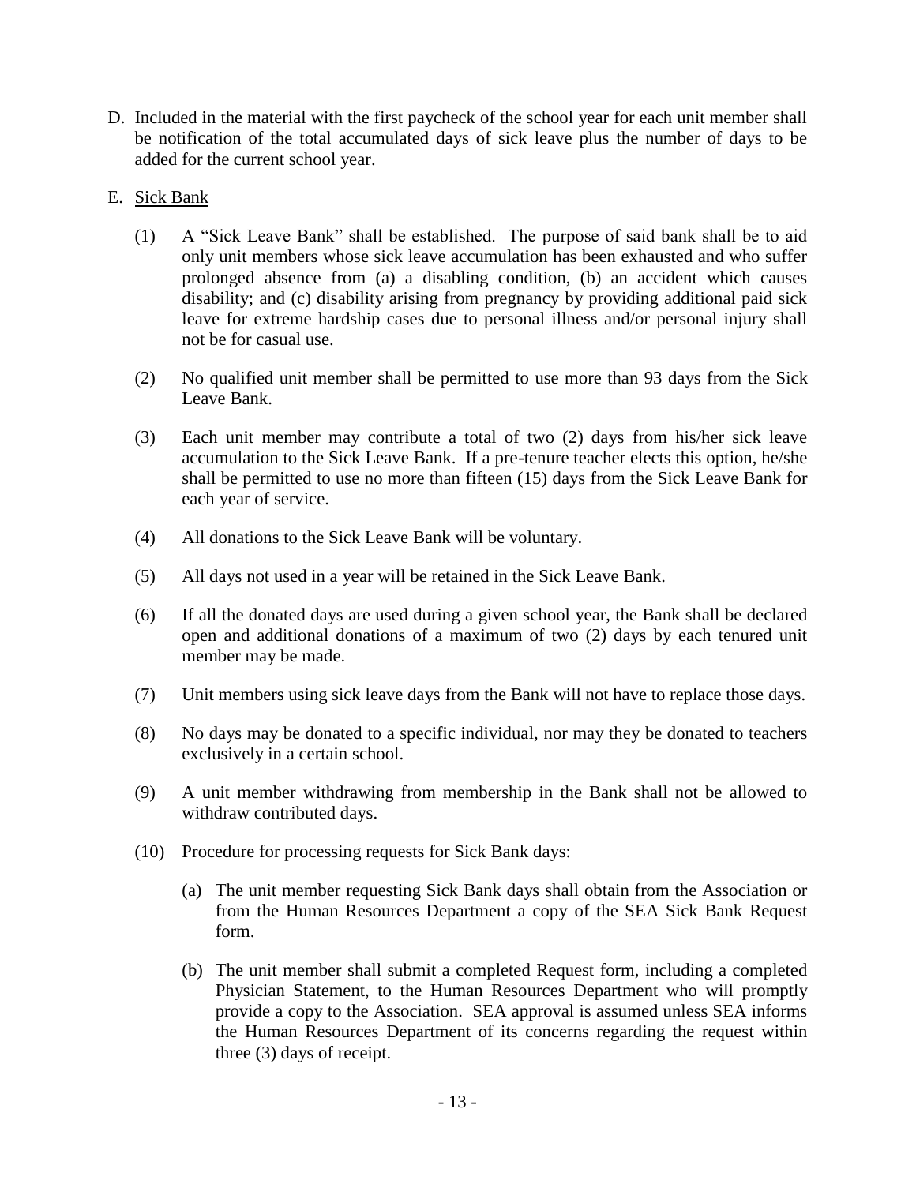D. Included in the material with the first paycheck of the school year for each unit member shall be notification of the total accumulated days of sick leave plus the number of days to be added for the current school year.

E. Sick Bank

(1) A "Sick Leave Bank" shall be established. The purpose of said bank shall be to aid only unit members whose sick leave accumulation has been exhausted and who suffer prolonged absence from (a) a disabling condition, (b) an accident which causes disability; and (c) disability arising from pregnancy by providing additional paid sick leave for extreme hardship cases due to personal illness and/or personal injury shall not be for casual use.

(2) No qualified unit member shall be permitted to use more than 93 days from the Sick Leave Bank.

(3) Each unit member may contribute a total of two (2) days from his/her sick leave accumulation to the Sick Leave Bank. If a pre-tenure teacher elects this option, he/she shall be permitted to use no more than fifteen (15) days from the Sick Leave Bank for each year of service.

(4) All donations to the Sick Leave Bank will be voluntary.

(5) All days not used in a year will be retained in the Sick Leave Bank.

(6) If all the donated days are used during a given school year, the Bank shall be declared open and additional donations of a maximum of two (2) days by each tenured unit member may be made.

(7) Unit members using sick leave days from the Bank will not have to replace those days.

(8) No days may be donated to a specific individual, nor may they be donated to teachers exclusively in a certain school.

(9) A unit member withdrawing from membership in the Bank shall not be allowed to withdraw contributed days.

(10) Procedure for processing requests for Sick Bank days:

(a) The unit member requesting Sick Bank days shall obtain from the Association or from the Human Resources Department a copy of the SEA Sick Bank Request form.

(b) The unit member shall submit a completed Request form, including a completed Physician Statement, to the Human Resources Department who will promptly provide a copy to the Association. SEA approval is assumed unless SEA informs the Human Resources Department of its concerns regarding the request within three (3) days of receipt.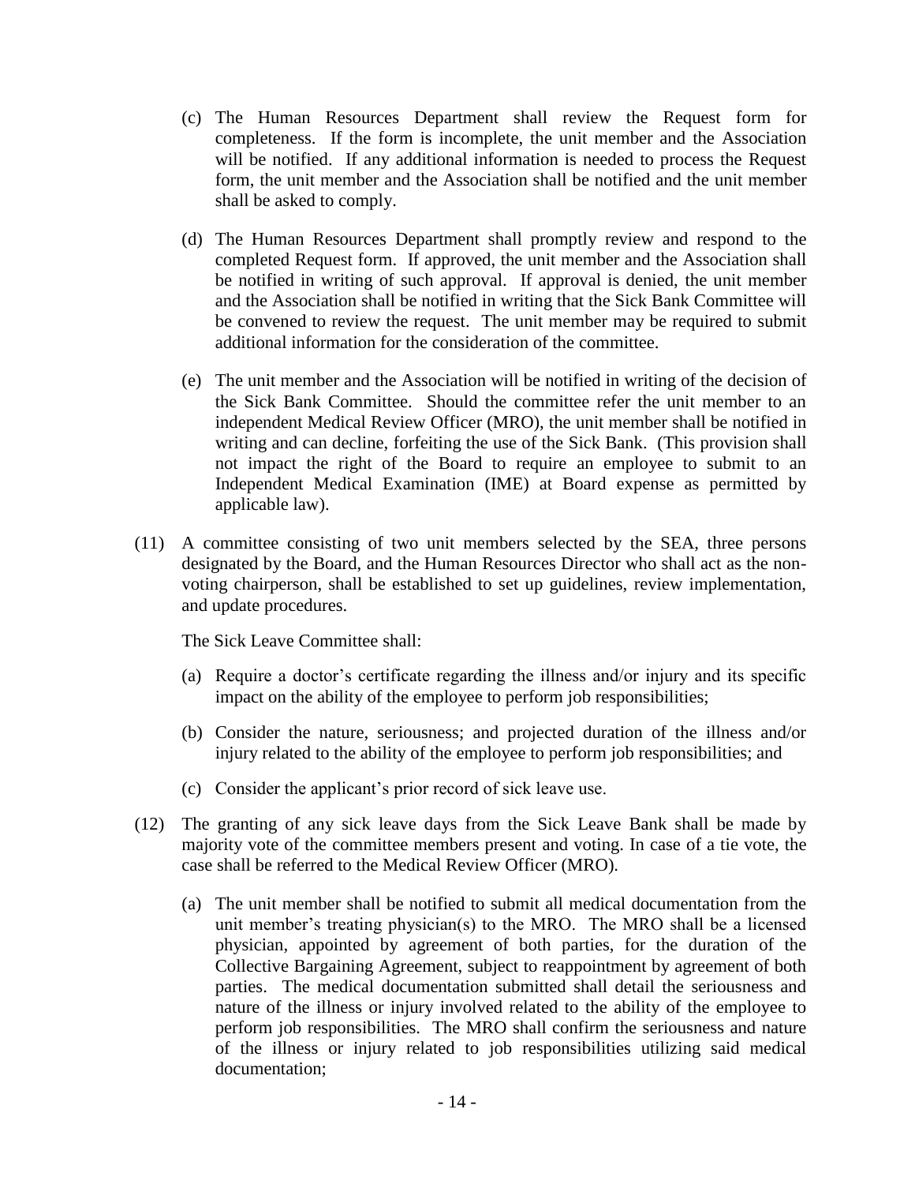(c) The Human Resources Department shall review the Request form for completeness. If the form is incomplete, the unit member and the Association will be notified. If any additional information is needed to process the Request form, the unit member and the Association shall be notified and the unit member shall be asked to comply.

(d) The Human Resources Department shall promptly review and respond to the completed Request form. If approved, the unit member and the Association shall be notified in writing of such approval. If approval is denied, the unit member and the Association shall be notified in writing that the Sick Bank Committee will be convened to review the request. The unit member may be required to submit additional information for the consideration of the committee.

(e) The unit member and the Association will be notified in writing of the decision of the Sick Bank Committee. Should the committee refer the unit member to an independent Medical Review Officer (MRO), the unit member shall be notified in writing and can decline, forfeiting the use of the Sick Bank. (This provision shall not impact the right of the Board to require an employee to submit to an Independent Medical Examination (IME) at Board expense as permitted by applicable law).

(11) A committee consisting of two unit members selected by the SEA, three persons designated by the Board, and the Human Resources Director who shall act as the non-voting chairperson, shall be established to set up guidelines, review implementation, and update procedures.

The Sick Leave Committee shall:

(a) Require a doctor's certificate regarding the illness and/or injury and its specific impact on the ability of the employee to perform job responsibilities;

(b) Consider the nature, seriousness; and projected duration of the illness and/or injury related to the ability of the employee to perform job responsibilities; and

(c) Consider the applicant's prior record of sick leave use.

(12) The granting of any sick leave days from the Sick Leave Bank shall be made by majority vote of the committee members present and voting. In case of a tie vote, the case shall be referred to the Medical Review Officer (MRO).

(a) The unit member shall be notified to submit all medical documentation from the unit member's treating physician(s) to the MRO. The MRO shall be a licensed physician, appointed by agreement of both parties, for the duration of the Collective Bargaining Agreement, subject to reappointment by agreement of both parties. The medical documentation submitted shall detail the seriousness and nature of the illness or injury involved related to the ability of the employee to perform job responsibilities. The MRO shall confirm the seriousness and nature of the illness or injury related to job responsibilities utilizing said medical documentation;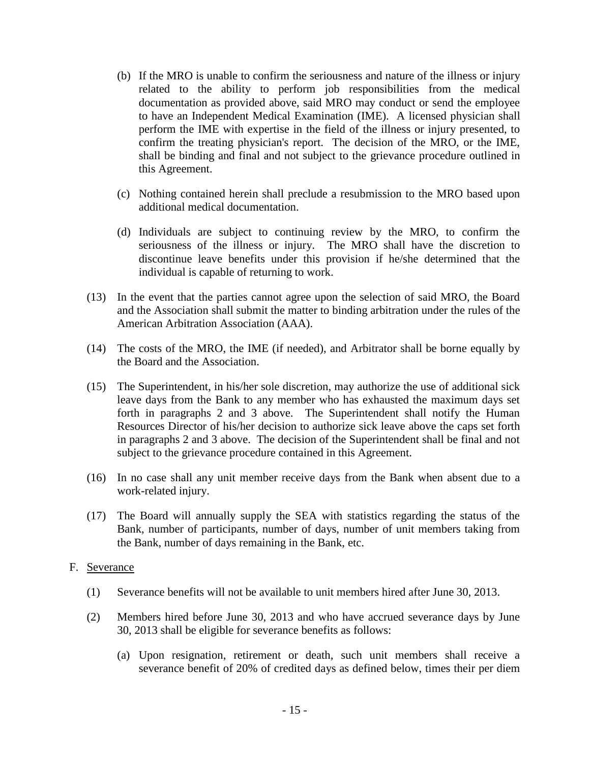(b) If the MRO is unable to confirm the seriousness and nature of the illness or injury related to the ability to perform job responsibilities from the medical documentation as provided above, said MRO may conduct or send the employee to have an Independent Medical Examination (IME). A licensed physician shall perform the IME with expertise in the field of the illness or injury presented, to confirm the treating physician's report. The decision of the MRO, or the IME, shall be binding and final and not subject to the grievance procedure outlined in this Agreement.

(c) Nothing contained herein shall preclude a resubmission to the MRO based upon additional medical documentation.

(d) Individuals are subject to continuing review by the MRO, to confirm the seriousness of the illness or injury. The MRO shall have the discretion to discontinue leave benefits under this provision if he/she determined that the individual is capable of returning to work.

(13) In the event that the parties cannot agree upon the selection of said MRO, the Board and the Association shall submit the matter to binding arbitration under the rules of the American Arbitration Association (AAA).

(14) The costs of the MRO, the IME (if needed), and Arbitrator shall be borne equally by the Board and the Association.

(15) The Superintendent, in his/her sole discretion, may authorize the use of additional sick leave days from the Bank to any member who has exhausted the maximum days set forth in paragraphs 2 and 3 above. The Superintendent shall notify the Human Resources Director of his/her decision to authorize sick leave above the caps set forth in paragraphs 2 and 3 above. The decision of the Superintendent shall be final and not subject to the grievance procedure contained in this Agreement.

(16) In no case shall any unit member receive days from the Bank when absent due to a work-related injury.

(17) The Board will annually supply the SEA with statistics regarding the status of the Bank, number of participants, number of days, number of unit members taking from the Bank, number of days remaining in the Bank, etc.

F. Severance

(1) Severance benefits will not be available to unit members hired after June 30, 2013.

(2) Members hired before June 30, 2013 and who have accrued severance days by June 30, 2013 shall be eligible for severance benefits as follows:

(a) Upon resignation, retirement or death, such unit members shall receive a severance benefit of 20% of credited days as defined below, times their per diem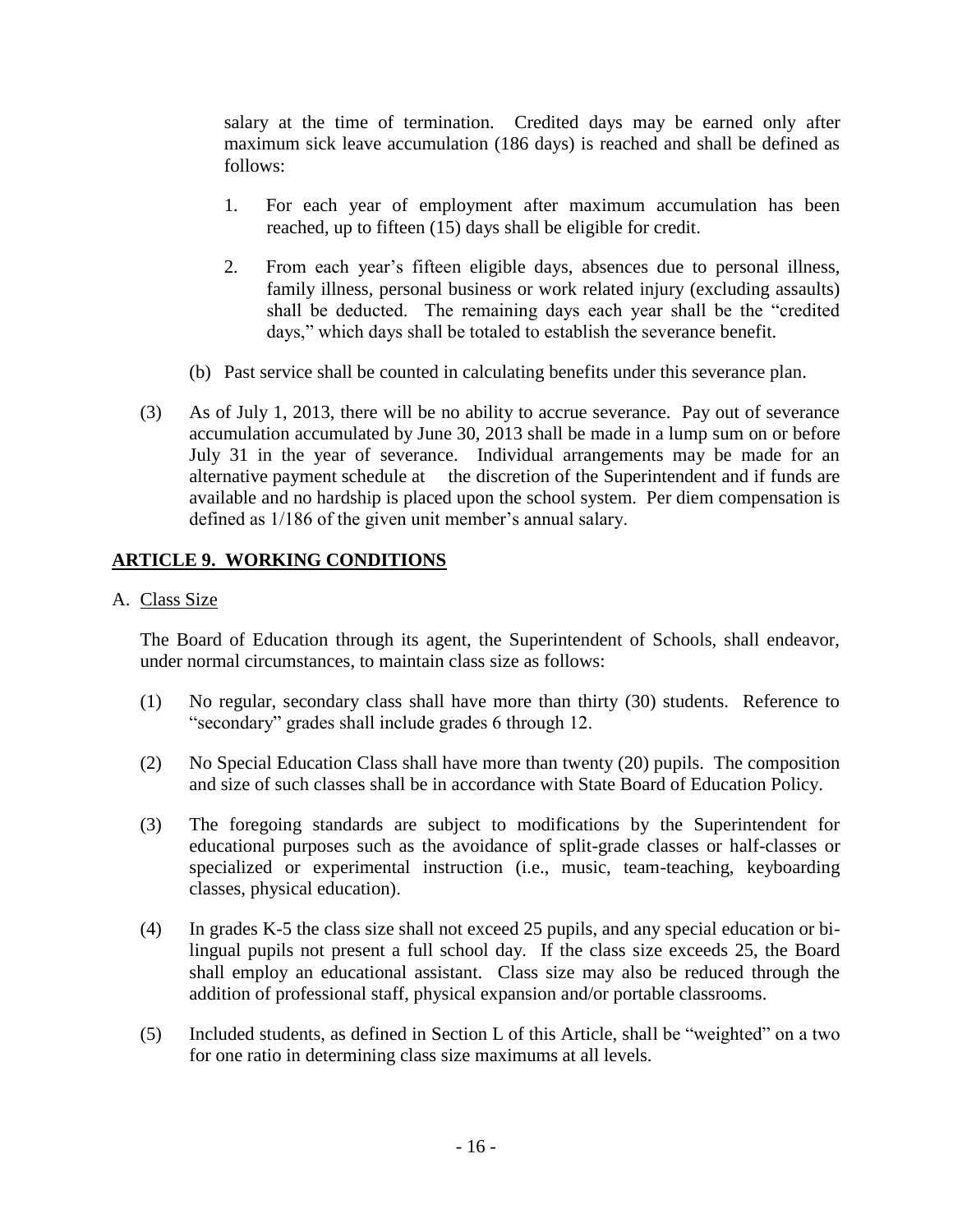salary at the time of termination. Credited days may be earned only after maximum sick leave accumulation (186 days) is reached and shall be defined as follows:

1. For each year of employment after maximum accumulation has been reached, up to fifteen (15) days shall be eligible for credit.

2. From each year's fifteen eligible days, absences due to personal illness, family illness, personal business or work related injury (excluding assaults) shall be deducted. The remaining days each year shall be the "credited days," which days shall be totaled to establish the severance benefit.

(b) Past service shall be counted in calculating benefits under this severance plan.

(3) As of July 1, 2013, there will be no ability to accrue severance. Pay out of severance accumulation accumulated by June 30, 2013 shall be made in a lump sum on or before July 31 in the year of severance. Individual arrangements may be made for an alternative payment schedule at the discretion of the Superintendent and if funds are available and no hardship is placed upon the school system. Per diem compensation is defined as 1/186 of the given unit member's annual salary.

## ARTICLE 9. WORKING CONDITIONS

A. Class Size

The Board of Education through its agent, the Superintendent of Schools, shall endeavor, under normal circumstances, to maintain class size as follows:

(1) No regular, secondary class shall have more than thirty (30) students. Reference to "secondary" grades shall include grades 6 through 12.

(2) No Special Education Class shall have more than twenty (20) pupils. The composition and size of such classes shall be in accordance with State Board of Education Policy.

(3) The foregoing standards are subject to modifications by the Superintendent for educational purposes such as the avoidance of split-grade classes or half-classes or specialized or experimental instruction (i.e., music, team-teaching, keyboarding classes, physical education).

(4) In grades K-5 the class size shall not exceed 25 pupils, and any special education or bi-lingual pupils not present a full school day. If the class size exceeds 25, the Board shall employ an educational assistant. Class size may also be reduced through the addition of professional staff, physical expansion and/or portable classrooms.

(5) Included students, as defined in Section L of this Article, shall be "weighted" on a two for one ratio in determining class size maximums at all levels.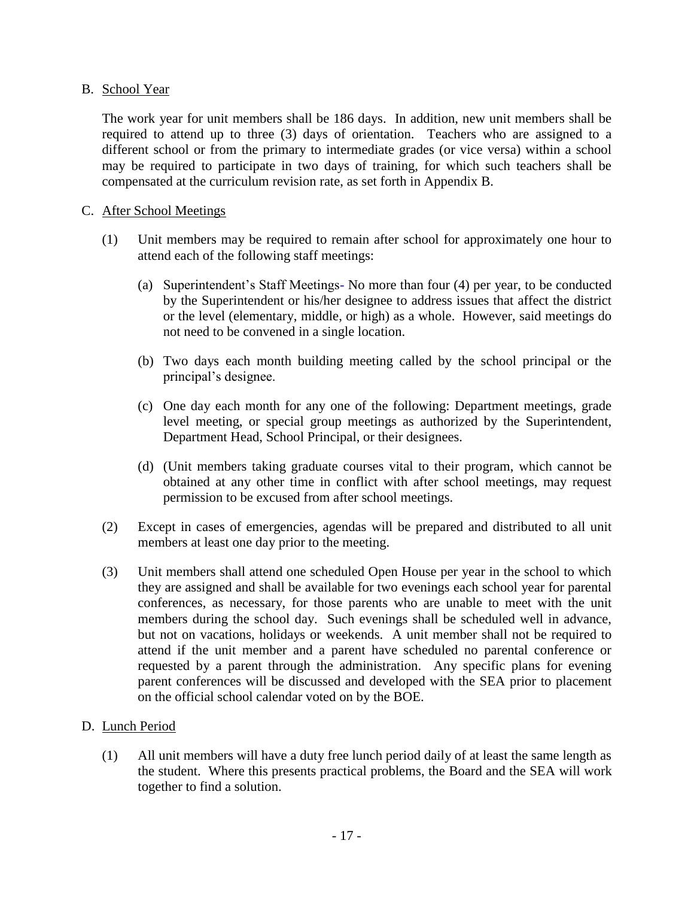B. School Year

The work year for unit members shall be 186 days. In addition, new unit members shall be required to attend up to three (3) days of orientation. Teachers who are assigned to a different school or from the primary to intermediate grades (or vice versa) within a school may be required to participate in two days of training, for which such teachers shall be compensated at the curriculum revision rate, as set forth in Appendix B.

C. After School Meetings

(1) Unit members may be required to remain after school for approximately one hour to attend each of the following staff meetings:

(a) Superintendent's Staff Meetings- No more than four (4) per year, to be conducted by the Superintendent or his/her designee to address issues that affect the district or the level (elementary, middle, or high) as a whole. However, said meetings do not need to be convened in a single location.

(b) Two days each month building meeting called by the school principal or the principal's designee.

(c) One day each month for any one of the following: Department meetings, grade level meeting, or special group meetings as authorized by the Superintendent, Department Head, School Principal, or their designees.

(d) (Unit members taking graduate courses vital to their program, which cannot be obtained at any other time in conflict with after school meetings, may request permission to be excused from after school meetings.

(2) Except in cases of emergencies, agendas will be prepared and distributed to all unit members at least one day prior to the meeting.

(3) Unit members shall attend one scheduled Open House per year in the school to which they are assigned and shall be available for two evenings each school year for parental conferences, as necessary, for those parents who are unable to meet with the unit members during the school day. Such evenings shall be scheduled well in advance, but not on vacations, holidays or weekends. A unit member shall not be required to attend if the unit member and a parent have scheduled no parental conference or requested by a parent through the administration. Any specific plans for evening parent conferences will be discussed and developed with the SEA prior to placement on the official school calendar voted on by the BOE.

D. Lunch Period

(1) All unit members will have a duty free lunch period daily of at least the same length as the student. Where this presents practical problems, the Board and the SEA will work together to find a solution.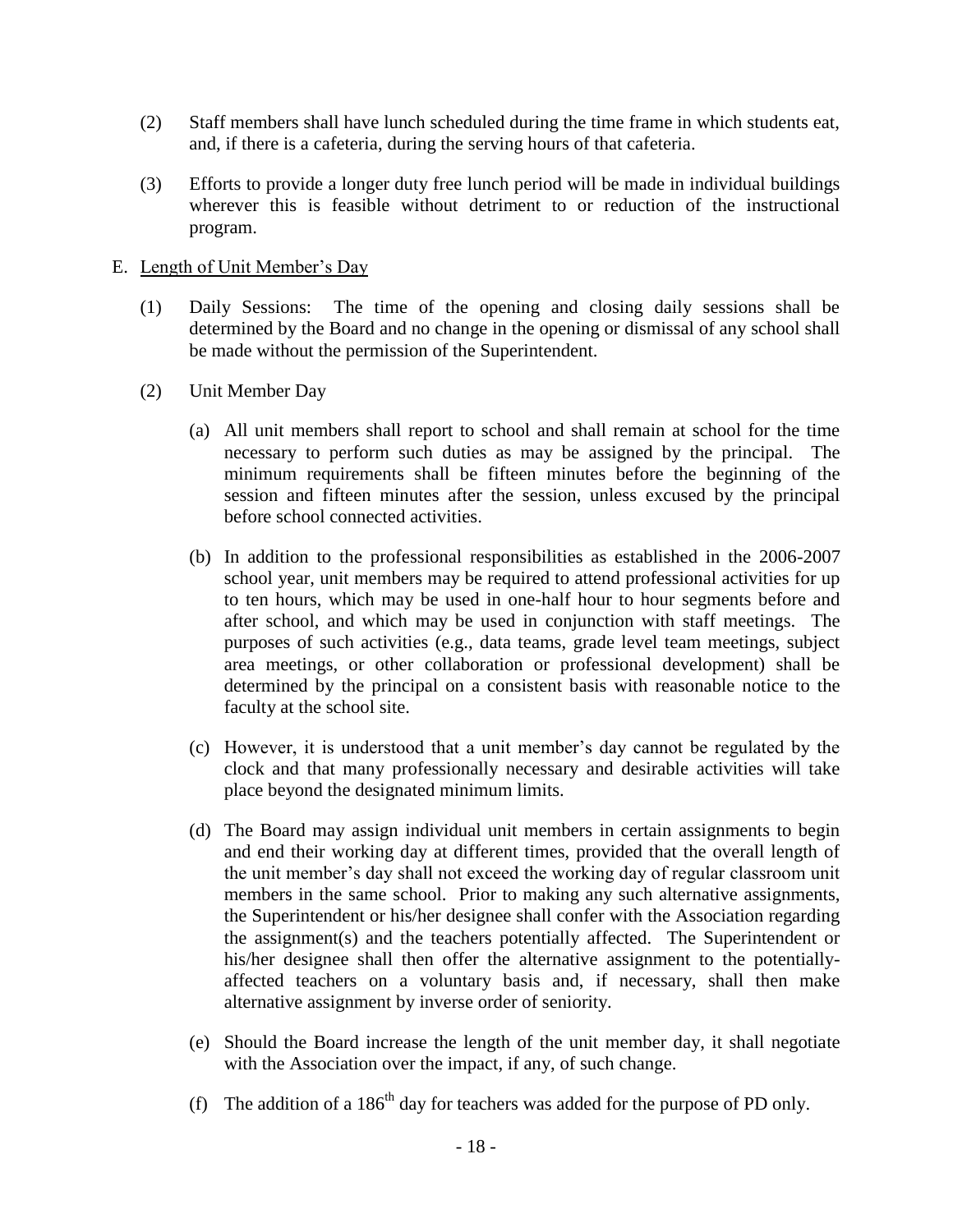(2) Staff members shall have lunch scheduled during the time frame in which students eat, and, if there is a cafeteria, during the serving hours of that cafeteria.

(3) Efforts to provide a longer duty free lunch period will be made in individual buildings wherever this is feasible without detriment to or reduction of the instructional program.

E. <u>Length of Unit Member's Day</u>

(1) Daily Sessions: The time of the opening and closing daily sessions shall be determined by the Board and no change in the opening or dismissal of any school shall be made without the permission of the Superintendent.

(2) Unit Member Day

(a) All unit members shall report to school and shall remain at school for the time necessary to perform such duties as may be assigned by the principal. The minimum requirements shall be fifteen minutes before the beginning of the session and fifteen minutes after the session, unless excused by the principal before school connected activities.

(b) In addition to the professional responsibilities as established in the 2006-2007 school year, unit members may be required to attend professional activities for up to ten hours, which may be used in one-half hour to hour segments before and after school, and which may be used in conjunction with staff meetings. The purposes of such activities (e.g., data teams, grade level team meetings, subject area meetings, or other collaboration or professional development) shall be determined by the principal on a consistent basis with reasonable notice to the faculty at the school site.

(c) However, it is understood that a unit member's day cannot be regulated by the clock and that many professionally necessary and desirable activities will take place beyond the designated minimum limits.

(d) The Board may assign individual unit members in certain assignments to begin and end their working day at different times, provided that the overall length of the unit member's day shall not exceed the working day of regular classroom unit members in the same school. Prior to making any such alternative assignments, the Superintendent or his/her designee shall confer with the Association regarding the assignment(s) and the teachers potentially affected. The Superintendent or his/her designee shall then offer the alternative assignment to the potentially-affected teachers on a voluntary basis and, if necessary, shall then make alternative assignment by inverse order of seniority.

(e) Should the Board increase the length of the unit member day, it shall negotiate with the Association over the impact, if any, of such change.

(f) The addition of a 186th day for teachers was added for the purpose of PD only.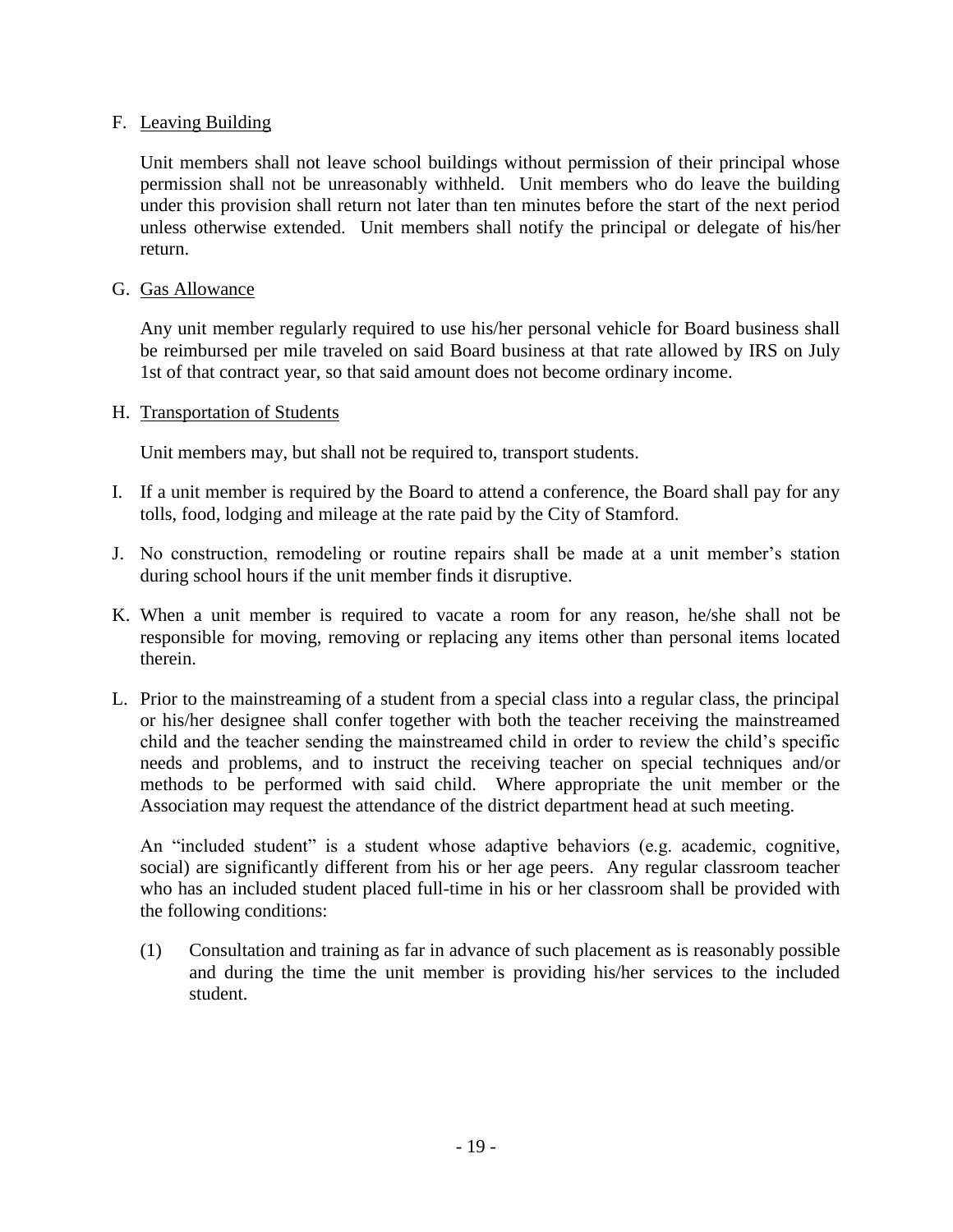F. Leaving Building

   Unit members shall not leave school buildings without permission of their principal whose permission shall not be unreasonably withheld. Unit members who do leave the building under this provision shall return not later than ten minutes before the start of the next period unless otherwise extended. Unit members shall notify the principal or delegate of his/her return.

G. Gas Allowance

   Any unit member regularly required to use his/her personal vehicle for Board business shall be reimbursed per mile traveled on said Board business at that rate allowed by IRS on July 1st of that contract year, so that said amount does not become ordinary income.

H. Transportation of Students

   Unit members may, but shall not be required to, transport students.

I. If a unit member is required by the Board to attend a conference, the Board shall pay for any tolls, food, lodging and mileage at the rate paid by the City of Stamford.

J. No construction, remodeling or routine repairs shall be made at a unit member's station during school hours if the unit member finds it disruptive.

K. When a unit member is required to vacate a room for any reason, he/she shall not be responsible for moving, removing or replacing any items other than personal items located therein.

L. Prior to the mainstreaming of a student from a special class into a regular class, the principal or his/her designee shall confer together with both the teacher receiving the mainstreamed child and the teacher sending the mainstreamed child in order to review the child's specific needs and problems, and to instruct the receiving teacher on special techniques and/or methods to be performed with said child. Where appropriate the unit member or the Association may request the attendance of the district department head at such meeting.

   An "included student" is a student whose adaptive behaviors (e.g. academic, cognitive, social) are significantly different from his or her age peers. Any regular classroom teacher who has an included student placed full-time in his or her classroom shall be provided with the following conditions:

   (1) Consultation and training as far in advance of such placement as is reasonably possible and during the time the unit member is providing his/her services to the included student.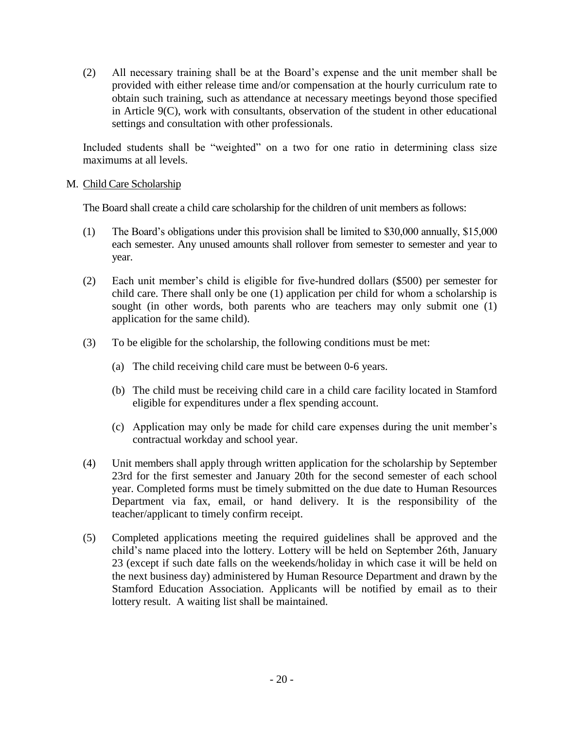(2) All necessary training shall be at the Board's expense and the unit member shall be provided with either release time and/or compensation at the hourly curriculum rate to obtain such training, such as attendance at necessary meetings beyond those specified in Article 9(C), work with consultants, observation of the student in other educational settings and consultation with other professionals.

Included students shall be "weighted" on a two for one ratio in determining class size maximums at all levels.

M. Child Care Scholarship

The Board shall create a child care scholarship for the children of unit members as follows:

(1) The Board's obligations under this provision shall be limited to $30,000 annually, $15,000 each semester. Any unused amounts shall rollover from semester to semester and year to year.

(2) Each unit member's child is eligible for five-hundred dollars ($500) per semester for child care. There shall only be one (1) application per child for whom a scholarship is sought (in other words, both parents who are teachers may only submit one (1) application for the same child).

(3) To be eligible for the scholarship, the following conditions must be met:

   (a) The child receiving child care must be between 0-6 years.

   (b) The child must be receiving child care in a child care facility located in Stamford eligible for expenditures under a flex spending account.

   (c) Application may only be made for child care expenses during the unit member's contractual workday and school year.

(4) Unit members shall apply through written application for the scholarship by September 23rd for the first semester and January 20th for the second semester of each school year. Completed forms must be timely submitted on the due date to Human Resources Department via fax, email, or hand delivery. It is the responsibility of the teacher/applicant to timely confirm receipt.

(5) Completed applications meeting the required guidelines shall be approved and the child's name placed into the lottery. Lottery will be held on September 26th, January 23 (except if such date falls on the weekends/holiday in which case it will be held on the next business day) administered by Human Resource Department and drawn by the Stamford Education Association. Applicants will be notified by email as to their lottery result. A waiting list shall be maintained.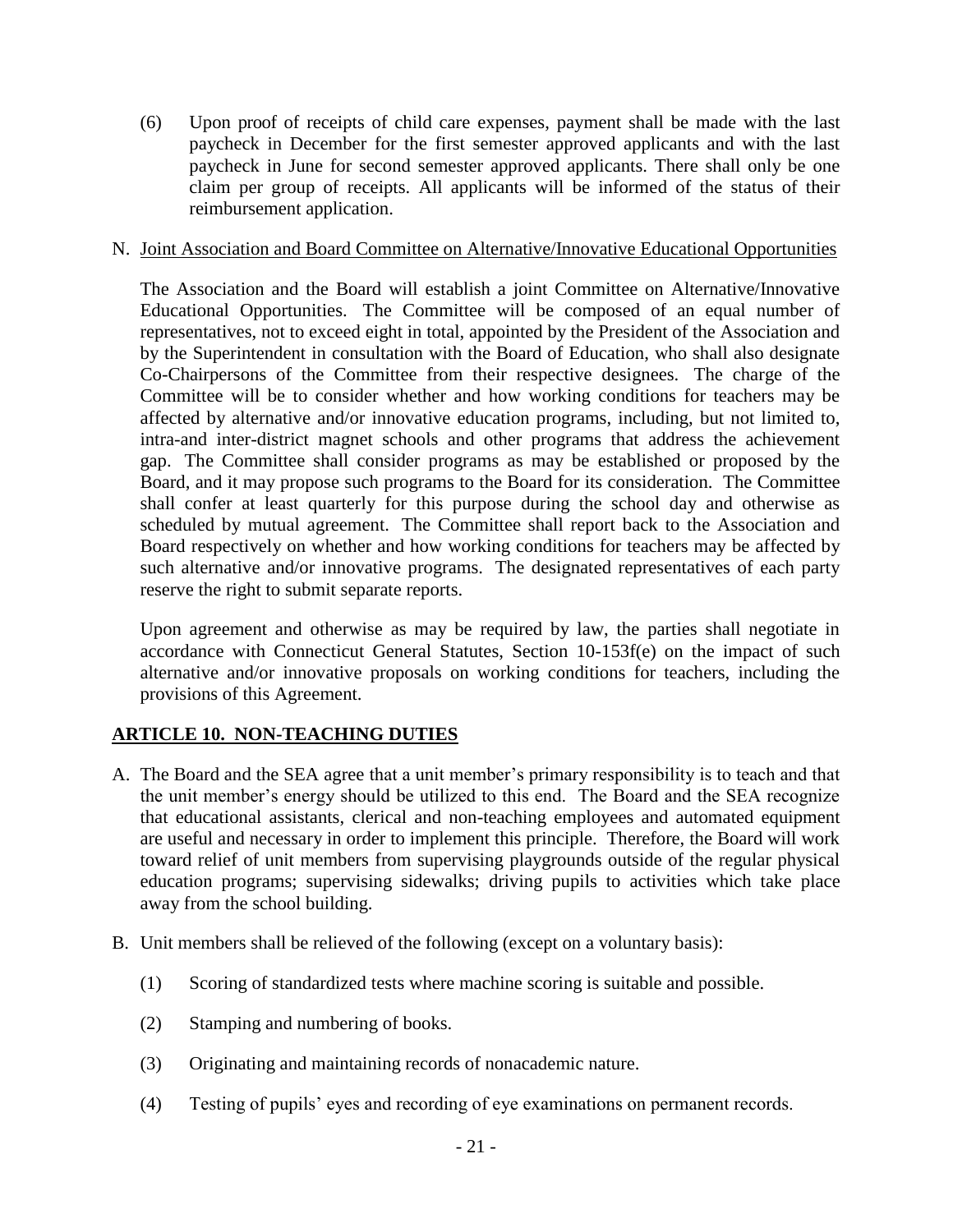(6) Upon proof of receipts of child care expenses, payment shall be made with the last paycheck in December for the first semester approved applicants and with the last paycheck in June for second semester approved applicants. There shall only be one claim per group of receipts. All applicants will be informed of the status of their reimbursement application.

N. Joint Association and Board Committee on Alternative/Innovative Educational Opportunities

The Association and the Board will establish a joint Committee on Alternative/Innovative Educational Opportunities. The Committee will be composed of an equal number of representatives, not to exceed eight in total, appointed by the President of the Association and by the Superintendent in consultation with the Board of Education, who shall also designate Co-Chairpersons of the Committee from their respective designees. The charge of the Committee will be to consider whether and how working conditions for teachers may be affected by alternative and/or innovative education programs, including, but not limited to, intra-and inter-district magnet schools and other programs that address the achievement gap. The Committee shall consider programs as may be established or proposed by the Board, and it may propose such programs to the Board for its consideration. The Committee shall confer at least quarterly for this purpose during the school day and otherwise as scheduled by mutual agreement. The Committee shall report back to the Association and Board respectively on whether and how working conditions for teachers may be affected by such alternative and/or innovative programs. The designated representatives of each party reserve the right to submit separate reports.

Upon agreement and otherwise as may be required by law, the parties shall negotiate in accordance with Connecticut General Statutes, Section 10-153f(e) on the impact of such alternative and/or innovative proposals on working conditions for teachers, including the provisions of this Agreement.

## ARTICLE 10. NON-TEACHING DUTIES

A. The Board and the SEA agree that a unit member's primary responsibility is to teach and that the unit member's energy should be utilized to this end. The Board and the SEA recognize that educational assistants, clerical and non-teaching employees and automated equipment are useful and necessary in order to implement this principle. Therefore, the Board will work toward relief of unit members from supervising playgrounds outside of the regular physical education programs; supervising sidewalks; driving pupils to activities which take place away from the school building.

B. Unit members shall be relieved of the following (except on a voluntary basis):

(1) Scoring of standardized tests where machine scoring is suitable and possible.

(2) Stamping and numbering of books.

(3) Originating and maintaining records of nonacademic nature.

(4) Testing of pupils' eyes and recording of eye examinations on permanent records.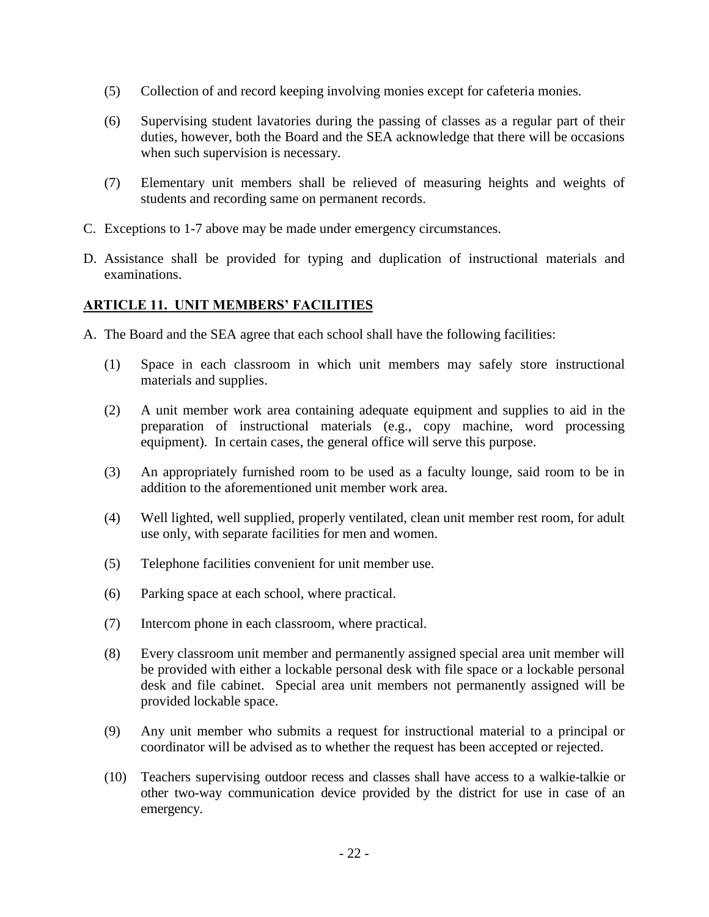(5) Collection of and record keeping involving monies except for cafeteria monies.

(6) Supervising student lavatories during the passing of classes as a regular part of their duties, however, both the Board and the SEA acknowledge that there will be occasions when such supervision is necessary.

(7) Elementary unit members shall be relieved of measuring heights and weights of students and recording same on permanent records.

C. Exceptions to 1-7 above may be made under emergency circumstances.

D. Assistance shall be provided for typing and duplication of instructional materials and examinations.

## ARTICLE 11. UNIT MEMBERS' FACILITIES

A. The Board and the SEA agree that each school shall have the following facilities:

(1) Space in each classroom in which unit members may safely store instructional materials and supplies.

(2) A unit member work area containing adequate equipment and supplies to aid in the preparation of instructional materials (e.g., copy machine, word processing equipment). In certain cases, the general office will serve this purpose.

(3) An appropriately furnished room to be used as a faculty lounge, said room to be in addition to the aforementioned unit member work area.

(4) Well lighted, well supplied, properly ventilated, clean unit member rest room, for adult use only, with separate facilities for men and women.

(5) Telephone facilities convenient for unit member use.

(6) Parking space at each school, where practical.

(7) Intercom phone in each classroom, where practical.

(8) Every classroom unit member and permanently assigned special area unit member will be provided with either a lockable personal desk with file space or a lockable personal desk and file cabinet. Special area unit members not permanently assigned will be provided lockable space.

(9) Any unit member who submits a request for instructional material to a principal or coordinator will be advised as to whether the request has been accepted or rejected.

(10) Teachers supervising outdoor recess and classes shall have access to a walkie-talkie or other two-way communication device provided by the district for use in case of an emergency.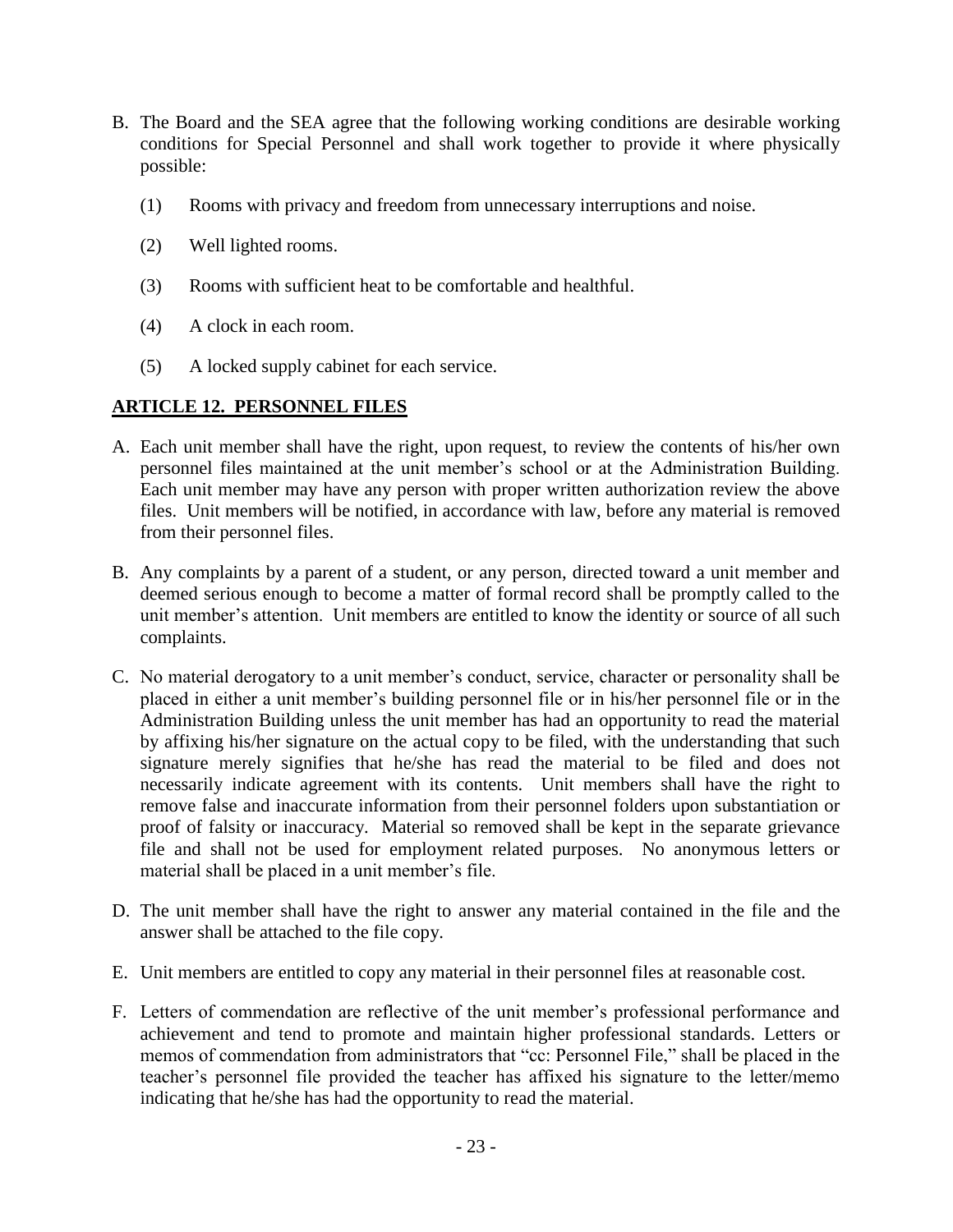B. The Board and the SEA agree that the following working conditions are desirable working conditions for Special Personnel and shall work together to provide it where physically possible:

   (1) Rooms with privacy and freedom from unnecessary interruptions and noise.

   (2) Well lighted rooms.

   (3) Rooms with sufficient heat to be comfortable and healthful.

   (4) A clock in each room.

   (5) A locked supply cabinet for each service.

## ARTICLE 12. PERSONNEL FILES

A. Each unit member shall have the right, upon request, to review the contents of his/her own personnel files maintained at the unit member's school or at the Administration Building. Each unit member may have any person with proper written authorization review the above files. Unit members will be notified, in accordance with law, before any material is removed from their personnel files.

B. Any complaints by a parent of a student, or any person, directed toward a unit member and deemed serious enough to become a matter of formal record shall be promptly called to the unit member's attention. Unit members are entitled to know the identity or source of all such complaints.

C. No material derogatory to a unit member's conduct, service, character or personality shall be placed in either a unit member's building personnel file or in his/her personnel file or in the Administration Building unless the unit member has had an opportunity to read the material by affixing his/her signature on the actual copy to be filed, with the understanding that such signature merely signifies that he/she has read the material to be filed and does not necessarily indicate agreement with its contents. Unit members shall have the right to remove false and inaccurate information from their personnel folders upon substantiation or proof of falsity or inaccuracy. Material so removed shall be kept in the separate grievance file and shall not be used for employment related purposes. No anonymous letters or material shall be placed in a unit member's file.

D. The unit member shall have the right to answer any material contained in the file and the answer shall be attached to the file copy.

E. Unit members are entitled to copy any material in their personnel files at reasonable cost.

F. Letters of commendation are reflective of the unit member's professional performance and achievement and tend to promote and maintain higher professional standards. Letters or memos of commendation from administrators that "cc: Personnel File," shall be placed in the teacher's personnel file provided the teacher has affixed his signature to the letter/memo indicating that he/she has had the opportunity to read the material.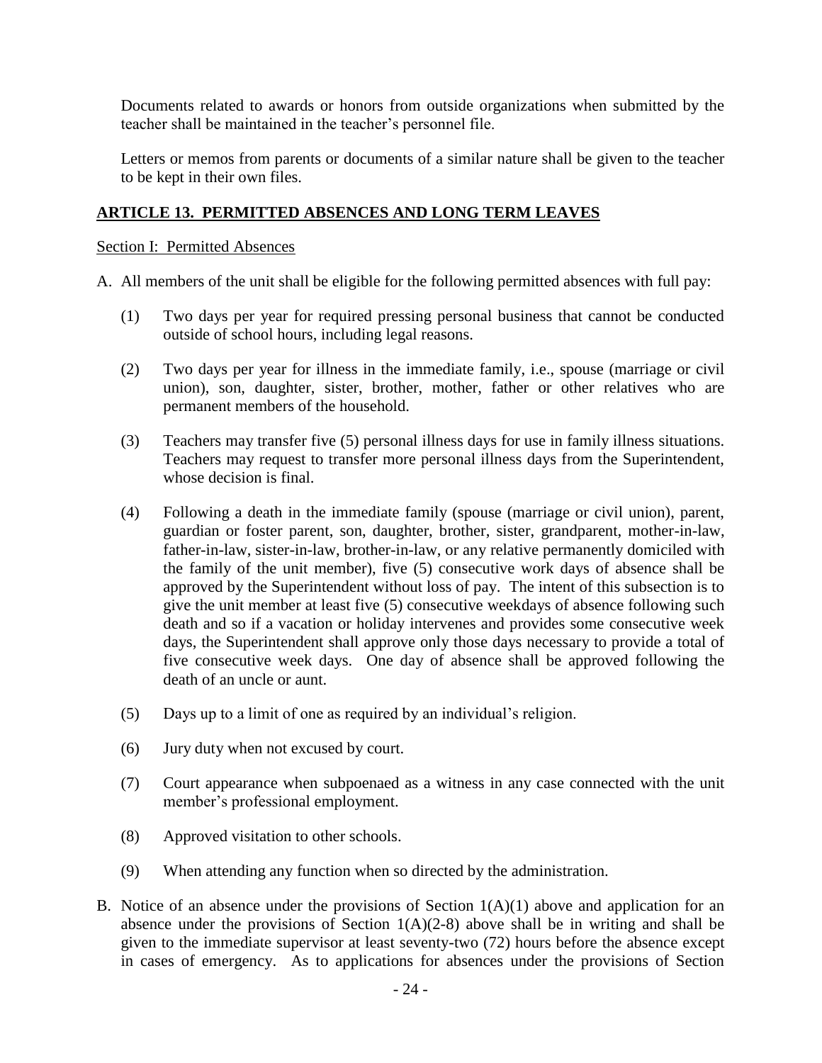Documents related to awards or honors from outside organizations when submitted by the teacher shall be maintained in the teacher's personnel file.

Letters or memos from parents or documents of a similar nature shall be given to the teacher to be kept in their own files.

## ARTICLE 13. PERMITTED ABSENCES AND LONG TERM LEAVES

Section I: Permitted Absences

A. All members of the unit shall be eligible for the following permitted absences with full pay:

   (1) Two days per year for required pressing personal business that cannot be conducted outside of school hours, including legal reasons.

   (2) Two days per year for illness in the immediate family, i.e., spouse (marriage or civil union), son, daughter, sister, brother, mother, father or other relatives who are permanent members of the household.

   (3) Teachers may transfer five (5) personal illness days for use in family illness situations. Teachers may request to transfer more personal illness days from the Superintendent, whose decision is final.

   (4) Following a death in the immediate family (spouse (marriage or civil union), parent, guardian or foster parent, son, daughter, brother, sister, grandparent, mother-in-law, father-in-law, sister-in-law, brother-in-law, or any relative permanently domiciled with the family of the unit member), five (5) consecutive work days of absence shall be approved by the Superintendent without loss of pay. The intent of this subsection is to give the unit member at least five (5) consecutive weekdays of absence following such death and so if a vacation or holiday intervenes and provides some consecutive week days, the Superintendent shall approve only those days necessary to provide a total of five consecutive week days. One day of absence shall be approved following the death of an uncle or aunt.

   (5) Days up to a limit of one as required by an individual's religion.

   (6) Jury duty when not excused by court.

   (7) Court appearance when subpoenaed as a witness in any case connected with the unit member's professional employment.

   (8) Approved visitation to other schools.

   (9) When attending any function when so directed by the administration.

B. Notice of an absence under the provisions of Section 1(A)(1) above and application for an absence under the provisions of Section 1(A)(2-8) above shall be in writing and shall be given to the immediate supervisor at least seventy-two (72) hours before the absence except in cases of emergency. As to applications for absences under the provisions of Section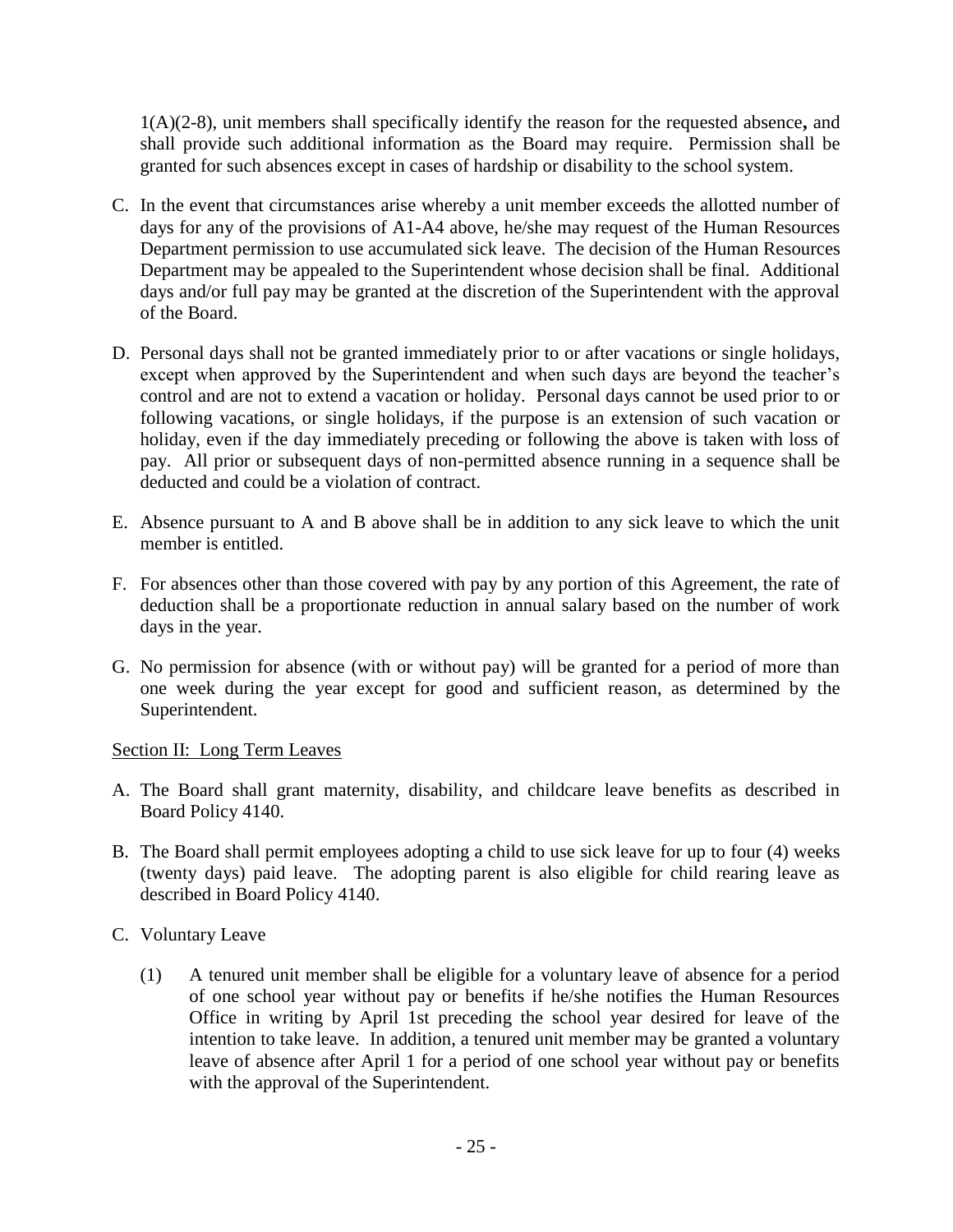1(A)(2-8), unit members shall specifically identify the reason for the requested absence**,** and shall provide such additional information as the Board may require. Permission shall be granted for such absences except in cases of hardship or disability to the school system.

C. In the event that circumstances arise whereby a unit member exceeds the allotted number of days for any of the provisions of A1-A4 above, he/she may request of the Human Resources Department permission to use accumulated sick leave. The decision of the Human Resources Department may be appealed to the Superintendent whose decision shall be final. Additional days and/or full pay may be granted at the discretion of the Superintendent with the approval of the Board.

D. Personal days shall not be granted immediately prior to or after vacations or single holidays, except when approved by the Superintendent and when such days are beyond the teacher's control and are not to extend a vacation or holiday. Personal days cannot be used prior to or following vacations, or single holidays, if the purpose is an extension of such vacation or holiday, even if the day immediately preceding or following the above is taken with loss of pay. All prior or subsequent days of non-permitted absence running in a sequence shall be deducted and could be a violation of contract.

E. Absence pursuant to A and B above shall be in addition to any sick leave to which the unit member is entitled.

F. For absences other than those covered with pay by any portion of this Agreement, the rate of deduction shall be a proportionate reduction in annual salary based on the number of work days in the year.

G. No permission for absence (with or without pay) will be granted for a period of more than one week during the year except for good and sufficient reason, as determined by the Superintendent.

Section II: Long Term Leaves

A. The Board shall grant maternity, disability, and childcare leave benefits as described in Board Policy 4140.

B. The Board shall permit employees adopting a child to use sick leave for up to four (4) weeks (twenty days) paid leave. The adopting parent is also eligible for child rearing leave as described in Board Policy 4140.

C. Voluntary Leave

   (1) A tenured unit member shall be eligible for a voluntary leave of absence for a period of one school year without pay or benefits if he/she notifies the Human Resources Office in writing by April 1st preceding the school year desired for leave of the intention to take leave. In addition, a tenured unit member may be granted a voluntary leave of absence after April 1 for a period of one school year without pay or benefits with the approval of the Superintendent.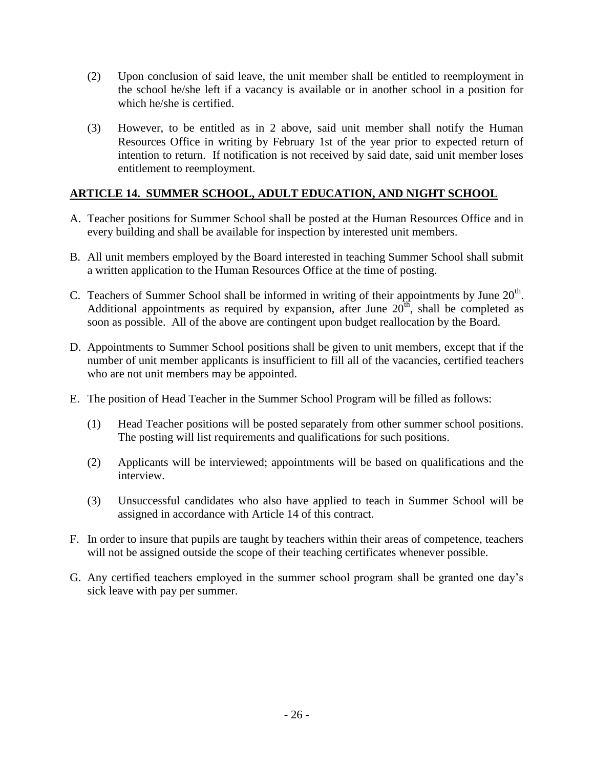(2) Upon conclusion of said leave, the unit member shall be entitled to reemployment in the school he/she left if a vacancy is available or in another school in a position for which he/she is certified.

(3) However, to be entitled as in 2 above, said unit member shall notify the Human Resources Office in writing by February 1st of the year prior to expected return of intention to return. If notification is not received by said date, said unit member loses entitlement to reemployment.

## ARTICLE 14. SUMMER SCHOOL, ADULT EDUCATION, AND NIGHT SCHOOL

A. Teacher positions for Summer School shall be posted at the Human Resources Office and in every building and shall be available for inspection by interested unit members.

B. All unit members employed by the Board interested in teaching Summer School shall submit a written application to the Human Resources Office at the time of posting.

C. Teachers of Summer School shall be informed in writing of their appointments by June 20th. Additional appointments as required by expansion, after June 20th, shall be completed as soon as possible. All of the above are contingent upon budget reallocation by the Board.

D. Appointments to Summer School positions shall be given to unit members, except that if the number of unit member applicants is insufficient to fill all of the vacancies, certified teachers who are not unit members may be appointed.

E. The position of Head Teacher in the Summer School Program will be filled as follows:

(1) Head Teacher positions will be posted separately from other summer school positions. The posting will list requirements and qualifications for such positions.

(2) Applicants will be interviewed; appointments will be based on qualifications and the interview.

(3) Unsuccessful candidates who also have applied to teach in Summer School will be assigned in accordance with Article 14 of this contract.

F. In order to insure that pupils are taught by teachers within their areas of competence, teachers will not be assigned outside the scope of their teaching certificates whenever possible.

G. Any certified teachers employed in the summer school program shall be granted one day's sick leave with pay per summer.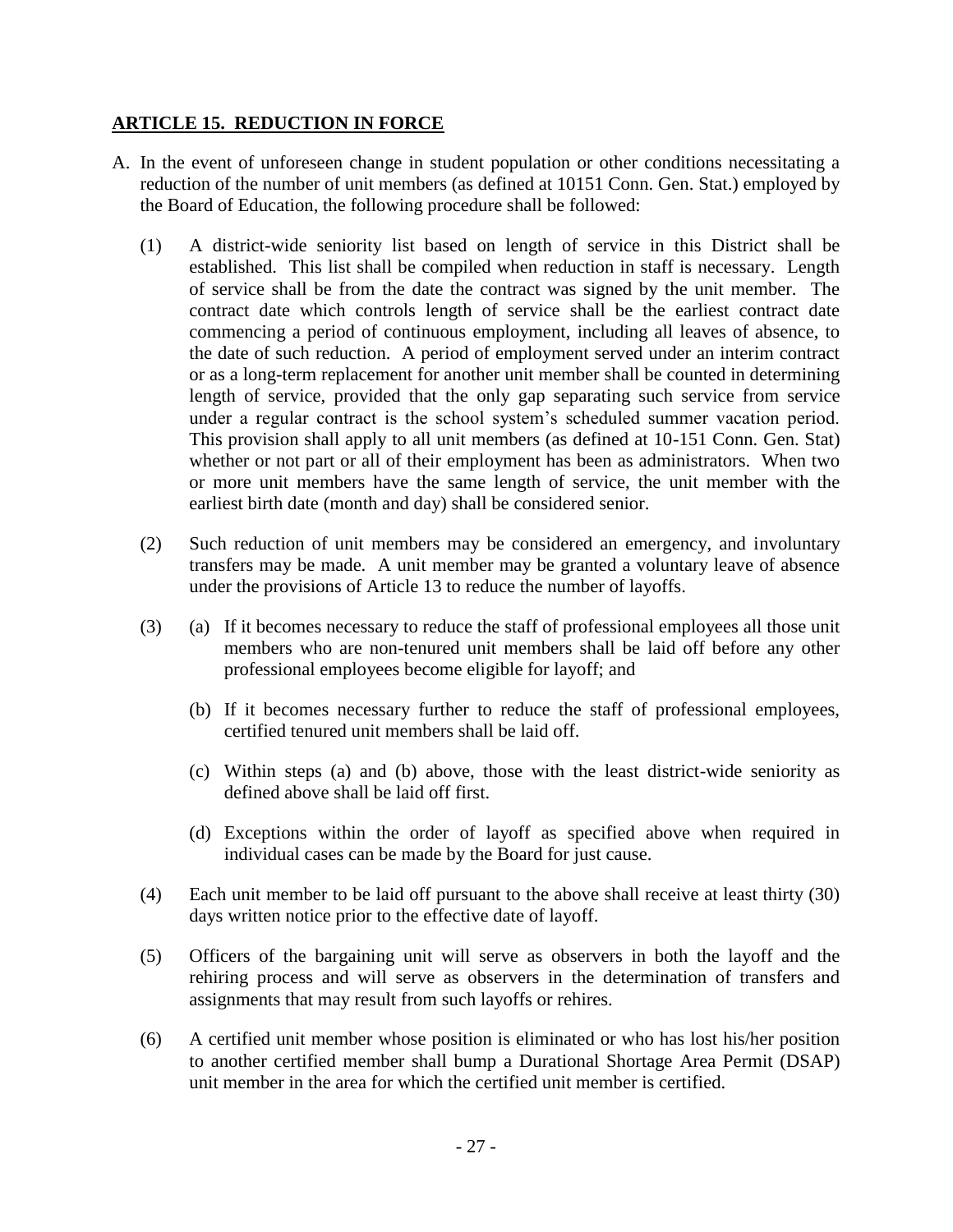## ARTICLE 15. REDUCTION IN FORCE

A. In the event of unforeseen change in student population or other conditions necessitating a reduction of the number of unit members (as defined at 10151 Conn. Gen. Stat.) employed by the Board of Education, the following procedure shall be followed:

   (1) A district-wide seniority list based on length of service in this District shall be established. This list shall be compiled when reduction in staff is necessary. Length of service shall be from the date the contract was signed by the unit member. The contract date which controls length of service shall be the earliest contract date commencing a period of continuous employment, including all leaves of absence, to the date of such reduction. A period of employment served under an interim contract or as a long-term replacement for another unit member shall be counted in determining length of service, provided that the only gap separating such service from service under a regular contract is the school system's scheduled summer vacation period. This provision shall apply to all unit members (as defined at 10-151 Conn. Gen. Stat) whether or not part or all of their employment has been as administrators. When two or more unit members have the same length of service, the unit member with the earliest birth date (month and day) shall be considered senior.

   (2) Such reduction of unit members may be considered an emergency, and involuntary transfers may be made. A unit member may be granted a voluntary leave of absence under the provisions of Article 13 to reduce the number of layoffs.

   (3) (a) If it becomes necessary to reduce the staff of professional employees all those unit members who are non-tenured unit members shall be laid off before any other professional employees become eligible for layoff; and

      (b) If it becomes necessary further to reduce the staff of professional employees, certified tenured unit members shall be laid off.

      (c) Within steps (a) and (b) above, those with the least district-wide seniority as defined above shall be laid off first.

      (d) Exceptions within the order of layoff as specified above when required in individual cases can be made by the Board for just cause.

   (4) Each unit member to be laid off pursuant to the above shall receive at least thirty (30) days written notice prior to the effective date of layoff.

   (5) Officers of the bargaining unit will serve as observers in both the layoff and the rehiring process and will serve as observers in the determination of transfers and assignments that may result from such layoffs or rehires.

   (6) A certified unit member whose position is eliminated or who has lost his/her position to another certified member shall bump a Durational Shortage Area Permit (DSAP) unit member in the area for which the certified unit member is certified.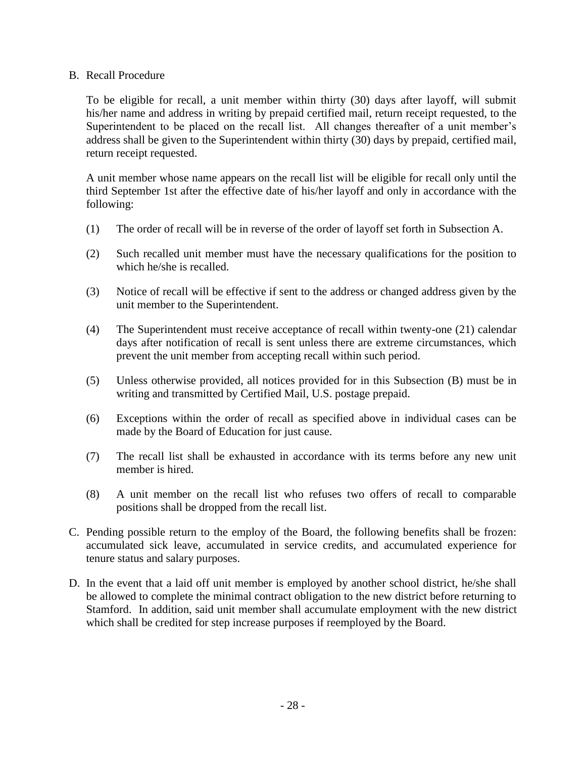B. Recall Procedure

To be eligible for recall, a unit member within thirty (30) days after layoff, will submit his/her name and address in writing by prepaid certified mail, return receipt requested, to the Superintendent to be placed on the recall list. All changes thereafter of a unit member's address shall be given to the Superintendent within thirty (30) days by prepaid, certified mail, return receipt requested.

A unit member whose name appears on the recall list will be eligible for recall only until the third September 1st after the effective date of his/her layoff and only in accordance with the following:

(1) The order of recall will be in reverse of the order of layoff set forth in Subsection A.

(2) Such recalled unit member must have the necessary qualifications for the position to which he/she is recalled.

(3) Notice of recall will be effective if sent to the address or changed address given by the unit member to the Superintendent.

(4) The Superintendent must receive acceptance of recall within twenty-one (21) calendar days after notification of recall is sent unless there are extreme circumstances, which prevent the unit member from accepting recall within such period.

(5) Unless otherwise provided, all notices provided for in this Subsection (B) must be in writing and transmitted by Certified Mail, U.S. postage prepaid.

(6) Exceptions within the order of recall as specified above in individual cases can be made by the Board of Education for just cause.

(7) The recall list shall be exhausted in accordance with its terms before any new unit member is hired.

(8) A unit member on the recall list who refuses two offers of recall to comparable positions shall be dropped from the recall list.

C. Pending possible return to the employ of the Board, the following benefits shall be frozen: accumulated sick leave, accumulated in service credits, and accumulated experience for tenure status and salary purposes.

D. In the event that a laid off unit member is employed by another school district, he/she shall be allowed to complete the minimal contract obligation to the new district before returning to Stamford. In addition, said unit member shall accumulate employment with the new district which shall be credited for step increase purposes if reemployed by the Board.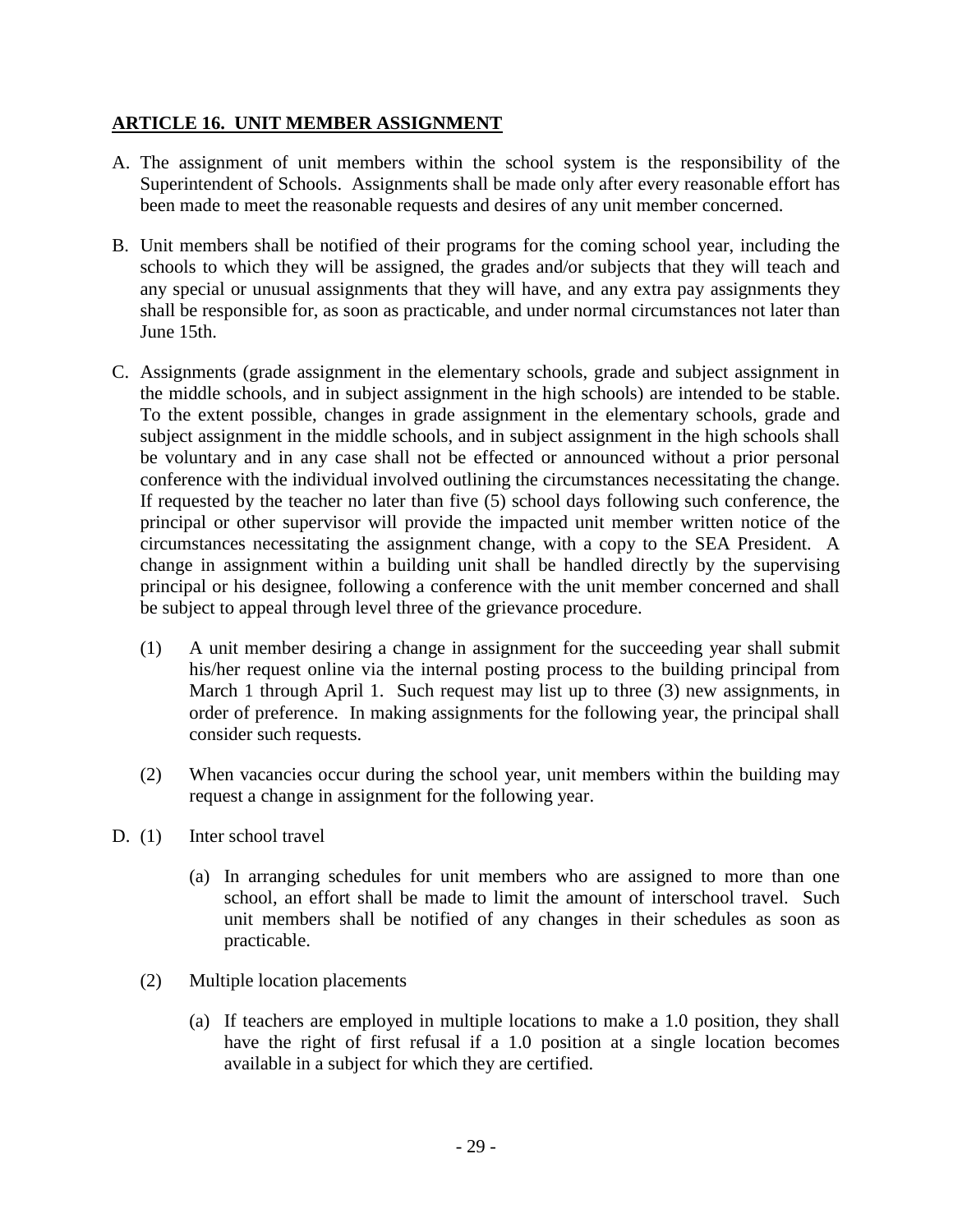## **ARTICLE 16. UNIT MEMBER ASSIGNMENT**

A. The assignment of unit members within the school system is the responsibility of the Superintendent of Schools. Assignments shall be made only after every reasonable effort has been made to meet the reasonable requests and desires of any unit member concerned.

B. Unit members shall be notified of their programs for the coming school year, including the schools to which they will be assigned, the grades and/or subjects that they will teach and any special or unusual assignments that they will have, and any extra pay assignments they shall be responsible for, as soon as practicable, and under normal circumstances not later than June 15th.

C. Assignments (grade assignment in the elementary schools, grade and subject assignment in the middle schools, and in subject assignment in the high schools) are intended to be stable. To the extent possible, changes in grade assignment in the elementary schools, grade and subject assignment in the middle schools, and in subject assignment in the high schools shall be voluntary and in any case shall not be effected or announced without a prior personal conference with the individual involved outlining the circumstances necessitating the change. If requested by the teacher no later than five (5) school days following such conference, the principal or other supervisor will provide the impacted unit member written notice of the circumstances necessitating the assignment change, with a copy to the SEA President. A change in assignment within a building unit shall be handled directly by the supervising principal or his designee, following a conference with the unit member concerned and shall be subject to appeal through level three of the grievance procedure.

   (1) A unit member desiring a change in assignment for the succeeding year shall submit his/her request online via the internal posting process to the building principal from March 1 through April 1. Such request may list up to three (3) new assignments, in order of preference. In making assignments for the following year, the principal shall consider such requests.

   (2) When vacancies occur during the school year, unit members within the building may request a change in assignment for the following year.

D. (1) Inter school travel

   (a) In arranging schedules for unit members who are assigned to more than one school, an effort shall be made to limit the amount of interschool travel. Such unit members shall be notified of any changes in their schedules as soon as practicable.

   (2) Multiple location placements

   (a) If teachers are employed in multiple locations to make a 1.0 position, they shall have the right of first refusal if a 1.0 position at a single location becomes available in a subject for which they are certified.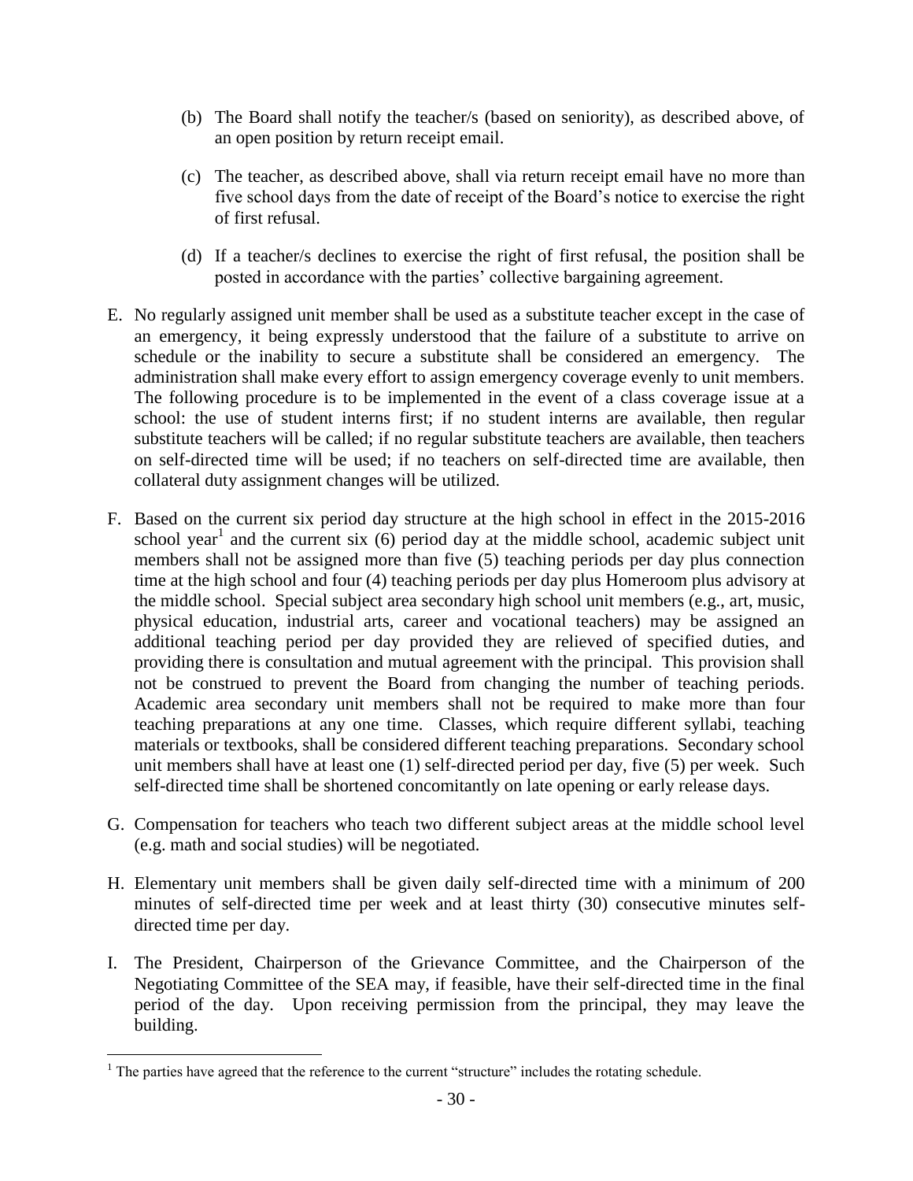(b) The Board shall notify the teacher/s (based on seniority), as described above, of an open position by return receipt email.

(c) The teacher, as described above, shall via return receipt email have no more than five school days from the date of receipt of the Board's notice to exercise the right of first refusal.

(d) If a teacher/s declines to exercise the right of first refusal, the position shall be posted in accordance with the parties' collective bargaining agreement.

E. No regularly assigned unit member shall be used as a substitute teacher except in the case of an emergency, it being expressly understood that the failure of a substitute to arrive on schedule or the inability to secure a substitute shall be considered an emergency. The administration shall make every effort to assign emergency coverage evenly to unit members. The following procedure is to be implemented in the event of a class coverage issue at a school: the use of student interns first; if no student interns are available, then regular substitute teachers will be called; if no regular substitute teachers are available, then teachers on self-directed time will be used; if no teachers on self-directed time are available, then collateral duty assignment changes will be utilized.

F. Based on the current six period day structure at the high school in effect in the 2015-2016 school year[1] and the current six (6) period day at the middle school, academic subject unit members shall not be assigned more than five (5) teaching periods per day plus connection time at the high school and four (4) teaching periods per day plus Homeroom plus advisory at the middle school. Special subject area secondary high school unit members (e.g., art, music, physical education, industrial arts, career and vocational teachers) may be assigned an additional teaching period per day provided they are relieved of specified duties, and providing there is consultation and mutual agreement with the principal. This provision shall not be construed to prevent the Board from changing the number of teaching periods. Academic area secondary unit members shall not be required to make more than four teaching preparations at any one time. Classes, which require different syllabi, teaching materials or textbooks, shall be considered different teaching preparations. Secondary school unit members shall have at least one (1) self-directed period per day, five (5) per week. Such self-directed time shall be shortened concomitantly on late opening or early release days.

G. Compensation for teachers who teach two different subject areas at the middle school level (e.g. math and social studies) will be negotiated.

H. Elementary unit members shall be given daily self-directed time with a minimum of 200 minutes of self-directed time per week and at least thirty (30) consecutive minutes self-directed time per day.

I. The President, Chairperson of the Grievance Committee, and the Chairperson of the Negotiating Committee of the SEA may, if feasible, have their self-directed time in the final period of the day. Upon receiving permission from the principal, they may leave the building.

[1] The parties have agreed that the reference to the current "structure" includes the rotating schedule.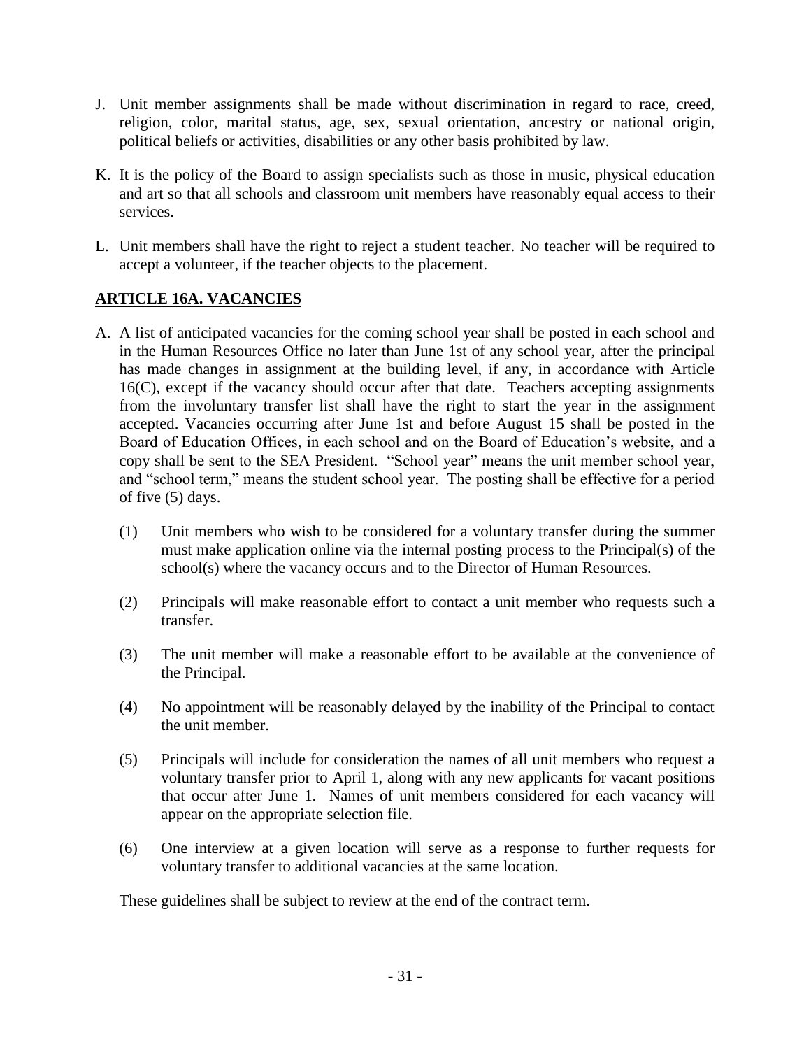J. Unit member assignments shall be made without discrimination in regard to race, creed, religion, color, marital status, age, sex, sexual orientation, ancestry or national origin, political beliefs or activities, disabilities or any other basis prohibited by law.

K. It is the policy of the Board to assign specialists such as those in music, physical education and art so that all schools and classroom unit members have reasonably equal access to their services.

L. Unit members shall have the right to reject a student teacher. No teacher will be required to accept a volunteer, if the teacher objects to the placement.

## ARTICLE 16A. VACANCIES

A. A list of anticipated vacancies for the coming school year shall be posted in each school and in the Human Resources Office no later than June 1st of any school year, after the principal has made changes in assignment at the building level, if any, in accordance with Article 16(C), except if the vacancy should occur after that date. Teachers accepting assignments from the involuntary transfer list shall have the right to start the year in the assignment accepted. Vacancies occurring after June 1st and before August 15 shall be posted in the Board of Education Offices, in each school and on the Board of Education's website, and a copy shall be sent to the SEA President. "School year" means the unit member school year, and "school term," means the student school year. The posting shall be effective for a period of five (5) days.

   (1) Unit members who wish to be considered for a voluntary transfer during the summer must make application online via the internal posting process to the Principal(s) of the school(s) where the vacancy occurs and to the Director of Human Resources.

   (2) Principals will make reasonable effort to contact a unit member who requests such a transfer.

   (3) The unit member will make a reasonable effort to be available at the convenience of the Principal.

   (4) No appointment will be reasonably delayed by the inability of the Principal to contact the unit member.

   (5) Principals will include for consideration the names of all unit members who request a voluntary transfer prior to April 1, along with any new applicants for vacant positions that occur after June 1. Names of unit members considered for each vacancy will appear on the appropriate selection file.

   (6) One interview at a given location will serve as a response to further requests for voluntary transfer to additional vacancies at the same location.

   These guidelines shall be subject to review at the end of the contract term.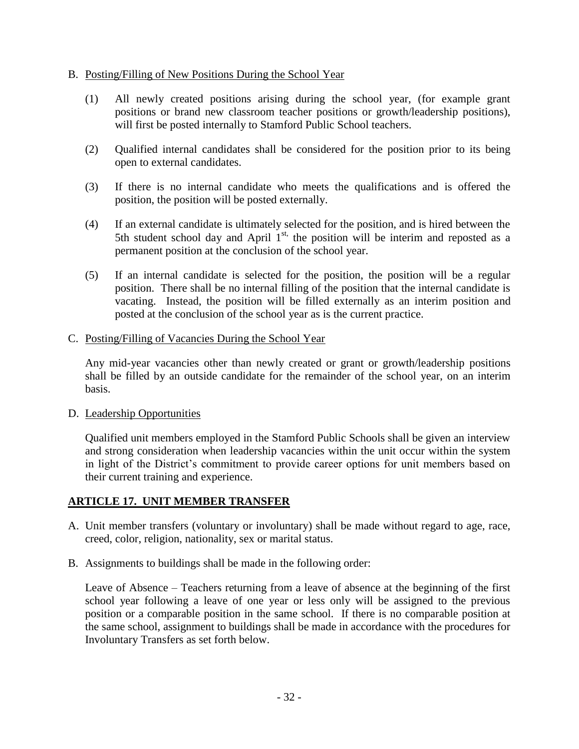B. Posting/Filling of New Positions During the School Year

(1) All newly created positions arising during the school year, (for example grant positions or brand new classroom teacher positions or growth/leadership positions), will first be posted internally to Stamford Public School teachers.

(2) Qualified internal candidates shall be considered for the position prior to its being open to external candidates.

(3) If there is no internal candidate who meets the qualifications and is offered the position, the position will be posted externally.

(4) If an external candidate is ultimately selected for the position, and is hired between the 5th student school day and April 1st, the position will be interim and reposted as a permanent position at the conclusion of the school year.

(5) If an internal candidate is selected for the position, the position will be a regular position. There shall be no internal filling of the position that the internal candidate is vacating. Instead, the position will be filled externally as an interim position and posted at the conclusion of the school year as is the current practice.

C. Posting/Filling of Vacancies During the School Year

Any mid-year vacancies other than newly created or grant or growth/leadership positions shall be filled by an outside candidate for the remainder of the school year, on an interim basis.

D. Leadership Opportunities

Qualified unit members employed in the Stamford Public Schools shall be given an interview and strong consideration when leadership vacancies within the unit occur within the system in light of the District's commitment to provide career options for unit members based on their current training and experience.

## ARTICLE 17. UNIT MEMBER TRANSFER

A. Unit member transfers (voluntary or involuntary) shall be made without regard to age, race, creed, color, religion, nationality, sex or marital status.

B. Assignments to buildings shall be made in the following order:

Leave of Absence – Teachers returning from a leave of absence at the beginning of the first school year following a leave of one year or less only will be assigned to the previous position or a comparable position in the same school. If there is no comparable position at the same school, assignment to buildings shall be made in accordance with the procedures for Involuntary Transfers as set forth below.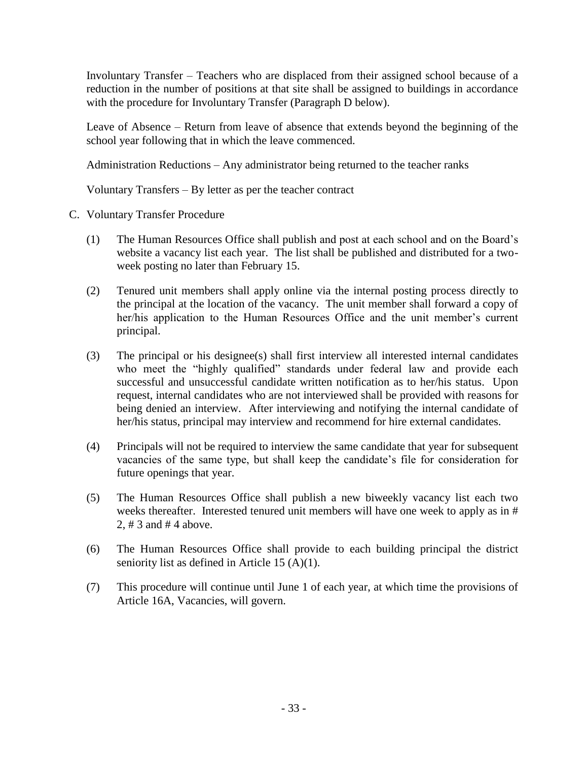Involuntary Transfer – Teachers who are displaced from their assigned school because of a reduction in the number of positions at that site shall be assigned to buildings in accordance with the procedure for Involuntary Transfer (Paragraph D below).

Leave of Absence – Return from leave of absence that extends beyond the beginning of the school year following that in which the leave commenced.

Administration Reductions – Any administrator being returned to the teacher ranks

Voluntary Transfers – By letter as per the teacher contract

C. Voluntary Transfer Procedure

   (1) The Human Resources Office shall publish and post at each school and on the Board's website a vacancy list each year. The list shall be published and distributed for a two-week posting no later than February 15.

   (2) Tenured unit members shall apply online via the internal posting process directly to the principal at the location of the vacancy. The unit member shall forward a copy of her/his application to the Human Resources Office and the unit member's current principal.

   (3) The principal or his designee(s) shall first interview all interested internal candidates who meet the "highly qualified" standards under federal law and provide each successful and unsuccessful candidate written notification as to her/his status. Upon request, internal candidates who are not interviewed shall be provided with reasons for being denied an interview. After interviewing and notifying the internal candidate of her/his status, principal may interview and recommend for hire external candidates.

   (4) Principals will not be required to interview the same candidate that year for subsequent vacancies of the same type, but shall keep the candidate's file for consideration for future openings that year.

   (5) The Human Resources Office shall publish a new biweekly vacancy list each two weeks thereafter. Interested tenured unit members will have one week to apply as in # 2, # 3 and # 4 above.

   (6) The Human Resources Office shall provide to each building principal the district seniority list as defined in Article 15 (A)(1).

   (7) This procedure will continue until June 1 of each year, at which time the provisions of Article 16A, Vacancies, will govern.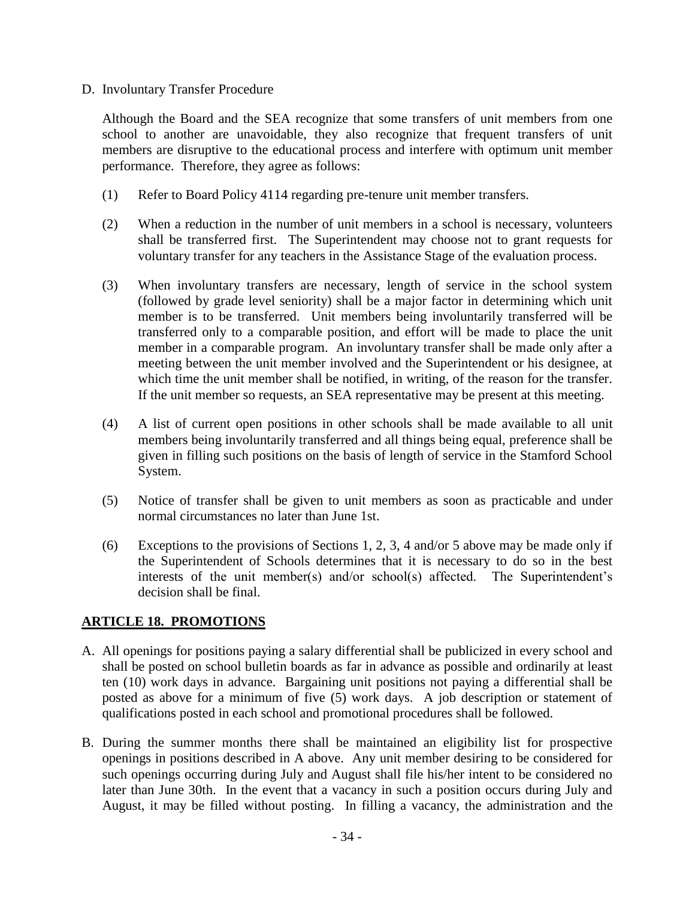D. Involuntary Transfer Procedure

Although the Board and the SEA recognize that some transfers of unit members from one school to another are unavoidable, they also recognize that frequent transfers of unit members are disruptive to the educational process and interfere with optimum unit member performance. Therefore, they agree as follows:

(1) Refer to Board Policy 4114 regarding pre-tenure unit member transfers.

(2) When a reduction in the number of unit members in a school is necessary, volunteers shall be transferred first. The Superintendent may choose not to grant requests for voluntary transfer for any teachers in the Assistance Stage of the evaluation process.

(3) When involuntary transfers are necessary, length of service in the school system (followed by grade level seniority) shall be a major factor in determining which unit member is to be transferred. Unit members being involuntarily transferred will be transferred only to a comparable position, and effort will be made to place the unit member in a comparable program. An involuntary transfer shall be made only after a meeting between the unit member involved and the Superintendent or his designee, at which time the unit member shall be notified, in writing, of the reason for the transfer. If the unit member so requests, an SEA representative may be present at this meeting.

(4) A list of current open positions in other schools shall be made available to all unit members being involuntarily transferred and all things being equal, preference shall be given in filling such positions on the basis of length of service in the Stamford School System.

(5) Notice of transfer shall be given to unit members as soon as practicable and under normal circumstances no later than June 1st.

(6) Exceptions to the provisions of Sections 1, 2, 3, 4 and/or 5 above may be made only if the Superintendent of Schools determines that it is necessary to do so in the best interests of the unit member(s) and/or school(s) affected. The Superintendent's decision shall be final.

## ARTICLE 18. PROMOTIONS

A. All openings for positions paying a salary differential shall be publicized in every school and shall be posted on school bulletin boards as far in advance as possible and ordinarily at least ten (10) work days in advance. Bargaining unit positions not paying a differential shall be posted as above for a minimum of five (5) work days. A job description or statement of qualifications posted in each school and promotional procedures shall be followed.

B. During the summer months there shall be maintained an eligibility list for prospective openings in positions described in A above. Any unit member desiring to be considered for such openings occurring during July and August shall file his/her intent to be considered no later than June 30th. In the event that a vacancy in such a position occurs during July and August, it may be filled without posting. In filling a vacancy, the administration and the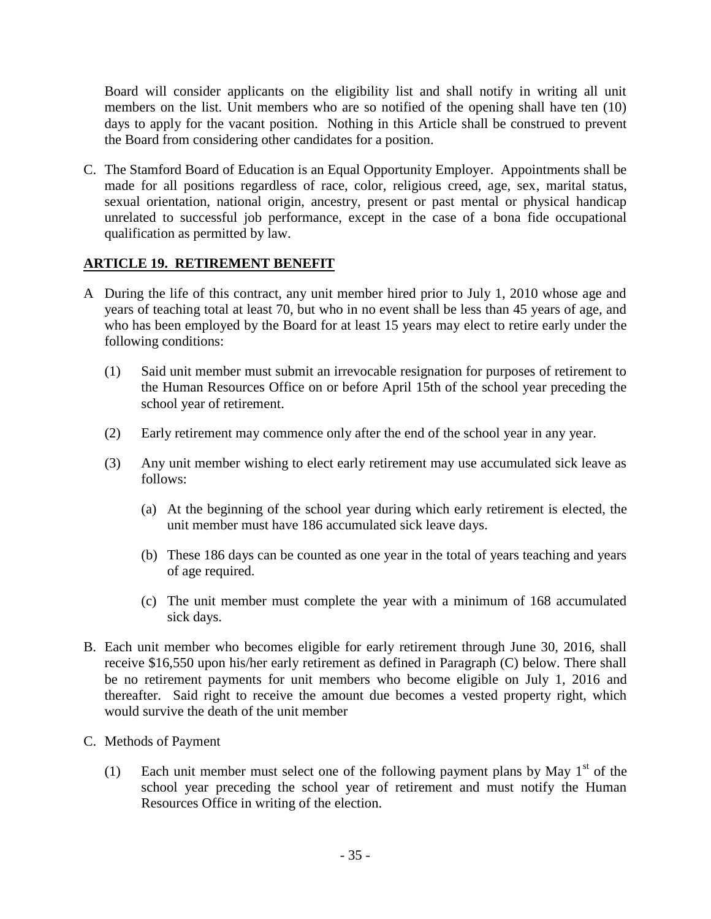Board will consider applicants on the eligibility list and shall notify in writing all unit members on the list. Unit members who are so notified of the opening shall have ten (10) days to apply for the vacant position. Nothing in this Article shall be construed to prevent the Board from considering other candidates for a position.

C. The Stamford Board of Education is an Equal Opportunity Employer. Appointments shall be made for all positions regardless of race, color, religious creed, age, sex, marital status, sexual orientation, national origin, ancestry, present or past mental or physical handicap unrelated to successful job performance, except in the case of a bona fide occupational qualification as permitted by law.

## ARTICLE 19. RETIREMENT BENEFIT

A During the life of this contract, any unit member hired prior to July 1, 2010 whose age and years of teaching total at least 70, but who in no event shall be less than 45 years of age, and who has been employed by the Board for at least 15 years may elect to retire early under the following conditions:

(1) Said unit member must submit an irrevocable resignation for purposes of retirement to the Human Resources Office on or before April 15th of the school year preceding the school year of retirement.

(2) Early retirement may commence only after the end of the school year in any year.

(3) Any unit member wishing to elect early retirement may use accumulated sick leave as follows:

(a) At the beginning of the school year during which early retirement is elected, the unit member must have 186 accumulated sick leave days.

(b) These 186 days can be counted as one year in the total of years teaching and years of age required.

(c) The unit member must complete the year with a minimum of 168 accumulated sick days.

B. Each unit member who becomes eligible for early retirement through June 30, 2016, shall receive $16,550 upon his/her early retirement as defined in Paragraph (C) below. There shall be no retirement payments for unit members who become eligible on July 1, 2016 and thereafter. Said right to receive the amount due becomes a vested property right, which would survive the death of the unit member

C. Methods of Payment

(1) Each unit member must select one of the following payment plans by May 1st of the school year preceding the school year of retirement and must notify the Human Resources Office in writing of the election.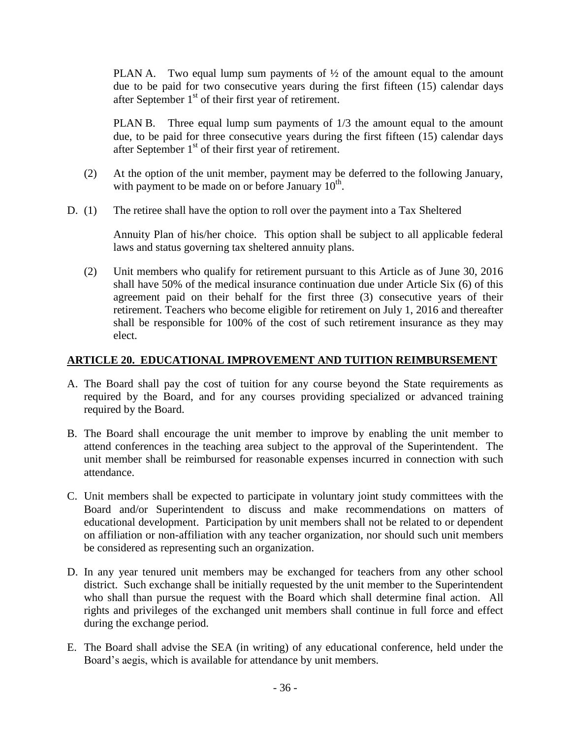PLAN A. Two equal lump sum payments of ½ of the amount equal to the amount due to be paid for two consecutive years during the first fifteen (15) calendar days after September 1st of their first year of retirement.

PLAN B. Three equal lump sum payments of 1/3 the amount equal to the amount due, to be paid for three consecutive years during the first fifteen (15) calendar days after September 1st of their first year of retirement.

(2) At the option of the unit member, payment may be deferred to the following January, with payment to be made on or before January 10th.

D. (1) The retiree shall have the option to roll over the payment into a Tax Sheltered

Annuity Plan of his/her choice. This option shall be subject to all applicable federal laws and status governing tax sheltered annuity plans.

(2) Unit members who qualify for retirement pursuant to this Article as of June 30, 2016 shall have 50% of the medical insurance continuation due under Article Six (6) of this agreement paid on their behalf for the first three (3) consecutive years of their retirement. Teachers who become eligible for retirement on July 1, 2016 and thereafter shall be responsible for 100% of the cost of such retirement insurance as they may elect.

## ARTICLE 20. EDUCATIONAL IMPROVEMENT AND TUITION REIMBURSEMENT

A. The Board shall pay the cost of tuition for any course beyond the State requirements as required by the Board, and for any courses providing specialized or advanced training required by the Board.

B. The Board shall encourage the unit member to improve by enabling the unit member to attend conferences in the teaching area subject to the approval of the Superintendent. The unit member shall be reimbursed for reasonable expenses incurred in connection with such attendance.

C. Unit members shall be expected to participate in voluntary joint study committees with the Board and/or Superintendent to discuss and make recommendations on matters of educational development. Participation by unit members shall not be related to or dependent on affiliation or non-affiliation with any teacher organization, nor should such unit members be considered as representing such an organization.

D. In any year tenured unit members may be exchanged for teachers from any other school district. Such exchange shall be initially requested by the unit member to the Superintendent who shall than pursue the request with the Board which shall determine final action. All rights and privileges of the exchanged unit members shall continue in full force and effect during the exchange period.

E. The Board shall advise the SEA (in writing) of any educational conference, held under the Board's aegis, which is available for attendance by unit members.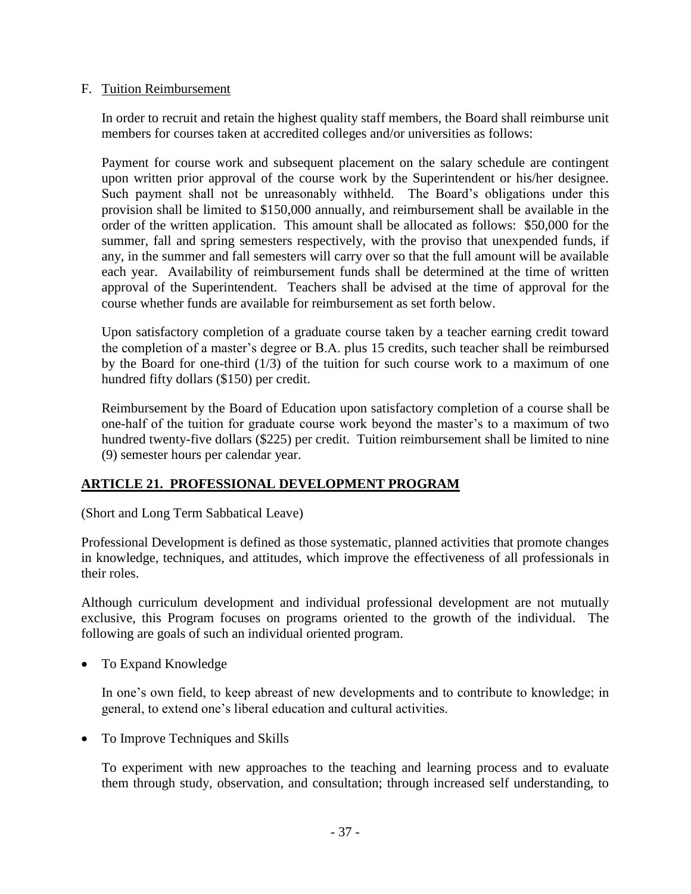F. Tuition Reimbursement

In order to recruit and retain the highest quality staff members, the Board shall reimburse unit members for courses taken at accredited colleges and/or universities as follows:

Payment for course work and subsequent placement on the salary schedule are contingent upon written prior approval of the course work by the Superintendent or his/her designee. Such payment shall not be unreasonably withheld. The Board's obligations under this provision shall be limited to \$150,000 annually, and reimbursement shall be available in the order of the written application. This amount shall be allocated as follows: \$50,000 for the summer, fall and spring semesters respectively, with the proviso that unexpended funds, if any, in the summer and fall semesters will carry over so that the full amount will be available each year. Availability of reimbursement funds shall be determined at the time of written approval of the Superintendent. Teachers shall be advised at the time of approval for the course whether funds are available for reimbursement as set forth below.

Upon satisfactory completion of a graduate course taken by a teacher earning credit toward the completion of a master's degree or B.A. plus 15 credits, such teacher shall be reimbursed by the Board for one-third (1/3) of the tuition for such course work to a maximum of one hundred fifty dollars (\$150) per credit.

Reimbursement by the Board of Education upon satisfactory completion of a course shall be one-half of the tuition for graduate course work beyond the master's to a maximum of two hundred twenty-five dollars (\$225) per credit. Tuition reimbursement shall be limited to nine (9) semester hours per calendar year.

## ARTICLE 21. PROFESSIONAL DEVELOPMENT PROGRAM

(Short and Long Term Sabbatical Leave)

Professional Development is defined as those systematic, planned activities that promote changes in knowledge, techniques, and attitudes, which improve the effectiveness of all professionals in their roles.

Although curriculum development and individual professional development are not mutually exclusive, this Program focuses on programs oriented to the growth of the individual. The following are goals of such an individual oriented program.

- To Expand Knowledge

  In one's own field, to keep abreast of new developments and to contribute to knowledge; in general, to extend one's liberal education and cultural activities.

- To Improve Techniques and Skills

  To experiment with new approaches to the teaching and learning process and to evaluate them through study, observation, and consultation; through increased self understanding, to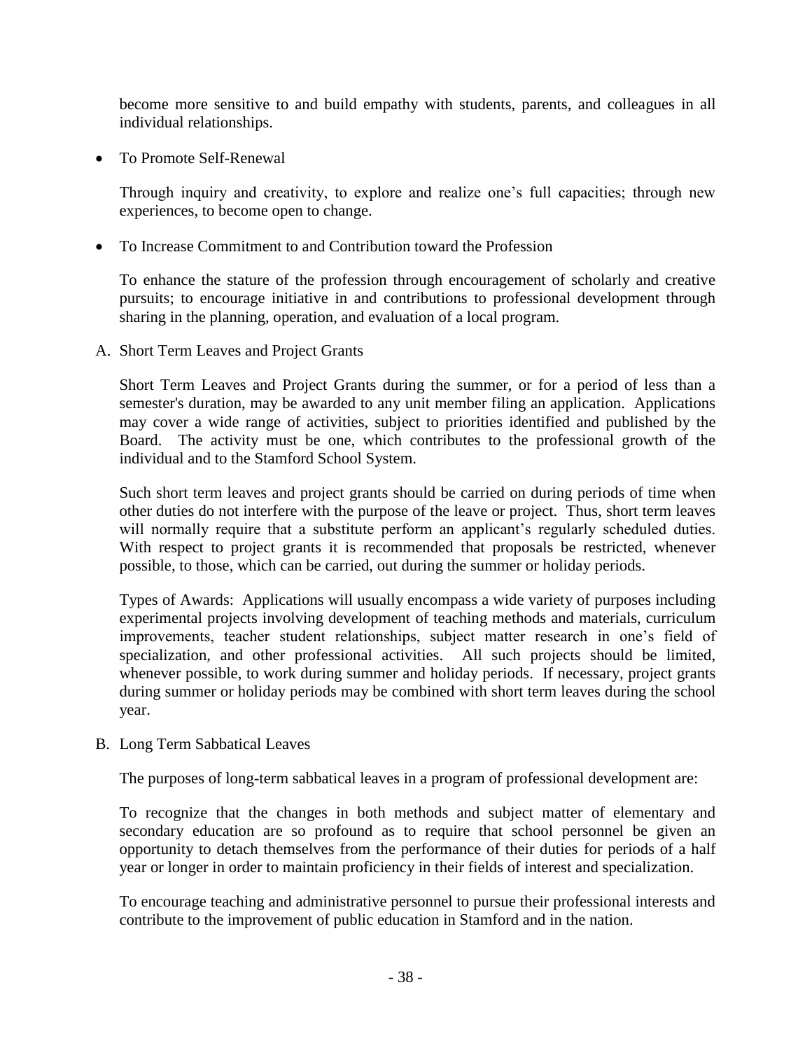become more sensitive to and build empathy with students, parents, and colleagues in all individual relationships.

- To Promote Self-Renewal

  Through inquiry and creativity, to explore and realize one's full capacities; through new experiences, to become open to change.

- To Increase Commitment to and Contribution toward the Profession

  To enhance the stature of the profession through encouragement of scholarly and creative pursuits; to encourage initiative in and contributions to professional development through sharing in the planning, operation, and evaluation of a local program.

A. Short Term Leaves and Project Grants

Short Term Leaves and Project Grants during the summer, or for a period of less than a semester's duration, may be awarded to any unit member filing an application. Applications may cover a wide range of activities, subject to priorities identified and published by the Board. The activity must be one, which contributes to the professional growth of the individual and to the Stamford School System.

Such short term leaves and project grants should be carried on during periods of time when other duties do not interfere with the purpose of the leave or project. Thus, short term leaves will normally require that a substitute perform an applicant's regularly scheduled duties. With respect to project grants it is recommended that proposals be restricted, whenever possible, to those, which can be carried, out during the summer or holiday periods.

Types of Awards: Applications will usually encompass a wide variety of purposes including experimental projects involving development of teaching methods and materials, curriculum improvements, teacher student relationships, subject matter research in one's field of specialization, and other professional activities. All such projects should be limited, whenever possible, to work during summer and holiday periods. If necessary, project grants during summer or holiday periods may be combined with short term leaves during the school year.

B. Long Term Sabbatical Leaves

The purposes of long-term sabbatical leaves in a program of professional development are:

To recognize that the changes in both methods and subject matter of elementary and secondary education are so profound as to require that school personnel be given an opportunity to detach themselves from the performance of their duties for periods of a half year or longer in order to maintain proficiency in their fields of interest and specialization.

To encourage teaching and administrative personnel to pursue their professional interests and contribute to the improvement of public education in Stamford and in the nation.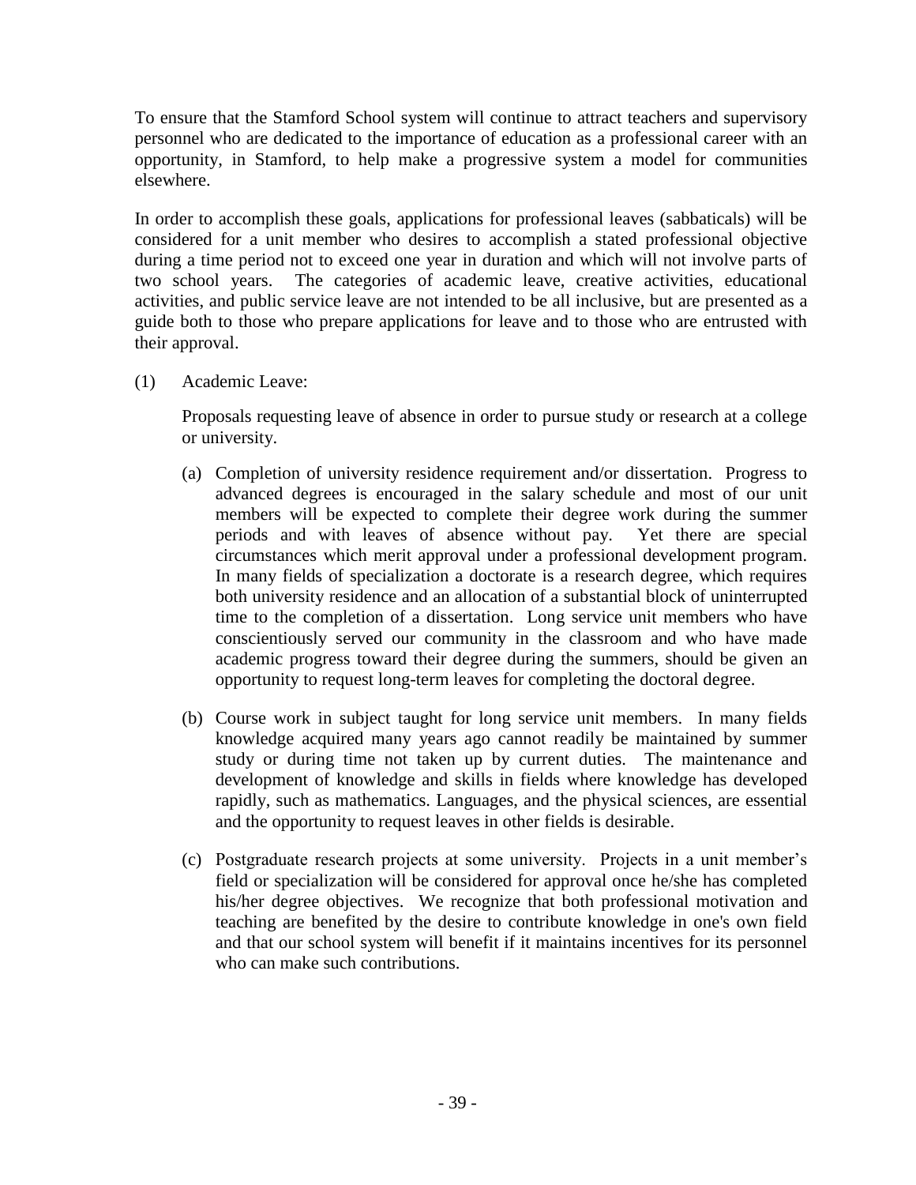To ensure that the Stamford School system will continue to attract teachers and supervisory personnel who are dedicated to the importance of education as a professional career with an opportunity, in Stamford, to help make a progressive system a model for communities elsewhere.

In order to accomplish these goals, applications for professional leaves (sabbaticals) will be considered for a unit member who desires to accomplish a stated professional objective during a time period not to exceed one year in duration and which will not involve parts of two school years. The categories of academic leave, creative activities, educational activities, and public service leave are not intended to be all inclusive, but are presented as a guide both to those who prepare applications for leave and to those who are entrusted with their approval.

(1) Academic Leave:

Proposals requesting leave of absence in order to pursue study or research at a college or university.

(a) Completion of university residence requirement and/or dissertation. Progress to advanced degrees is encouraged in the salary schedule and most of our unit members will be expected to complete their degree work during the summer periods and with leaves of absence without pay. Yet there are special circumstances which merit approval under a professional development program. In many fields of specialization a doctorate is a research degree, which requires both university residence and an allocation of a substantial block of uninterrupted time to the completion of a dissertation. Long service unit members who have conscientiously served our community in the classroom and who have made academic progress toward their degree during the summers, should be given an opportunity to request long-term leaves for completing the doctoral degree.

(b) Course work in subject taught for long service unit members. In many fields knowledge acquired many years ago cannot readily be maintained by summer study or during time not taken up by current duties. The maintenance and development of knowledge and skills in fields where knowledge has developed rapidly, such as mathematics. Languages, and the physical sciences, are essential and the opportunity to request leaves in other fields is desirable.

(c) Postgraduate research projects at some university. Projects in a unit member's field or specialization will be considered for approval once he/she has completed his/her degree objectives. We recognize that both professional motivation and teaching are benefited by the desire to contribute knowledge in one's own field and that our school system will benefit if it maintains incentives for its personnel who can make such contributions.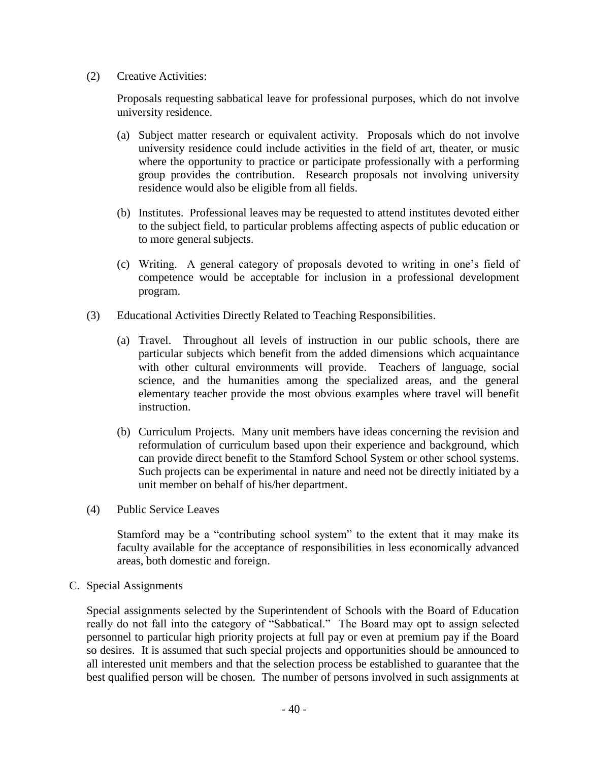(2) Creative Activities:

Proposals requesting sabbatical leave for professional purposes, which do not involve university residence.

(a) Subject matter research or equivalent activity. Proposals which do not involve university residence could include activities in the field of art, theater, or music where the opportunity to practice or participate professionally with a performing group provides the contribution. Research proposals not involving university residence would also be eligible from all fields.

(b) Institutes. Professional leaves may be requested to attend institutes devoted either to the subject field, to particular problems affecting aspects of public education or to more general subjects.

(c) Writing. A general category of proposals devoted to writing in one's field of competence would be acceptable for inclusion in a professional development program.

(3) Educational Activities Directly Related to Teaching Responsibilities.

(a) Travel. Throughout all levels of instruction in our public schools, there are particular subjects which benefit from the added dimensions which acquaintance with other cultural environments will provide. Teachers of language, social science, and the humanities among the specialized areas, and the general elementary teacher provide the most obvious examples where travel will benefit instruction.

(b) Curriculum Projects. Many unit members have ideas concerning the revision and reformulation of curriculum based upon their experience and background, which can provide direct benefit to the Stamford School System or other school systems. Such projects can be experimental in nature and need not be directly initiated by a unit member on behalf of his/her department.

(4) Public Service Leaves

Stamford may be a "contributing school system" to the extent that it may make its faculty available for the acceptance of responsibilities in less economically advanced areas, both domestic and foreign.

C. Special Assignments

Special assignments selected by the Superintendent of Schools with the Board of Education really do not fall into the category of "Sabbatical." The Board may opt to assign selected personnel to particular high priority projects at full pay or even at premium pay if the Board so desires. It is assumed that such special projects and opportunities should be announced to all interested unit members and that the selection process be established to guarantee that the best qualified person will be chosen. The number of persons involved in such assignments at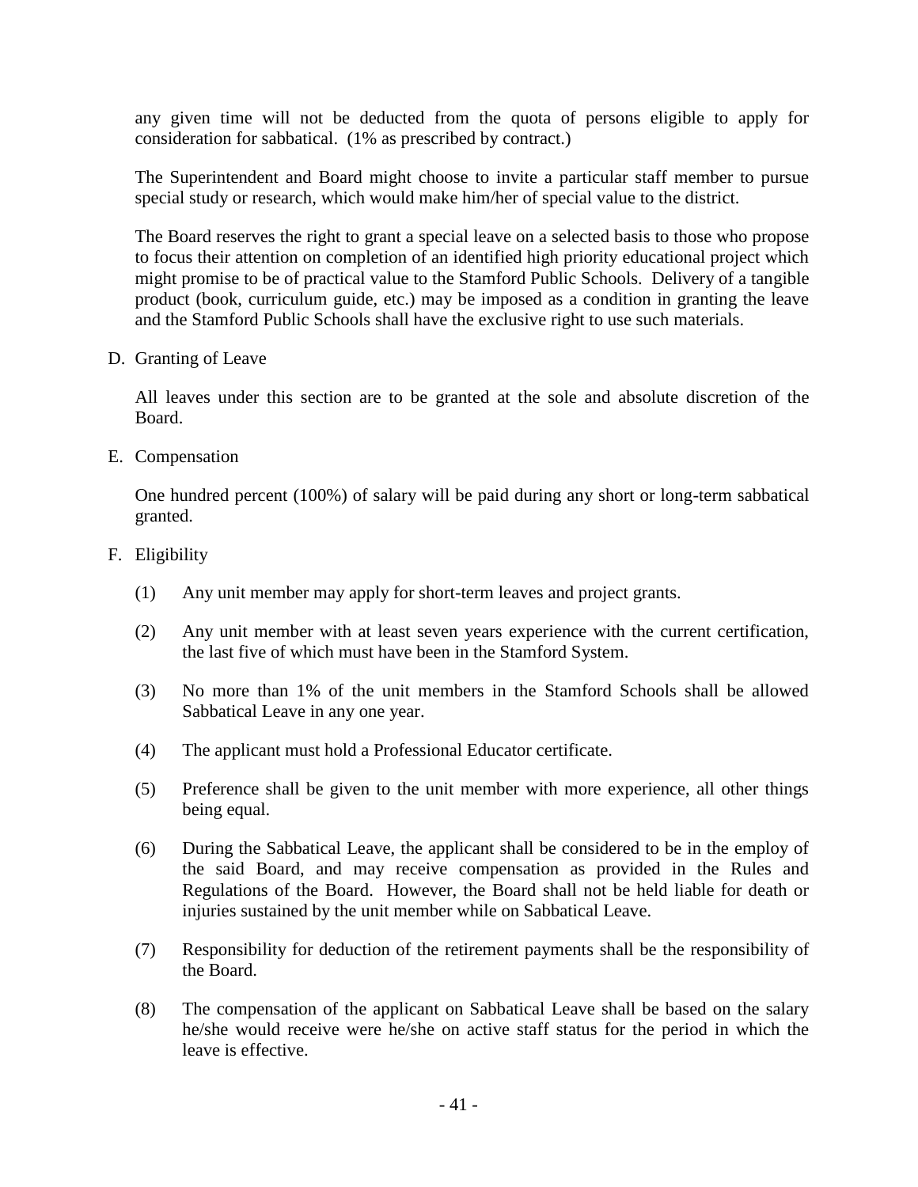any given time will not be deducted from the quota of persons eligible to apply for consideration for sabbatical. (1% as prescribed by contract.)

The Superintendent and Board might choose to invite a particular staff member to pursue special study or research, which would make him/her of special value to the district.

The Board reserves the right to grant a special leave on a selected basis to those who propose to focus their attention on completion of an identified high priority educational project which might promise to be of practical value to the Stamford Public Schools. Delivery of a tangible product (book, curriculum guide, etc.) may be imposed as a condition in granting the leave and the Stamford Public Schools shall have the exclusive right to use such materials.

D. Granting of Leave

All leaves under this section are to be granted at the sole and absolute discretion of the Board.

E. Compensation

One hundred percent (100%) of salary will be paid during any short or long-term sabbatical granted.

F. Eligibility

(1) Any unit member may apply for short-term leaves and project grants.

(2) Any unit member with at least seven years experience with the current certification, the last five of which must have been in the Stamford System.

(3) No more than 1% of the unit members in the Stamford Schools shall be allowed Sabbatical Leave in any one year.

(4) The applicant must hold a Professional Educator certificate.

(5) Preference shall be given to the unit member with more experience, all other things being equal.

(6) During the Sabbatical Leave, the applicant shall be considered to be in the employ of the said Board, and may receive compensation as provided in the Rules and Regulations of the Board. However, the Board shall not be held liable for death or injuries sustained by the unit member while on Sabbatical Leave.

(7) Responsibility for deduction of the retirement payments shall be the responsibility of the Board.

(8) The compensation of the applicant on Sabbatical Leave shall be based on the salary he/she would receive were he/she on active staff status for the period in which the leave is effective.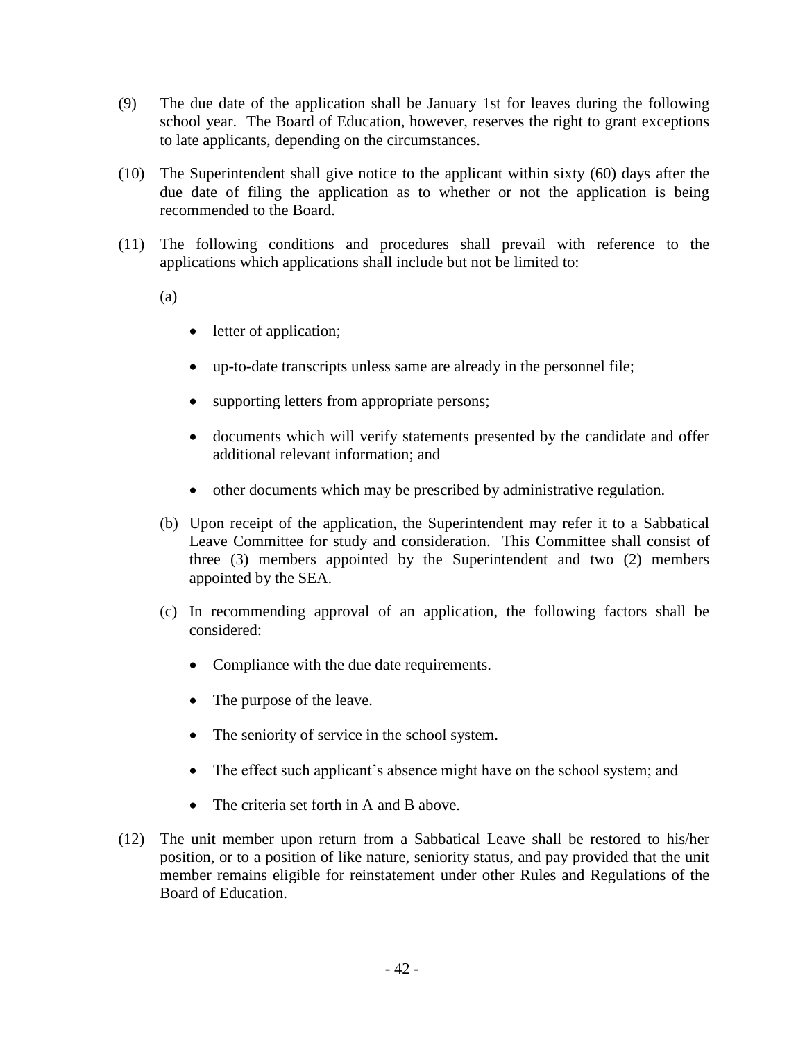(9) The due date of the application shall be January 1st for leaves during the following school year. The Board of Education, however, reserves the right to grant exceptions to late applicants, depending on the circumstances.

(10) The Superintendent shall give notice to the applicant within sixty (60) days after the due date of filing the application as to whether or not the application is being recommended to the Board.

(11) The following conditions and procedures shall prevail with reference to the applications which applications shall include but not be limited to:

(a)

- letter of application;
- up-to-date transcripts unless same are already in the personnel file;
- supporting letters from appropriate persons;
- documents which will verify statements presented by the candidate and offer additional relevant information; and
- other documents which may be prescribed by administrative regulation.

(b) Upon receipt of the application, the Superintendent may refer it to a Sabbatical Leave Committee for study and consideration. This Committee shall consist of three (3) members appointed by the Superintendent and two (2) members appointed by the SEA.

(c) In recommending approval of an application, the following factors shall be considered:

- Compliance with the due date requirements.
- The purpose of the leave.
- The seniority of service in the school system.
- The effect such applicant's absence might have on the school system; and
- The criteria set forth in A and B above.

(12) The unit member upon return from a Sabbatical Leave shall be restored to his/her position, or to a position of like nature, seniority status, and pay provided that the unit member remains eligible for reinstatement under other Rules and Regulations of the Board of Education.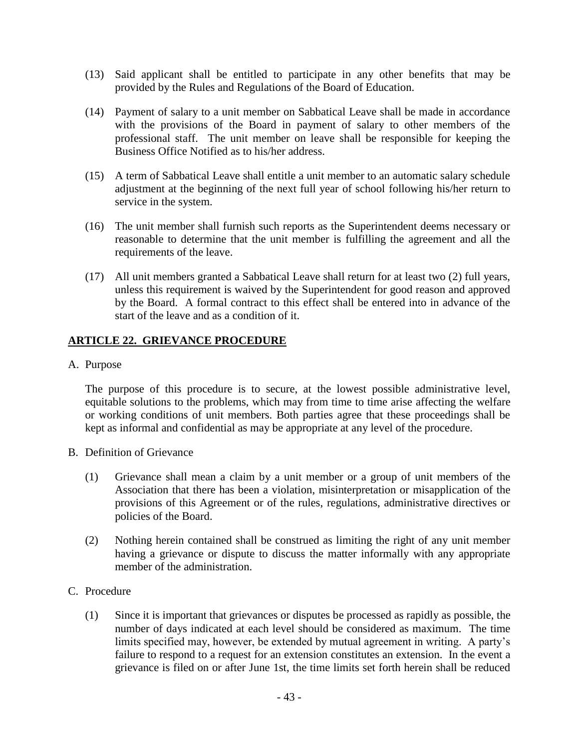(13) Said applicant shall be entitled to participate in any other benefits that may be provided by the Rules and Regulations of the Board of Education.

(14) Payment of salary to a unit member on Sabbatical Leave shall be made in accordance with the provisions of the Board in payment of salary to other members of the professional staff. The unit member on leave shall be responsible for keeping the Business Office Notified as to his/her address.

(15) A term of Sabbatical Leave shall entitle a unit member to an automatic salary schedule adjustment at the beginning of the next full year of school following his/her return to service in the system.

(16) The unit member shall furnish such reports as the Superintendent deems necessary or reasonable to determine that the unit member is fulfilling the agreement and all the requirements of the leave.

(17) All unit members granted a Sabbatical Leave shall return for at least two (2) full years, unless this requirement is waived by the Superintendent for good reason and approved by the Board. A formal contract to this effect shall be entered into in advance of the start of the leave and as a condition of it.

## ARTICLE 22. GRIEVANCE PROCEDURE

A. Purpose

The purpose of this procedure is to secure, at the lowest possible administrative level, equitable solutions to the problems, which may from time to time arise affecting the welfare or working conditions of unit members. Both parties agree that these proceedings shall be kept as informal and confidential as may be appropriate at any level of the procedure.

B. Definition of Grievance

(1) Grievance shall mean a claim by a unit member or a group of unit members of the Association that there has been a violation, misinterpretation or misapplication of the provisions of this Agreement or of the rules, regulations, administrative directives or policies of the Board.

(2) Nothing herein contained shall be construed as limiting the right of any unit member having a grievance or dispute to discuss the matter informally with any appropriate member of the administration.

C. Procedure

(1) Since it is important that grievances or disputes be processed as rapidly as possible, the number of days indicated at each level should be considered as maximum. The time limits specified may, however, be extended by mutual agreement in writing. A party's failure to respond to a request for an extension constitutes an extension. In the event a grievance is filed on or after June 1st, the time limits set forth herein shall be reduced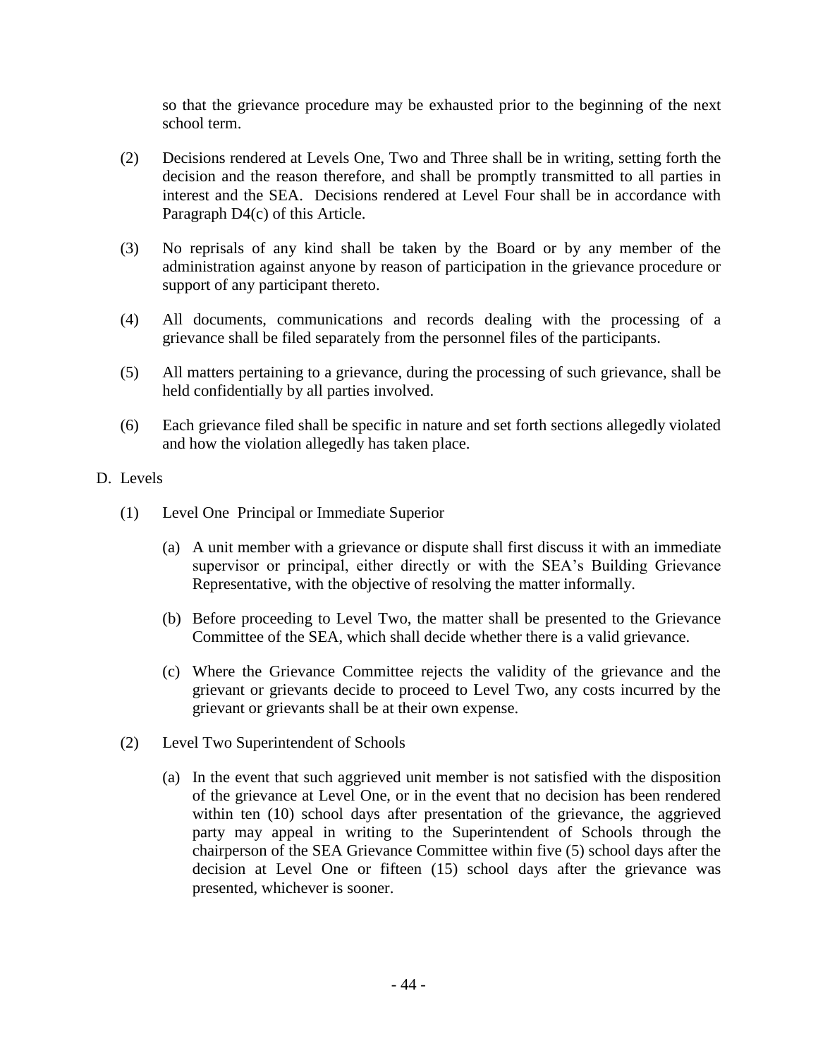so that the grievance procedure may be exhausted prior to the beginning of the next school term.

(2) Decisions rendered at Levels One, Two and Three shall be in writing, setting forth the decision and the reason therefore, and shall be promptly transmitted to all parties in interest and the SEA. Decisions rendered at Level Four shall be in accordance with Paragraph D4(c) of this Article.

(3) No reprisals of any kind shall be taken by the Board or by any member of the administration against anyone by reason of participation in the grievance procedure or support of any participant thereto.

(4) All documents, communications and records dealing with the processing of a grievance shall be filed separately from the personnel files of the participants.

(5) All matters pertaining to a grievance, during the processing of such grievance, shall be held confidentially by all parties involved.

(6) Each grievance filed shall be specific in nature and set forth sections allegedly violated and how the violation allegedly has taken place.

D. Levels

(1) Level One Principal or Immediate Superior

(a) A unit member with a grievance or dispute shall first discuss it with an immediate supervisor or principal, either directly or with the SEA's Building Grievance Representative, with the objective of resolving the matter informally.

(b) Before proceeding to Level Two, the matter shall be presented to the Grievance Committee of the SEA, which shall decide whether there is a valid grievance.

(c) Where the Grievance Committee rejects the validity of the grievance and the grievant or grievants decide to proceed to Level Two, any costs incurred by the grievant or grievants shall be at their own expense.

(2) Level Two Superintendent of Schools

(a) In the event that such aggrieved unit member is not satisfied with the disposition of the grievance at Level One, or in the event that no decision has been rendered within ten (10) school days after presentation of the grievance, the aggrieved party may appeal in writing to the Superintendent of Schools through the chairperson of the SEA Grievance Committee within five (5) school days after the decision at Level One or fifteen (15) school days after the grievance was presented, whichever is sooner.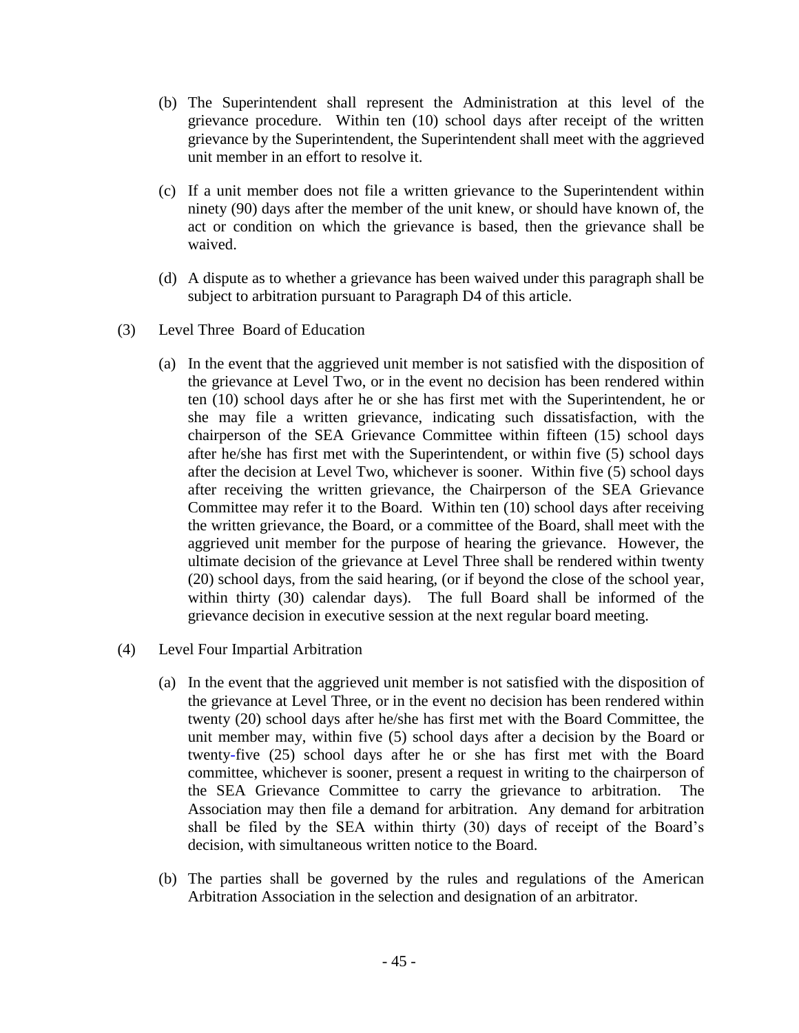(b) The Superintendent shall represent the Administration at this level of the grievance procedure. Within ten (10) school days after receipt of the written grievance by the Superintendent, the Superintendent shall meet with the aggrieved unit member in an effort to resolve it.

(c) If a unit member does not file a written grievance to the Superintendent within ninety (90) days after the member of the unit knew, or should have known of, the act or condition on which the grievance is based, then the grievance shall be waived.

(d) A dispute as to whether a grievance has been waived under this paragraph shall be subject to arbitration pursuant to Paragraph D4 of this article.

(3) Level Three Board of Education

(a) In the event that the aggrieved unit member is not satisfied with the disposition of the grievance at Level Two, or in the event no decision has been rendered within ten (10) school days after he or she has first met with the Superintendent, he or she may file a written grievance, indicating such dissatisfaction, with the chairperson of the SEA Grievance Committee within fifteen (15) school days after he/she has first met with the Superintendent, or within five (5) school days after the decision at Level Two, whichever is sooner. Within five (5) school days after receiving the written grievance, the Chairperson of the SEA Grievance Committee may refer it to the Board. Within ten (10) school days after receiving the written grievance, the Board, or a committee of the Board, shall meet with the aggrieved unit member for the purpose of hearing the grievance. However, the ultimate decision of the grievance at Level Three shall be rendered within twenty (20) school days, from the said hearing, (or if beyond the close of the school year, within thirty (30) calendar days). The full Board shall be informed of the grievance decision in executive session at the next regular board meeting.

(4) Level Four Impartial Arbitration

(a) In the event that the aggrieved unit member is not satisfied with the disposition of the grievance at Level Three, or in the event no decision has been rendered within twenty (20) school days after he/she has first met with the Board Committee, the unit member may, within five (5) school days after a decision by the Board or twenty-five (25) school days after he or she has first met with the Board committee, whichever is sooner, present a request in writing to the chairperson of the SEA Grievance Committee to carry the grievance to arbitration. The Association may then file a demand for arbitration. Any demand for arbitration shall be filed by the SEA within thirty (30) days of receipt of the Board's decision, with simultaneous written notice to the Board.

(b) The parties shall be governed by the rules and regulations of the American Arbitration Association in the selection and designation of an arbitrator.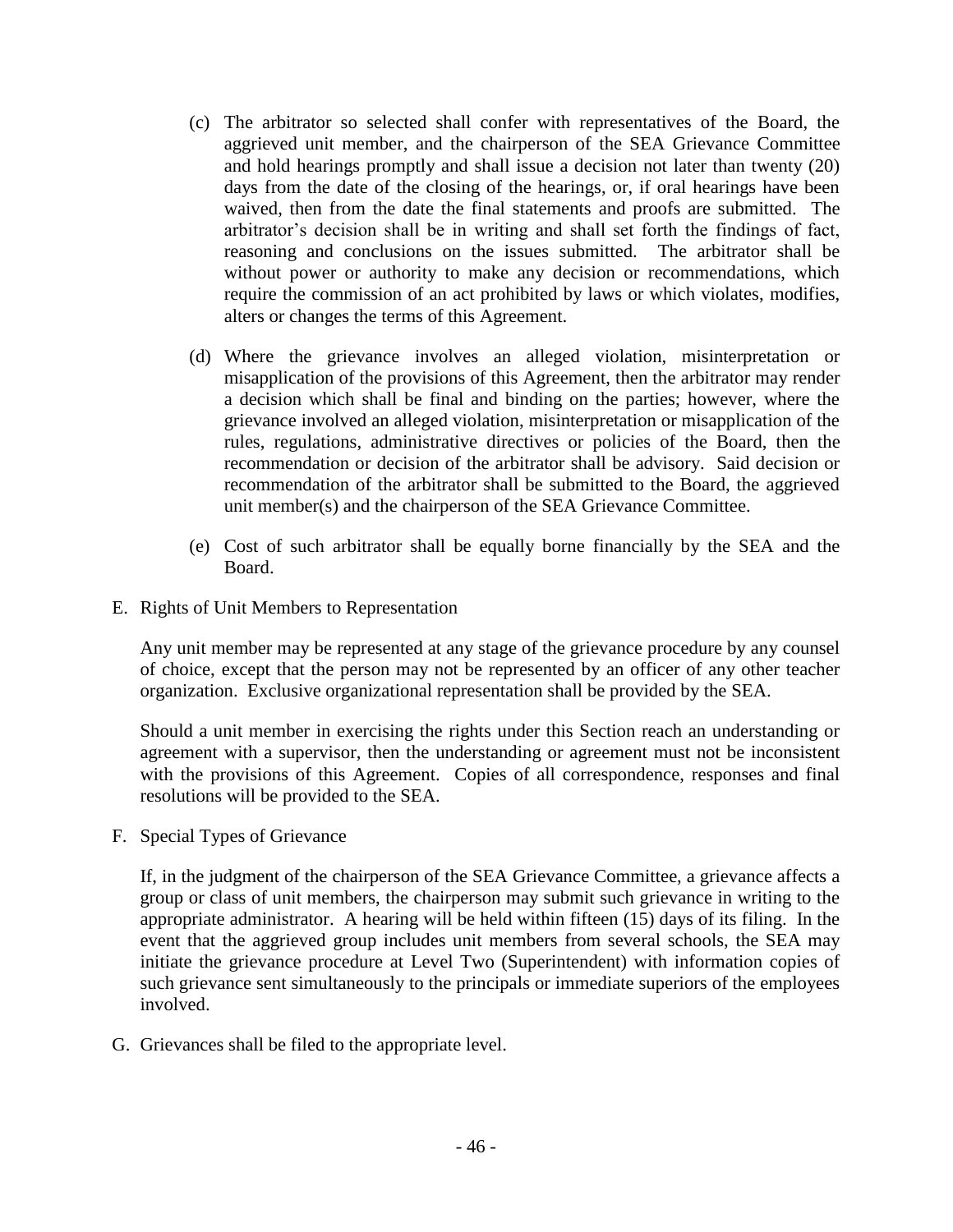(c) The arbitrator so selected shall confer with representatives of the Board, the aggrieved unit member, and the chairperson of the SEA Grievance Committee and hold hearings promptly and shall issue a decision not later than twenty (20) days from the date of the closing of the hearings, or, if oral hearings have been waived, then from the date the final statements and proofs are submitted. The arbitrator's decision shall be in writing and shall set forth the findings of fact, reasoning and conclusions on the issues submitted. The arbitrator shall be without power or authority to make any decision or recommendations, which require the commission of an act prohibited by laws or which violates, modifies, alters or changes the terms of this Agreement.

(d) Where the grievance involves an alleged violation, misinterpretation or misapplication of the provisions of this Agreement, then the arbitrator may render a decision which shall be final and binding on the parties; however, where the grievance involved an alleged violation, misinterpretation or misapplication of the rules, regulations, administrative directives or policies of the Board, then the recommendation or decision of the arbitrator shall be advisory. Said decision or recommendation of the arbitrator shall be submitted to the Board, the aggrieved unit member(s) and the chairperson of the SEA Grievance Committee.

(e) Cost of such arbitrator shall be equally borne financially by the SEA and the Board.

E. Rights of Unit Members to Representation

Any unit member may be represented at any stage of the grievance procedure by any counsel of choice, except that the person may not be represented by an officer of any other teacher organization. Exclusive organizational representation shall be provided by the SEA.

Should a unit member in exercising the rights under this Section reach an understanding or agreement with a supervisor, then the understanding or agreement must not be inconsistent with the provisions of this Agreement. Copies of all correspondence, responses and final resolutions will be provided to the SEA.

F. Special Types of Grievance

If, in the judgment of the chairperson of the SEA Grievance Committee, a grievance affects a group or class of unit members, the chairperson may submit such grievance in writing to the appropriate administrator. A hearing will be held within fifteen (15) days of its filing. In the event that the aggrieved group includes unit members from several schools, the SEA may initiate the grievance procedure at Level Two (Superintendent) with information copies of such grievance sent simultaneously to the principals or immediate superiors of the employees involved.

G. Grievances shall be filed to the appropriate level.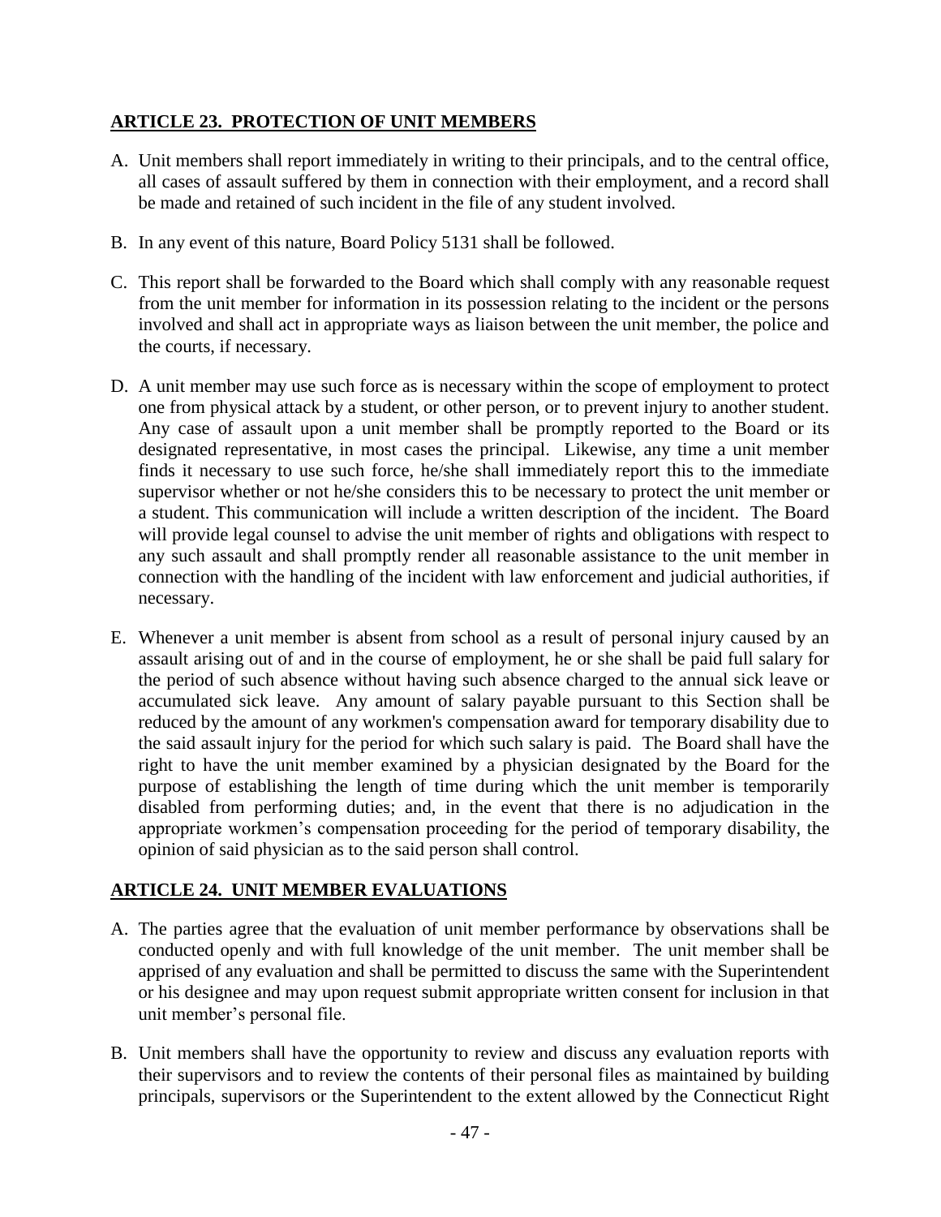## ARTICLE 23. PROTECTION OF UNIT MEMBERS

A. Unit members shall report immediately in writing to their principals, and to the central office, all cases of assault suffered by them in connection with their employment, and a record shall be made and retained of such incident in the file of any student involved.

B. In any event of this nature, Board Policy 5131 shall be followed.

C. This report shall be forwarded to the Board which shall comply with any reasonable request from the unit member for information in its possession relating to the incident or the persons involved and shall act in appropriate ways as liaison between the unit member, the police and the courts, if necessary.

D. A unit member may use such force as is necessary within the scope of employment to protect one from physical attack by a student, or other person, or to prevent injury to another student. Any case of assault upon a unit member shall be promptly reported to the Board or its designated representative, in most cases the principal. Likewise, any time a unit member finds it necessary to use such force, he/she shall immediately report this to the immediate supervisor whether or not he/she considers this to be necessary to protect the unit member or a student. This communication will include a written description of the incident. The Board will provide legal counsel to advise the unit member of rights and obligations with respect to any such assault and shall promptly render all reasonable assistance to the unit member in connection with the handling of the incident with law enforcement and judicial authorities, if necessary.

E. Whenever a unit member is absent from school as a result of personal injury caused by an assault arising out of and in the course of employment, he or she shall be paid full salary for the period of such absence without having such absence charged to the annual sick leave or accumulated sick leave. Any amount of salary payable pursuant to this Section shall be reduced by the amount of any workmen's compensation award for temporary disability due to the said assault injury for the period for which such salary is paid. The Board shall have the right to have the unit member examined by a physician designated by the Board for the purpose of establishing the length of time during which the unit member is temporarily disabled from performing duties; and, in the event that there is no adjudication in the appropriate workmen's compensation proceeding for the period of temporary disability, the opinion of said physician as to the said person shall control.

## ARTICLE 24. UNIT MEMBER EVALUATIONS

A. The parties agree that the evaluation of unit member performance by observations shall be conducted openly and with full knowledge of the unit member. The unit member shall be apprised of any evaluation and shall be permitted to discuss the same with the Superintendent or his designee and may upon request submit appropriate written consent for inclusion in that unit member's personal file.

B. Unit members shall have the opportunity to review and discuss any evaluation reports with their supervisors and to review the contents of their personal files as maintained by building principals, supervisors or the Superintendent to the extent allowed by the Connecticut Right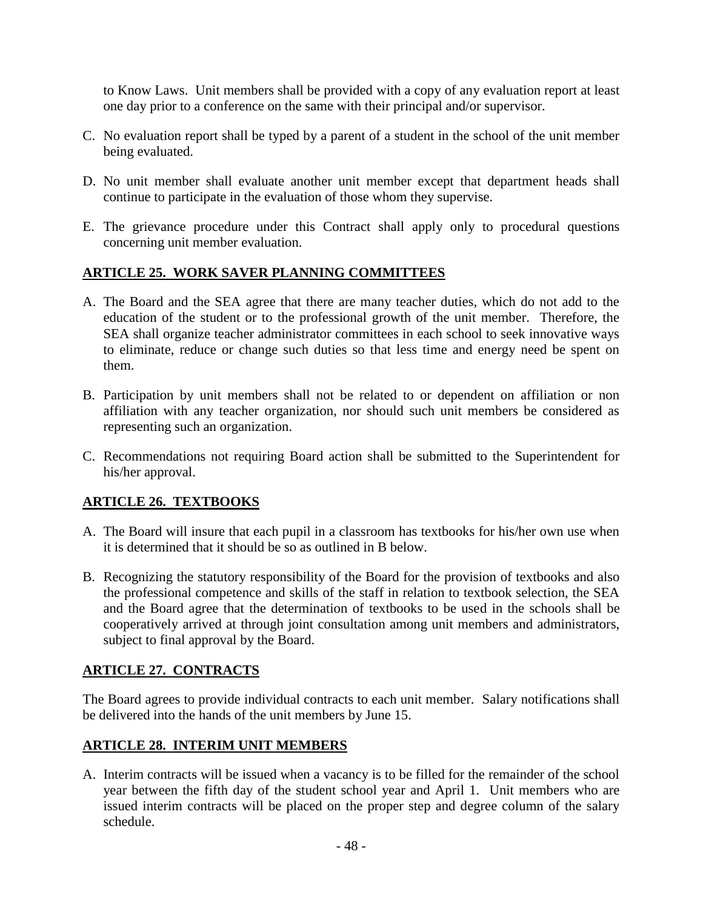to Know Laws. Unit members shall be provided with a copy of any evaluation report at least one day prior to a conference on the same with their principal and/or supervisor.

C. No evaluation report shall be typed by a parent of a student in the school of the unit member being evaluated.

D. No unit member shall evaluate another unit member except that department heads shall continue to participate in the evaluation of those whom they supervise.

E. The grievance procedure under this Contract shall apply only to procedural questions concerning unit member evaluation.

## ARTICLE 25. WORK SAVER PLANNING COMMITTEES

A. The Board and the SEA agree that there are many teacher duties, which do not add to the education of the student or to the professional growth of the unit member. Therefore, the SEA shall organize teacher administrator committees in each school to seek innovative ways to eliminate, reduce or change such duties so that less time and energy need be spent on them.

B. Participation by unit members shall not be related to or dependent on affiliation or non affiliation with any teacher organization, nor should such unit members be considered as representing such an organization.

C. Recommendations not requiring Board action shall be submitted to the Superintendent for his/her approval.

## ARTICLE 26. TEXTBOOKS

A. The Board will insure that each pupil in a classroom has textbooks for his/her own use when it is determined that it should be so as outlined in B below.

B. Recognizing the statutory responsibility of the Board for the provision of textbooks and also the professional competence and skills of the staff in relation to textbook selection, the SEA and the Board agree that the determination of textbooks to be used in the schools shall be cooperatively arrived at through joint consultation among unit members and administrators, subject to final approval by the Board.

## ARTICLE 27. CONTRACTS

The Board agrees to provide individual contracts to each unit member. Salary notifications shall be delivered into the hands of the unit members by June 15.

## ARTICLE 28. INTERIM UNIT MEMBERS

A. Interim contracts will be issued when a vacancy is to be filled for the remainder of the school year between the fifth day of the student school year and April 1. Unit members who are issued interim contracts will be placed on the proper step and degree column of the salary schedule.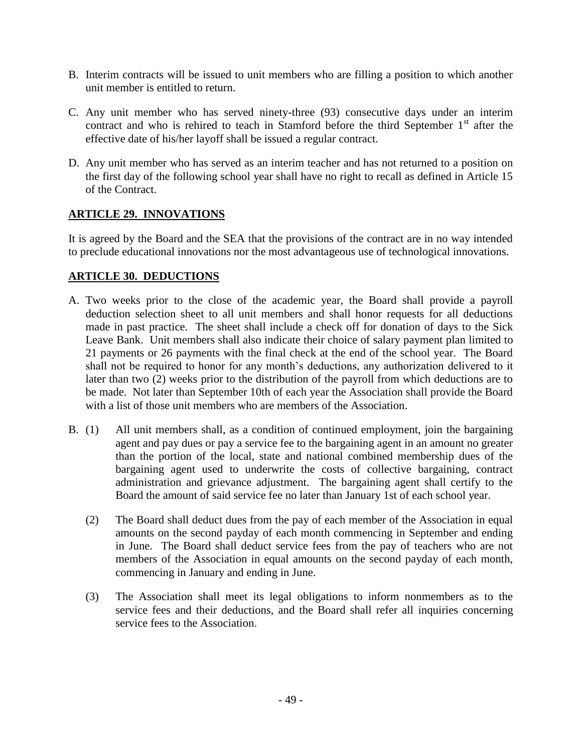B. Interim contracts will be issued to unit members who are filling a position to which another unit member is entitled to return.

C. Any unit member who has served ninety-three (93) consecutive days under an interim contract and who is rehired to teach in Stamford before the third September 1st after the effective date of his/her layoff shall be issued a regular contract.

D. Any unit member who has served as an interim teacher and has not returned to a position on the first day of the following school year shall have no right to recall as defined in Article 15 of the Contract.

## ARTICLE 29. INNOVATIONS

It is agreed by the Board and the SEA that the provisions of the contract are in no way intended to preclude educational innovations nor the most advantageous use of technological innovations.

## ARTICLE 30. DEDUCTIONS

A. Two weeks prior to the close of the academic year, the Board shall provide a payroll deduction selection sheet to all unit members and shall honor requests for all deductions made in past practice. The sheet shall include a check off for donation of days to the Sick Leave Bank. Unit members shall also indicate their choice of salary payment plan limited to 21 payments or 26 payments with the final check at the end of the school year. The Board shall not be required to honor for any month's deductions, any authorization delivered to it later than two (2) weeks prior to the distribution of the payroll from which deductions are to be made. Not later than September 10th of each year the Association shall provide the Board with a list of those unit members who are members of the Association.

B. (1) All unit members shall, as a condition of continued employment, join the bargaining agent and pay dues or pay a service fee to the bargaining agent in an amount no greater than the portion of the local, state and national combined membership dues of the bargaining agent used to underwrite the costs of collective bargaining, contract administration and grievance adjustment. The bargaining agent shall certify to the Board the amount of said service fee no later than January 1st of each school year.

(2) The Board shall deduct dues from the pay of each member of the Association in equal amounts on the second payday of each month commencing in September and ending in June. The Board shall deduct service fees from the pay of teachers who are not members of the Association in equal amounts on the second payday of each month, commencing in January and ending in June.

(3) The Association shall meet its legal obligations to inform nonmembers as to the service fees and their deductions, and the Board shall refer all inquiries concerning service fees to the Association.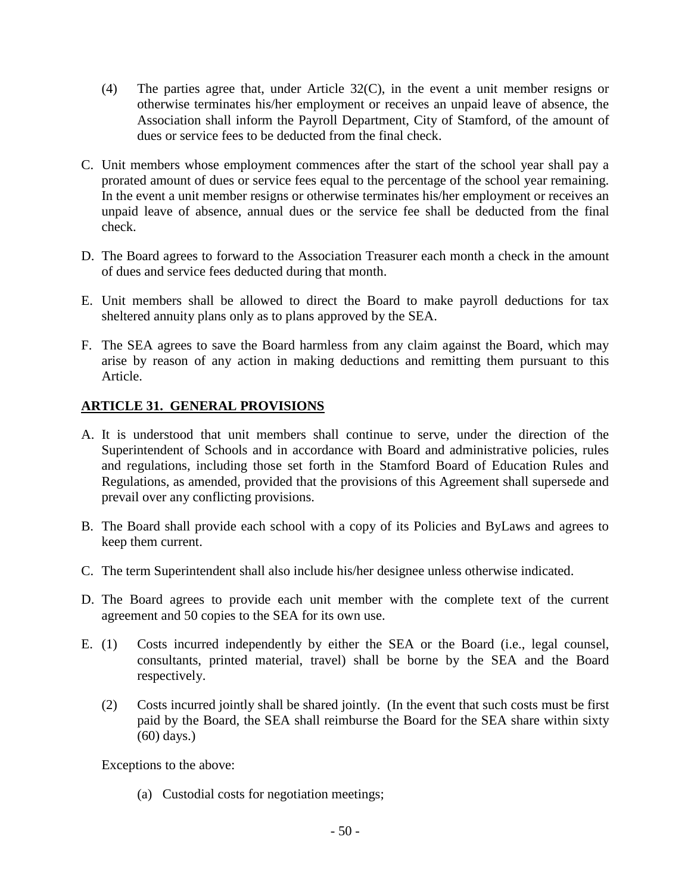(4) The parties agree that, under Article 32(C), in the event a unit member resigns or otherwise terminates his/her employment or receives an unpaid leave of absence, the Association shall inform the Payroll Department, City of Stamford, of the amount of dues or service fees to be deducted from the final check.

C. Unit members whose employment commences after the start of the school year shall pay a prorated amount of dues or service fees equal to the percentage of the school year remaining. In the event a unit member resigns or otherwise terminates his/her employment or receives an unpaid leave of absence, annual dues or the service fee shall be deducted from the final check.

D. The Board agrees to forward to the Association Treasurer each month a check in the amount of dues and service fees deducted during that month.

E. Unit members shall be allowed to direct the Board to make payroll deductions for tax sheltered annuity plans only as to plans approved by the SEA.

F. The SEA agrees to save the Board harmless from any claim against the Board, which may arise by reason of any action in making deductions and remitting them pursuant to this Article.

## ARTICLE 31. GENERAL PROVISIONS

A. It is understood that unit members shall continue to serve, under the direction of the Superintendent of Schools and in accordance with Board and administrative policies, rules and regulations, including those set forth in the Stamford Board of Education Rules and Regulations, as amended, provided that the provisions of this Agreement shall supersede and prevail over any conflicting provisions.

B. The Board shall provide each school with a copy of its Policies and ByLaws and agrees to keep them current.

C. The term Superintendent shall also include his/her designee unless otherwise indicated.

D. The Board agrees to provide each unit member with the complete text of the current agreement and 50 copies to the SEA for its own use.

E. (1) Costs incurred independently by either the SEA or the Board (i.e., legal counsel, consultants, printed material, travel) shall be borne by the SEA and the Board respectively.

(2) Costs incurred jointly shall be shared jointly. (In the event that such costs must be first paid by the Board, the SEA shall reimburse the Board for the SEA share within sixty (60) days.)

Exceptions to the above:

(a) Custodial costs for negotiation meetings;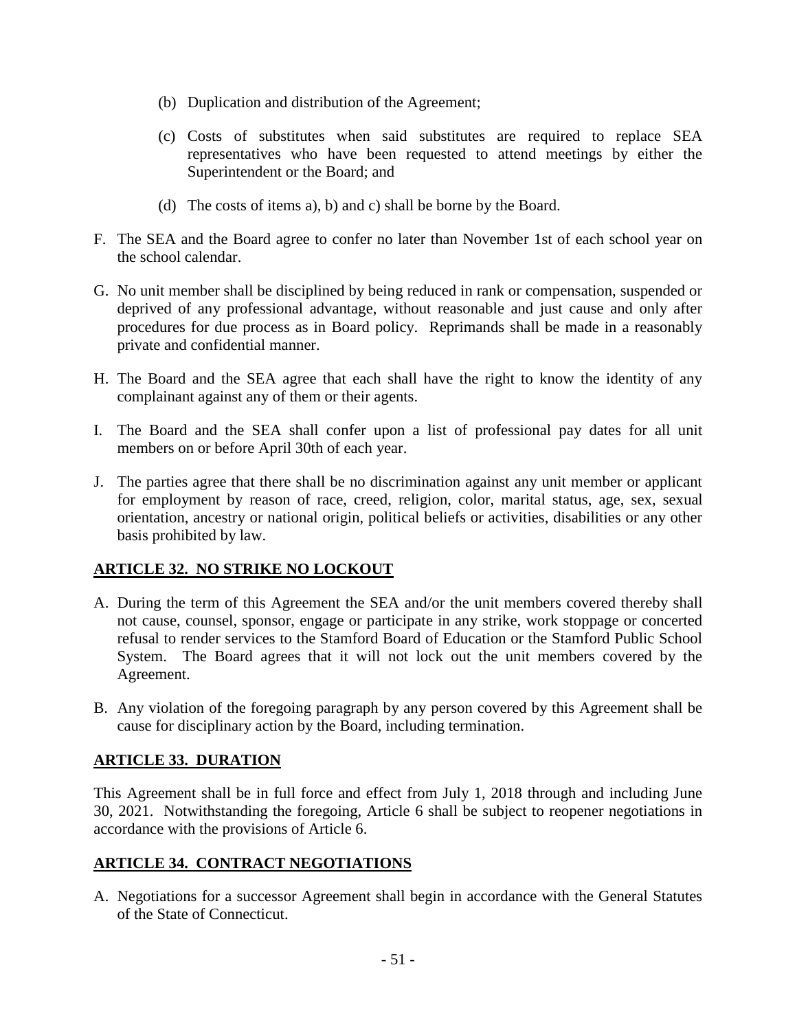(b) Duplication and distribution of the Agreement;

(c) Costs of substitutes when said substitutes are required to replace SEA representatives who have been requested to attend meetings by either the Superintendent or the Board; and

(d) The costs of items a), b) and c) shall be borne by the Board.

F. The SEA and the Board agree to confer no later than November 1st of each school year on the school calendar.

G. No unit member shall be disciplined by being reduced in rank or compensation, suspended or deprived of any professional advantage, without reasonable and just cause and only after procedures for due process as in Board policy. Reprimands shall be made in a reasonably private and confidential manner.

H. The Board and the SEA agree that each shall have the right to know the identity of any complainant against any of them or their agents.

I. The Board and the SEA shall confer upon a list of professional pay dates for all unit members on or before April 30th of each year.

J. The parties agree that there shall be no discrimination against any unit member or applicant for employment by reason of race, creed, religion, color, marital status, age, sex, sexual orientation, ancestry or national origin, political beliefs or activities, disabilities or any other basis prohibited by law.

## ARTICLE 32. NO STRIKE NO LOCKOUT

A. During the term of this Agreement the SEA and/or the unit members covered thereby shall not cause, counsel, sponsor, engage or participate in any strike, work stoppage or concerted refusal to render services to the Stamford Board of Education or the Stamford Public School System. The Board agrees that it will not lock out the unit members covered by the Agreement.

B. Any violation of the foregoing paragraph by any person covered by this Agreement shall be cause for disciplinary action by the Board, including termination.

## ARTICLE 33. DURATION

This Agreement shall be in full force and effect from July 1, 2018 through and including June 30, 2021. Notwithstanding the foregoing, Article 6 shall be subject to reopener negotiations in accordance with the provisions of Article 6.

## ARTICLE 34. CONTRACT NEGOTIATIONS

A. Negotiations for a successor Agreement shall begin in accordance with the General Statutes of the State of Connecticut.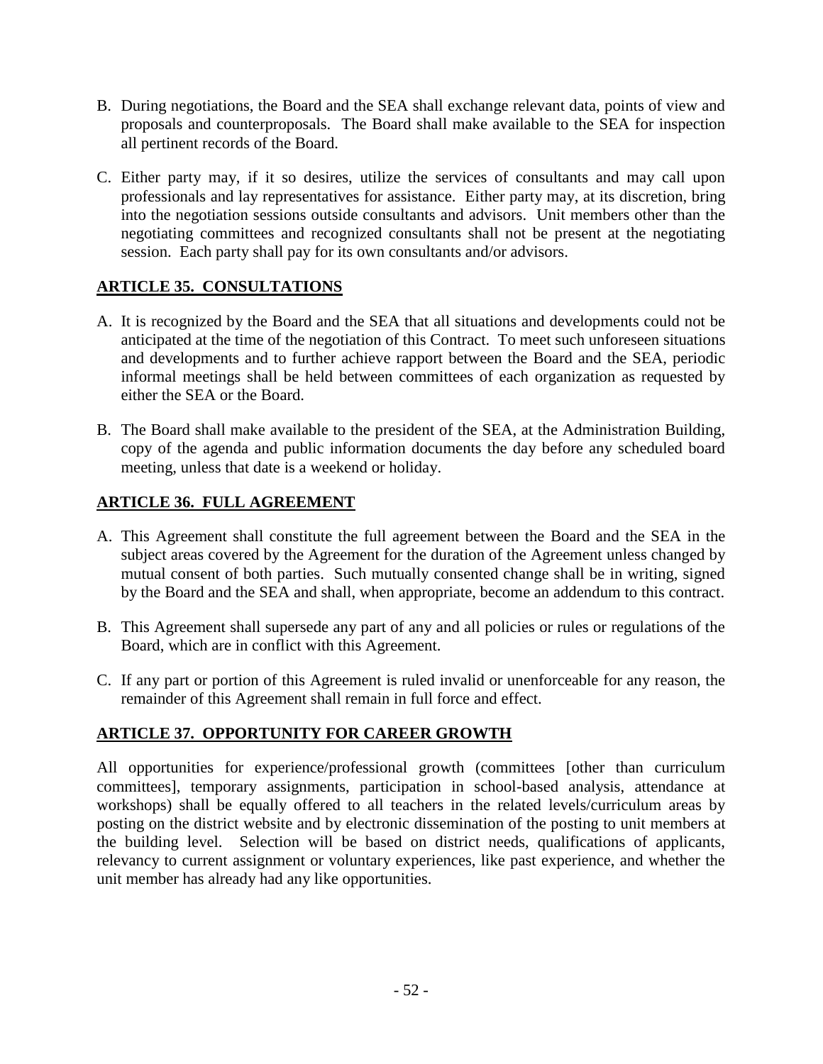B. During negotiations, the Board and the SEA shall exchange relevant data, points of view and proposals and counterproposals. The Board shall make available to the SEA for inspection all pertinent records of the Board.

C. Either party may, if it so desires, utilize the services of consultants and may call upon professionals and lay representatives for assistance. Either party may, at its discretion, bring into the negotiation sessions outside consultants and advisors. Unit members other than the negotiating committees and recognized consultants shall not be present at the negotiating session. Each party shall pay for its own consultants and/or advisors.

## ARTICLE 35. CONSULTATIONS

A. It is recognized by the Board and the SEA that all situations and developments could not be anticipated at the time of the negotiation of this Contract. To meet such unforeseen situations and developments and to further achieve rapport between the Board and the SEA, periodic informal meetings shall be held between committees of each organization as requested by either the SEA or the Board.

B. The Board shall make available to the president of the SEA, at the Administration Building, copy of the agenda and public information documents the day before any scheduled board meeting, unless that date is a weekend or holiday.

## ARTICLE 36. FULL AGREEMENT

A. This Agreement shall constitute the full agreement between the Board and the SEA in the subject areas covered by the Agreement for the duration of the Agreement unless changed by mutual consent of both parties. Such mutually consented change shall be in writing, signed by the Board and the SEA and shall, when appropriate, become an addendum to this contract.

B. This Agreement shall supersede any part of any and all policies or rules or regulations of the Board, which are in conflict with this Agreement.

C. If any part or portion of this Agreement is ruled invalid or unenforceable for any reason, the remainder of this Agreement shall remain in full force and effect.

## ARTICLE 37. OPPORTUNITY FOR CAREER GROWTH

All opportunities for experience/professional growth (committees [other than curriculum committees], temporary assignments, participation in school-based analysis, attendance at workshops) shall be equally offered to all teachers in the related levels/curriculum areas by posting on the district website and by electronic dissemination of the posting to unit members at the building level. Selection will be based on district needs, qualifications of applicants, relevancy to current assignment or voluntary experiences, like past experience, and whether the unit member has already had any like opportunities.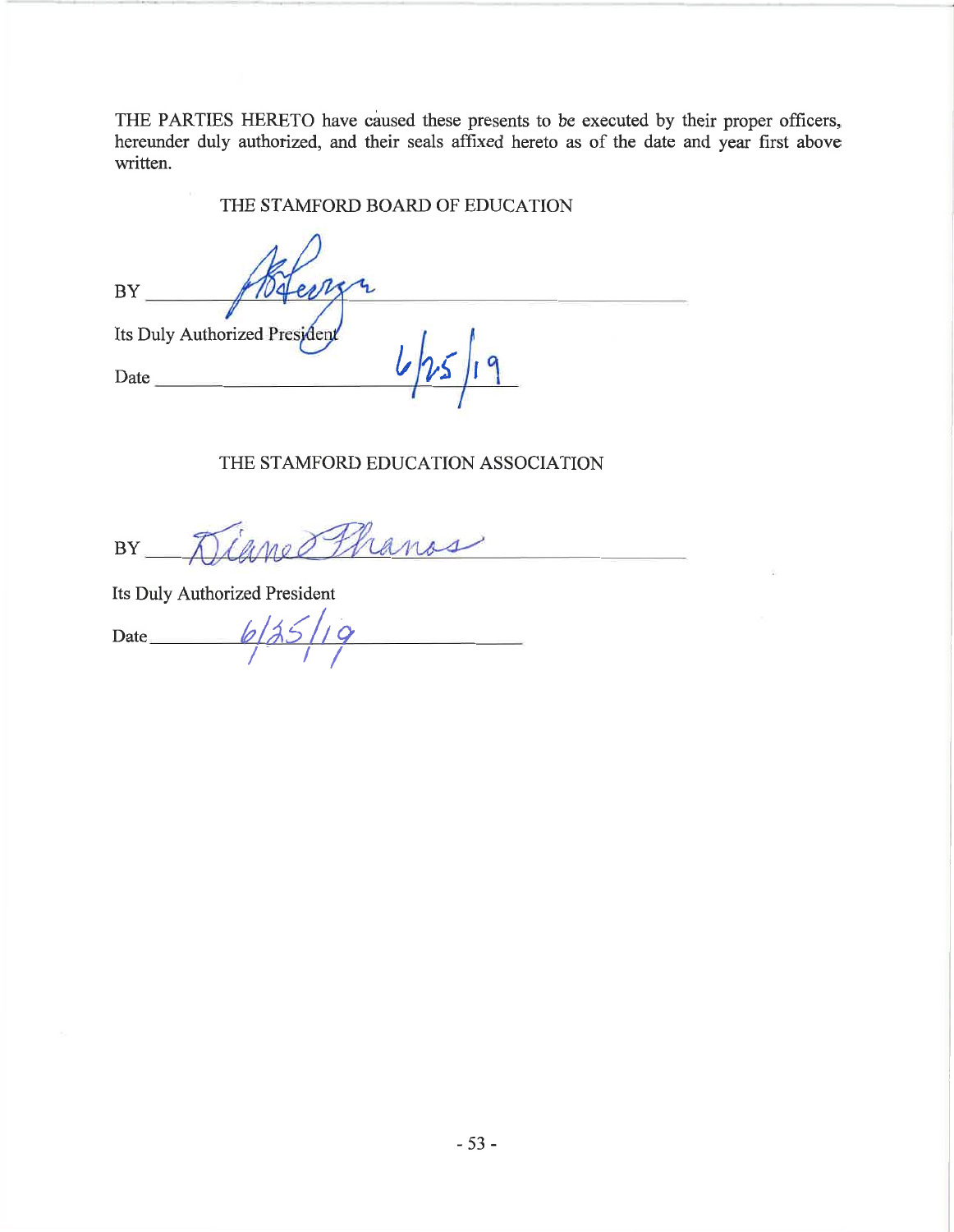THE PARTIES HERETO have caused these presents to be executed by their proper officers, hereunder duly authorized, and their seals affixed hereto as of the date and year first above written.

THE STAMFORD BOARD OF EDUCATION

BY ______________________________

Its Duly Authorized President

Date 6/25/19

THE STAMFORD EDUCATION ASSOCIATION

BY Diane Phanos

Its Duly Authorized President

Date 6/25/19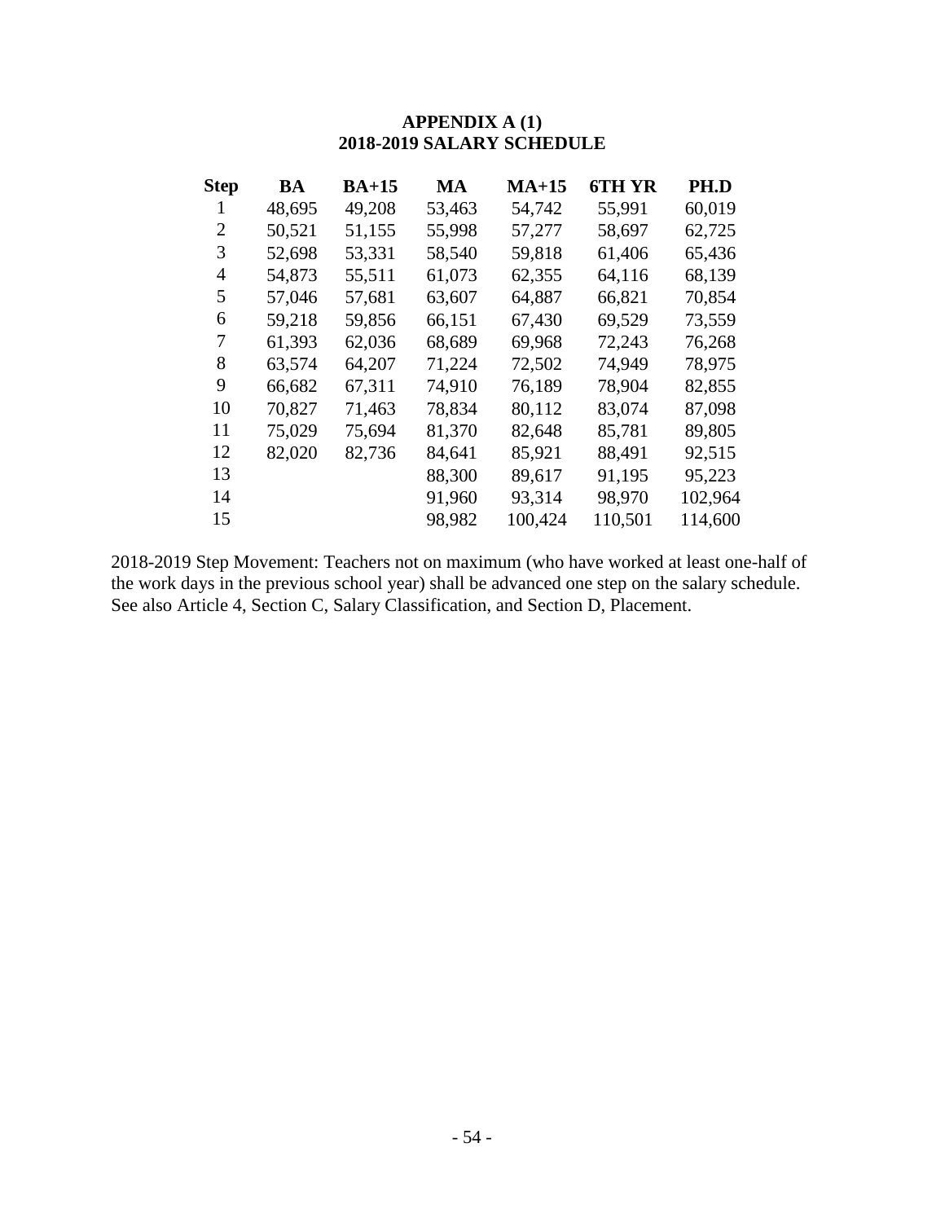**APPENDIX A (1)**
**2018-2019 SALARY SCHEDULE**

| Step | BA | BA+15 | MA | MA+15 | 6TH YR | PH.D |
|---|---|---|---|---|---|---|
| 1 | 48,695 | 49,208 | 53,463 | 54,742 | 55,991 | 60,019 |
| 2 | 50,521 | 51,155 | 55,998 | 57,277 | 58,697 | 62,725 |
| 3 | 52,698 | 53,331 | 58,540 | 59,818 | 61,406 | 65,436 |
| 4 | 54,873 | 55,511 | 61,073 | 62,355 | 64,116 | 68,139 |
| 5 | 57,046 | 57,681 | 63,607 | 64,887 | 66,821 | 70,854 |
| 6 | 59,218 | 59,856 | 66,151 | 67,430 | 69,529 | 73,559 |
| 7 | 61,393 | 62,036 | 68,689 | 69,968 | 72,243 | 76,268 |
| 8 | 63,574 | 64,207 | 71,224 | 72,502 | 74,949 | 78,975 |
| 9 | 66,682 | 67,311 | 74,910 | 76,189 | 78,904 | 82,855 |
| 10 | 70,827 | 71,463 | 78,834 | 80,112 | 83,074 | 87,098 |
| 11 | 75,029 | 75,694 | 81,370 | 82,648 | 85,781 | 89,805 |
| 12 | 82,020 | 82,736 | 84,641 | 85,921 | 88,491 | 92,515 |
| 13 | | | 88,300 | 89,617 | 91,195 | 95,223 |
| 14 | | | 91,960 | 93,314 | 98,970 | 102,964 |
| 15 | | | 98,982 | 100,424 | 110,501 | 114,600 |

2018-2019 Step Movement: Teachers not on maximum (who have worked at least one-half of the work days in the previous school year) shall be advanced one step on the salary schedule. See also Article 4, Section C, Salary Classification, and Section D, Placement.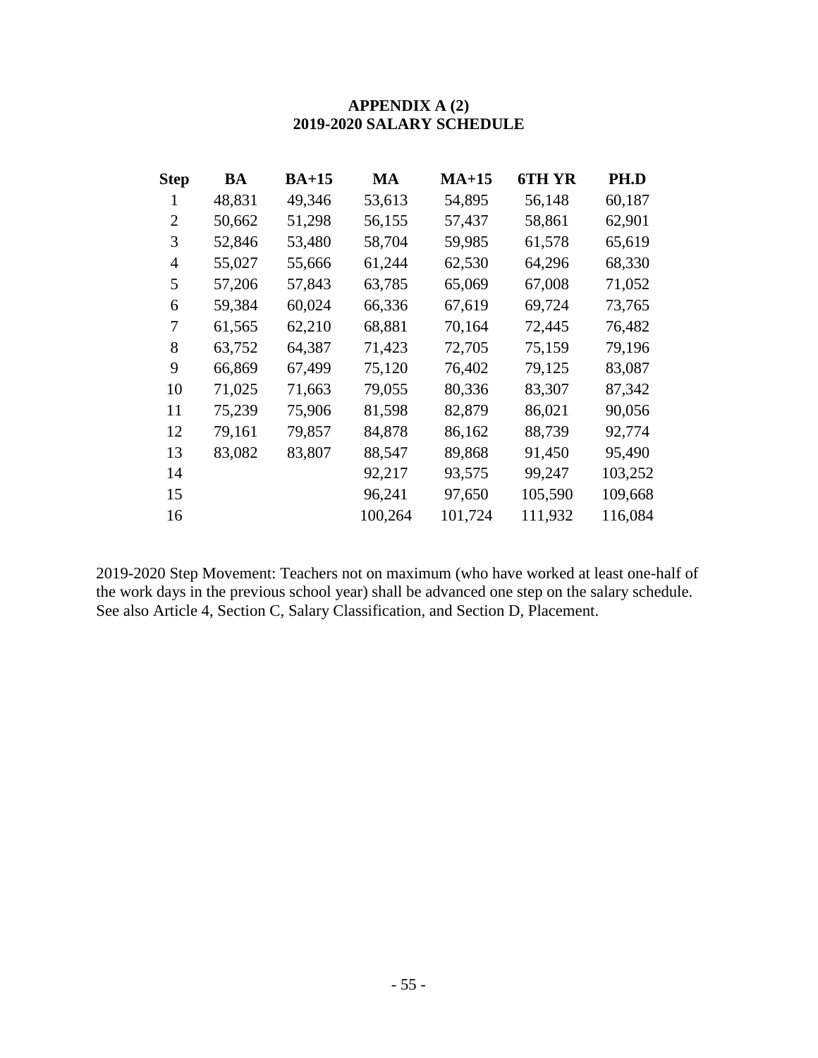## APPENDIX A (2)
## 2019-2020 SALARY SCHEDULE

| Step | BA | BA+15 | MA | MA+15 | 6TH YR | PH.D |
|---|---|---|---|---|---|---|
| 1 | 48,831 | 49,346 | 53,613 | 54,895 | 56,148 | 60,187 |
| 2 | 50,662 | 51,298 | 56,155 | 57,437 | 58,861 | 62,901 |
| 3 | 52,846 | 53,480 | 58,704 | 59,985 | 61,578 | 65,619 |
| 4 | 55,027 | 55,666 | 61,244 | 62,530 | 64,296 | 68,330 |
| 5 | 57,206 | 57,843 | 63,785 | 65,069 | 67,008 | 71,052 |
| 6 | 59,384 | 60,024 | 66,336 | 67,619 | 69,724 | 73,765 |
| 7 | 61,565 | 62,210 | 68,881 | 70,164 | 72,445 | 76,482 |
| 8 | 63,752 | 64,387 | 71,423 | 72,705 | 75,159 | 79,196 |
| 9 | 66,869 | 67,499 | 75,120 | 76,402 | 79,125 | 83,087 |
| 10 | 71,025 | 71,663 | 79,055 | 80,336 | 83,307 | 87,342 |
| 11 | 75,239 | 75,906 | 81,598 | 82,879 | 86,021 | 90,056 |
| 12 | 79,161 | 79,857 | 84,878 | 86,162 | 88,739 | 92,774 |
| 13 | 83,082 | 83,807 | 88,547 | 89,868 | 91,450 | 95,490 |
| 14 | | | 92,217 | 93,575 | 99,247 | 103,252 |
| 15 | | | 96,241 | 97,650 | 105,590 | 109,668 |
| 16 | | | 100,264 | 101,724 | 111,932 | 116,084 |

2019-2020 Step Movement: Teachers not on maximum (who have worked at least one-half of the work days in the previous school year) shall be advanced one step on the salary schedule. See also Article 4, Section C, Salary Classification, and Section D, Placement.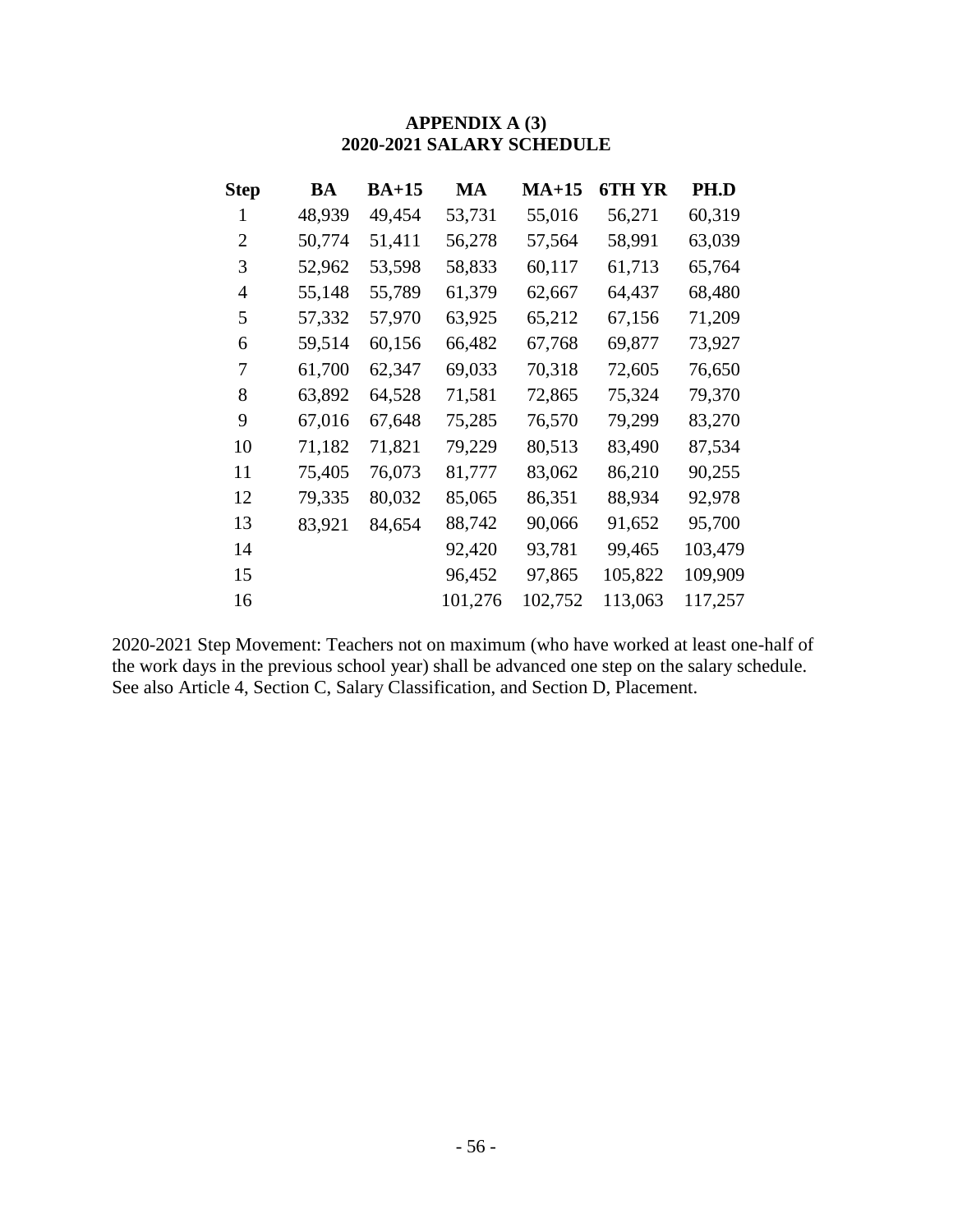# APPENDIX A (3)
# 2020-2021 SALARY SCHEDULE

| Step | BA | BA+15 | MA | MA+15 | 6TH YR | PH.D |
|---|---|---|---|---|---|---|
| 1 | 48,939 | 49,454 | 53,731 | 55,016 | 56,271 | 60,319 |
| 2 | 50,774 | 51,411 | 56,278 | 57,564 | 58,991 | 63,039 |
| 3 | 52,962 | 53,598 | 58,833 | 60,117 | 61,713 | 65,764 |
| 4 | 55,148 | 55,789 | 61,379 | 62,667 | 64,437 | 68,480 |
| 5 | 57,332 | 57,970 | 63,925 | 65,212 | 67,156 | 71,209 |
| 6 | 59,514 | 60,156 | 66,482 | 67,768 | 69,877 | 73,927 |
| 7 | 61,700 | 62,347 | 69,033 | 70,318 | 72,605 | 76,650 |
| 8 | 63,892 | 64,528 | 71,581 | 72,865 | 75,324 | 79,370 |
| 9 | 67,016 | 67,648 | 75,285 | 76,570 | 79,299 | 83,270 |
| 10 | 71,182 | 71,821 | 79,229 | 80,513 | 83,490 | 87,534 |
| 11 | 75,405 | 76,073 | 81,777 | 83,062 | 86,210 | 90,255 |
| 12 | 79,335 | 80,032 | 85,065 | 86,351 | 88,934 | 92,978 |
| 13 | 83,921 | 84,654 | 88,742 | 90,066 | 91,652 | 95,700 |
| 14 | | | 92,420 | 93,781 | 99,465 | 103,479 |
| 15 | | | 96,452 | 97,865 | 105,822 | 109,909 |
| 16 | | | 101,276 | 102,752 | 113,063 | 117,257 |

2020-2021 Step Movement: Teachers not on maximum (who have worked at least one-half of the work days in the previous school year) shall be advanced one step on the salary schedule. See also Article 4, Section C, Salary Classification, and Section D, Placement.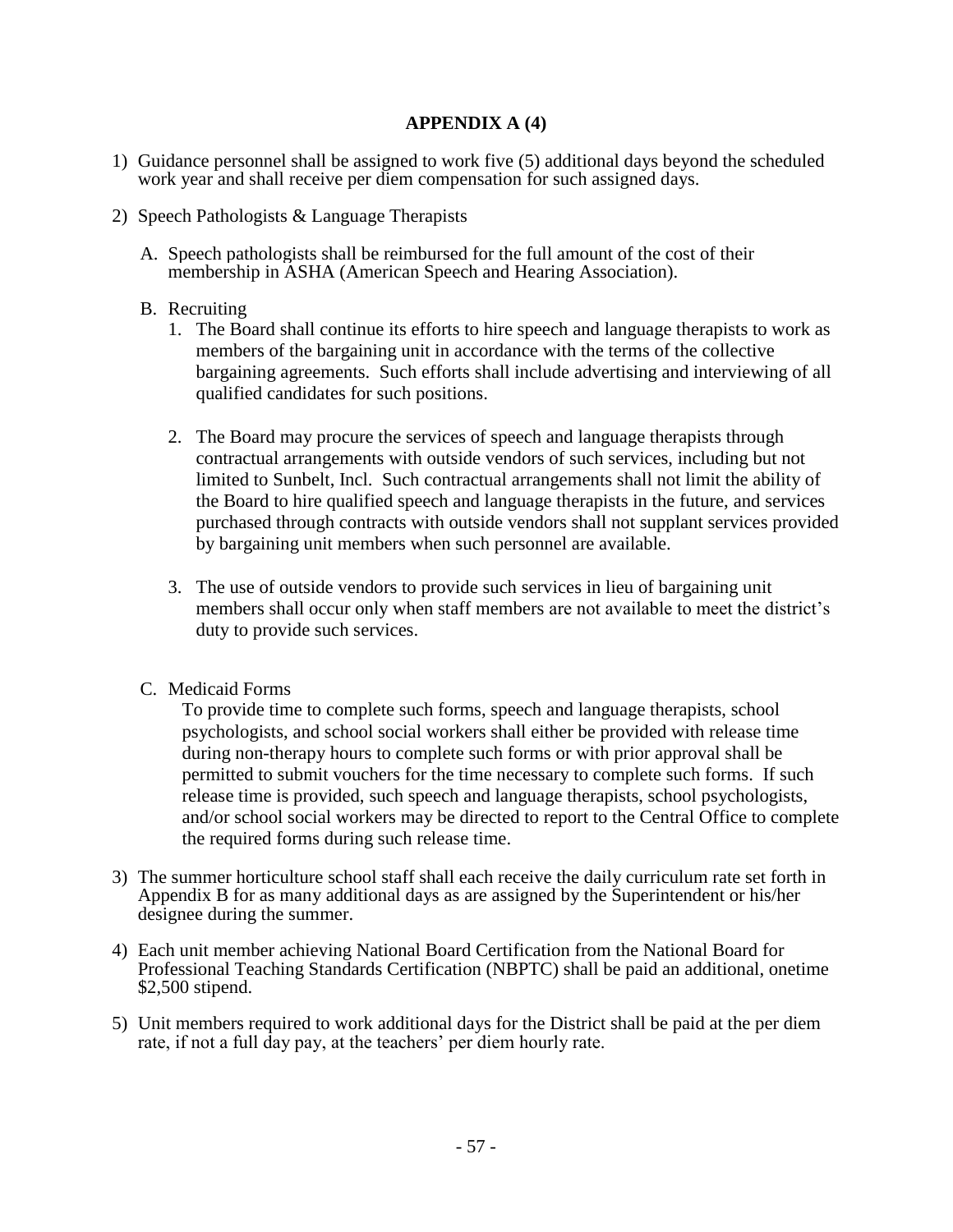# APPENDIX A (4)

1) Guidance personnel shall be assigned to work five (5) additional days beyond the scheduled work year and shall receive per diem compensation for such assigned days.

2) Speech Pathologists & Language Therapists

   A. Speech pathologists shall be reimbursed for the full amount of the cost of their membership in ASHA (American Speech and Hearing Association).

   B. Recruiting

      1. The Board shall continue its efforts to hire speech and language therapists to work as members of the bargaining unit in accordance with the terms of the collective bargaining agreements. Such efforts shall include advertising and interviewing of all qualified candidates for such positions.

      2. The Board may procure the services of speech and language therapists through contractual arrangements with outside vendors of such services, including but not limited to Sunbelt, Incl. Such contractual arrangements shall not limit the ability of the Board to hire qualified speech and language therapists in the future, and services purchased through contracts with outside vendors shall not supplant services provided by bargaining unit members when such personnel are available.

      3. The use of outside vendors to provide such services in lieu of bargaining unit members shall occur only when staff members are not available to meet the district's duty to provide such services.

   C. Medicaid Forms

      To provide time to complete such forms, speech and language therapists, school psychologists, and school social workers shall either be provided with release time during non-therapy hours to complete such forms or with prior approval shall be permitted to submit vouchers for the time necessary to complete such forms. If such release time is provided, such speech and language therapists, school psychologists, and/or school social workers may be directed to report to the Central Office to complete the required forms during such release time.

3) The summer horticulture school staff shall each receive the daily curriculum rate set forth in Appendix B for as many additional days as are assigned by the Superintendent or his/her designee during the summer.

4) Each unit member achieving National Board Certification from the National Board for Professional Teaching Standards Certification (NBPTC) shall be paid an additional, onetime $2,500 stipend.

5) Unit members required to work additional days for the District shall be paid at the per diem rate, if not a full day pay, at the teachers' per diem hourly rate.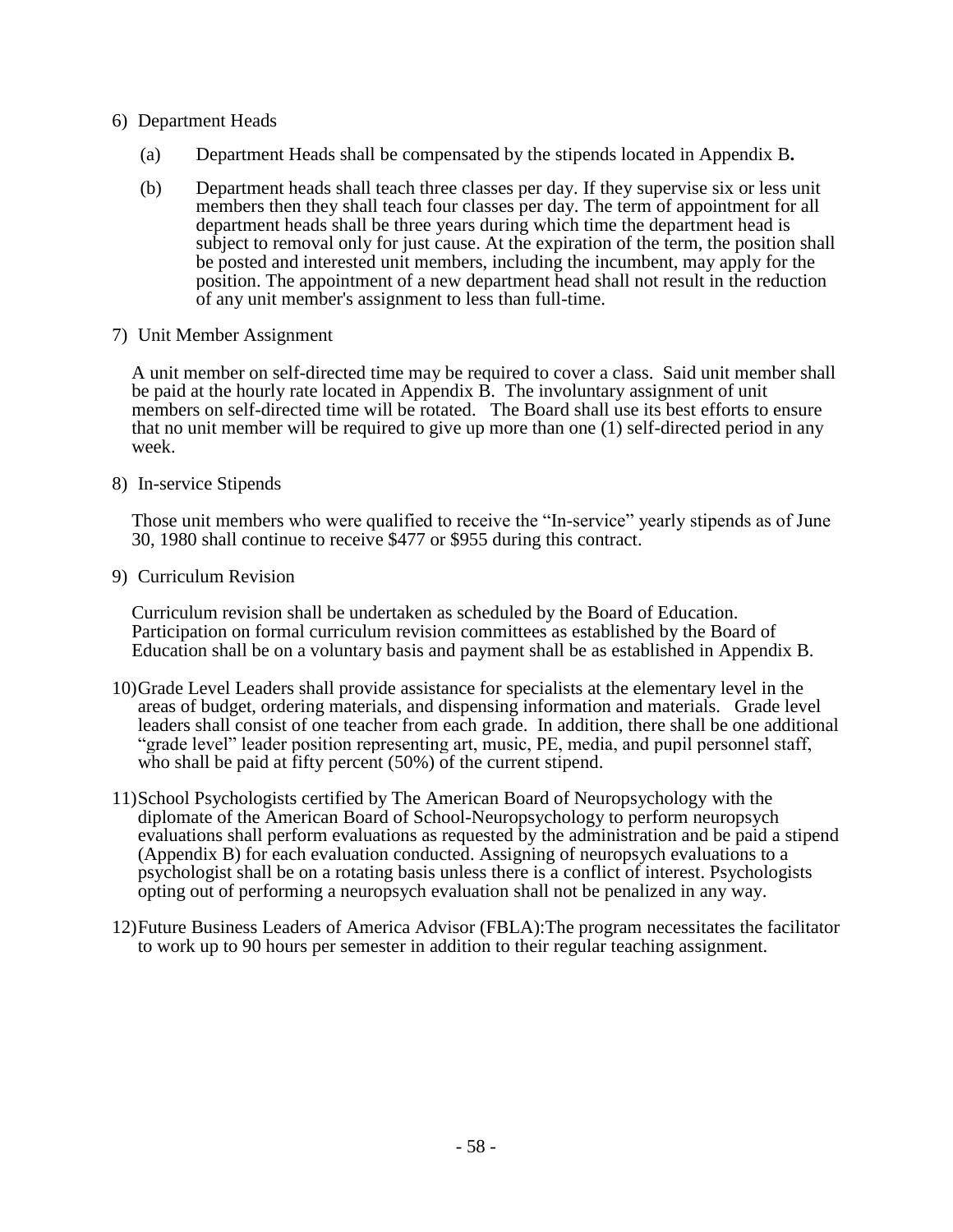6) Department Heads

   (a) Department Heads shall be compensated by the stipends located in Appendix B**.**

   (b) Department heads shall teach three classes per day. If they supervise six or less unit members then they shall teach four classes per day. The term of appointment for all department heads shall be three years during which time the department head is subject to removal only for just cause. At the expiration of the term, the position shall be posted and interested unit members, including the incumbent, may apply for the position. The appointment of a new department head shall not result in the reduction of any unit member's assignment to less than full-time.

7) Unit Member Assignment

   A unit member on self-directed time may be required to cover a class. Said unit member shall be paid at the hourly rate located in Appendix B. The involuntary assignment of unit members on self-directed time will be rotated. The Board shall use its best efforts to ensure that no unit member will be required to give up more than one (1) self-directed period in any week.

8) In-service Stipends

   Those unit members who were qualified to receive the "In-service" yearly stipends as of June 30, 1980 shall continue to receive $477 or $955 during this contract.

9) Curriculum Revision

   Curriculum revision shall be undertaken as scheduled by the Board of Education. Participation on formal curriculum revision committees as established by the Board of Education shall be on a voluntary basis and payment shall be as established in Appendix B.

10) Grade Level Leaders shall provide assistance for specialists at the elementary level in the areas of budget, ordering materials, and dispensing information and materials. Grade level leaders shall consist of one teacher from each grade. In addition, there shall be one additional "grade level" leader position representing art, music, PE, media, and pupil personnel staff, who shall be paid at fifty percent (50%) of the current stipend.

11) School Psychologists certified by The American Board of Neuropsychology with the diplomate of the American Board of School-Neuropsychology to perform neuropsych evaluations shall perform evaluations as requested by the administration and be paid a stipend (Appendix B) for each evaluation conducted. Assigning of neuropsych evaluations to a psychologist shall be on a rotating basis unless there is a conflict of interest. Psychologists opting out of performing a neuropsych evaluation shall not be penalized in any way.

12) Future Business Leaders of America Advisor (FBLA):The program necessitates the facilitator to work up to 90 hours per semester in addition to their regular teaching assignment.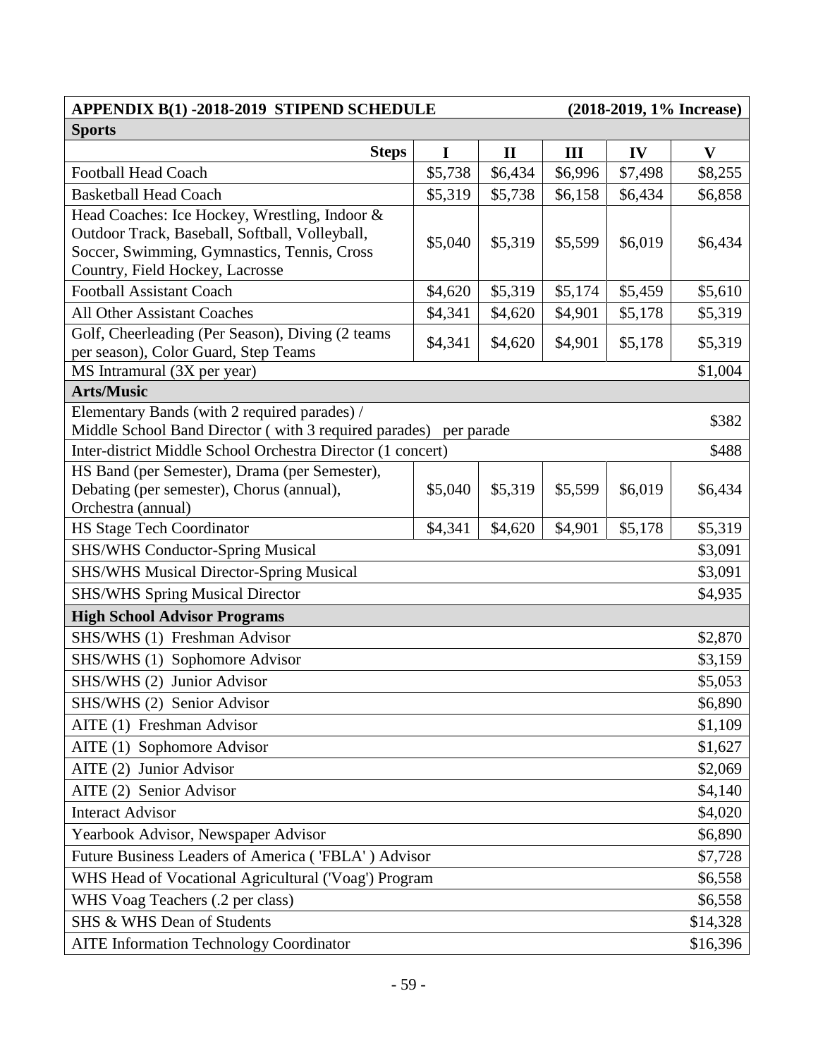| APPENDIX B(1) -2018-2019 STIPEND SCHEDULE | | | | (2018-2019, 1% Increase) | |
|---|---|---|---|---|---|
| **Sports** | | | | | |
| **Steps** | **I** | **II** | **III** | **IV** | **V** |
| Football Head Coach | $5,738 | $6,434 | $6,996 | $7,498 | $8,255 |
| Basketball Head Coach | $5,319 | $5,738 | $6,158 | $6,434 | $6,858 |
| Head Coaches: Ice Hockey, Wrestling, Indoor & Outdoor Track, Baseball, Softball, Volleyball, Soccer, Swimming, Gymnastics, Tennis, Cross Country, Field Hockey, Lacrosse | $5,040 | $5,319 | $5,599 | $6,019 | $6,434 |
| Football Assistant Coach | $4,620 | $5,319 | $5,174 | $5,459 | $5,610 |
| All Other Assistant Coaches | $4,341 | $4,620 | $4,901 | $5,178 | $5,319 |
| Golf, Cheerleading (Per Season), Diving (2 teams per season), Color Guard, Step Teams | $4,341 | $4,620 | $4,901 | $5,178 | $5,319 |
| MS Intramural (3X per year) | | | | | $1,004 |
| **Arts/Music** | | | | | |
| Elementary Bands (with 2 required parades) / Middle School Band Director ( with 3 required parades) per parade | | | | | $382 |
| Inter-district Middle School Orchestra Director (1 concert) | | | | | $488 |
| HS Band (per Semester), Drama (per Semester), Debating (per semester), Chorus (annual), Orchestra (annual) | $5,040 | $5,319 | $5,599 | $6,019 | $6,434 |
| HS Stage Tech Coordinator | $4,341 | $4,620 | $4,901 | $5,178 | $5,319 |
| SHS/WHS Conductor-Spring Musical | | | | | $3,091 |
| SHS/WHS Musical Director-Spring Musical | | | | | $3,091 |
| SHS/WHS Spring Musical Director | | | | | $4,935 |
| **High School Advisor Programs** | | | | | |
| SHS/WHS (1) Freshman Advisor | | | | | $2,870 |
| SHS/WHS (1) Sophomore Advisor | | | | | $3,159 |
| SHS/WHS (2) Junior Advisor | | | | | $5,053 |
| SHS/WHS (2) Senior Advisor | | | | | $6,890 |
| AITE (1) Freshman Advisor | | | | | $1,109 |
| AITE (1) Sophomore Advisor | | | | | $1,627 |
| AITE (2) Junior Advisor | | | | | $2,069 |
| AITE (2) Senior Advisor | | | | | $4,140 |
| Interact Advisor | | | | | $4,020 |
| Yearbook Advisor, Newspaper Advisor | | | | | $6,890 |
| Future Business Leaders of America ( 'FBLA' ) Advisor | | | | | $7,728 |
| WHS Head of Vocational Agricultural ('Voag') Program | | | | | $6,558 |
| WHS Voag Teachers (.2 per class) | | | | | $6,558 |
| SHS & WHS Dean of Students | | | | | $14,328 |
| AITE Information Technology Coordinator | | | | | $16,396 |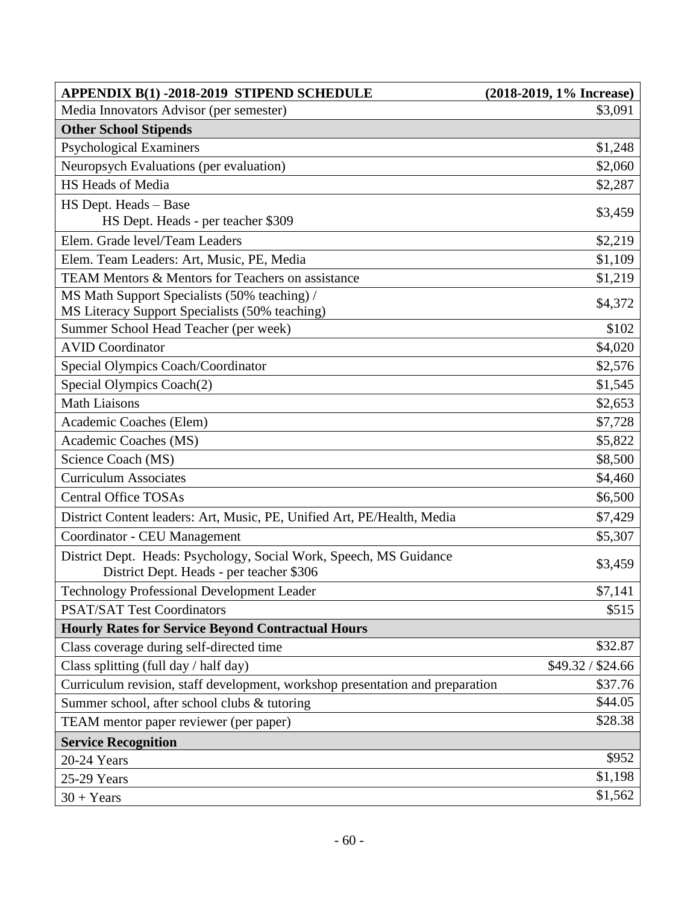| APPENDIX B(1) -2018-2019 STIPEND SCHEDULE | (2018-2019, 1% Increase) |
|---|---|
| Media Innovators Advisor (per semester) | $3,091 |
| **Other School Stipends** | |
| Psychological Examiners | $1,248 |
| Neuropsych Evaluations (per evaluation) | $2,060 |
| HS Heads of Media | $2,287 |
| HS Dept. Heads – Base<br>HS Dept. Heads - per teacher $309 | $3,459 |
| Elem. Grade level/Team Leaders | $2,219 |
| Elem. Team Leaders: Art, Music, PE, Media | $1,109 |
| TEAM Mentors & Mentors for Teachers on assistance | $1,219 |
| MS Math Support Specialists (50% teaching) /<br>MS Literacy Support Specialists (50% teaching) | $4,372 |
| Summer School Head Teacher (per week) | $102 |
| AVID Coordinator | $4,020 |
| Special Olympics Coach/Coordinator | $2,576 |
| Special Olympics Coach(2) | $1,545 |
| Math Liaisons | $2,653 |
| Academic Coaches (Elem) | $7,728 |
| Academic Coaches (MS) | $5,822 |
| Science Coach (MS) | $8,500 |
| Curriculum Associates | $4,460 |
| Central Office TOSAs | $6,500 |
| District Content leaders: Art, Music, PE, Unified Art, PE/Health, Media | $7,429 |
| Coordinator - CEU Management | $5,307 |
| District Dept. Heads: Psychology, Social Work, Speech, MS Guidance<br>District Dept. Heads - per teacher $306 | $3,459 |
| Technology Professional Development Leader | $7,141 |
| PSAT/SAT Test Coordinators | $515 |
| **Hourly Rates for Service Beyond Contractual Hours** | |
| Class coverage during self-directed time | $32.87 |
| Class splitting (full day / half day) | $49.32 / $24.66 |
| Curriculum revision, staff development, workshop presentation and preparation | $37.76 |
| Summer school, after school clubs & tutoring | $44.05 |
| TEAM mentor paper reviewer (per paper) | $28.38 |
| **Service Recognition** | |
| 20-24 Years | $952 |
| 25-29 Years | $1,198 |
| 30 + Years | $1,562 |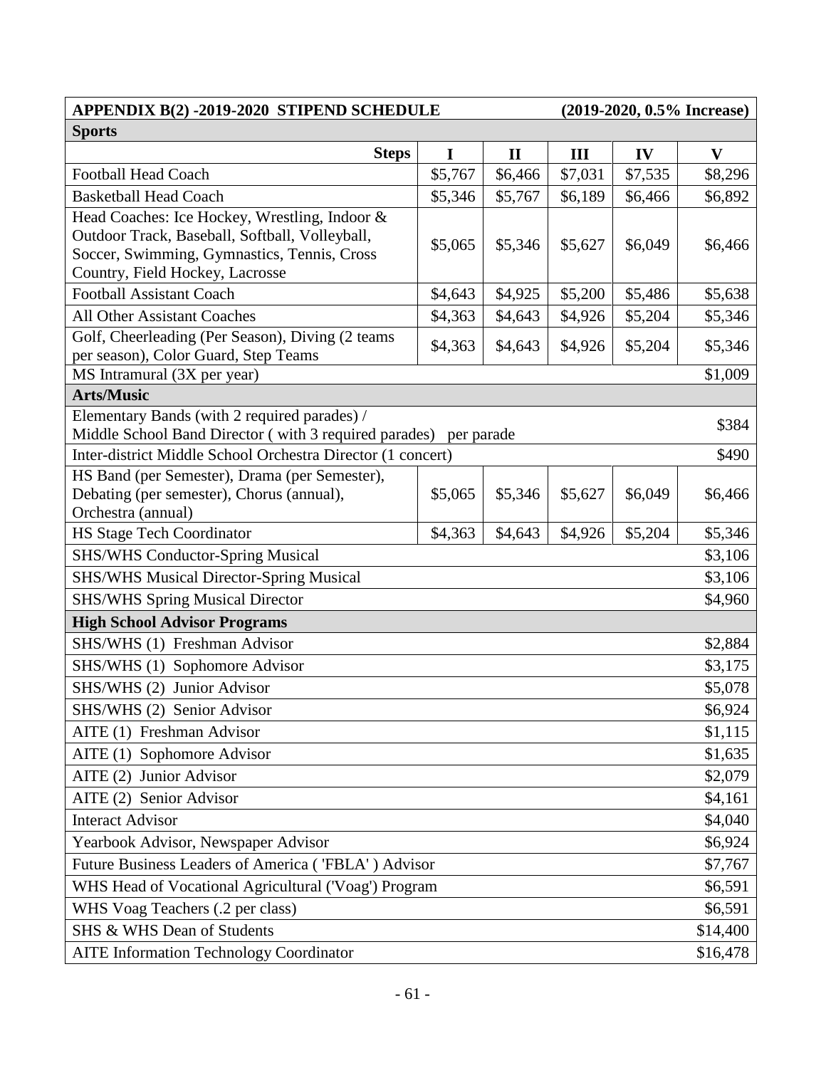| APPENDIX B(2) -2019-2020 STIPEND SCHEDULE | | | | | (2019-2020, 0.5% Increase) |
|---|---|---|---|---|---|
| **Sports** | | | | | |
| **Steps** | **I** | **II** | **III** | **IV** | **V** |
| Football Head Coach | $5,767 | $6,466 | $7,031 | $7,535 | $8,296 |
| Basketball Head Coach | $5,346 | $5,767 | $6,189 | $6,466 | $6,892 |
| Head Coaches: Ice Hockey, Wrestling, Indoor & Outdoor Track, Baseball, Softball, Volleyball, Soccer, Swimming, Gymnastics, Tennis, Cross Country, Field Hockey, Lacrosse | $5,065 | $5,346 | $5,627 | $6,049 | $6,466 |
| Football Assistant Coach | $4,643 | $4,925 | $5,200 | $5,486 | $5,638 |
| All Other Assistant Coaches | $4,363 | $4,643 | $4,926 | $5,204 | $5,346 |
| Golf, Cheerleading (Per Season), Diving (2 teams per season), Color Guard, Step Teams | $4,363 | $4,643 | $4,926 | $5,204 | $5,346 |
| MS Intramural (3X per year) | | | | | $1,009 |
| **Arts/Music** | | | | | |
| Elementary Bands (with 2 required parades) / Middle School Band Director ( with 3 required parades) per parade | | | | | $384 |
| Inter-district Middle School Orchestra Director (1 concert) | | | | | $490 |
| HS Band (per Semester), Drama (per Semester), Debating (per semester), Chorus (annual), Orchestra (annual) | $5,065 | $5,346 | $5,627 | $6,049 | $6,466 |
| HS Stage Tech Coordinator | $4,363 | $4,643 | $4,926 | $5,204 | $5,346 |
| SHS/WHS Conductor-Spring Musical | | | | | $3,106 |
| SHS/WHS Musical Director-Spring Musical | | | | | $3,106 |
| SHS/WHS Spring Musical Director | | | | | $4,960 |
| **High School Advisor Programs** | | | | | |
| SHS/WHS (1) Freshman Advisor | | | | | $2,884 |
| SHS/WHS (1) Sophomore Advisor | | | | | $3,175 |
| SHS/WHS (2) Junior Advisor | | | | | $5,078 |
| SHS/WHS (2) Senior Advisor | | | | | $6,924 |
| AITE (1) Freshman Advisor | | | | | $1,115 |
| AITE (1) Sophomore Advisor | | | | | $1,635 |
| AITE (2) Junior Advisor | | | | | $2,079 |
| AITE (2) Senior Advisor | | | | | $4,161 |
| Interact Advisor | | | | | $4,040 |
| Yearbook Advisor, Newspaper Advisor | | | | | $6,924 |
| Future Business Leaders of America ( 'FBLA' ) Advisor | | | | | $7,767 |
| WHS Head of Vocational Agricultural ('Voag') Program | | | | | $6,591 |
| WHS Voag Teachers (.2 per class) | | | | | $6,591 |
| SHS & WHS Dean of Students | | | | | $14,400 |
| AITE Information Technology Coordinator | | | | | $16,478 |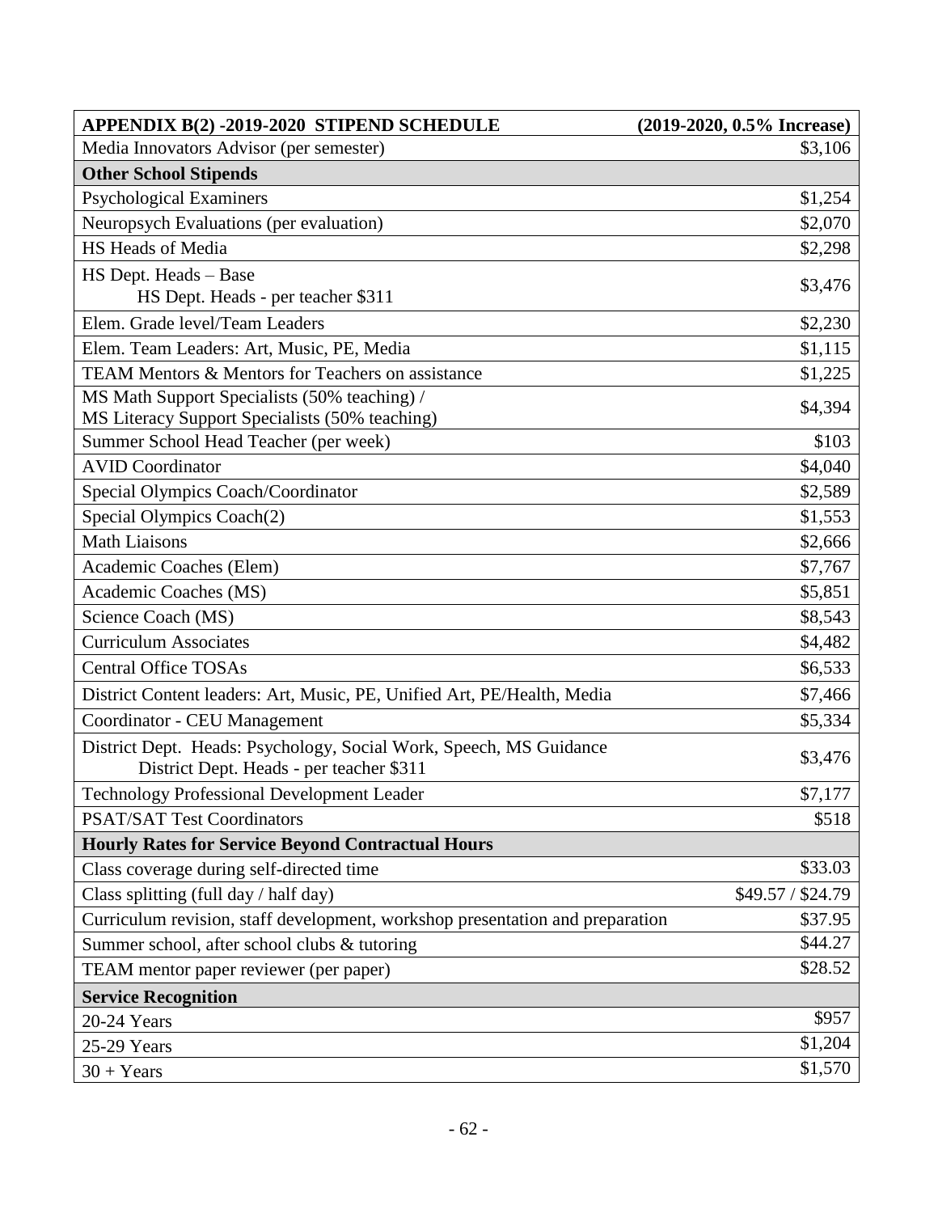| APPENDIX B(2) -2019-2020 STIPEND SCHEDULE | (2019-2020, 0.5% Increase) |
|---|---|
| Media Innovators Advisor (per semester) | $3,106 |
| **Other School Stipends** | |
| Psychological Examiners | $1,254 |
| Neuropsych Evaluations (per evaluation) | $2,070 |
| HS Heads of Media | $2,298 |
| HS Dept. Heads – Base<br>HS Dept. Heads - per teacher $311 | $3,476 |
| Elem. Grade level/Team Leaders | $2,230 |
| Elem. Team Leaders: Art, Music, PE, Media | $1,115 |
| TEAM Mentors & Mentors for Teachers on assistance | $1,225 |
| MS Math Support Specialists (50% teaching) /<br>MS Literacy Support Specialists (50% teaching) | $4,394 |
| Summer School Head Teacher (per week) | $103 |
| AVID Coordinator | $4,040 |
| Special Olympics Coach/Coordinator | $2,589 |
| Special Olympics Coach(2) | $1,553 |
| Math Liaisons | $2,666 |
| Academic Coaches (Elem) | $7,767 |
| Academic Coaches (MS) | $5,851 |
| Science Coach (MS) | $8,543 |
| Curriculum Associates | $4,482 |
| Central Office TOSAs | $6,533 |
| District Content leaders: Art, Music, PE, Unified Art, PE/Health, Media | $7,466 |
| Coordinator - CEU Management | $5,334 |
| District Dept. Heads: Psychology, Social Work, Speech, MS Guidance<br>District Dept. Heads - per teacher $311 | $3,476 |
| Technology Professional Development Leader | $7,177 |
| PSAT/SAT Test Coordinators | $518 |
| **Hourly Rates for Service Beyond Contractual Hours** | |
| Class coverage during self-directed time | $33.03 |
| Class splitting (full day / half day) | $49.57 / $24.79 |
| Curriculum revision, staff development, workshop presentation and preparation | $37.95 |
| Summer school, after school clubs & tutoring | $44.27 |
| TEAM mentor paper reviewer (per paper) | $28.52 |
| **Service Recognition** | |
| 20-24 Years | $957 |
| 25-29 Years | $1,204 |
| 30 + Years | $1,570 |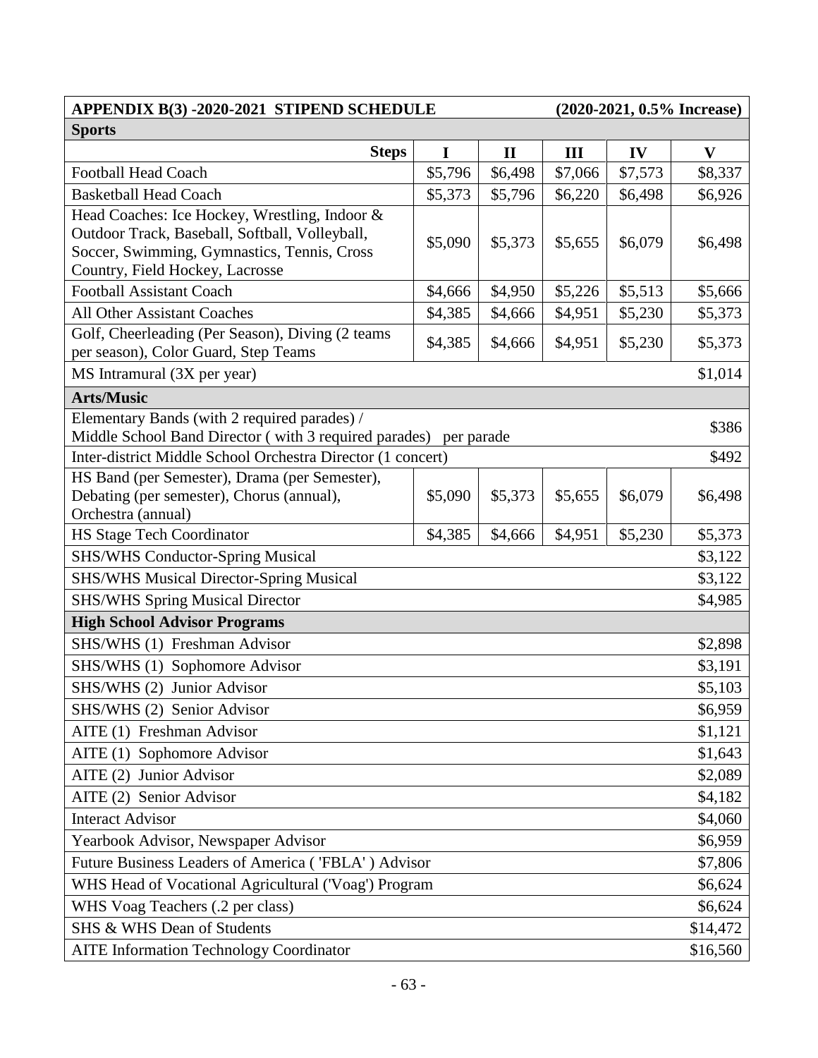| APPENDIX B(3) -2020-2021 STIPEND SCHEDULE | | | (2020-2021, 0.5% Increase) | | |
|---|---|---|---|---|---|
| **Sports** | | | | | |
| **Steps** | **I** | **II** | **III** | **IV** | **V** |
| Football Head Coach | $5,796 | $6,498 | $7,066 | $7,573 | $8,337 |
| Basketball Head Coach | $5,373 | $5,796 | $6,220 | $6,498 | $6,926 |
| Head Coaches: Ice Hockey, Wrestling, Indoor & Outdoor Track, Baseball, Softball, Volleyball, Soccer, Swimming, Gymnastics, Tennis, Cross Country, Field Hockey, Lacrosse | $5,090 | $5,373 | $5,655 | $6,079 | $6,498 |
| Football Assistant Coach | $4,666 | $4,950 | $5,226 | $5,513 | $5,666 |
| All Other Assistant Coaches | $4,385 | $4,666 | $4,951 | $5,230 | $5,373 |
| Golf, Cheerleading (Per Season), Diving (2 teams per season), Color Guard, Step Teams | $4,385 | $4,666 | $4,951 | $5,230 | $5,373 |
| MS Intramural (3X per year) | | | | | $1,014 |
| **Arts/Music** | | | | | |
| Elementary Bands (with 2 required parades) / Middle School Band Director ( with 3 required parades) per parade | | | | | $386 |
| Inter-district Middle School Orchestra Director (1 concert) | | | | | $492 |
| HS Band (per Semester), Drama (per Semester), Debating (per semester), Chorus (annual), Orchestra (annual) | $5,090 | $5,373 | $5,655 | $6,079 | $6,498 |
| HS Stage Tech Coordinator | $4,385 | $4,666 | $4,951 | $5,230 | $5,373 |
| SHS/WHS Conductor-Spring Musical | | | | | $3,122 |
| SHS/WHS Musical Director-Spring Musical | | | | | $3,122 |
| SHS/WHS Spring Musical Director | | | | | $4,985 |
| **High School Advisor Programs** | | | | | |
| SHS/WHS (1) Freshman Advisor | | | | | $2,898 |
| SHS/WHS (1) Sophomore Advisor | | | | | $3,191 |
| SHS/WHS (2) Junior Advisor | | | | | $5,103 |
| SHS/WHS (2) Senior Advisor | | | | | $6,959 |
| AITE (1) Freshman Advisor | | | | | $1,121 |
| AITE (1) Sophomore Advisor | | | | | $1,643 |
| AITE (2) Junior Advisor | | | | | $2,089 |
| AITE (2) Senior Advisor | | | | | $4,182 |
| Interact Advisor | | | | | $4,060 |
| Yearbook Advisor, Newspaper Advisor | | | | | $6,959 |
| Future Business Leaders of America ( 'FBLA' ) Advisor | | | | | $7,806 |
| WHS Head of Vocational Agricultural ('Voag') Program | | | | | $6,624 |
| WHS Voag Teachers (.2 per class) | | | | | $6,624 |
| SHS & WHS Dean of Students | | | | | $14,472 |
| AITE Information Technology Coordinator | | | | | $16,560 |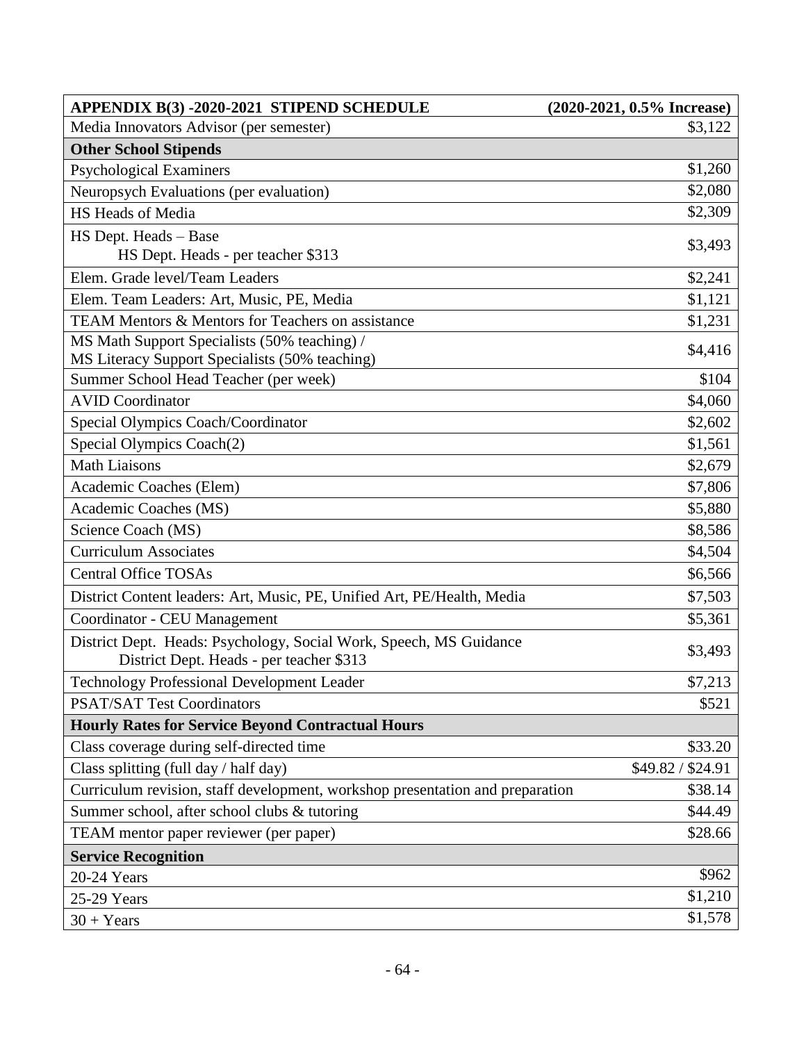| APPENDIX B(3) -2020-2021 STIPEND SCHEDULE | (2020-2021, 0.5% Increase) |
|---|---|
| Media Innovators Advisor (per semester) | $3,122 |
| **Other School Stipends** | |
| Psychological Examiners | $1,260 |
| Neuropsych Evaluations (per evaluation) | $2,080 |
| HS Heads of Media | $2,309 |
| HS Dept. Heads – Base<br>HS Dept. Heads - per teacher $313 | $3,493 |
| Elem. Grade level/Team Leaders | $2,241 |
| Elem. Team Leaders: Art, Music, PE, Media | $1,121 |
| TEAM Mentors & Mentors for Teachers on assistance | $1,231 |
| MS Math Support Specialists (50% teaching) /<br>MS Literacy Support Specialists (50% teaching) | $4,416 |
| Summer School Head Teacher (per week) | $104 |
| AVID Coordinator | $4,060 |
| Special Olympics Coach/Coordinator | $2,602 |
| Special Olympics Coach(2) | $1,561 |
| Math Liaisons | $2,679 |
| Academic Coaches (Elem) | $7,806 |
| Academic Coaches (MS) | $5,880 |
| Science Coach (MS) | $8,586 |
| Curriculum Associates | $4,504 |
| Central Office TOSAs | $6,566 |
| District Content leaders: Art, Music, PE, Unified Art, PE/Health, Media | $7,503 |
| Coordinator - CEU Management | $5,361 |
| District Dept. Heads: Psychology, Social Work, Speech, MS Guidance<br>District Dept. Heads - per teacher $313 | $3,493 |
| Technology Professional Development Leader | $7,213 |
| PSAT/SAT Test Coordinators | $521 |
| **Hourly Rates for Service Beyond Contractual Hours** | |
| Class coverage during self-directed time | $33.20 |
| Class splitting (full day / half day) | $49.82 / $24.91 |
| Curriculum revision, staff development, workshop presentation and preparation | $38.14 |
| Summer school, after school clubs & tutoring | $44.49 |
| TEAM mentor paper reviewer (per paper) | $28.66 |
| **Service Recognition** | |
| 20-24 Years | $962 |
| 25-29 Years | $1,210 |
| 30 + Years | $1,578 |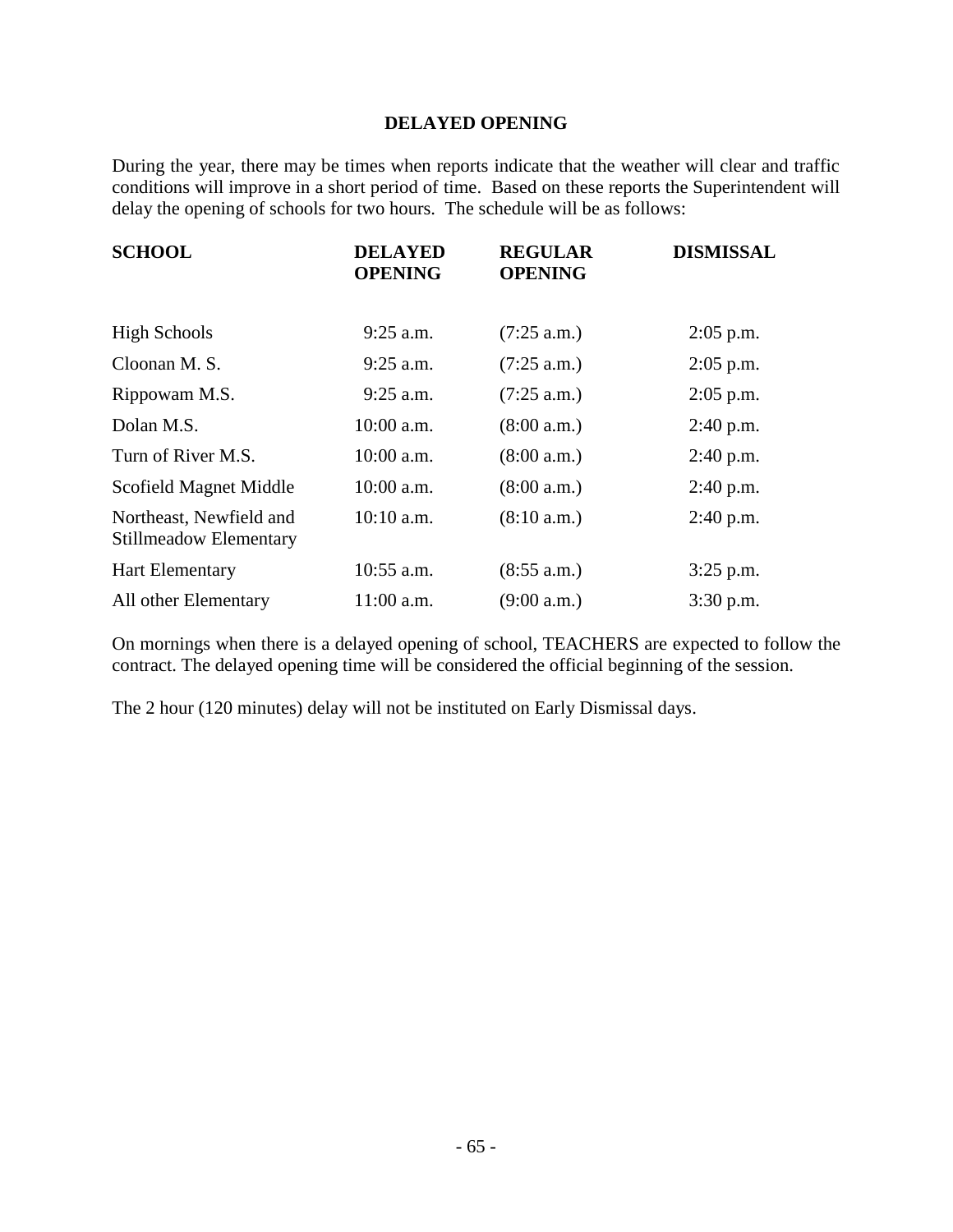## DELAYED OPENING

During the year, there may be times when reports indicate that the weather will clear and traffic conditions will improve in a short period of time. Based on these reports the Superintendent will delay the opening of schools for two hours. The schedule will be as follows:

| SCHOOL | DELAYED OPENING | REGULAR OPENING | DISMISSAL |
|---|---|---|---|
| High Schools | 9:25 a.m. | (7:25 a.m.) | 2:05 p.m. |
| Cloonan M. S. | 9:25 a.m. | (7:25 a.m.) | 2:05 p.m. |
| Rippowam M.S. | 9:25 a.m. | (7:25 a.m.) | 2:05 p.m. |
| Dolan M.S. | 10:00 a.m. | (8:00 a.m.) | 2:40 p.m. |
| Turn of River M.S. | 10:00 a.m. | (8:00 a.m.) | 2:40 p.m. |
| Scofield Magnet Middle | 10:00 a.m. | (8:00 a.m.) | 2:40 p.m. |
| Northeast, Newfield and Stillmeadow Elementary | 10:10 a.m. | (8:10 a.m.) | 2:40 p.m. |
| Hart Elementary | 10:55 a.m. | (8:55 a.m.) | 3:25 p.m. |
| All other Elementary | 11:00 a.m. | (9:00 a.m.) | 3:30 p.m. |

On mornings when there is a delayed opening of school, TEACHERS are expected to follow the contract. The delayed opening time will be considered the official beginning of the session.

The 2 hour (120 minutes) delay will not be instituted on Early Dismissal days.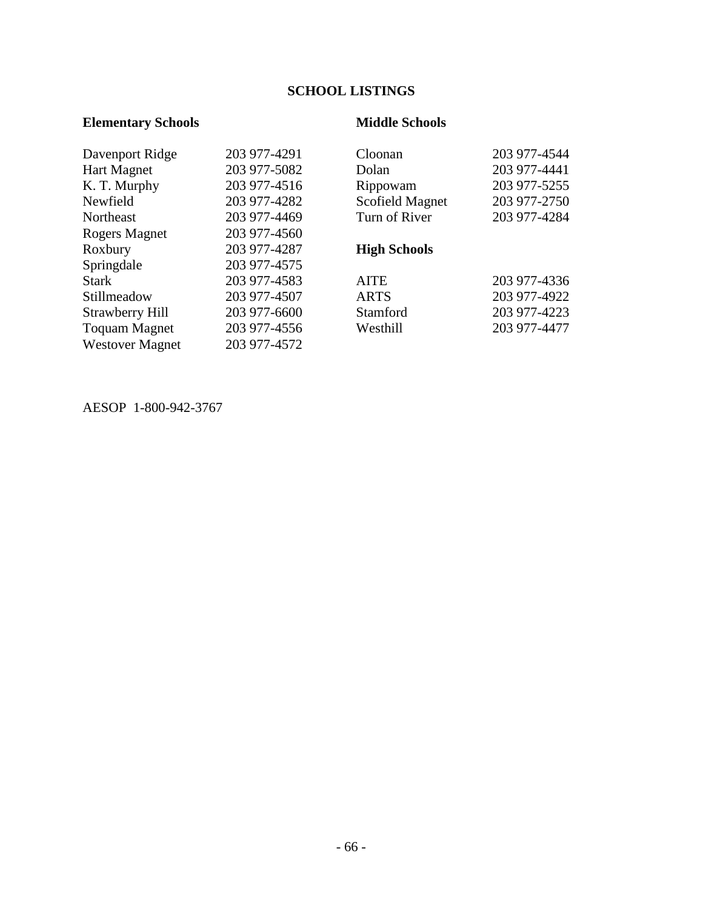# SCHOOL LISTINGS

## Elementary Schools

| | |
|---|---|
| Davenport Ridge | 203 977-4291 |
| Hart Magnet | 203 977-5082 |
| K. T. Murphy | 203 977-4516 |
| Newfield | 203 977-4282 |
| Northeast | 203 977-4469 |
| Rogers Magnet | 203 977-4560 |
| Roxbury | 203 977-4287 |
| Springdale | 203 977-4575 |
| Stark | 203 977-4583 |
| Stillmeadow | 203 977-4507 |
| Strawberry Hill | 203 977-6600 |
| Toquam Magnet | 203 977-4556 |
| Westover Magnet | 203 977-4572 |

## Middle Schools

| | |
|---|---|
| Cloonan | 203 977-4544 |
| Dolan | 203 977-4441 |
| Rippowam | 203 977-5255 |
| Scofield Magnet | 203 977-2750 |
| Turn of River | 203 977-4284 |

## High Schools

| | |
|---|---|
| AITE | 203 977-4336 |
| ARTS | 203 977-4922 |
| Stamford | 203 977-4223 |
| Westhill | 203 977-4477 |

AESOP 1-800-942-3767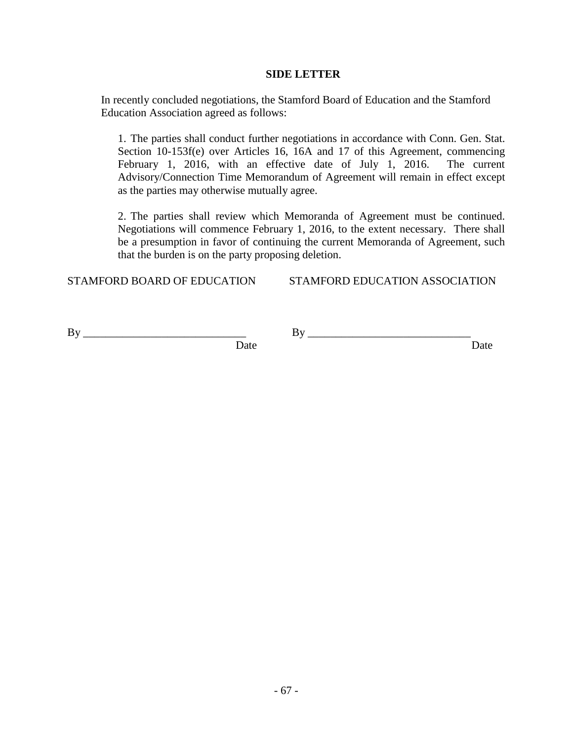## SIDE LETTER

In recently concluded negotiations, the Stamford Board of Education and the Stamford Education Association agreed as follows:

1. The parties shall conduct further negotiations in accordance with Conn. Gen. Stat. Section 10-153f(e) over Articles 16, 16A and 17 of this Agreement, commencing February 1, 2016, with an effective date of July 1, 2016. The current Advisory/Connection Time Memorandum of Agreement will remain in effect except as the parties may otherwise mutually agree.

2. The parties shall review which Memoranda of Agreement must be continued. Negotiations will commence February 1, 2016, to the extent necessary. There shall be a presumption in favor of continuing the current Memoranda of Agreement, such that the burden is on the party proposing deletion.

STAMFORD BOARD OF EDUCATION

By _____________________________ Date

STAMFORD EDUCATION ASSOCIATION

By _____________________________ Date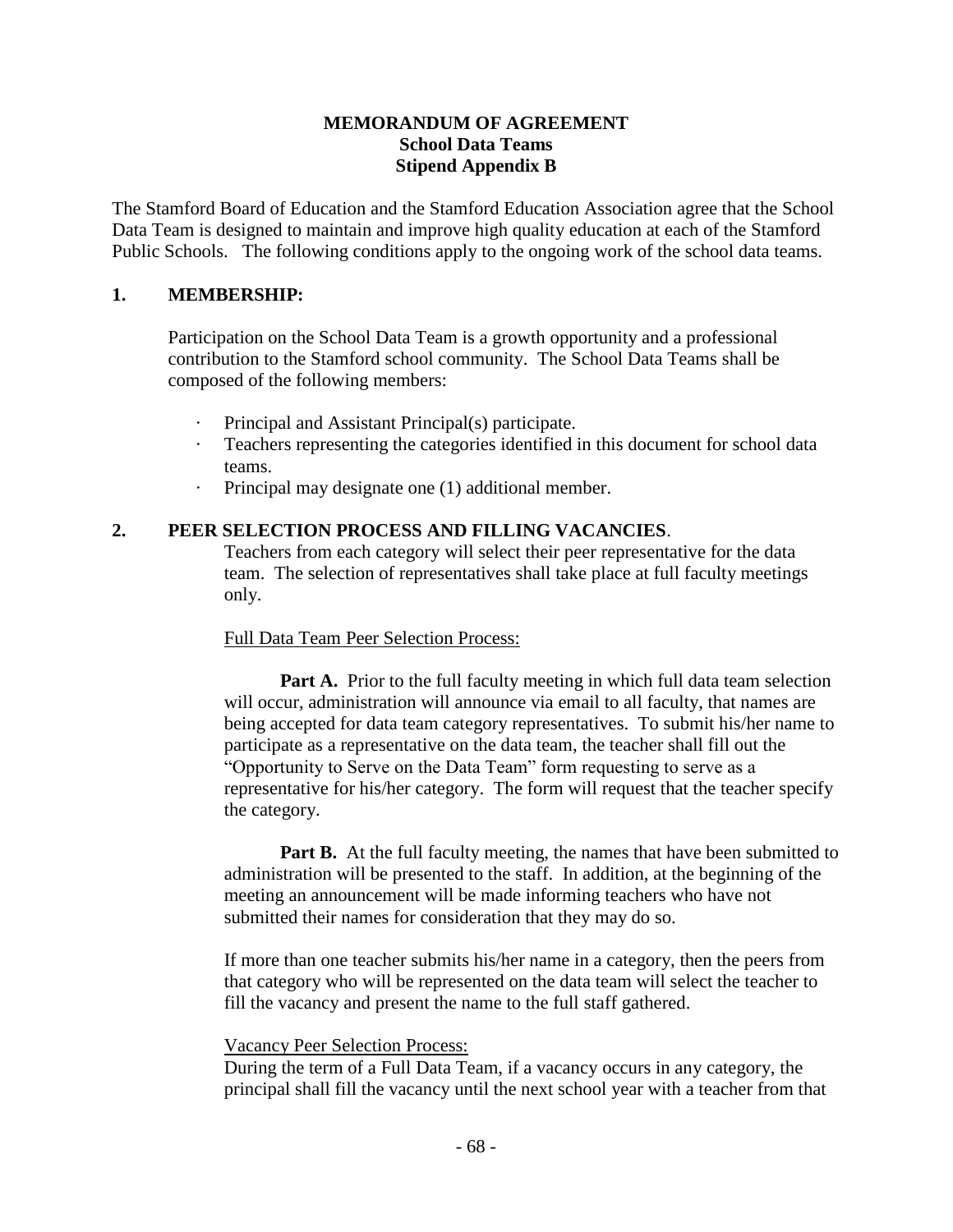**MEMORANDUM OF AGREEMENT**
**School Data Teams**
**Stipend Appendix B**

The Stamford Board of Education and the Stamford Education Association agree that the School Data Team is designed to maintain and improve high quality education at each of the Stamford Public Schools. The following conditions apply to the ongoing work of the school data teams.

## 1. MEMBERSHIP:

Participation on the School Data Team is a growth opportunity and a professional contribution to the Stamford school community. The School Data Teams shall be composed of the following members:

- Principal and Assistant Principal(s) participate.
- Teachers representing the categories identified in this document for school data teams.
- Principal may designate one (1) additional member.

## 2. PEER SELECTION PROCESS AND FILLING VACANCIES.

Teachers from each category will select their peer representative for the data team. The selection of representatives shall take place at full faculty meetings only.

Full Data Team Peer Selection Process:

**Part A.** Prior to the full faculty meeting in which full data team selection will occur, administration will announce via email to all faculty, that names are being accepted for data team category representatives. To submit his/her name to participate as a representative on the data team, the teacher shall fill out the "Opportunity to Serve on the Data Team" form requesting to serve as a representative for his/her category. The form will request that the teacher specify the category.

**Part B.** At the full faculty meeting, the names that have been submitted to administration will be presented to the staff. In addition, at the beginning of the meeting an announcement will be made informing teachers who have not submitted their names for consideration that they may do so.

If more than one teacher submits his/her name in a category, then the peers from that category who will be represented on the data team will select the teacher to fill the vacancy and present the name to the full staff gathered.

Vacancy Peer Selection Process:
During the term of a Full Data Team, if a vacancy occurs in any category, the principal shall fill the vacancy until the next school year with a teacher from that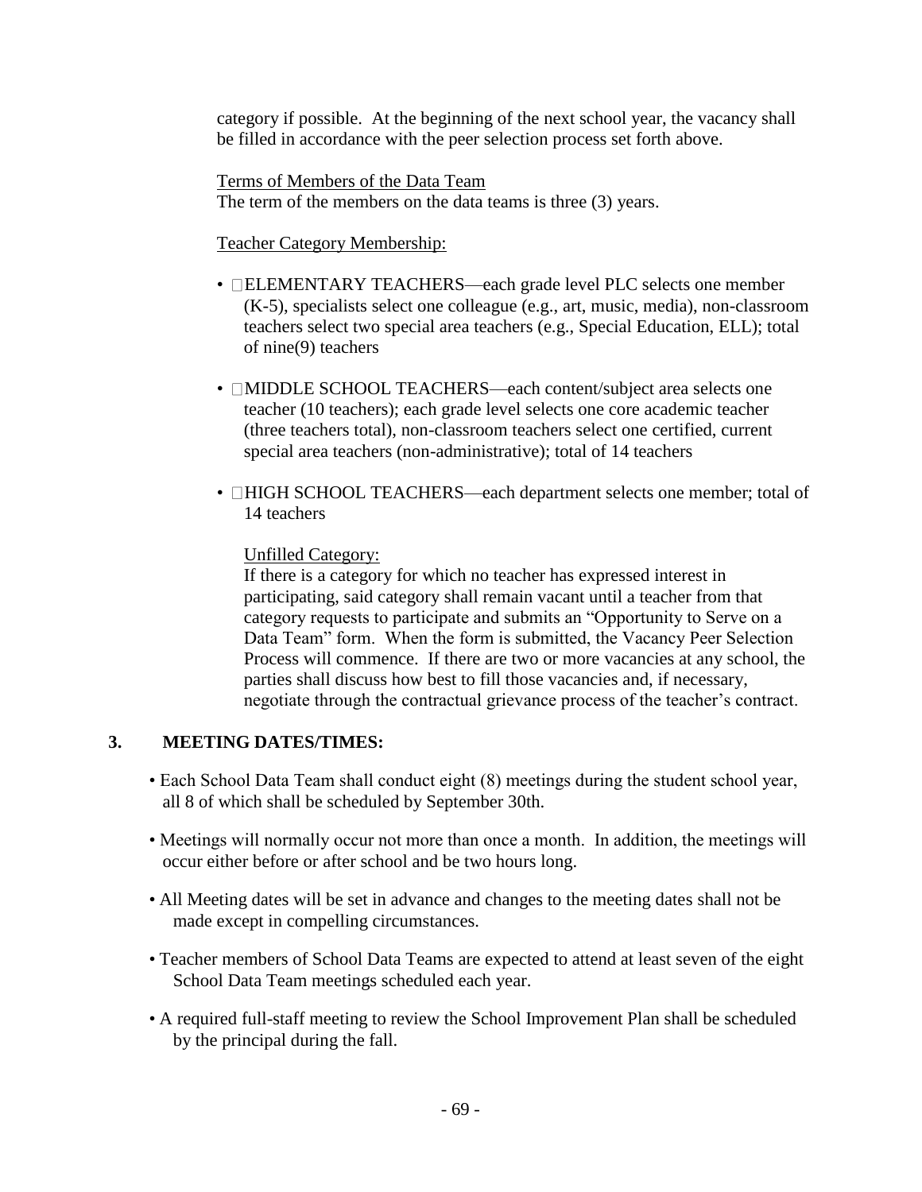category if possible. At the beginning of the next school year, the vacancy shall be filled in accordance with the peer selection process set forth above.

Terms of Members of the Data Team

The term of the members on the data teams is three (3) years.

Teacher Category Membership:

- ELEMENTARY TEACHERS—each grade level PLC selects one member (K-5), specialists select one colleague (e.g., art, music, media), non-classroom teachers select two special area teachers (e.g., Special Education, ELL); total of nine(9) teachers
- MIDDLE SCHOOL TEACHERS—each content/subject area selects one teacher (10 teachers); each grade level selects one core academic teacher (three teachers total), non-classroom teachers select one certified, current special area teachers (non-administrative); total of 14 teachers
- HIGH SCHOOL TEACHERS—each department selects one member; total of 14 teachers

  Unfilled Category:

  If there is a category for which no teacher has expressed interest in participating, said category shall remain vacant until a teacher from that category requests to participate and submits an "Opportunity to Serve on a Data Team" form. When the form is submitted, the Vacancy Peer Selection Process will commence. If there are two or more vacancies at any school, the parties shall discuss how best to fill those vacancies and, if necessary, negotiate through the contractual grievance process of the teacher's contract.

**3. MEETING DATES/TIMES:**

- Each School Data Team shall conduct eight (8) meetings during the student school year, all 8 of which shall be scheduled by September 30th.
- Meetings will normally occur not more than once a month. In addition, the meetings will occur either before or after school and be two hours long.
- All Meeting dates will be set in advance and changes to the meeting dates shall not be made except in compelling circumstances.
- Teacher members of School Data Teams are expected to attend at least seven of the eight School Data Team meetings scheduled each year.
- A required full-staff meeting to review the School Improvement Plan shall be scheduled by the principal during the fall.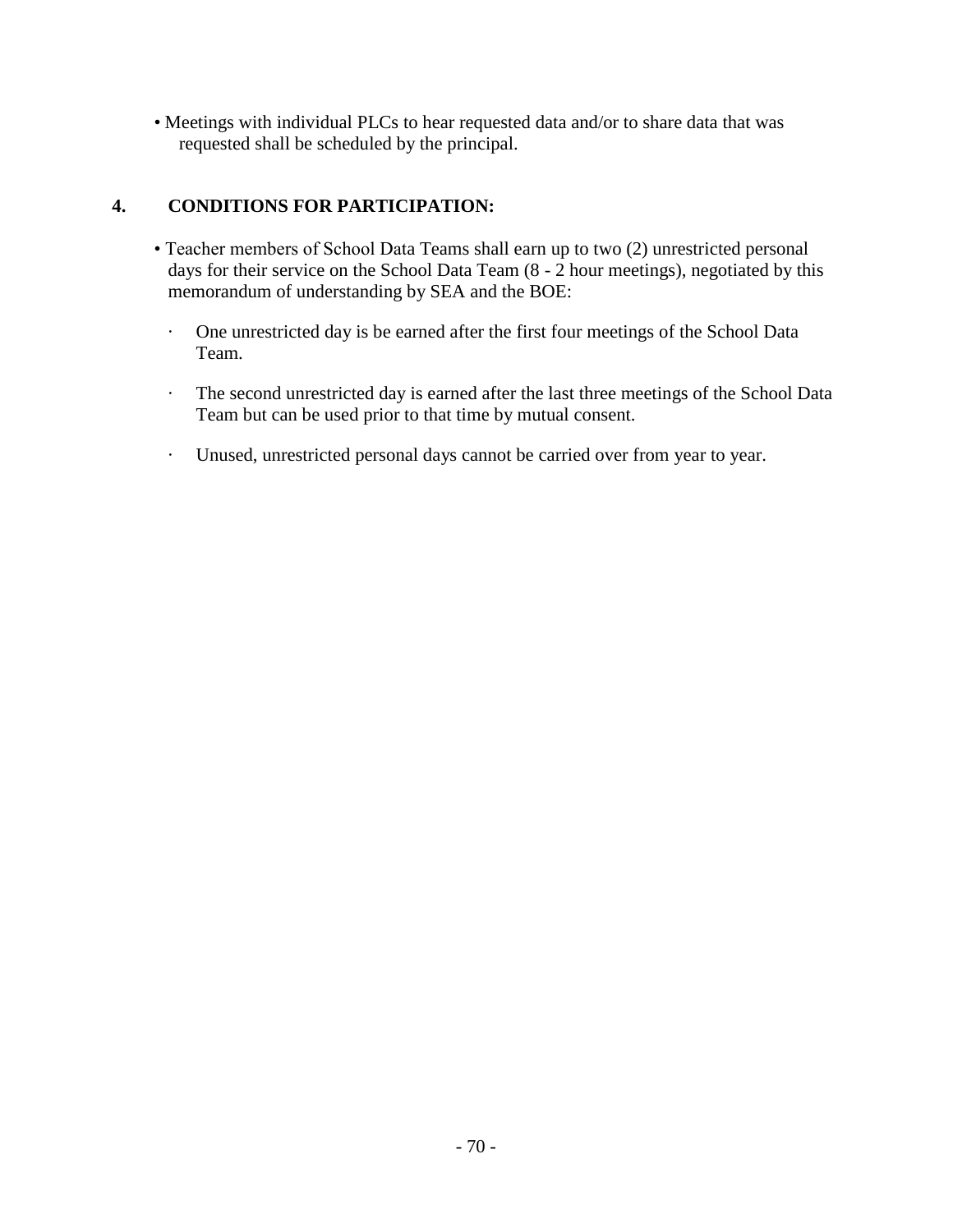- Meetings with individual PLCs to hear requested data and/or to share data that was requested shall be scheduled by the principal.

## 4. CONDITIONS FOR PARTICIPATION:

- Teacher members of School Data Teams shall earn up to two (2) unrestricted personal days for their service on the School Data Team (8 - 2 hour meetings), negotiated by this memorandum of understanding by SEA and the BOE:
  - One unrestricted day is be earned after the first four meetings of the School Data Team.
  - The second unrestricted day is earned after the last three meetings of the School Data Team but can be used prior to that time by mutual consent.
  - Unused, unrestricted personal days cannot be carried over from year to year.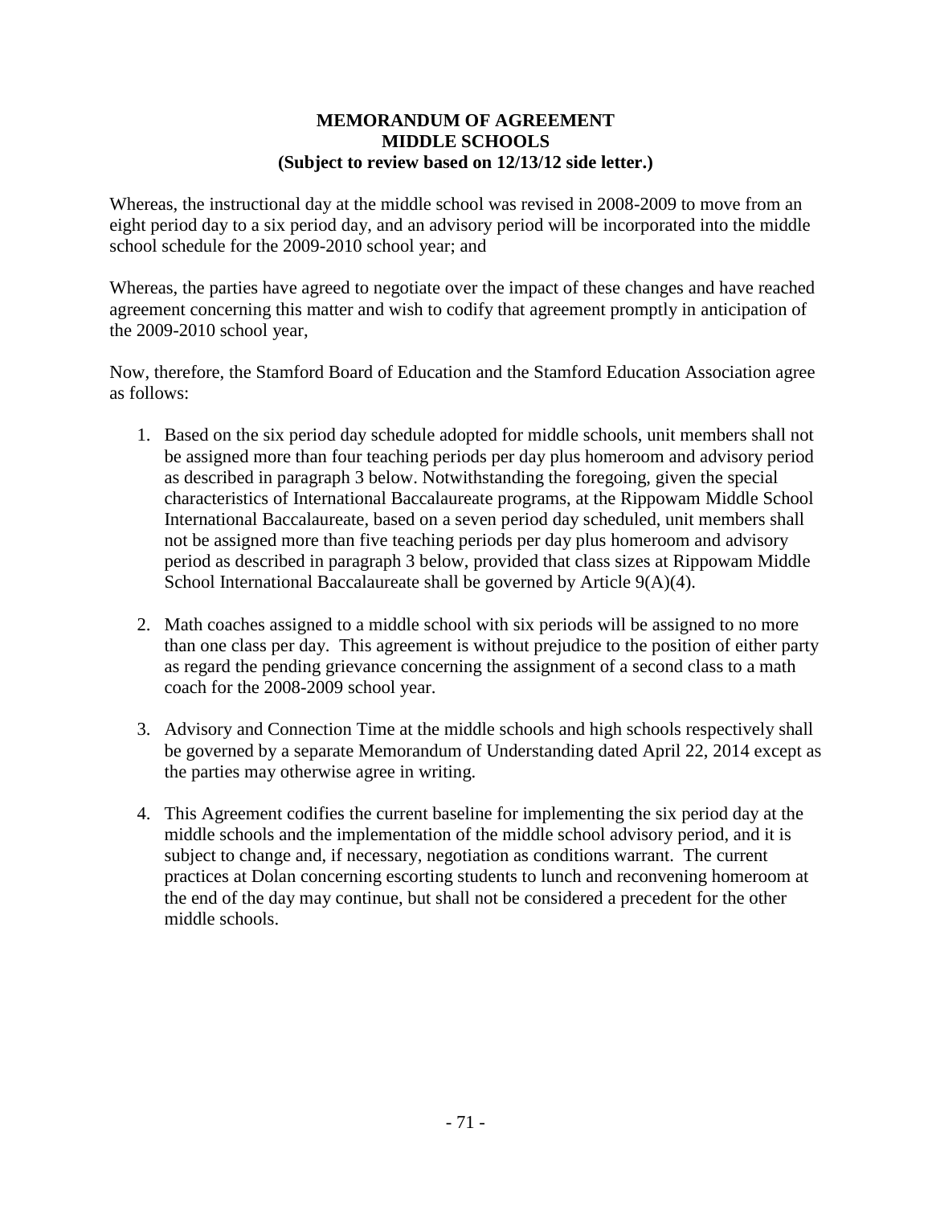# MEMORANDUM OF AGREEMENT
## MIDDLE SCHOOLS
### (Subject to review based on 12/13/12 side letter.)

Whereas, the instructional day at the middle school was revised in 2008-2009 to move from an eight period day to a six period day, and an advisory period will be incorporated into the middle school schedule for the 2009-2010 school year; and

Whereas, the parties have agreed to negotiate over the impact of these changes and have reached agreement concerning this matter and wish to codify that agreement promptly in anticipation of the 2009-2010 school year,

Now, therefore, the Stamford Board of Education and the Stamford Education Association agree as follows:

1. Based on the six period day schedule adopted for middle schools, unit members shall not be assigned more than four teaching periods per day plus homeroom and advisory period as described in paragraph 3 below. Notwithstanding the foregoing, given the special characteristics of International Baccalaureate programs, at the Rippowam Middle School International Baccalaureate, based on a seven period day scheduled, unit members shall not be assigned more than five teaching periods per day plus homeroom and advisory period as described in paragraph 3 below, provided that class sizes at Rippowam Middle School International Baccalaureate shall be governed by Article 9(A)(4).

2. Math coaches assigned to a middle school with six periods will be assigned to no more than one class per day. This agreement is without prejudice to the position of either party as regard the pending grievance concerning the assignment of a second class to a math coach for the 2008-2009 school year.

3. Advisory and Connection Time at the middle schools and high schools respectively shall be governed by a separate Memorandum of Understanding dated April 22, 2014 except as the parties may otherwise agree in writing.

4. This Agreement codifies the current baseline for implementing the six period day at the middle schools and the implementation of the middle school advisory period, and it is subject to change and, if necessary, negotiation as conditions warrant. The current practices at Dolan concerning escorting students to lunch and reconvening homeroom at the end of the day may continue, but shall not be considered a precedent for the other middle schools.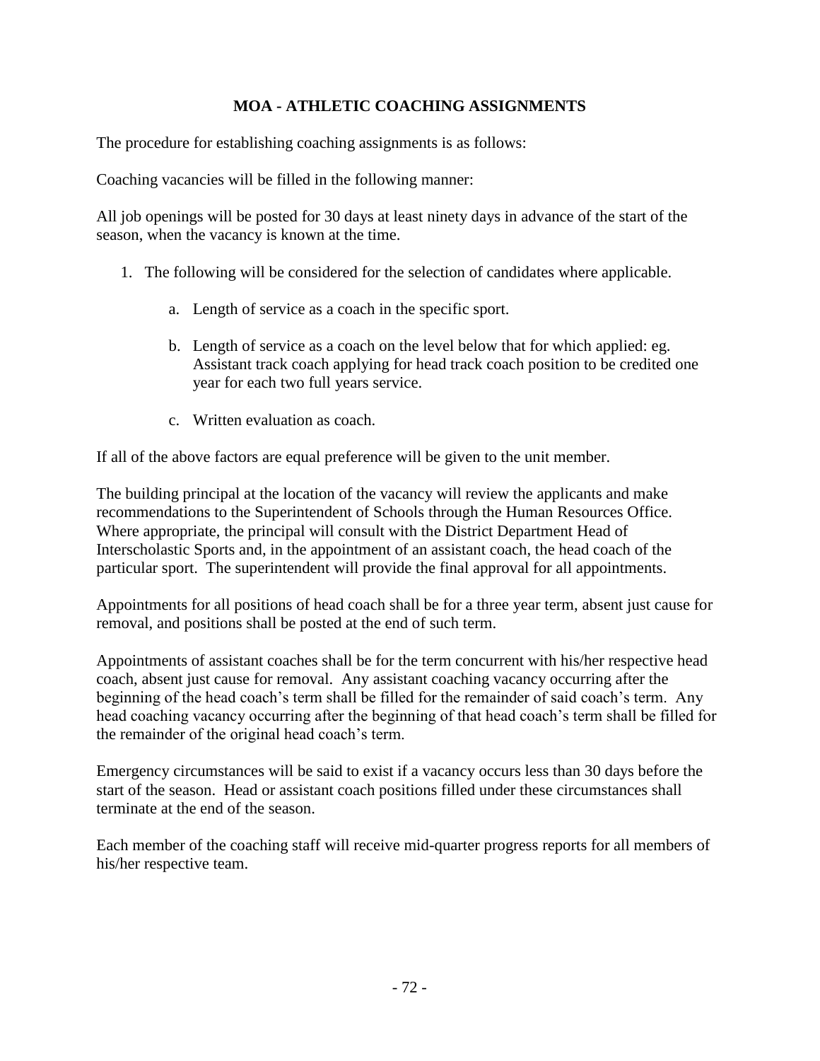## MOA - ATHLETIC COACHING ASSIGNMENTS

The procedure for establishing coaching assignments is as follows:

Coaching vacancies will be filled in the following manner:

All job openings will be posted for 30 days at least ninety days in advance of the start of the season, when the vacancy is known at the time.

1. The following will be considered for the selection of candidates where applicable.

    a. Length of service as a coach in the specific sport.

    b. Length of service as a coach on the level below that for which applied: eg. Assistant track coach applying for head track coach position to be credited one year for each two full years service.

    c. Written evaluation as coach.

If all of the above factors are equal preference will be given to the unit member.

The building principal at the location of the vacancy will review the applicants and make recommendations to the Superintendent of Schools through the Human Resources Office. Where appropriate, the principal will consult with the District Department Head of Interscholastic Sports and, in the appointment of an assistant coach, the head coach of the particular sport. The superintendent will provide the final approval for all appointments.

Appointments for all positions of head coach shall be for a three year term, absent just cause for removal, and positions shall be posted at the end of such term.

Appointments of assistant coaches shall be for the term concurrent with his/her respective head coach, absent just cause for removal. Any assistant coaching vacancy occurring after the beginning of the head coach's term shall be filled for the remainder of said coach's term. Any head coaching vacancy occurring after the beginning of that head coach's term shall be filled for the remainder of the original head coach's term.

Emergency circumstances will be said to exist if a vacancy occurs less than 30 days before the start of the season. Head or assistant coach positions filled under these circumstances shall terminate at the end of the season.

Each member of the coaching staff will receive mid-quarter progress reports for all members of his/her respective team.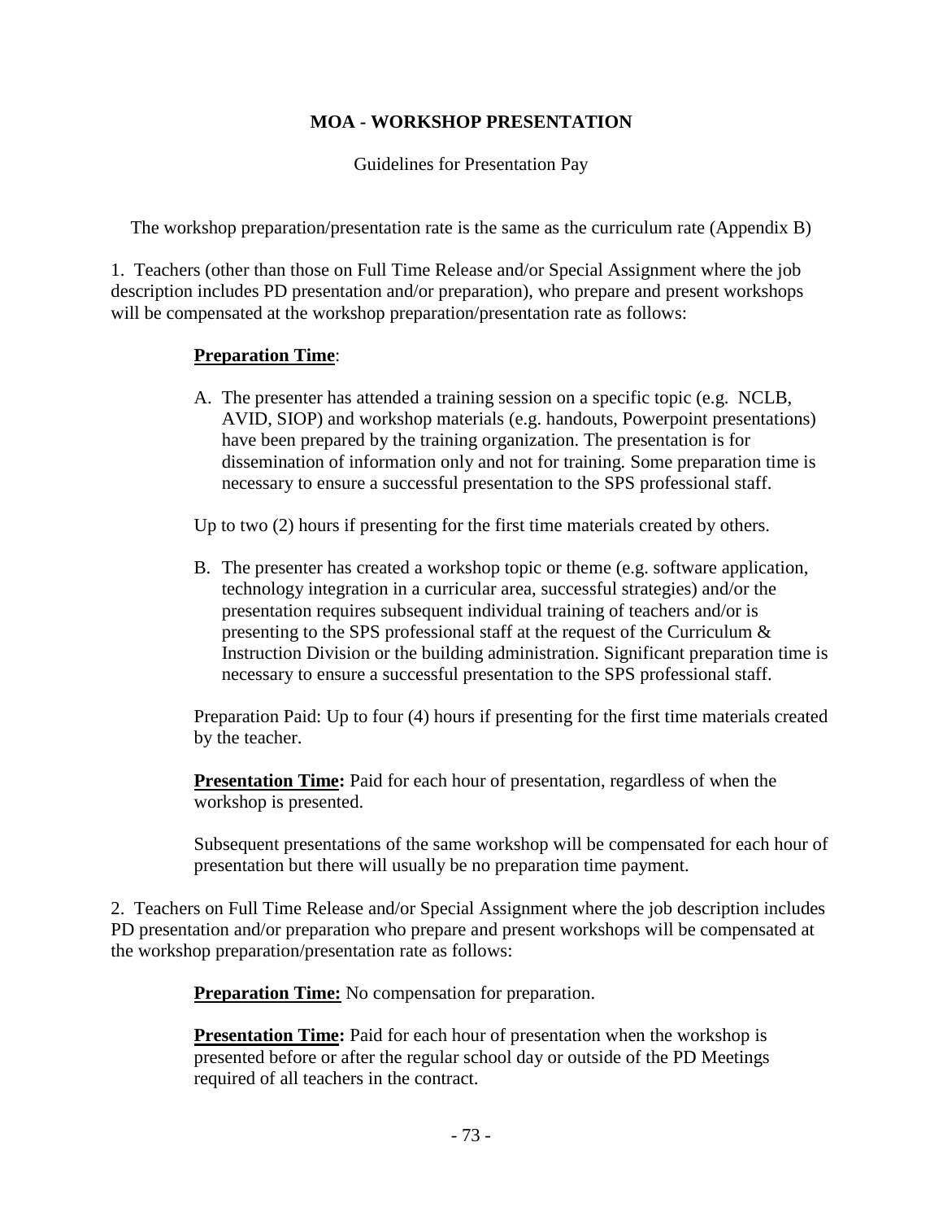## MOA - WORKSHOP PRESENTATION

Guidelines for Presentation Pay

The workshop preparation/presentation rate is the same as the curriculum rate (Appendix B)

1. Teachers (other than those on Full Time Release and/or Special Assignment where the job description includes PD presentation and/or preparation), who prepare and present workshops will be compensated at the workshop preparation/presentation rate as follows:

**Preparation Time**:

A. The presenter has attended a training session on a specific topic (e.g. NCLB, AVID, SIOP) and workshop materials (e.g. handouts, Powerpoint presentations) have been prepared by the training organization. The presentation is for dissemination of information only and not for training. Some preparation time is necessary to ensure a successful presentation to the SPS professional staff.

Up to two (2) hours if presenting for the first time materials created by others.

B. The presenter has created a workshop topic or theme (e.g. software application, technology integration in a curricular area, successful strategies) and/or the presentation requires subsequent individual training of teachers and/or is presenting to the SPS professional staff at the request of the Curriculum & Instruction Division or the building administration. Significant preparation time is necessary to ensure a successful presentation to the SPS professional staff.

Preparation Paid: Up to four (4) hours if presenting for the first time materials created by the teacher.

**Presentation Time:** Paid for each hour of presentation, regardless of when the workshop is presented.

Subsequent presentations of the same workshop will be compensated for each hour of presentation but there will usually be no preparation time payment.

2. Teachers on Full Time Release and/or Special Assignment where the job description includes PD presentation and/or preparation who prepare and present workshops will be compensated at the workshop preparation/presentation rate as follows:

**Preparation Time:** No compensation for preparation.

**Presentation Time:** Paid for each hour of presentation when the workshop is presented before or after the regular school day or outside of the PD Meetings required of all teachers in the contract.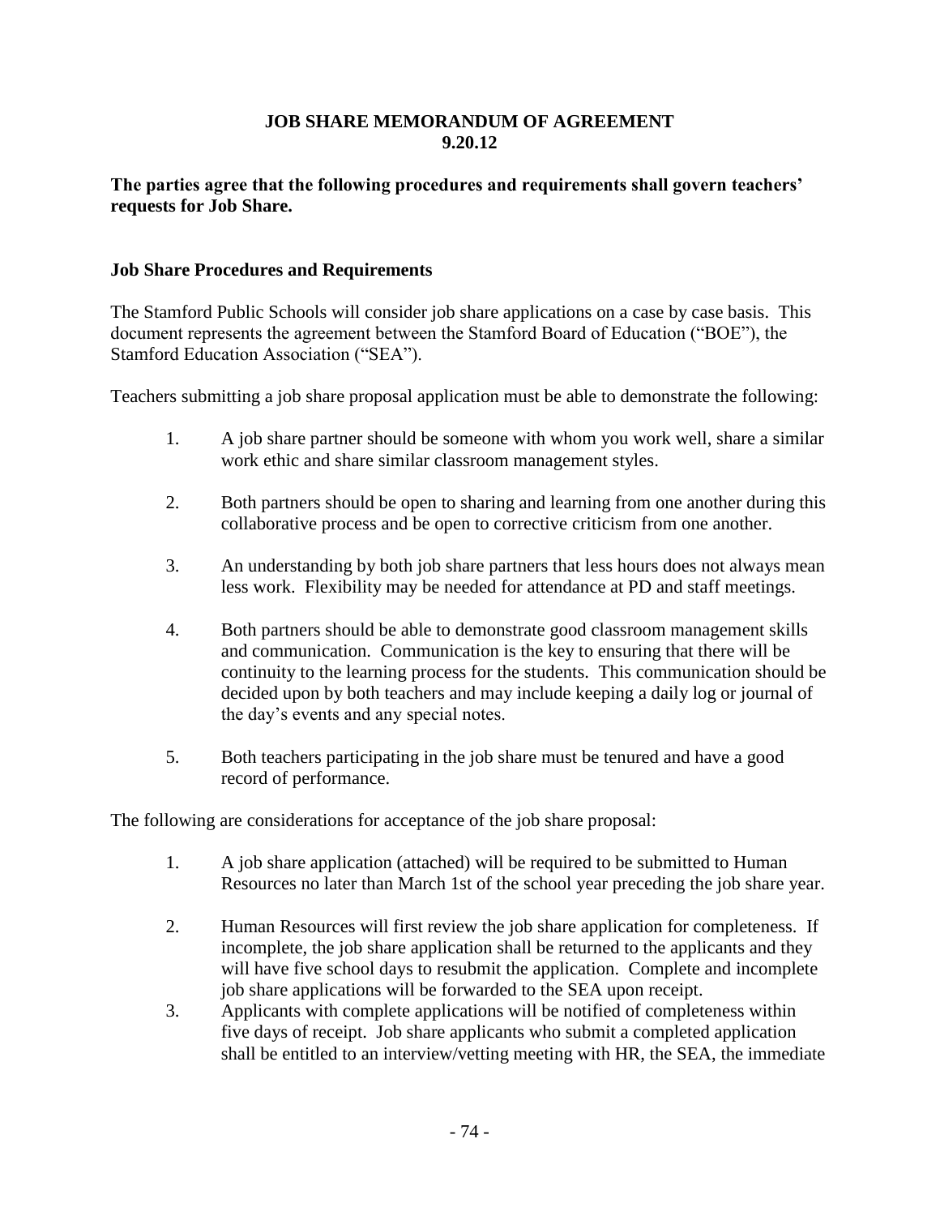# JOB SHARE MEMORANDUM OF AGREEMENT
## 9.20.12

**The parties agree that the following procedures and requirements shall govern teachers' requests for Job Share.**

### Job Share Procedures and Requirements

The Stamford Public Schools will consider job share applications on a case by case basis. This document represents the agreement between the Stamford Board of Education ("BOE"), the Stamford Education Association ("SEA").

Teachers submitting a job share proposal application must be able to demonstrate the following:

1. A job share partner should be someone with whom you work well, share a similar work ethic and share similar classroom management styles.

2. Both partners should be open to sharing and learning from one another during this collaborative process and be open to corrective criticism from one another.

3. An understanding by both job share partners that less hours does not always mean less work. Flexibility may be needed for attendance at PD and staff meetings.

4. Both partners should be able to demonstrate good classroom management skills and communication. Communication is the key to ensuring that there will be continuity to the learning process for the students. This communication should be decided upon by both teachers and may include keeping a daily log or journal of the day's events and any special notes.

5. Both teachers participating in the job share must be tenured and have a good record of performance.

The following are considerations for acceptance of the job share proposal:

1. A job share application (attached) will be required to be submitted to Human Resources no later than March 1st of the school year preceding the job share year.

2. Human Resources will first review the job share application for completeness. If incomplete, the job share application shall be returned to the applicants and they will have five school days to resubmit the application. Complete and incomplete job share applications will be forwarded to the SEA upon receipt.

3. Applicants with complete applications will be notified of completeness within five days of receipt. Job share applicants who submit a completed application shall be entitled to an interview/vetting meeting with HR, the SEA, the immediate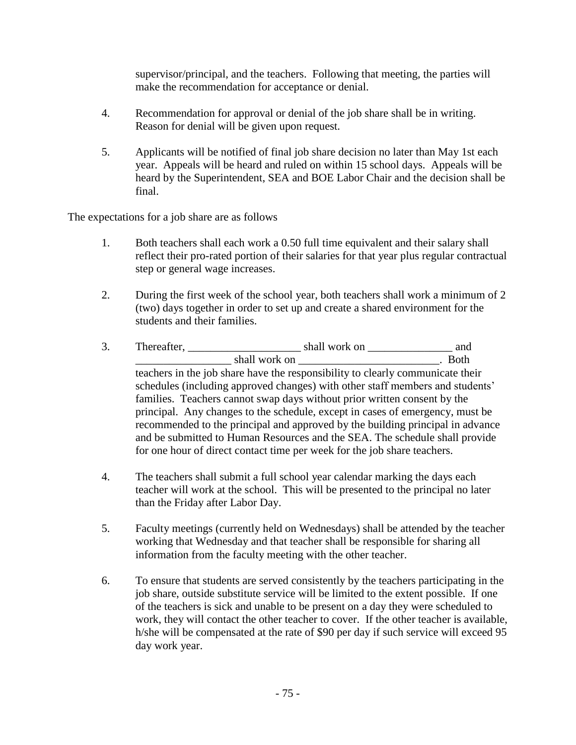supervisor/principal, and the teachers. Following that meeting, the parties will make the recommendation for acceptance or denial.

4. Recommendation for approval or denial of the job share shall be in writing. Reason for denial will be given upon request.

5. Applicants will be notified of final job share decision no later than May 1st each year. Appeals will be heard and ruled on within 15 school days. Appeals will be heard by the Superintendent, SEA and BOE Labor Chair and the decision shall be final.

The expectations for a job share are as follows

1. Both teachers shall each work a 0.50 full time equivalent and their salary shall reflect their pro-rated portion of their salaries for that year plus regular contractual step or general wage increases.

2. During the first week of the school year, both teachers shall work a minimum of 2 (two) days together in order to set up and create a shared environment for the students and their families.

3. Thereafter, ____________________ shall work on _______________ and _________________ shall work on _________________________. Both teachers in the job share have the responsibility to clearly communicate their schedules (including approved changes) with other staff members and students' families. Teachers cannot swap days without prior written consent by the principal. Any changes to the schedule, except in cases of emergency, must be recommended to the principal and approved by the building principal in advance and be submitted to Human Resources and the SEA. The schedule shall provide for one hour of direct contact time per week for the job share teachers.

4. The teachers shall submit a full school year calendar marking the days each teacher will work at the school. This will be presented to the principal no later than the Friday after Labor Day.

5. Faculty meetings (currently held on Wednesdays) shall be attended by the teacher working that Wednesday and that teacher shall be responsible for sharing all information from the faculty meeting with the other teacher.

6. To ensure that students are served consistently by the teachers participating in the job share, outside substitute service will be limited to the extent possible. If one of the teachers is sick and unable to be present on a day they were scheduled to work, they will contact the other teacher to cover. If the other teacher is available, h/she will be compensated at the rate of $90 per day if such service will exceed 95 day work year.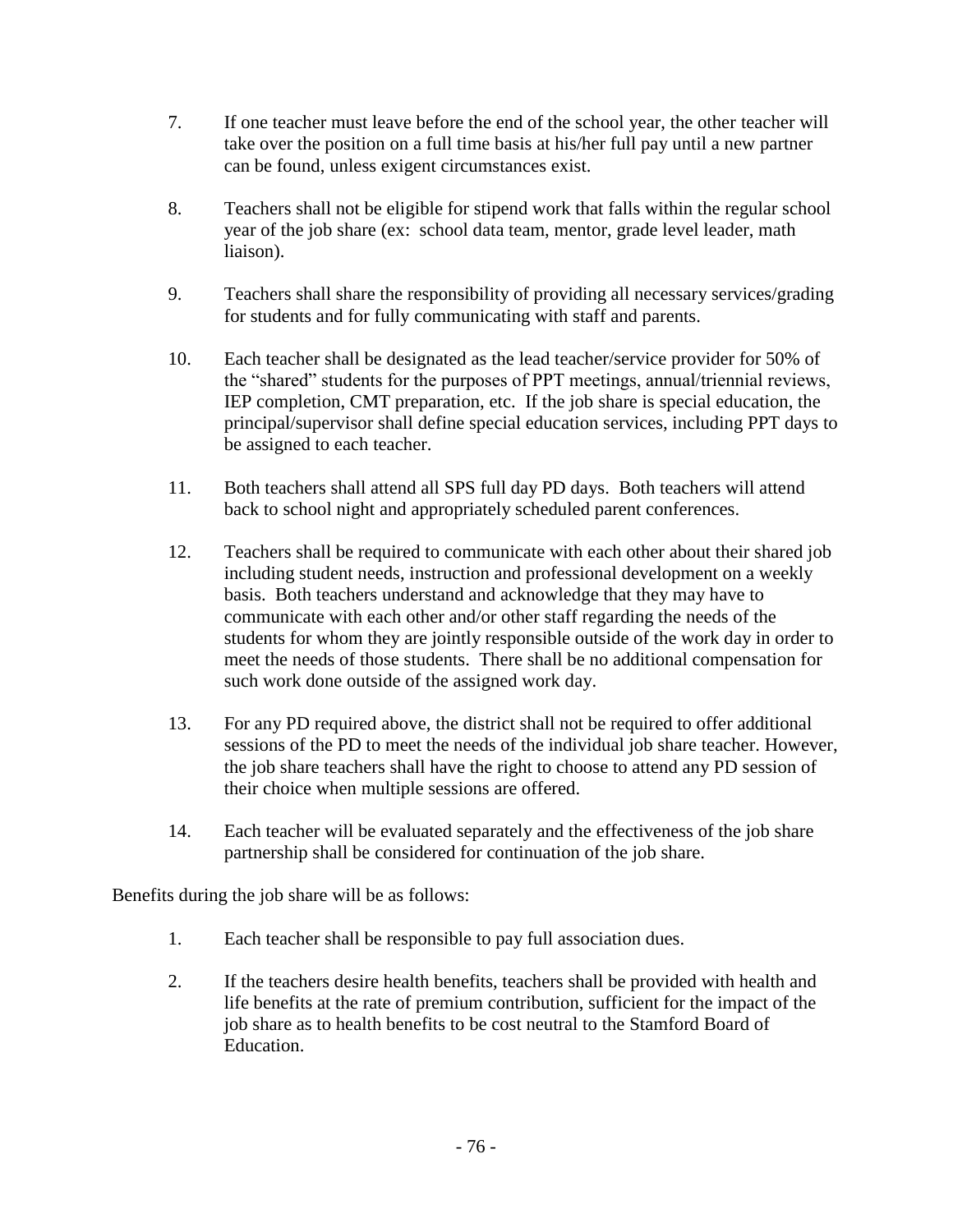7. If one teacher must leave before the end of the school year, the other teacher will take over the position on a full time basis at his/her full pay until a new partner can be found, unless exigent circumstances exist.

8. Teachers shall not be eligible for stipend work that falls within the regular school year of the job share (ex: school data team, mentor, grade level leader, math liaison).

9. Teachers shall share the responsibility of providing all necessary services/grading for students and for fully communicating with staff and parents.

10. Each teacher shall be designated as the lead teacher/service provider for 50% of the "shared" students for the purposes of PPT meetings, annual/triennial reviews, IEP completion, CMT preparation, etc. If the job share is special education, the principal/supervisor shall define special education services, including PPT days to be assigned to each teacher.

11. Both teachers shall attend all SPS full day PD days. Both teachers will attend back to school night and appropriately scheduled parent conferences.

12. Teachers shall be required to communicate with each other about their shared job including student needs, instruction and professional development on a weekly basis. Both teachers understand and acknowledge that they may have to communicate with each other and/or other staff regarding the needs of the students for whom they are jointly responsible outside of the work day in order to meet the needs of those students. There shall be no additional compensation for such work done outside of the assigned work day.

13. For any PD required above, the district shall not be required to offer additional sessions of the PD to meet the needs of the individual job share teacher. However, the job share teachers shall have the right to choose to attend any PD session of their choice when multiple sessions are offered.

14. Each teacher will be evaluated separately and the effectiveness of the job share partnership shall be considered for continuation of the job share.

Benefits during the job share will be as follows:

1. Each teacher shall be responsible to pay full association dues.

2. If the teachers desire health benefits, teachers shall be provided with health and life benefits at the rate of premium contribution, sufficient for the impact of the job share as to health benefits to be cost neutral to the Stamford Board of Education.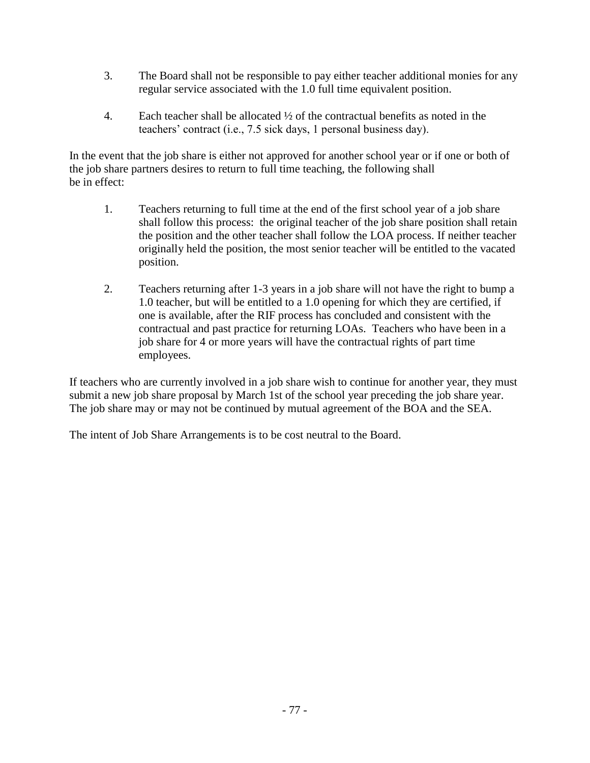3. The Board shall not be responsible to pay either teacher additional monies for any regular service associated with the 1.0 full time equivalent position.

4. Each teacher shall be allocated ½ of the contractual benefits as noted in the teachers' contract (i.e., 7.5 sick days, 1 personal business day).

In the event that the job share is either not approved for another school year or if one or both of the job share partners desires to return to full time teaching, the following shall be in effect:

1. Teachers returning to full time at the end of the first school year of a job share shall follow this process: the original teacher of the job share position shall retain the position and the other teacher shall follow the LOA process. If neither teacher originally held the position, the most senior teacher will be entitled to the vacated position.

2. Teachers returning after 1-3 years in a job share will not have the right to bump a 1.0 teacher, but will be entitled to a 1.0 opening for which they are certified, if one is available, after the RIF process has concluded and consistent with the contractual and past practice for returning LOAs. Teachers who have been in a job share for 4 or more years will have the contractual rights of part time employees.

If teachers who are currently involved in a job share wish to continue for another year, they must submit a new job share proposal by March 1st of the school year preceding the job share year. The job share may or may not be continued by mutual agreement of the BOA and the SEA.

The intent of Job Share Arrangements is to be cost neutral to the Board.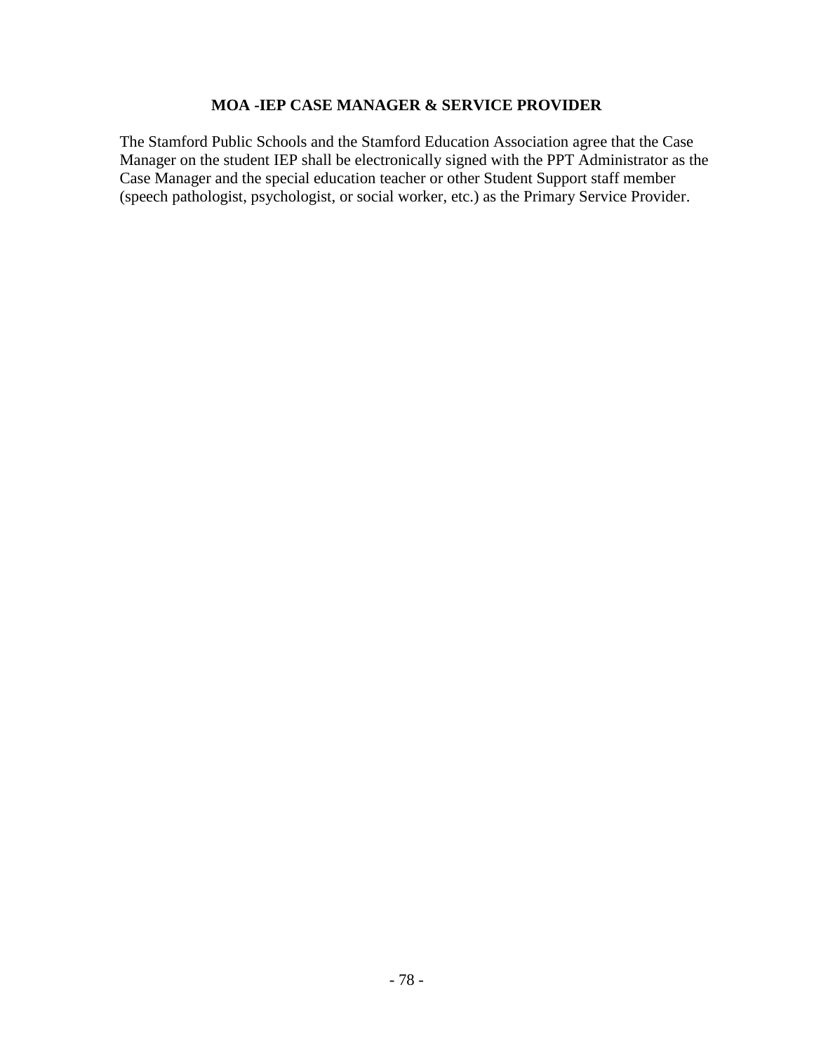## MOA -IEP CASE MANAGER & SERVICE PROVIDER

The Stamford Public Schools and the Stamford Education Association agree that the Case Manager on the student IEP shall be electronically signed with the PPT Administrator as the Case Manager and the special education teacher or other Student Support staff member (speech pathologist, psychologist, or social worker, etc.) as the Primary Service Provider.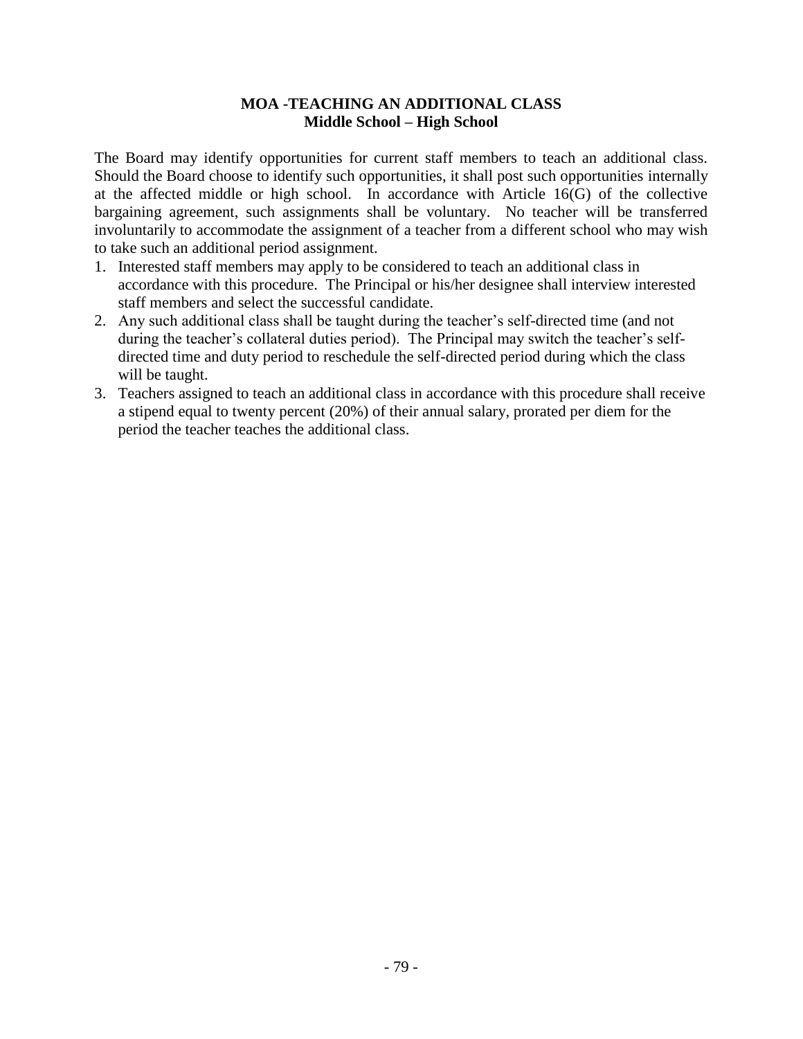## MOA -TEACHING AN ADDITIONAL CLASS
### Middle School – High School

The Board may identify opportunities for current staff members to teach an additional class. Should the Board choose to identify such opportunities, it shall post such opportunities internally at the affected middle or high school. In accordance with Article 16(G) of the collective bargaining agreement, such assignments shall be voluntary. No teacher will be transferred involuntarily to accommodate the assignment of a teacher from a different school who may wish to take such an additional period assignment.

1. Interested staff members may apply to be considered to teach an additional class in accordance with this procedure. The Principal or his/her designee shall interview interested staff members and select the successful candidate.
2. Any such additional class shall be taught during the teacher's self-directed time (and not during the teacher's collateral duties period). The Principal may switch the teacher's self-directed time and duty period to reschedule the self-directed period during which the class will be taught.
3. Teachers assigned to teach an additional class in accordance with this procedure shall receive a stipend equal to twenty percent (20%) of their annual salary, prorated per diem for the period the teacher teaches the additional class.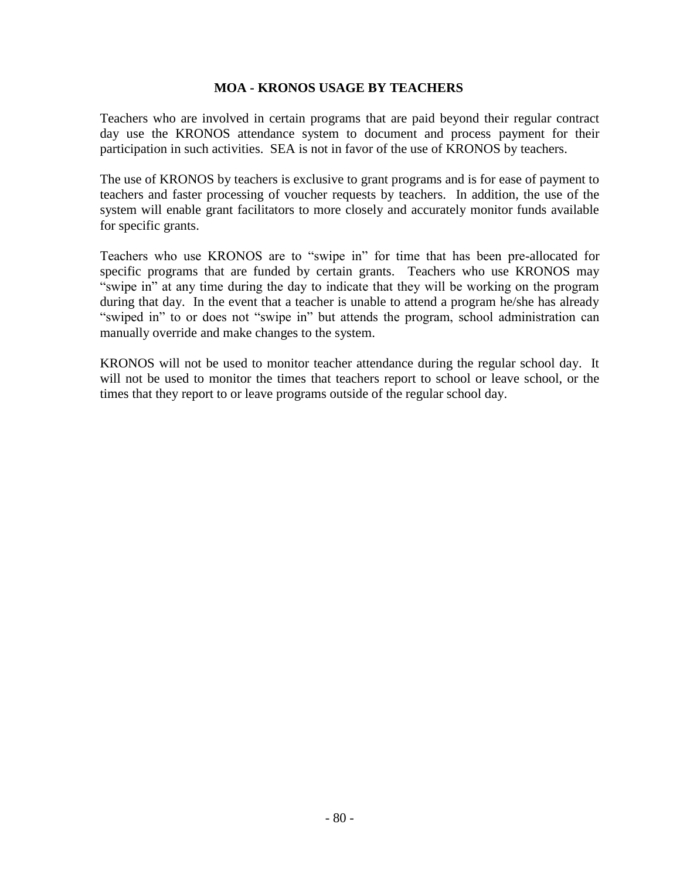## MOA - KRONOS USAGE BY TEACHERS

Teachers who are involved in certain programs that are paid beyond their regular contract day use the KRONOS attendance system to document and process payment for their participation in such activities. SEA is not in favor of the use of KRONOS by teachers.

The use of KRONOS by teachers is exclusive to grant programs and is for ease of payment to teachers and faster processing of voucher requests by teachers. In addition, the use of the system will enable grant facilitators to more closely and accurately monitor funds available for specific grants.

Teachers who use KRONOS are to "swipe in" for time that has been pre-allocated for specific programs that are funded by certain grants. Teachers who use KRONOS may "swipe in" at any time during the day to indicate that they will be working on the program during that day. In the event that a teacher is unable to attend a program he/she has already "swiped in" to or does not "swipe in" but attends the program, school administration can manually override and make changes to the system.

KRONOS will not be used to monitor teacher attendance during the regular school day. It will not be used to monitor the times that teachers report to school or leave school, or the times that they report to or leave programs outside of the regular school day.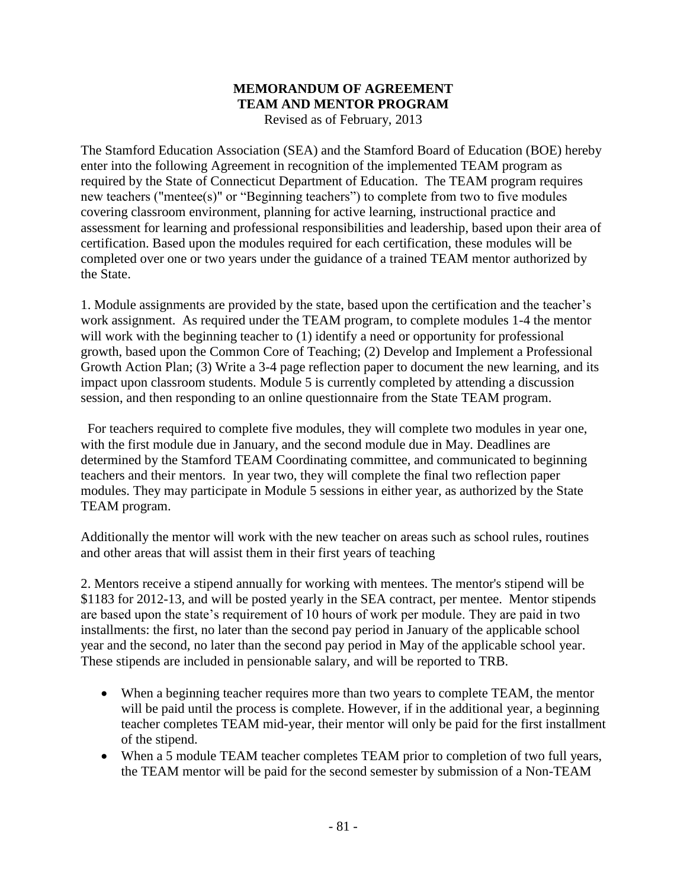# MEMORANDUM OF AGREEMENT
# TEAM AND MENTOR PROGRAM

Revised as of February, 2013

The Stamford Education Association (SEA) and the Stamford Board of Education (BOE) hereby enter into the following Agreement in recognition of the implemented TEAM program as required by the State of Connecticut Department of Education. The TEAM program requires new teachers ("mentee(s)" or "Beginning teachers") to complete from two to five modules covering classroom environment, planning for active learning, instructional practice and assessment for learning and professional responsibilities and leadership, based upon their area of certification. Based upon the modules required for each certification, these modules will be completed over one or two years under the guidance of a trained TEAM mentor authorized by the State.

1. Module assignments are provided by the state, based upon the certification and the teacher's work assignment. As required under the TEAM program, to complete modules 1-4 the mentor will work with the beginning teacher to (1) identify a need or opportunity for professional growth, based upon the Common Core of Teaching; (2) Develop and Implement a Professional Growth Action Plan; (3) Write a 3-4 page reflection paper to document the new learning, and its impact upon classroom students. Module 5 is currently completed by attending a discussion session, and then responding to an online questionnaire from the State TEAM program.

For teachers required to complete five modules, they will complete two modules in year one, with the first module due in January, and the second module due in May. Deadlines are determined by the Stamford TEAM Coordinating committee, and communicated to beginning teachers and their mentors. In year two, they will complete the final two reflection paper modules. They may participate in Module 5 sessions in either year, as authorized by the State TEAM program.

Additionally the mentor will work with the new teacher on areas such as school rules, routines and other areas that will assist them in their first years of teaching

2. Mentors receive a stipend annually for working with mentees. The mentor's stipend will be $1183 for 2012-13, and will be posted yearly in the SEA contract, per mentee. Mentor stipends are based upon the state's requirement of 10 hours of work per module. They are paid in two installments: the first, no later than the second pay period in January of the applicable school year and the second, no later than the second pay period in May of the applicable school year. These stipends are included in pensionable salary, and will be reported to TRB.

- When a beginning teacher requires more than two years to complete TEAM, the mentor will be paid until the process is complete. However, if in the additional year, a beginning teacher completes TEAM mid-year, their mentor will only be paid for the first installment of the stipend.
- When a 5 module TEAM teacher completes TEAM prior to completion of two full years, the TEAM mentor will be paid for the second semester by submission of a Non-TEAM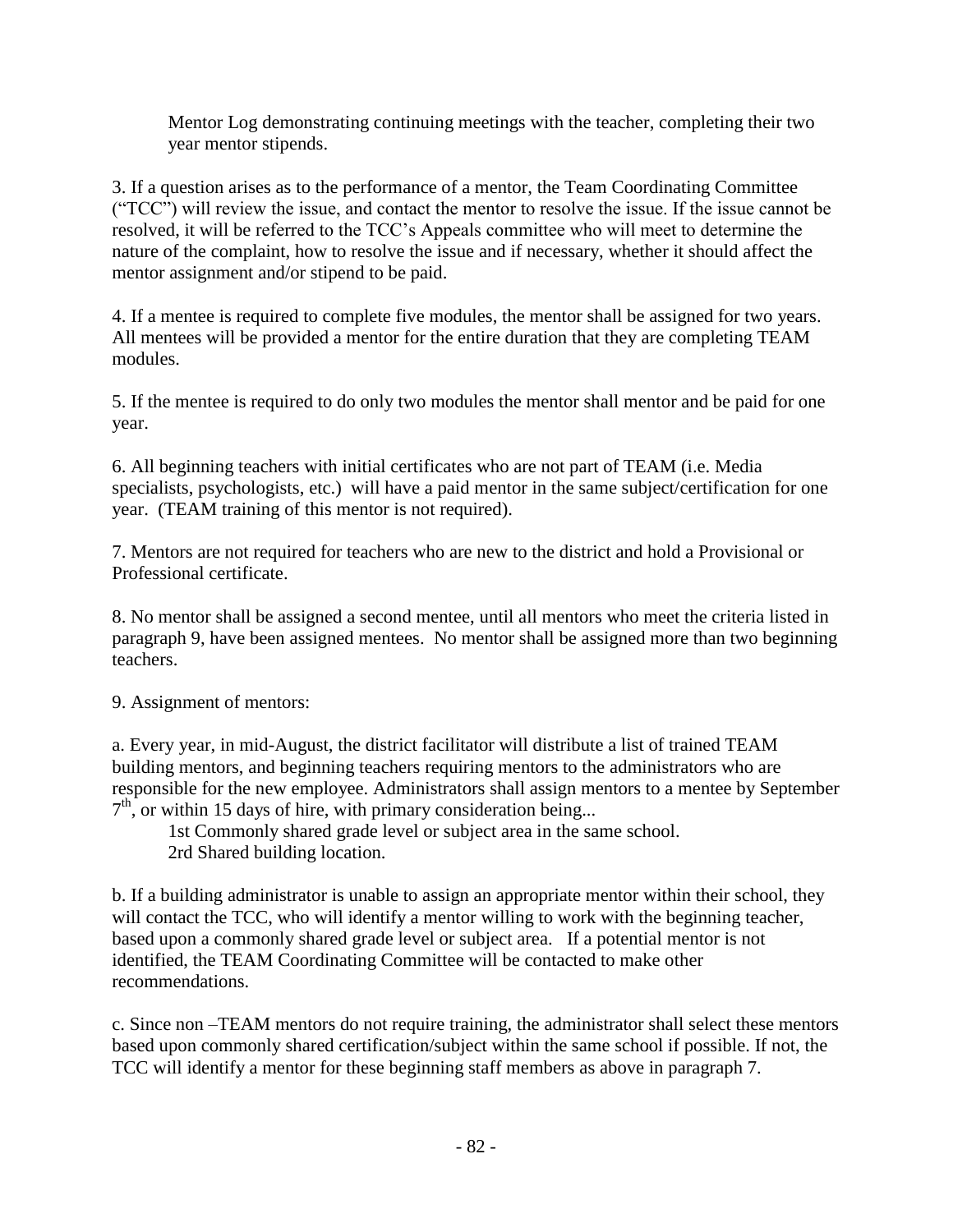Mentor Log demonstrating continuing meetings with the teacher, completing their two year mentor stipends.

3. If a question arises as to the performance of a mentor, the Team Coordinating Committee ("TCC") will review the issue, and contact the mentor to resolve the issue. If the issue cannot be resolved, it will be referred to the TCC's Appeals committee who will meet to determine the nature of the complaint, how to resolve the issue and if necessary, whether it should affect the mentor assignment and/or stipend to be paid.

4. If a mentee is required to complete five modules, the mentor shall be assigned for two years. All mentees will be provided a mentor for the entire duration that they are completing TEAM modules.

5. If the mentee is required to do only two modules the mentor shall mentor and be paid for one year.

6. All beginning teachers with initial certificates who are not part of TEAM (i.e. Media specialists, psychologists, etc.) will have a paid mentor in the same subject/certification for one year. (TEAM training of this mentor is not required).

7. Mentors are not required for teachers who are new to the district and hold a Provisional or Professional certificate.

8. No mentor shall be assigned a second mentee, until all mentors who meet the criteria listed in paragraph 9, have been assigned mentees. No mentor shall be assigned more than two beginning teachers.

9. Assignment of mentors:

a. Every year, in mid-August, the district facilitator will distribute a list of trained TEAM building mentors, and beginning teachers requiring mentors to the administrators who are responsible for the new employee. Administrators shall assign mentors to a mentee by September 7th, or within 15 days of hire, with primary consideration being...

1st Commonly shared grade level or subject area in the same school.
2rd Shared building location.

b. If a building administrator is unable to assign an appropriate mentor within their school, they will contact the TCC, who will identify a mentor willing to work with the beginning teacher, based upon a commonly shared grade level or subject area. If a potential mentor is not identified, the TEAM Coordinating Committee will be contacted to make other recommendations.

c. Since non –TEAM mentors do not require training, the administrator shall select these mentors based upon commonly shared certification/subject within the same school if possible. If not, the TCC will identify a mentor for these beginning staff members as above in paragraph 7.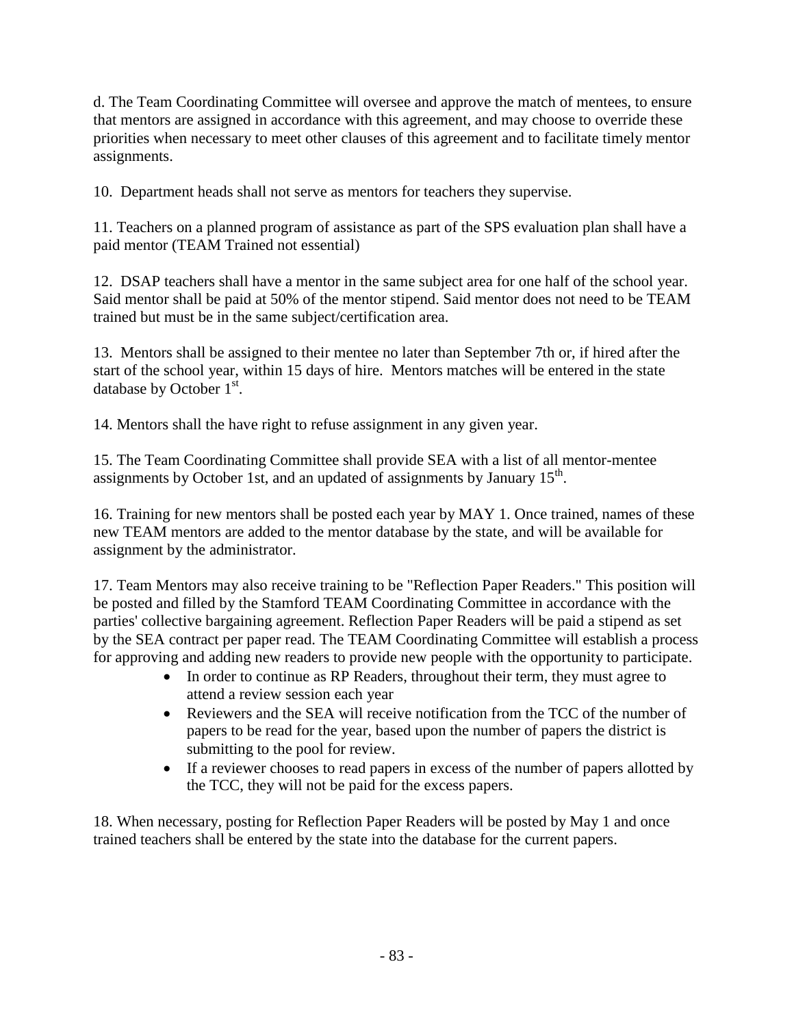d. The Team Coordinating Committee will oversee and approve the match of mentees, to ensure that mentors are assigned in accordance with this agreement, and may choose to override these priorities when necessary to meet other clauses of this agreement and to facilitate timely mentor assignments.

10. Department heads shall not serve as mentors for teachers they supervise.

11. Teachers on a planned program of assistance as part of the SPS evaluation plan shall have a paid mentor (TEAM Trained not essential)

12. DSAP teachers shall have a mentor in the same subject area for one half of the school year. Said mentor shall be paid at 50% of the mentor stipend. Said mentor does not need to be TEAM trained but must be in the same subject/certification area.

13. Mentors shall be assigned to their mentee no later than September 7th or, if hired after the start of the school year, within 15 days of hire. Mentors matches will be entered in the state database by October 1st.

14. Mentors shall the have right to refuse assignment in any given year.

15. The Team Coordinating Committee shall provide SEA with a list of all mentor-mentee assignments by October 1st, and an updated of assignments by January 15th.

16. Training for new mentors shall be posted each year by MAY 1. Once trained, names of these new TEAM mentors are added to the mentor database by the state, and will be available for assignment by the administrator.

17. Team Mentors may also receive training to be "Reflection Paper Readers." This position will be posted and filled by the Stamford TEAM Coordinating Committee in accordance with the parties' collective bargaining agreement. Reflection Paper Readers will be paid a stipend as set by the SEA contract per paper read. The TEAM Coordinating Committee will establish a process for approving and adding new readers to provide new people with the opportunity to participate.

- In order to continue as RP Readers, throughout their term, they must agree to attend a review session each year
- Reviewers and the SEA will receive notification from the TCC of the number of papers to be read for the year, based upon the number of papers the district is submitting to the pool for review.
- If a reviewer chooses to read papers in excess of the number of papers allotted by the TCC, they will not be paid for the excess papers.

18. When necessary, posting for Reflection Paper Readers will be posted by May 1 and once trained teachers shall be entered by the state into the database for the current papers.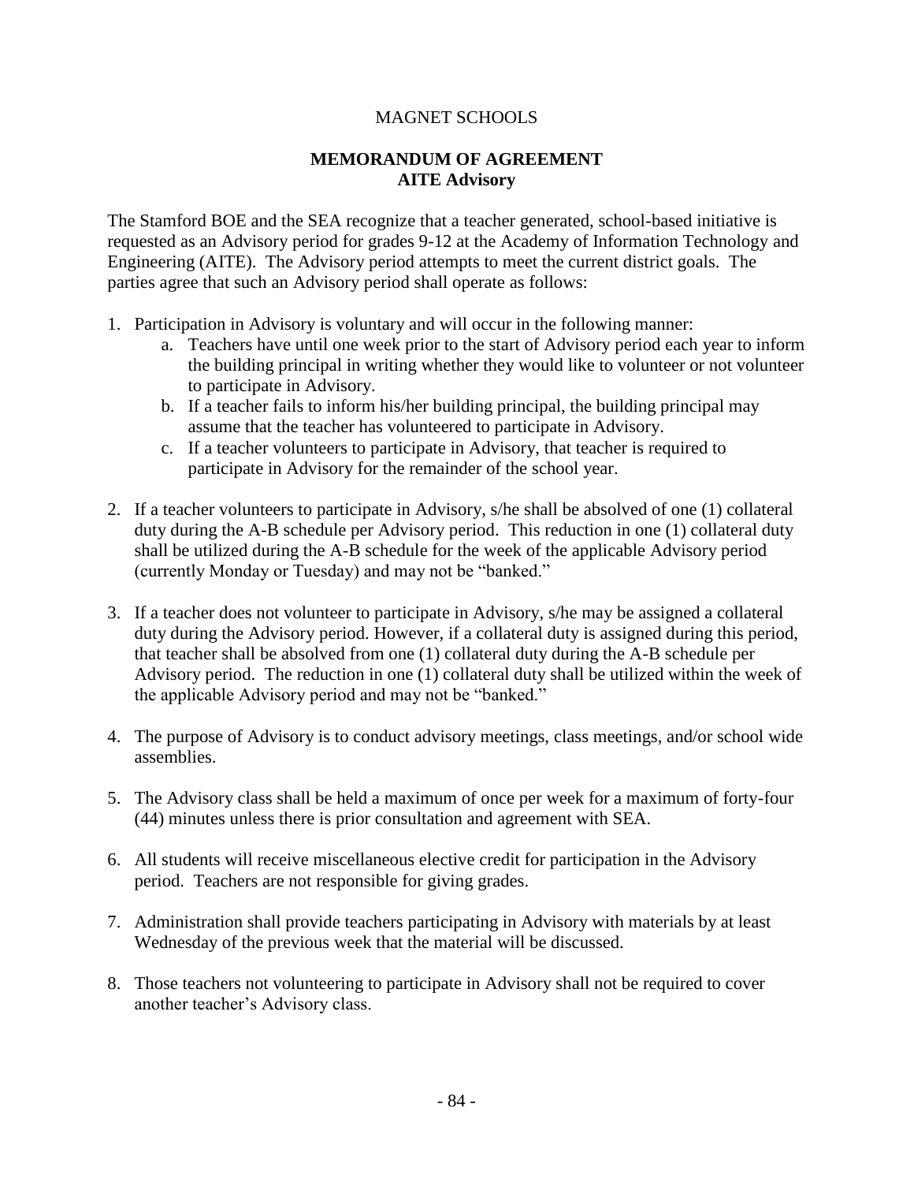MAGNET SCHOOLS

## MEMORANDUM OF AGREEMENT
## AITE Advisory

The Stamford BOE and the SEA recognize that a teacher generated, school-based initiative is requested as an Advisory period for grades 9-12 at the Academy of Information Technology and Engineering (AITE). The Advisory period attempts to meet the current district goals. The parties agree that such an Advisory period shall operate as follows:

1. Participation in Advisory is voluntary and will occur in the following manner:
   a. Teachers have until one week prior to the start of Advisory period each year to inform the building principal in writing whether they would like to volunteer or not volunteer to participate in Advisory.
   b. If a teacher fails to inform his/her building principal, the building principal may assume that the teacher has volunteered to participate in Advisory.
   c. If a teacher volunteers to participate in Advisory, that teacher is required to participate in Advisory for the remainder of the school year.

2. If a teacher volunteers to participate in Advisory, s/he shall be absolved of one (1) collateral duty during the A-B schedule per Advisory period. This reduction in one (1) collateral duty shall be utilized during the A-B schedule for the week of the applicable Advisory period (currently Monday or Tuesday) and may not be "banked."

3. If a teacher does not volunteer to participate in Advisory, s/he may be assigned a collateral duty during the Advisory period. However, if a collateral duty is assigned during this period, that teacher shall be absolved from one (1) collateral duty during the A-B schedule per Advisory period. The reduction in one (1) collateral duty shall be utilized within the week of the applicable Advisory period and may not be "banked."

4. The purpose of Advisory is to conduct advisory meetings, class meetings, and/or school wide assemblies.

5. The Advisory class shall be held a maximum of once per week for a maximum of forty-four (44) minutes unless there is prior consultation and agreement with SEA.

6. All students will receive miscellaneous elective credit for participation in the Advisory period. Teachers are not responsible for giving grades.

7. Administration shall provide teachers participating in Advisory with materials by at least Wednesday of the previous week that the material will be discussed.

8. Those teachers not volunteering to participate in Advisory shall not be required to cover another teacher's Advisory class.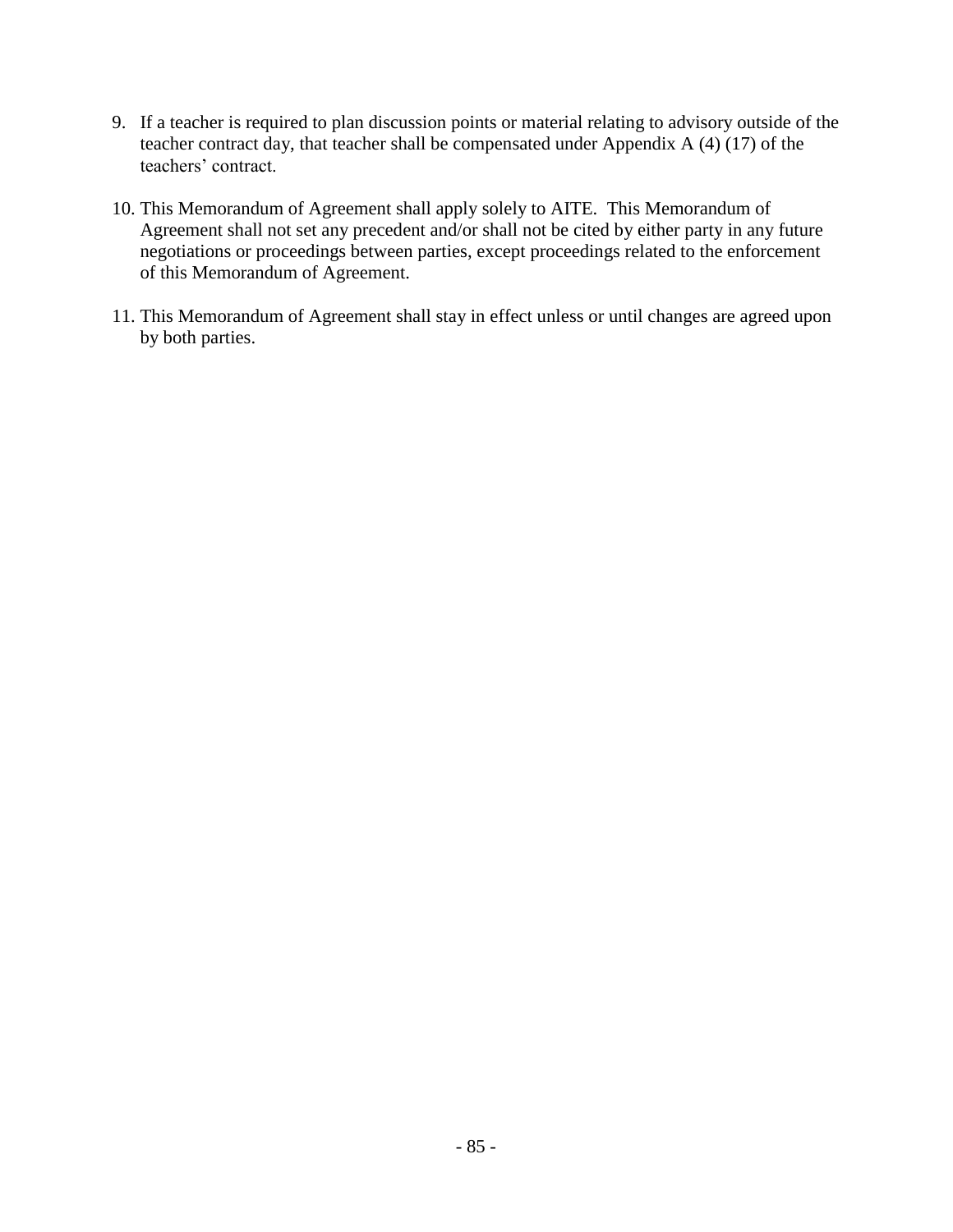9. If a teacher is required to plan discussion points or material relating to advisory outside of the teacher contract day, that teacher shall be compensated under Appendix A (4) (17) of the teachers' contract.

10. This Memorandum of Agreement shall apply solely to AITE. This Memorandum of Agreement shall not set any precedent and/or shall not be cited by either party in any future negotiations or proceedings between parties, except proceedings related to the enforcement of this Memorandum of Agreement.

11. This Memorandum of Agreement shall stay in effect unless or until changes are agreed upon by both parties.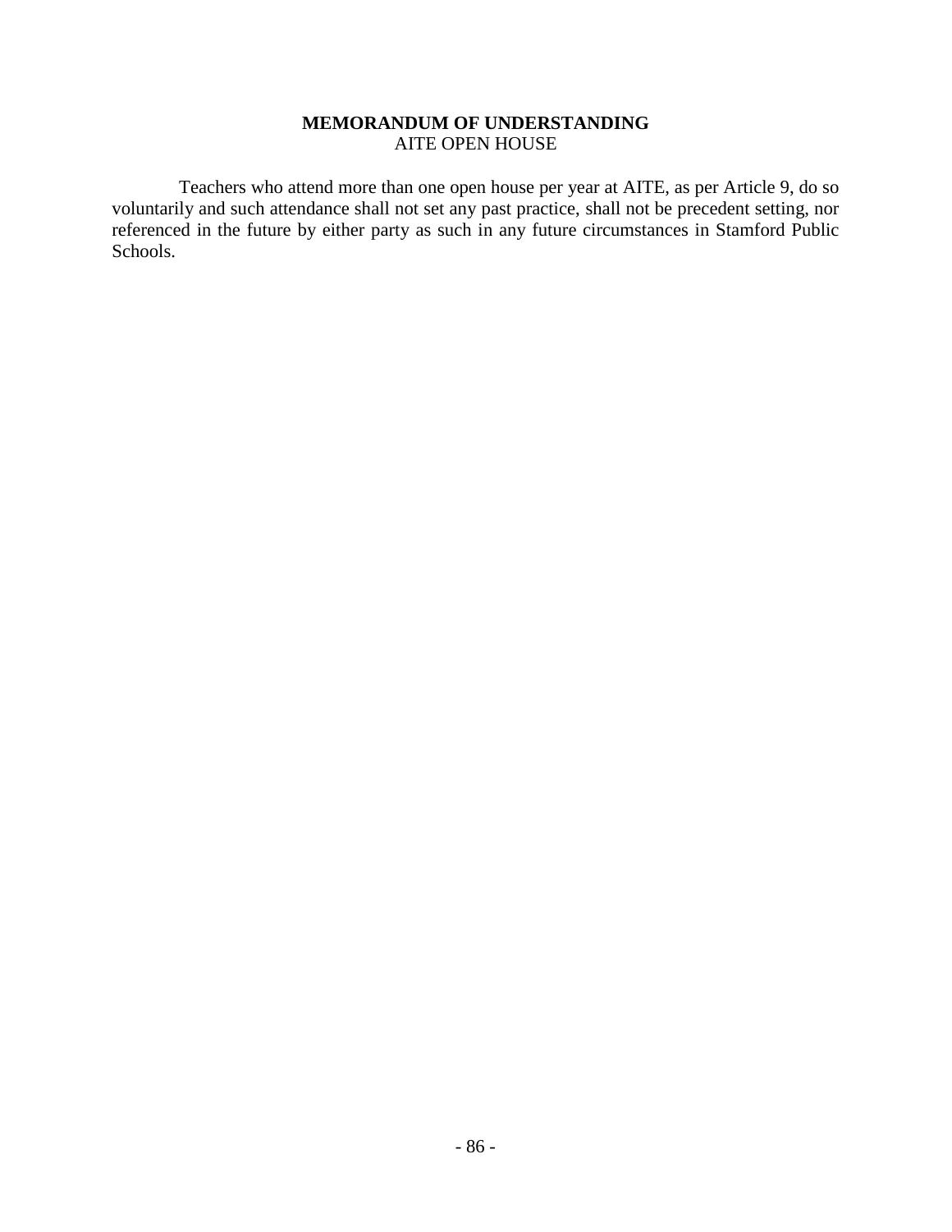## MEMORANDUM OF UNDERSTANDING

AITE OPEN HOUSE

Teachers who attend more than one open house per year at AITE, as per Article 9, do so voluntarily and such attendance shall not set any past practice, shall not be precedent setting, nor referenced in the future by either party as such in any future circumstances in Stamford Public Schools.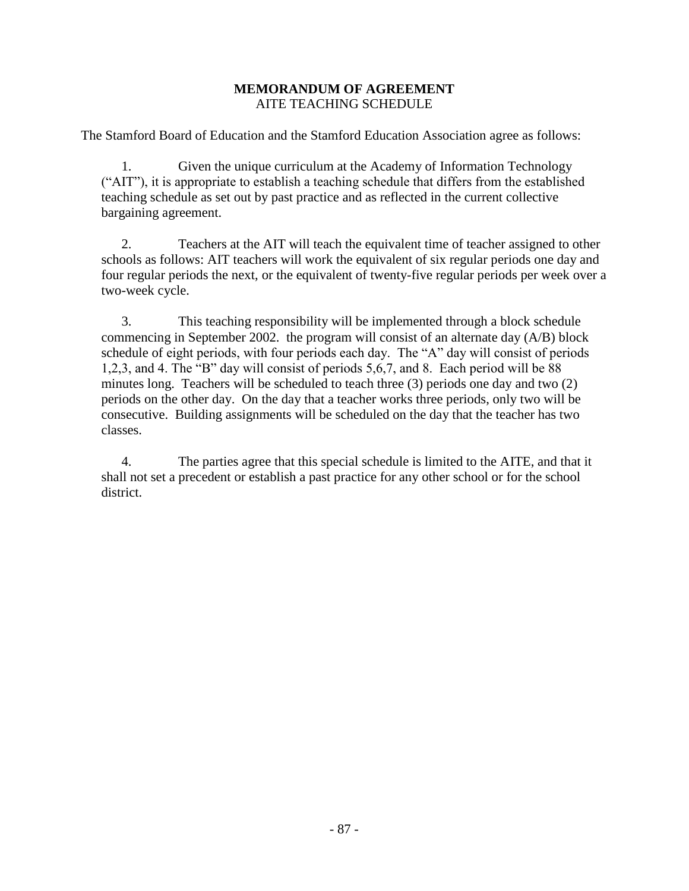**MEMORANDUM OF AGREEMENT**
AITE TEACHING SCHEDULE

The Stamford Board of Education and the Stamford Education Association agree as follows:

1. Given the unique curriculum at the Academy of Information Technology ("AIT"), it is appropriate to establish a teaching schedule that differs from the established teaching schedule as set out by past practice and as reflected in the current collective bargaining agreement.

2. Teachers at the AIT will teach the equivalent time of teacher assigned to other schools as follows: AIT teachers will work the equivalent of six regular periods one day and four regular periods the next, or the equivalent of twenty-five regular periods per week over a two-week cycle.

3. This teaching responsibility will be implemented through a block schedule commencing in September 2002. the program will consist of an alternate day (A/B) block schedule of eight periods, with four periods each day. The "A" day will consist of periods 1,2,3, and 4. The "B" day will consist of periods 5,6,7, and 8. Each period will be 88 minutes long. Teachers will be scheduled to teach three (3) periods one day and two (2) periods on the other day. On the day that a teacher works three periods, only two will be consecutive. Building assignments will be scheduled on the day that the teacher has two classes.

4. The parties agree that this special schedule is limited to the AITE, and that it shall not set a precedent or establish a past practice for any other school or for the school district.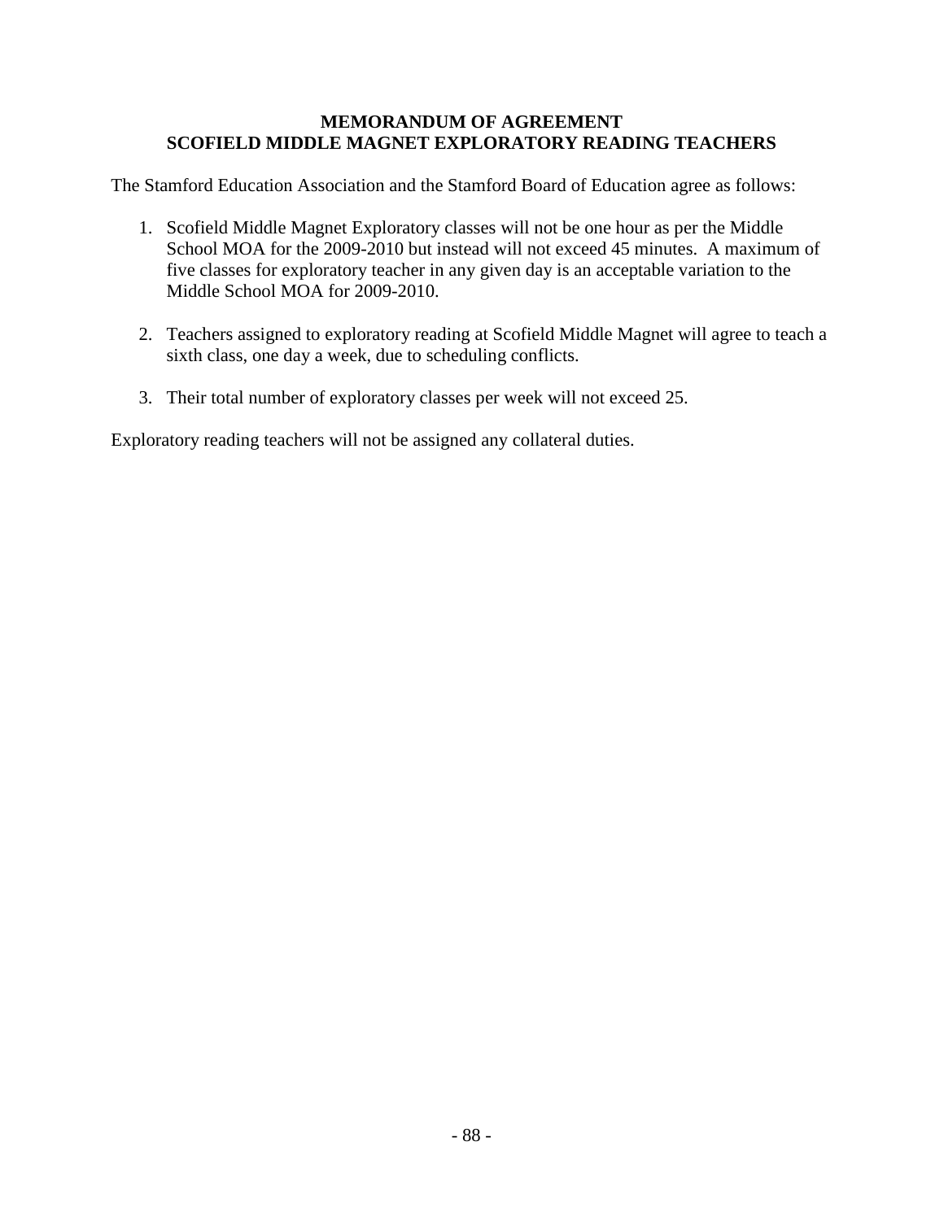**MEMORANDUM OF AGREEMENT**
**SCOFIELD MIDDLE MAGNET EXPLORATORY READING TEACHERS**

The Stamford Education Association and the Stamford Board of Education agree as follows:

1. Scofield Middle Magnet Exploratory classes will not be one hour as per the Middle School MOA for the 2009-2010 but instead will not exceed 45 minutes. A maximum of five classes for exploratory teacher in any given day is an acceptable variation to the Middle School MOA for 2009-2010.

2. Teachers assigned to exploratory reading at Scofield Middle Magnet will agree to teach a sixth class, one day a week, due to scheduling conflicts.

3. Their total number of exploratory classes per week will not exceed 25.

Exploratory reading teachers will not be assigned any collateral duties.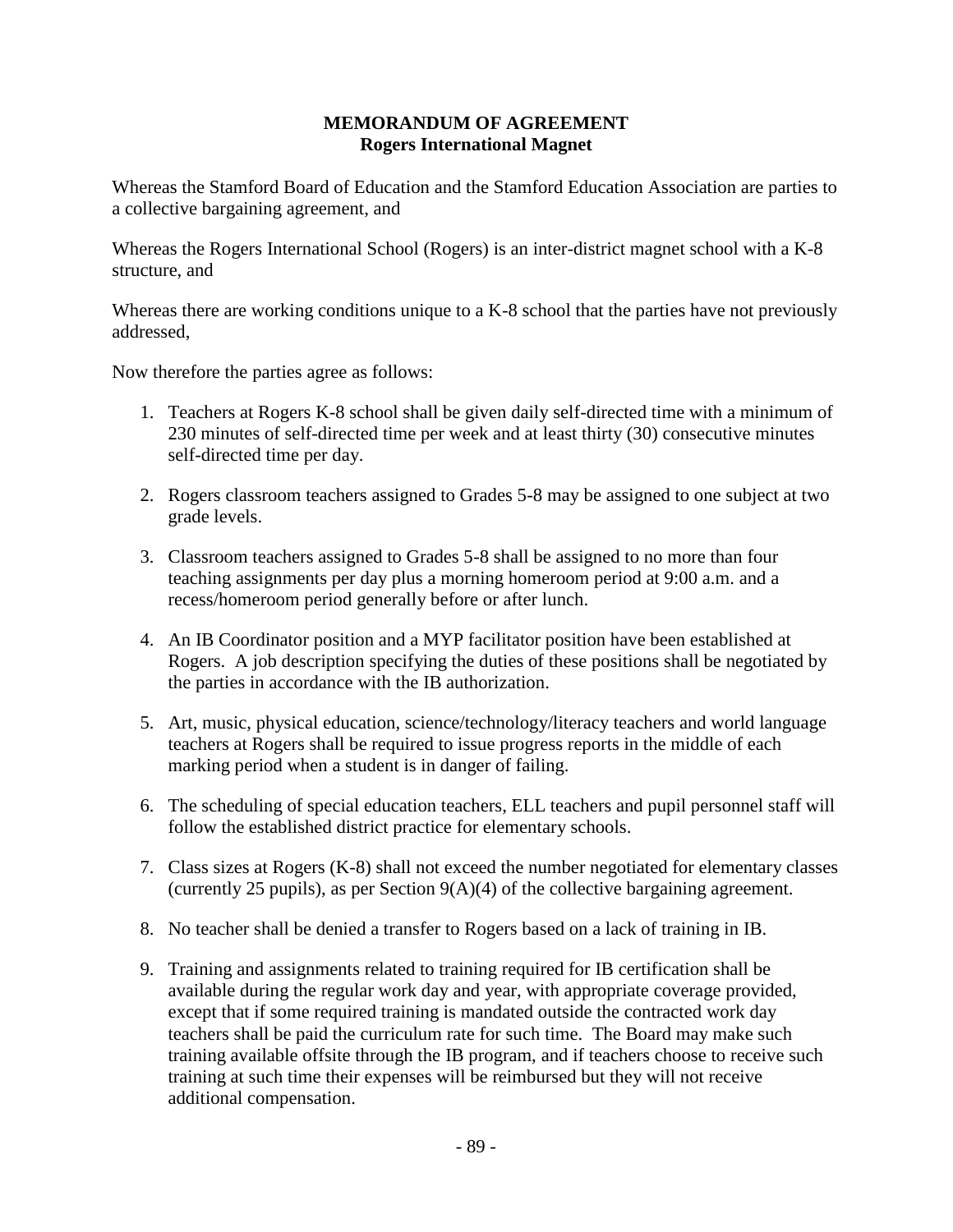# MEMORANDUM OF AGREEMENT
## Rogers International Magnet

Whereas the Stamford Board of Education and the Stamford Education Association are parties to a collective bargaining agreement, and

Whereas the Rogers International School (Rogers) is an inter-district magnet school with a K-8 structure, and

Whereas there are working conditions unique to a K-8 school that the parties have not previously addressed,

Now therefore the parties agree as follows:

1. Teachers at Rogers K-8 school shall be given daily self-directed time with a minimum of 230 minutes of self-directed time per week and at least thirty (30) consecutive minutes self-directed time per day.

2. Rogers classroom teachers assigned to Grades 5-8 may be assigned to one subject at two grade levels.

3. Classroom teachers assigned to Grades 5-8 shall be assigned to no more than four teaching assignments per day plus a morning homeroom period at 9:00 a.m. and a recess/homeroom period generally before or after lunch.

4. An IB Coordinator position and a MYP facilitator position have been established at Rogers. A job description specifying the duties of these positions shall be negotiated by the parties in accordance with the IB authorization.

5. Art, music, physical education, science/technology/literacy teachers and world language teachers at Rogers shall be required to issue progress reports in the middle of each marking period when a student is in danger of failing.

6. The scheduling of special education teachers, ELL teachers and pupil personnel staff will follow the established district practice for elementary schools.

7. Class sizes at Rogers (K-8) shall not exceed the number negotiated for elementary classes (currently 25 pupils), as per Section 9(A)(4) of the collective bargaining agreement.

8. No teacher shall be denied a transfer to Rogers based on a lack of training in IB.

9. Training and assignments related to training required for IB certification shall be available during the regular work day and year, with appropriate coverage provided, except that if some required training is mandated outside the contracted work day teachers shall be paid the curriculum rate for such time. The Board may make such training available offsite through the IB program, and if teachers choose to receive such training at such time their expenses will be reimbursed but they will not receive additional compensation.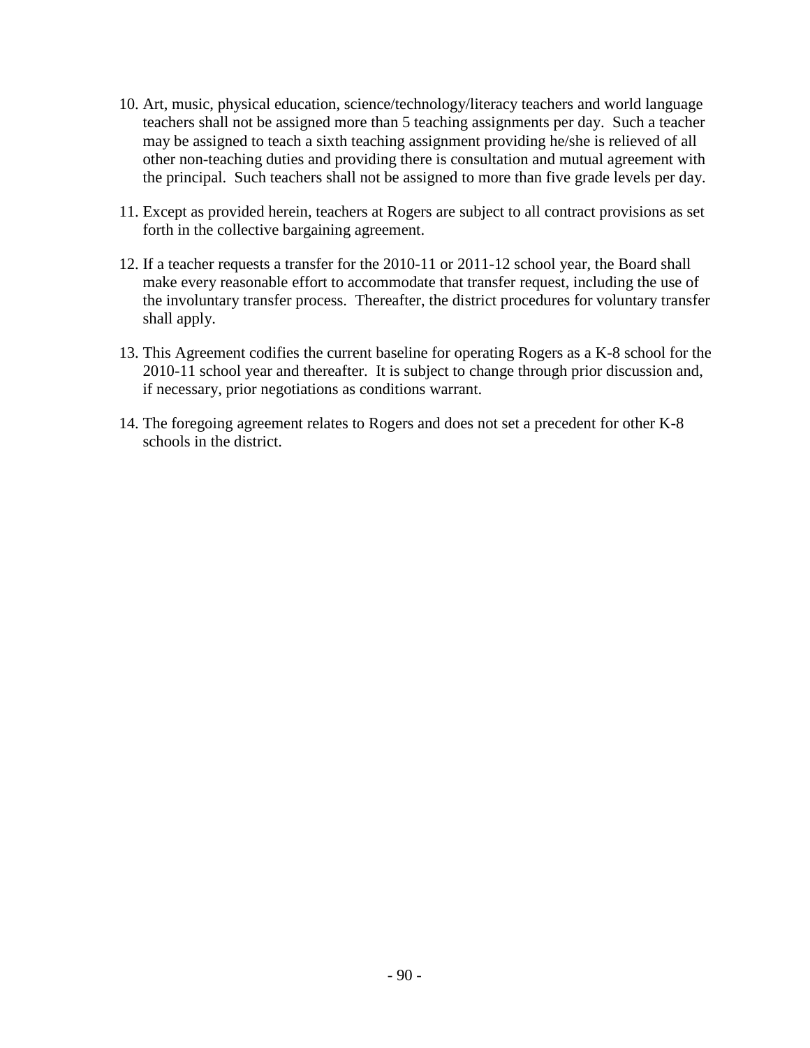10. Art, music, physical education, science/technology/literacy teachers and world language teachers shall not be assigned more than 5 teaching assignments per day. Such a teacher may be assigned to teach a sixth teaching assignment providing he/she is relieved of all other non-teaching duties and providing there is consultation and mutual agreement with the principal. Such teachers shall not be assigned to more than five grade levels per day.

11. Except as provided herein, teachers at Rogers are subject to all contract provisions as set forth in the collective bargaining agreement.

12. If a teacher requests a transfer for the 2010-11 or 2011-12 school year, the Board shall make every reasonable effort to accommodate that transfer request, including the use of the involuntary transfer process. Thereafter, the district procedures for voluntary transfer shall apply.

13. This Agreement codifies the current baseline for operating Rogers as a K-8 school for the 2010-11 school year and thereafter. It is subject to change through prior discussion and, if necessary, prior negotiations as conditions warrant.

14. The foregoing agreement relates to Rogers and does not set a precedent for other K-8 schools in the district.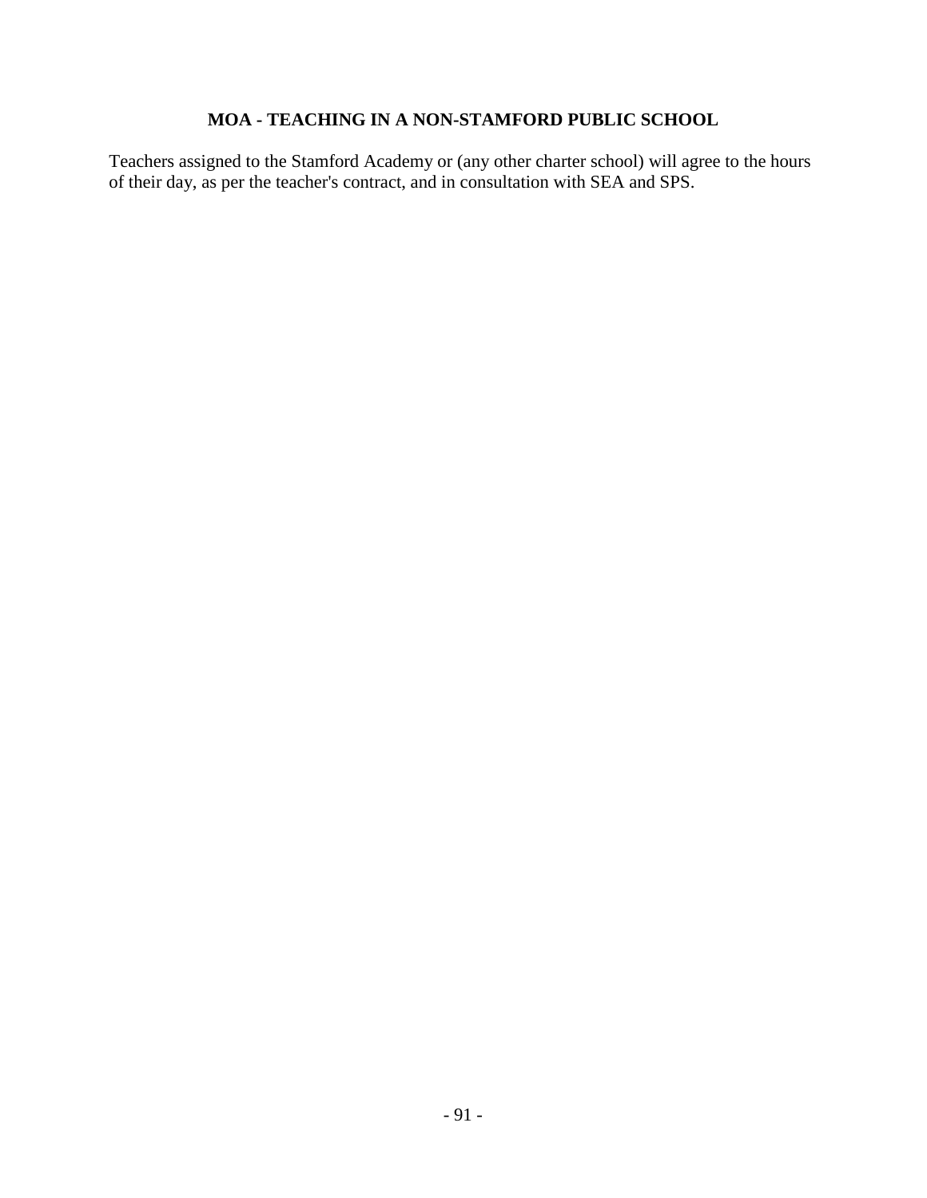## MOA - TEACHING IN A NON-STAMFORD PUBLIC SCHOOL

Teachers assigned to the Stamford Academy or (any other charter school) will agree to the hours of their day, as per the teacher's contract, and in consultation with SEA and SPS.